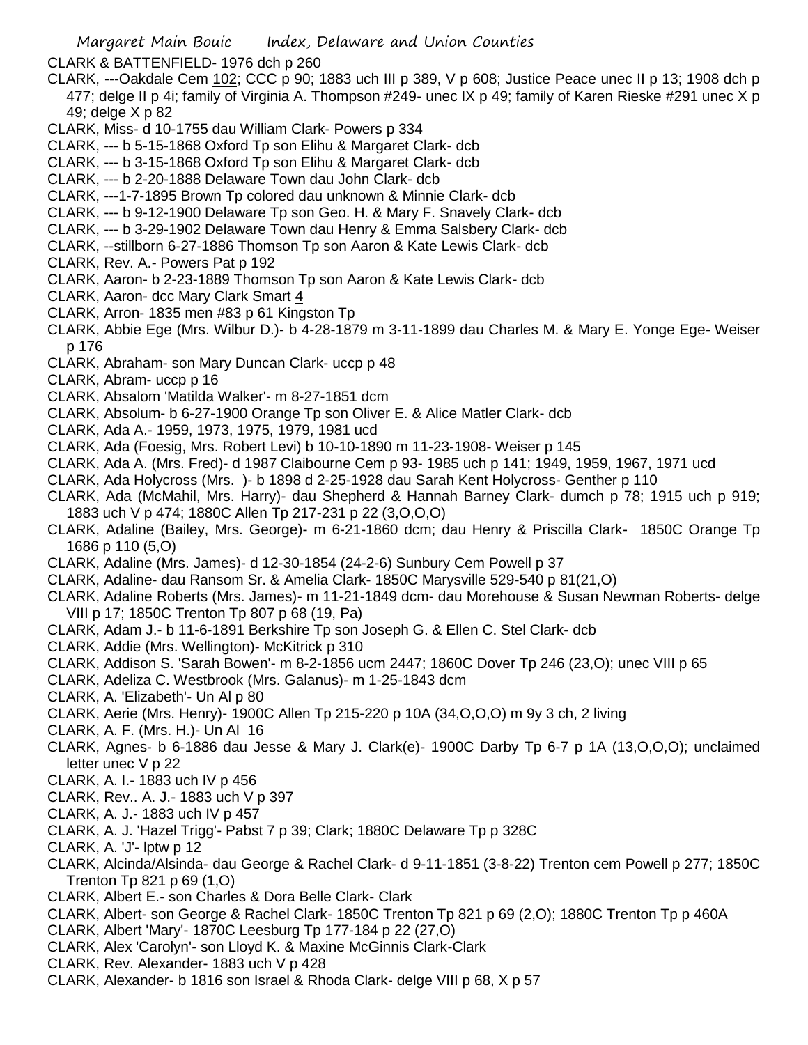CLARK & BATTENFIELD- 1976 dch p 260

CLARK, ---Oakdale Cem 102; CCC p 90; 1883 uch III p 389, V p 608; Justice Peace unec II p 13; 1908 dch p 477; delge II p 4i; family of Virginia A. Thompson #249- unec IX p 49; family of Karen Rieske #291 unec X p 49; delge X p 82

CLARK, Miss- d 10-1755 dau William Clark- Powers p 334

CLARK, --- b 5-15-1868 Oxford Tp son Elihu & Margaret Clark- dcb

CLARK, --- b 3-15-1868 Oxford Tp son Elihu & Margaret Clark- dcb

CLARK, --- b 2-20-1888 Delaware Town dau John Clark- dcb

CLARK, ---1-7-1895 Brown Tp colored dau unknown & Minnie Clark- dcb

CLARK, --- b 9-12-1900 Delaware Tp son Geo. H. & Mary F. Snavely Clark- dcb

CLARK, --- b 3-29-1902 Delaware Town dau Henry & Emma Salsbery Clark- dcb

CLARK, --stillborn 6-27-1886 Thomson Tp son Aaron & Kate Lewis Clark- dcb

CLARK, Rev. A.- Powers Pat p 192

CLARK, Aaron- b 2-23-1889 Thomson Tp son Aaron & Kate Lewis Clark- dcb

CLARK, Aaron- dcc Mary Clark Smart 4

CLARK, Arron- 1835 men #83 p 61 Kingston Tp

CLARK, Abbie Ege (Mrs. Wilbur D.)- b 4-28-1879 m 3-11-1899 dau Charles M. & Mary E. Yonge Ege- Weiser p 176

CLARK, Abraham- son Mary Duncan Clark- uccp p 48

CLARK, Abram- uccp p 16

CLARK, Absalom 'Matilda Walker'- m 8-27-1851 dcm

CLARK, Absolum- b 6-27-1900 Orange Tp son Oliver E. & Alice Matler Clark- dcb

CLARK, Ada A.- 1959, 1973, 1975, 1979, 1981 ucd

CLARK, Ada (Foesig, Mrs. Robert Levi) b 10-10-1890 m 11-23-1908- Weiser p 145

CLARK, Ada A. (Mrs. Fred)- d 1987 Claibourne Cem p 93- 1985 uch p 141; 1949, 1959, 1967, 1971 ucd

CLARK, Ada Holycross (Mrs. )- b 1898 d 2-25-1928 dau Sarah Kent Holycross- Genther p 110

CLARK, Ada (McMahil, Mrs. Harry)- dau Shepherd & Hannah Barney Clark- dumch p 78; 1915 uch p 919; 1883 uch V p 474; 1880C Allen Tp 217-231 p 22 (3,O,O,O)

CLARK, Adaline (Bailey, Mrs. George)- m 6-21-1860 dcm; dau Henry & Priscilla Clark- 1850C Orange Tp 1686 p 110 (5,O)

CLARK, Adaline (Mrs. James)- d 12-30-1854 (24-2-6) Sunbury Cem Powell p 37

CLARK, Adaline- dau Ransom Sr. & Amelia Clark- 1850C Marysville 529-540 p 81(21,O)

CLARK, Adaline Roberts (Mrs. James)- m 11-21-1849 dcm- dau Morehouse & Susan Newman Roberts- delge VIII p 17; 1850C Trenton Tp 807 p 68 (19, Pa)

CLARK, Adam J.- b 11-6-1891 Berkshire Tp son Joseph G. & Ellen C. Stel Clark- dcb

CLARK, Addie (Mrs. Wellington)- McKitrick p 310

CLARK, Addison S. 'Sarah Bowen'- m 8-2-1856 ucm 2447; 1860C Dover Tp 246 (23,O); unec VIII p 65

CLARK, Adeliza C. Westbrook (Mrs. Galanus)- m 1-25-1843 dcm

CLARK, A. 'Elizabeth'- Un Al p 80

CLARK, Aerie (Mrs. Henry)- 1900C Allen Tp 215-220 p 10A (34,O,O,O) m 9y 3 ch, 2 living

CLARK, A. F. (Mrs. H.)- Un Al 16

CLARK, Agnes- b 6-1886 dau Jesse & Mary J. Clark(e)- 1900C Darby Tp 6-7 p 1A (13,O,O,O); unclaimed letter unec V p 22

CLARK, A. I.- 1883 uch IV p 456

CLARK, Rev.. A. J.- 1883 uch V p 397

CLARK, A. J.- 1883 uch IV p 457

CLARK, A. J. 'Hazel Trigg'- Pabst 7 p 39; Clark; 1880C Delaware Tp p 328C

CLARK, A. 'J'- lptw p 12

CLARK, Alcinda/Alsinda- dau George & Rachel Clark- d 9-11-1851 (3-8-22) Trenton cem Powell p 277; 1850C Trenton Tp 821 p 69 (1,O)

CLARK, Albert E.- son Charles & Dora Belle Clark- Clark

CLARK, Albert- son George & Rachel Clark- 1850C Trenton Tp 821 p 69 (2,O); 1880C Trenton Tp p 460A

CLARK, Albert 'Mary'- 1870C Leesburg Tp 177-184 p 22 (27,O)

CLARK, Alex 'Carolyn'- son Lloyd K. & Maxine McGinnis Clark-Clark

CLARK, Rev. Alexander- 1883 uch V p 428

CLARK, Alexander- b 1816 son Israel & Rhoda Clark- delge VIII p 68, X p 57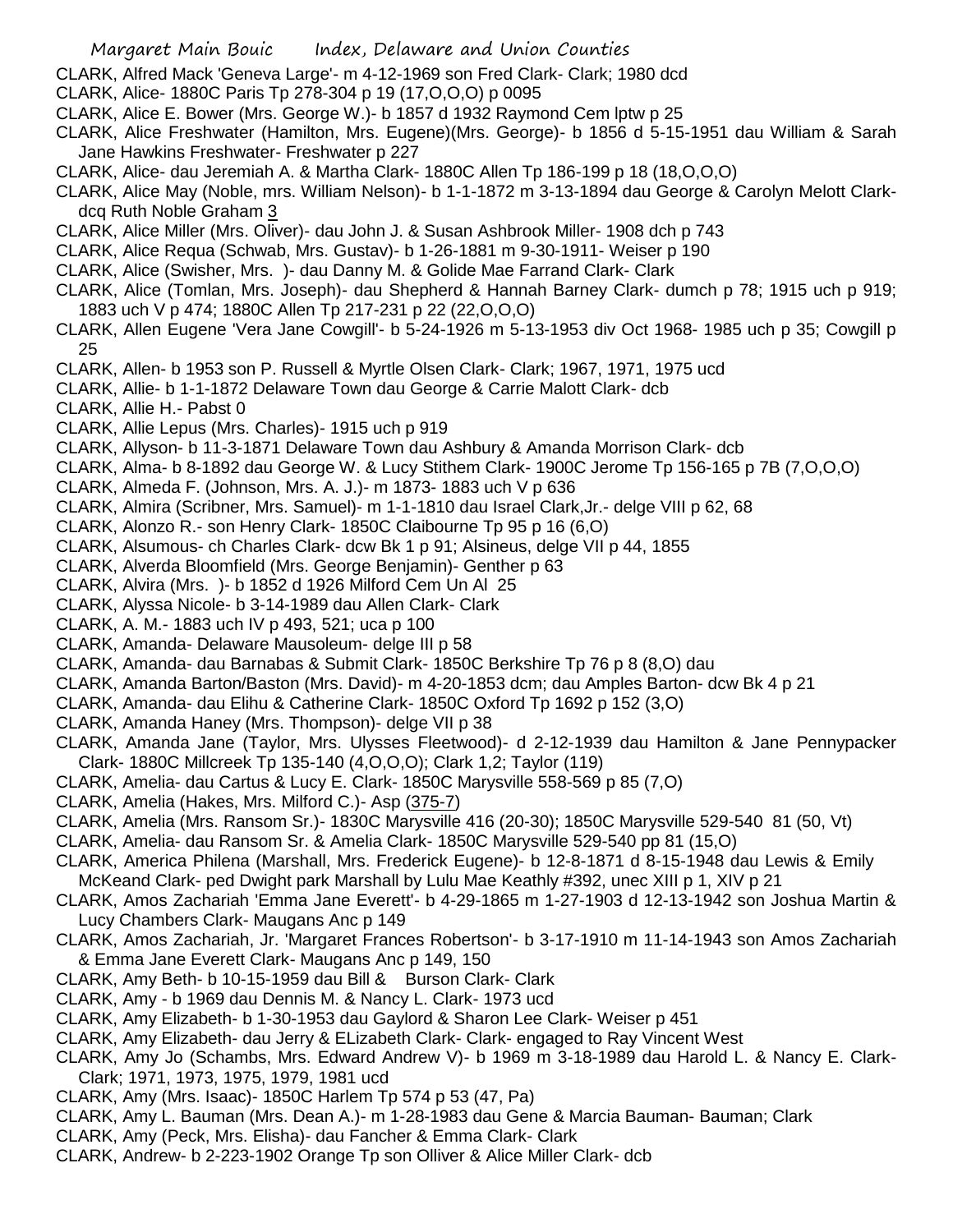CLARK, Alfred Mack 'Geneva Large'- m 4-12-1969 son Fred Clark- Clark; 1980 dcd

CLARK, Alice- 1880C Paris Tp 278-304 p 19 (17,O,O,O) p 0095

CLARK, Alice E. Bower (Mrs. George W.)- b 1857 d 1932 Raymond Cem lptw p 25

CLARK, Alice Freshwater (Hamilton, Mrs. Eugene)(Mrs. George)- b 1856 d 5-15-1951 dau William & Sarah Jane Hawkins Freshwater- Freshwater p 227

CLARK, Alice- dau Jeremiah A. & Martha Clark- 1880C Allen Tp 186-199 p 18 (18,O,O,O)

CLARK, Alice May (Noble, mrs. William Nelson)- b 1-1-1872 m 3-13-1894 dau George & Carolyn Melott Clark- dcq Ruth Noble Graham 3

CLARK, Alice Miller (Mrs. Oliver)- dau John J. & Susan Ashbrook Miller- 1908 dch p 743

CLARK, Alice Requa (Schwab, Mrs. Gustav)- b 1-26-1881 m 9-30-1911- Weiser p 190

CLARK, Alice (Swisher, Mrs. )- dau Danny M. & Golide Mae Farrand Clark- Clark

CLARK, Alice (Tomlan, Mrs. Joseph)- dau Shepherd & Hannah Barney Clark- dumch p 78; 1915 uch p 919; 1883 uch V p 474; 1880C Allen Tp 217-231 p 22 (22,O,O,O)

CLARK, Allen Eugene 'Vera Jane Cowgill'- b 5-24-1926 m 5-13-1953 div Oct 1968- 1985 uch p 35; Cowgill p 25

CLARK, Allen- b 1953 son P. Russell & Myrtle Olsen Clark- Clark; 1967, 1971, 1975 ucd

CLARK, Allie- b 1-1-1872 Delaware Town dau George & Carrie Malott Clark- dcb

CLARK, Allie H.- Pabst 0

CLARK, Allie Lepus (Mrs. Charles)- 1915 uch p 919

CLARK, Allyson- b 11-3-1871 Delaware Town dau Ashbury & Amanda Morrison Clark- dcb

CLARK, Alma- b 8-1892 dau George W. & Lucy Stithem Clark- 1900C Jerome Tp 156-165 p 7B (7,O,O,O)

CLARK, Almeda F. (Johnson, Mrs. A. J.)- m 1873- 1883 uch V p 636

CLARK, Almira (Scribner, Mrs. Samuel)- m 1-1-1810 dau Israel Clark,Jr.- delge VIII p 62, 68

CLARK, Alonzo R.- son Henry Clark- 1850C Claibourne Tp 95 p 16 (6,O)

CLARK, Alsumous- ch Charles Clark- dcw Bk 1 p 91; Alsineus, delge VII p 44, 1855

CLARK, Alverda Bloomfield (Mrs. George Benjamin)- Genther p 63

CLARK, Alvira (Mrs. )- b 1852 d 1926 Milford Cem Un Al 25

CLARK, Alyssa Nicole- b 3-14-1989 dau Allen Clark- Clark

CLARK, A. M.- 1883 uch IV p 493, 521; uca p 100

CLARK, Amanda- Delaware Mausoleum- delge III p 58

CLARK, Amanda- dau Barnabas & Submit Clark- 1850C Berkshire Tp 76 p 8 (8,O) dau

CLARK, Amanda Barton/Baston (Mrs. David)- m 4-20-1853 dcm; dau Amples Barton- dcw Bk 4 p 21

CLARK, Amanda- dau Elihu & Catherine Clark- 1850C Oxford Tp 1692 p 152 (3,O)

CLARK, Amanda Haney (Mrs. Thompson)- delge VII p 38

CLARK, Amanda Jane (Taylor, Mrs. Ulysses Fleetwood)- d 2-12-1939 dau Hamilton & Jane Pennypacker Clark- 1880C Millcreek Tp 135-140 (4,O,O,O); Clark 1,2; Taylor (119)

CLARK, Amelia- dau Cartus & Lucy E. Clark- 1850C Marysville 558-569 p 85 (7,O)

CLARK, Amelia (Hakes, Mrs. Milford C.)- Asp (375-7)

CLARK, Amelia (Mrs. Ransom Sr.)- 1830C Marysville 416 (20-30); 1850C Marysville 529-540 81 (50, Vt)

CLARK, Amelia- dau Ransom Sr. & Amelia Clark- 1850C Marysville 529-540 pp 81 (15,O)

CLARK, America Philena (Marshall, Mrs. Frederick Eugene)- b 12-8-1871 d 8-15-1948 dau Lewis & Emily McKeand Clark- ped Dwight park Marshall by Lulu Mae Keathly #392, unec XIII p 1, XIV p 21

CLARK, Amos Zachariah 'Emma Jane Everett'- b 4-29-1865 m 1-27-1903 d 12-13-1942 son Joshua Martin & Lucy Chambers Clark- Maugans Anc p 149

CLARK, Amos Zachariah, Jr. 'Margaret Frances Robertson'- b 3-17-1910 m 11-14-1943 son Amos Zachariah & Emma Jane Everett Clark- Maugans Anc p 149, 150

CLARK, Amy Beth- b 10-15-1959 dau Bill & Burson Clark- Clark

CLARK, Amy - b 1969 dau Dennis M. & Nancy L. Clark- 1973 ucd

CLARK, Amy Elizabeth- b 1-30-1953 dau Gaylord & Sharon Lee Clark- Weiser p 451

CLARK, Amy Elizabeth- dau Jerry & ELizabeth Clark- Clark- engaged to Ray Vincent West

CLARK, Amy Jo (Schambs, Mrs. Edward Andrew V)- b 1969 m 3-18-1989 dau Harold L. & Nancy E. Clark- Clark; 1971, 1973, 1975, 1979, 1981 ucd

CLARK, Amy (Mrs. Isaac)- 1850C Harlem Tp 574 p 53 (47, Pa)

CLARK, Amy L. Bauman (Mrs. Dean A.)- m 1-28-1983 dau Gene & Marcia Bauman- Bauman; Clark

CLARK, Amy (Peck, Mrs. Elisha)- dau Fancher & Emma Clark- Clark

CLARK, Andrew- b 2-223-1902 Orange Tp son Olliver & Alice Miller Clark- dcb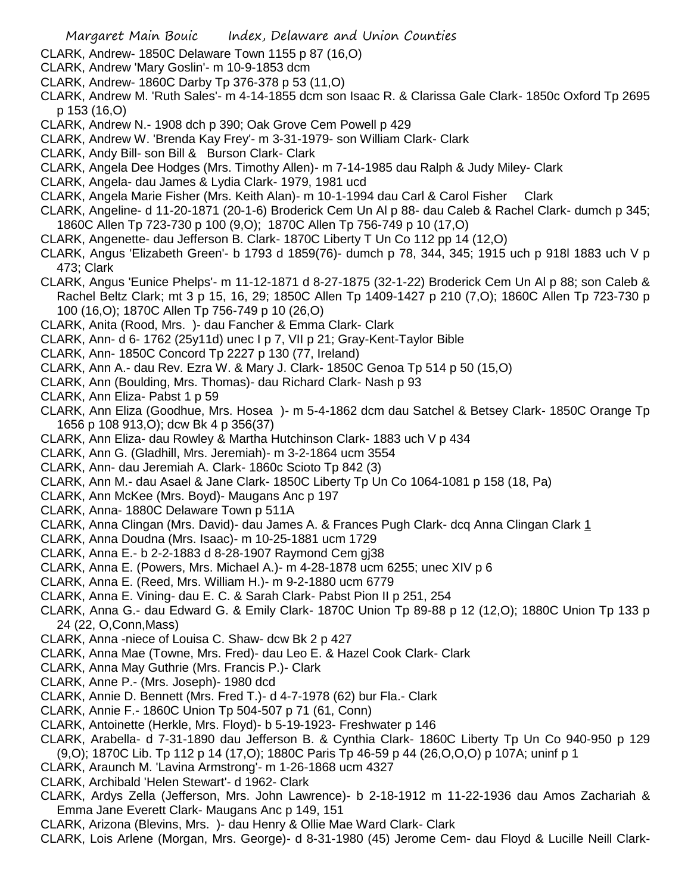CLARK, Andrew- 1850C Delaware Town 1155 p 87 (16,O)
CLARK, Andrew 'Mary Goslin'- m 10-9-1853 dcm
CLARK, Andrew- 1860C Darby Tp 376-378 p 53 (11,O)
CLARK, Andrew M. 'Ruth Sales'- m 4-14-1855 dcm son Isaac R. & Clarissa Gale Clark- 1850c Oxford Tp 2695 p 153 (16,O)
CLARK, Andrew N.- 1908 dch p 390; Oak Grove Cem Powell p 429
CLARK, Andrew W. 'Brenda Kay Frey'- m 3-31-1979- son William Clark- Clark
CLARK, Andy Bill- son Bill & Burson Clark- Clark
CLARK, Angela Dee Hodges (Mrs. Timothy Allen)- m 7-14-1985 dau Ralph & Judy Miley- Clark
CLARK, Angela- dau James & Lydia Clark- 1979, 1981 ucd
CLARK, Angela Marie Fisher (Mrs. Keith Alan)- m 10-1-1994 dau Carl & Carol Fisher Clark
CLARK, Angeline- d 11-20-1871 (20-1-6) Broderick Cem Un Al p 88- dau Caleb & Rachel Clark- dumch p 345; 1860C Allen Tp 723-730 p 100 (9,O); 1870C Allen Tp 756-749 p 10 (17,O)
CLARK, Angenette- dau Jefferson B. Clark- 1870C Liberty T Un Co 112 pp 14 (12,O)
CLARK, Angus 'Elizabeth Green'- b 1793 d 1859(76)- dumch p 78, 344, 345; 1915 uch p 918l 1883 uch V p 473; Clark
CLARK, Angus 'Eunice Phelps'- m 11-12-1871 d 8-27-1875 (32-1-22) Broderick Cem Un Al p 88; son Caleb & Rachel Beltz Clark; mt 3 p 15, 16, 29; 1850C Allen Tp 1409-1427 p 210 (7,O); 1860C Allen Tp 723-730 p 100 (16,O); 1870C Allen Tp 756-749 p 10 (26,O)
CLARK, Anita (Rood, Mrs. )- dau Fancher & Emma Clark- Clark
CLARK, Ann- d 6- 1762 (25y11d) unec I p 7, VII p 21; Gray-Kent-Taylor Bible
CLARK, Ann- 1850C Concord Tp 2227 p 130 (77, Ireland)
CLARK, Ann A.- dau Rev. Ezra W. & Mary J. Clark- 1850C Genoa Tp 514 p 50 (15,O)
CLARK, Ann (Boulding, Mrs. Thomas)- dau Richard Clark- Nash p 93
CLARK, Ann Eliza- Pabst 1 p 59
CLARK, Ann Eliza (Goodhue, Mrs. Hosea )- m 5-4-1862 dcm dau Satchel & Betsey Clark- 1850C Orange Tp 1656 p 108 913,O); dcw Bk 4 p 356(37)
CLARK, Ann Eliza- dau Rowley & Martha Hutchinson Clark- 1883 uch V p 434
CLARK, Ann G. (Gladhill, Mrs. Jeremiah)- m 3-2-1864 ucm 3554
CLARK, Ann- dau Jeremiah A. Clark- 1860c Scioto Tp 842 (3)
CLARK, Ann M.- dau Asael & Jane Clark- 1850C Liberty Tp Un Co 1064-1081 p 158 (18, Pa)
CLARK, Ann McKee (Mrs. Boyd)- Maugans Anc p 197
CLARK, Anna- 1880C Delaware Town p 511A
CLARK, Anna Clingan (Mrs. David)- dau James A. & Frances Pugh Clark- dcq Anna Clingan Clark 1
CLARK, Anna Doudna (Mrs. Isaac)- m 10-25-1881 ucm 1729
CLARK, Anna E.- b 2-2-1883 d 8-28-1907 Raymond Cem gj38
CLARK, Anna E. (Powers, Mrs. Michael A.)- m 4-28-1878 ucm 6255; unec XIV p 6
CLARK, Anna E. (Reed, Mrs. William H.)- m 9-2-1880 ucm 6779
CLARK, Anna E. Vining- dau E. C. & Sarah Clark- Pabst Pion II p 251, 254
CLARK, Anna G.- dau Edward G. & Emily Clark- 1870C Union Tp 89-88 p 12 (12,O); 1880C Union Tp 133 p 24 (22, O,Conn,Mass)
CLARK, Anna -niece of Louisa C. Shaw- dcw Bk 2 p 427
CLARK, Anna Mae (Towne, Mrs. Fred)- dau Leo E. & Hazel Cook Clark- Clark
CLARK, Anna May Guthrie (Mrs. Francis P.)- Clark
CLARK, Anne P.- (Mrs. Joseph)- 1980 dcd
CLARK, Annie D. Bennett (Mrs. Fred T.)- d 4-7-1978 (62) bur Fla.- Clark
CLARK, Annie F.- 1860C Union Tp 504-507 p 71 (61, Conn)
CLARK, Antoinette (Herkle, Mrs. Floyd)- b 5-19-1923- Freshwater p 146
CLARK, Arabella- d 7-31-1890 dau Jefferson B. & Cynthia Clark- 1860C Liberty Tp Un Co 940-950 p 129 (9,O); 1870C Lib. Tp 112 p 14 (17,O); 1880C Paris Tp 46-59 p 44 (26,O,O,O) p 107A; uninf p 1
CLARK, Araunch M. 'Lavina Armstrong'- m 1-26-1868 ucm 4327
CLARK, Archibald 'Helen Stewart'- d 1962- Clark
CLARK, Ardys Zella (Jefferson, Mrs. John Lawrence)- b 2-18-1912 m 11-22-1936 dau Amos Zachariah & Emma Jane Everett Clark- Maugans Anc p 149, 151
CLARK, Arizona (Blevins, Mrs. )- dau Henry & Ollie Mae Ward Clark- Clark
CLARK, Lois Arlene (Morgan, Mrs. George)- d 8-31-1980 (45) Jerome Cem- dau Floyd & Lucille Neill Clark-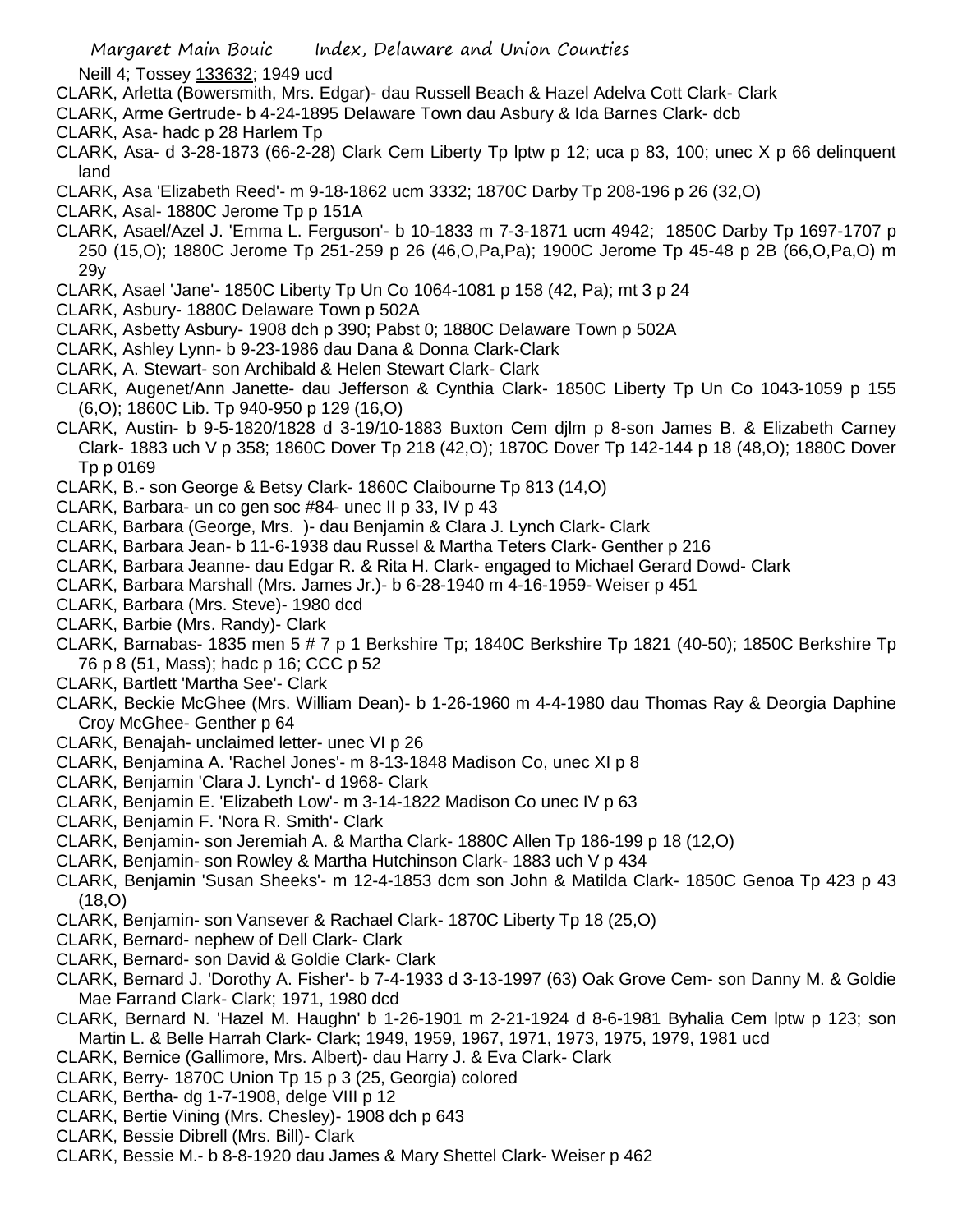Neill 4; Tossey 133632; 1949 ucd

CLARK, Arletta (Bowersmith, Mrs. Edgar)- dau Russell Beach & Hazel Adelva Cott Clark- Clark

CLARK, Arme Gertrude- b 4-24-1895 Delaware Town dau Asbury & Ida Barnes Clark- dcb

CLARK, Asa- hadc p 28 Harlem Tp

CLARK, Asa- d 3-28-1873 (66-2-28) Clark Cem Liberty Tp lptw p 12; uca p 83, 100; unec X p 66 delinquent land

CLARK, Asa 'Elizabeth Reed'- m 9-18-1862 ucm 3332; 1870C Darby Tp 208-196 p 26 (32,O)

CLARK, Asal- 1880C Jerome Tp p 151A

CLARK, Asael/Azel J. 'Emma L. Ferguson'- b 10-1833 m 7-3-1871 ucm 4942; 1850C Darby Tp 1697-1707 p 250 (15,O); 1880C Jerome Tp 251-259 p 26 (46,O,Pa,Pa); 1900C Jerome Tp 45-48 p 2B (66,O,Pa,O) m 29y

CLARK, Asael 'Jane'- 1850C Liberty Tp Un Co 1064-1081 p 158 (42, Pa); mt 3 p 24

CLARK, Asbury- 1880C Delaware Town p 502A

CLARK, Asbetty Asbury- 1908 dch p 390; Pabst 0; 1880C Delaware Town p 502A

CLARK, Ashley Lynn- b 9-23-1986 dau Dana & Donna Clark-Clark

CLARK, A. Stewart- son Archibald & Helen Stewart Clark- Clark

CLARK, Augenet/Ann Janette- dau Jefferson & Cynthia Clark- 1850C Liberty Tp Un Co 1043-1059 p 155 (6,O); 1860C Lib. Tp 940-950 p 129 (16,O)

CLARK, Austin- b 9-5-1820/1828 d 3-19/10-1883 Buxton Cem djlm p 8-son James B. & Elizabeth Carney Clark- 1883 uch V p 358; 1860C Dover Tp 218 (42,O); 1870C Dover Tp 142-144 p 18 (48,O); 1880C Dover Tp p 0169

CLARK, B.- son George & Betsy Clark- 1860C Claibourne Tp 813 (14,O)

CLARK, Barbara- un co gen soc #84- unec II p 33, IV p 43

CLARK, Barbara (George, Mrs. )- dau Benjamin & Clara J. Lynch Clark- Clark

CLARK, Barbara Jean- b 11-6-1938 dau Russel & Martha Teters Clark- Genther p 216

CLARK, Barbara Jeanne- dau Edgar R. & Rita H. Clark- engaged to Michael Gerard Dowd- Clark

CLARK, Barbara Marshall (Mrs. James Jr.)- b 6-28-1940 m 4-16-1959- Weiser p 451

CLARK, Barbara (Mrs. Steve)- 1980 dcd

CLARK, Barbie (Mrs. Randy)- Clark

CLARK, Barnabas- 1835 men 5 # 7 p 1 Berkshire Tp; 1840C Berkshire Tp 1821 (40-50); 1850C Berkshire Tp 76 p 8 (51, Mass); hadc p 16; CCC p 52

CLARK, Bartlett 'Martha See'- Clark

CLARK, Beckie McGhee (Mrs. William Dean)- b 1-26-1960 m 4-4-1980 dau Thomas Ray & Deorgia Daphine Croy McGhee- Genther p 64

CLARK, Benajah- unclaimed letter- unec VI p 26

CLARK, Benjamina A. 'Rachel Jones'- m 8-13-1848 Madison Co, unec XI p 8

CLARK, Benjamin 'Clara J. Lynch'- d 1968- Clark

CLARK, Benjamin E. 'Elizabeth Low'- m 3-14-1822 Madison Co unec IV p 63

CLARK, Benjamin F. 'Nora R. Smith'- Clark

CLARK, Benjamin- son Jeremiah A. & Martha Clark- 1880C Allen Tp 186-199 p 18 (12,O)

CLARK, Benjamin- son Rowley & Martha Hutchinson Clark- 1883 uch V p 434

CLARK, Benjamin 'Susan Sheeks'- m 12-4-1853 dcm son John & Matilda Clark- 1850C Genoa Tp 423 p 43 (18,O)

CLARK, Benjamin- son Vansever & Rachael Clark- 1870C Liberty Tp 18 (25,O)

CLARK, Bernard- nephew of Dell Clark- Clark

CLARK, Bernard- son David & Goldie Clark- Clark

CLARK, Bernard J. 'Dorothy A. Fisher'- b 7-4-1933 d 3-13-1997 (63) Oak Grove Cem- son Danny M. & Goldie Mae Farrand Clark- Clark; 1971, 1980 dcd

CLARK, Bernard N. 'Hazel M. Haughn' b 1-26-1901 m 2-21-1924 d 8-6-1981 Byhalia Cem lptw p 123; son Martin L. & Belle Harrah Clark- Clark; 1949, 1959, 1967, 1971, 1973, 1975, 1979, 1981 ucd

CLARK, Bernice (Gallimore, Mrs. Albert)- dau Harry J. & Eva Clark- Clark

CLARK, Berry- 1870C Union Tp 15 p 3 (25, Georgia) colored

CLARK, Bertha- dg 1-7-1908, delge VIII p 12

CLARK, Bertie Vining (Mrs. Chesley)- 1908 dch p 643

CLARK, Bessie Dibrell (Mrs. Bill)- Clark

CLARK, Bessie M.- b 8-8-1920 dau James & Mary Shettel Clark- Weiser p 462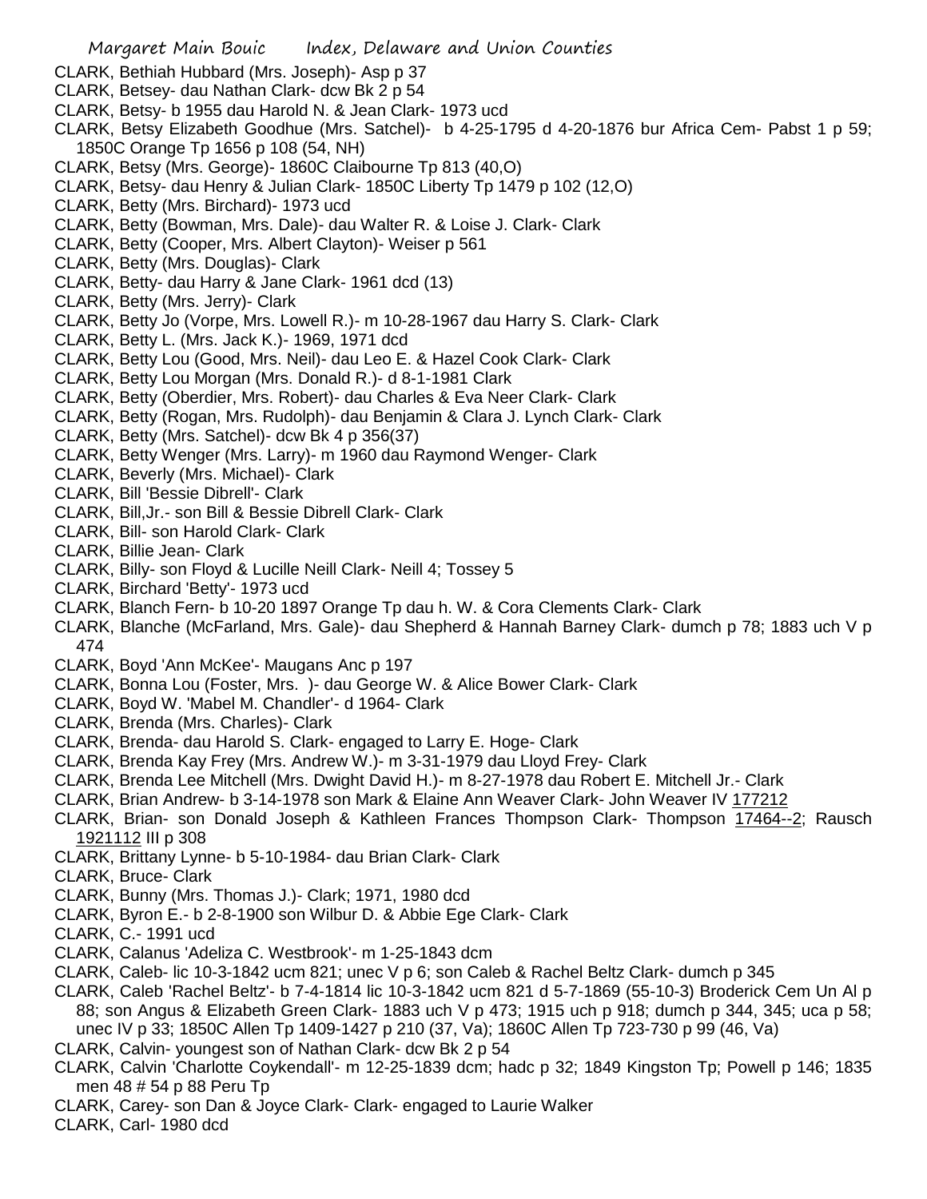CLARK, Bethiah Hubbard (Mrs. Joseph)- Asp p 37
CLARK, Betsey- dau Nathan Clark- dcw Bk 2 p 54
CLARK, Betsy- b 1955 dau Harold N. & Jean Clark- 1973 ucd
CLARK, Betsy Elizabeth Goodhue (Mrs. Satchel)- b 4-25-1795 d 4-20-1876 bur Africa Cem- Pabst 1 p 59; 1850C Orange Tp 1656 p 108 (54, NH)
CLARK, Betsy (Mrs. George)- 1860C Claibourne Tp 813 (40,O)
CLARK, Betsy- dau Henry & Julian Clark- 1850C Liberty Tp 1479 p 102 (12,O)
CLARK, Betty (Mrs. Birchard)- 1973 ucd
CLARK, Betty (Bowman, Mrs. Dale)- dau Walter R. & Loise J. Clark- Clark
CLARK, Betty (Cooper, Mrs. Albert Clayton)- Weiser p 561
CLARK, Betty (Mrs. Douglas)- Clark
CLARK, Betty- dau Harry & Jane Clark- 1961 dcd (13)
CLARK, Betty (Mrs. Jerry)- Clark
CLARK, Betty Jo (Vorpe, Mrs. Lowell R.)- m 10-28-1967 dau Harry S. Clark- Clark
CLARK, Betty L. (Mrs. Jack K.)- 1969, 1971 dcd
CLARK, Betty Lou (Good, Mrs. Neil)- dau Leo E. & Hazel Cook Clark- Clark
CLARK, Betty Lou Morgan (Mrs. Donald R.)- d 8-1-1981 Clark
CLARK, Betty (Oberdier, Mrs. Robert)- dau Charles & Eva Neer Clark- Clark
CLARK, Betty (Rogan, Mrs. Rudolph)- dau Benjamin & Clara J. Lynch Clark- Clark
CLARK, Betty (Mrs. Satchel)- dcw Bk 4 p 356(37)
CLARK, Betty Wenger (Mrs. Larry)- m 1960 dau Raymond Wenger- Clark
CLARK, Beverly (Mrs. Michael)- Clark
CLARK, Bill 'Bessie Dibrell'- Clark
CLARK, Bill,Jr.- son Bill & Bessie Dibrell Clark- Clark
CLARK, Bill- son Harold Clark- Clark
CLARK, Billie Jean- Clark
CLARK, Billy- son Floyd & Lucille Neill Clark- Neill 4; Tossey 5
CLARK, Birchard 'Betty'- 1973 ucd
CLARK, Blanch Fern- b 10-20 1897 Orange Tp dau h. W. & Cora Clements Clark- Clark
CLARK, Blanche (McFarland, Mrs. Gale)- dau Shepherd & Hannah Barney Clark- dumch p 78; 1883 uch V p 474
CLARK, Boyd 'Ann McKee'- Maugans Anc p 197
CLARK, Bonna Lou (Foster, Mrs. )- dau George W. & Alice Bower Clark- Clark
CLARK, Boyd W. 'Mabel M. Chandler'- d 1964- Clark
CLARK, Brenda (Mrs. Charles)- Clark
CLARK, Brenda- dau Harold S. Clark- engaged to Larry E. Hoge- Clark
CLARK, Brenda Kay Frey (Mrs. Andrew W.)- m 3-31-1979 dau Lloyd Frey- Clark
CLARK, Brenda Lee Mitchell (Mrs. Dwight David H.)- m 8-27-1978 dau Robert E. Mitchell Jr.- Clark
CLARK, Brian Andrew- b 3-14-1978 son Mark & Elaine Ann Weaver Clark- John Weaver IV 177212
CLARK, Brian- son Donald Joseph & Kathleen Frances Thompson Clark- Thompson 17464--2; Rausch 1921112 III p 308
CLARK, Brittany Lynne- b 5-10-1984- dau Brian Clark- Clark
CLARK, Bruce- Clark
CLARK, Bunny (Mrs. Thomas J.)- Clark; 1971, 1980 dcd
CLARK, Byron E.- b 2-8-1900 son Wilbur D. & Abbie Ege Clark- Clark
CLARK, C.- 1991 ucd
CLARK, Calanus 'Adeliza C. Westbrook'- m 1-25-1843 dcm
CLARK, Caleb- lic 10-3-1842 ucm 821; unec V p 6; son Caleb & Rachel Beltz Clark- dumch p 345
CLARK, Caleb 'Rachel Beltz'- b 7-4-1814 lic 10-3-1842 ucm 821 d 5-7-1869 (55-10-3) Broderick Cem Un Al p 88; son Angus & Elizabeth Green Clark- 1883 uch V p 473; 1915 uch p 918; dumch p 344, 345; uca p 58; unec IV p 33; 1850C Allen Tp 1409-1427 p 210 (37, Va); 1860C Allen Tp 723-730 p 99 (46, Va)
CLARK, Calvin- youngest son of Nathan Clark- dcw Bk 2 p 54
CLARK, Calvin 'Charlotte Coykendall'- m 12-25-1839 dcm; hadc p 32; 1849 Kingston Tp; Powell p 146; 1835 men 48 # 54 p 88 Peru Tp
CLARK, Carey- son Dan & Joyce Clark- Clark- engaged to Laurie Walker
CLARK, Carl- 1980 dcd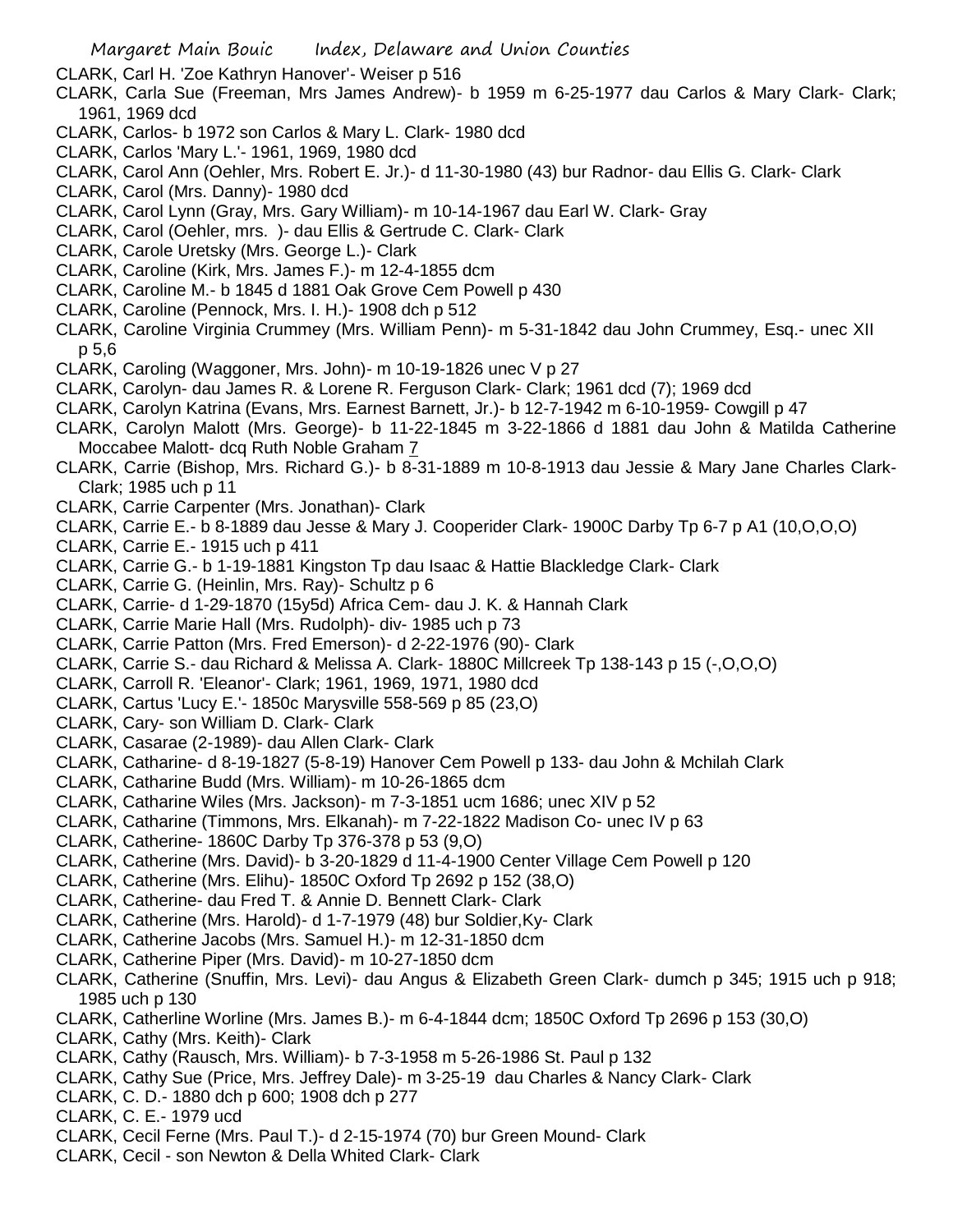CLARK, Carl H. 'Zoe Kathryn Hanover'- Weiser p 516
CLARK, Carla Sue (Freeman, Mrs James Andrew)- b 1959 m 6-25-1977 dau Carlos & Mary Clark- Clark; 1961, 1969 dcd
CLARK, Carlos- b 1972 son Carlos & Mary L. Clark- 1980 dcd
CLARK, Carlos 'Mary L.'- 1961, 1969, 1980 dcd
CLARK, Carol Ann (Oehler, Mrs. Robert E. Jr.)- d 11-30-1980 (43) bur Radnor- dau Ellis G. Clark- Clark
CLARK, Carol (Mrs. Danny)- 1980 dcd
CLARK, Carol Lynn (Gray, Mrs. Gary William)- m 10-14-1967 dau Earl W. Clark- Gray
CLARK, Carol (Oehler, mrs. )- dau Ellis & Gertrude C. Clark- Clark
CLARK, Carole Uretsky (Mrs. George L.)- Clark
CLARK, Caroline (Kirk, Mrs. James F.)- m 12-4-1855 dcm
CLARK, Caroline M.- b 1845 d 1881 Oak Grove Cem Powell p 430
CLARK, Caroline (Pennock, Mrs. I. H.)- 1908 dch p 512
CLARK, Caroline Virginia Crummey (Mrs. William Penn)- m 5-31-1842 dau John Crummey, Esq.- unec XII p 5,6
CLARK, Caroling (Waggoner, Mrs. John)- m 10-19-1826 unec V p 27
CLARK, Carolyn- dau James R. & Lorene R. Ferguson Clark- Clark; 1961 dcd (7); 1969 dcd
CLARK, Carolyn Katrina (Evans, Mrs. Earnest Barnett, Jr.)- b 12-7-1942 m 6-10-1959- Cowgill p 47
CLARK, Carolyn Malott (Mrs. George)- b 11-22-1845 m 3-22-1866 d 1881 dau John & Matilda Catherine Moccabee Malott- dcq Ruth Noble Graham 7
CLARK, Carrie (Bishop, Mrs. Richard G.)- b 8-31-1889 m 10-8-1913 dau Jessie & Mary Jane Charles Clark- Clark; 1985 uch p 11
CLARK, Carrie Carpenter (Mrs. Jonathan)- Clark
CLARK, Carrie E.- b 8-1889 dau Jesse & Mary J. Cooperider Clark- 1900C Darby Tp 6-7 p A1 (10,O,O,O)
CLARK, Carrie E.- 1915 uch p 411
CLARK, Carrie G.- b 1-19-1881 Kingston Tp dau Isaac & Hattie Blackledge Clark- Clark
CLARK, Carrie G. (Heinlin, Mrs. Ray)- Schultz p 6
CLARK, Carrie- d 1-29-1870 (15y5d) Africa Cem- dau J. K. & Hannah Clark
CLARK, Carrie Marie Hall (Mrs. Rudolph)- div- 1985 uch p 73
CLARK, Carrie Patton (Mrs. Fred Emerson)- d 2-22-1976 (90)- Clark
CLARK, Carrie S.- dau Richard & Melissa A. Clark- 1880C Millcreek Tp 138-143 p 15 (-,O,O,O)
CLARK, Carroll R. 'Eleanor'- Clark; 1961, 1969, 1971, 1980 dcd
CLARK, Cartus 'Lucy E.'- 1850c Marysville 558-569 p 85 (23,O)
CLARK, Cary- son William D. Clark- Clark
CLARK, Casarae (2-1989)- dau Allen Clark- Clark
CLARK, Catharine- d 8-19-1827 (5-8-19) Hanover Cem Powell p 133- dau John & Mchilah Clark
CLARK, Catharine Budd (Mrs. William)- m 10-26-1865 dcm
CLARK, Catharine Wiles (Mrs. Jackson)- m 7-3-1851 ucm 1686; unec XIV p 52
CLARK, Catharine (Timmons, Mrs. Elkanah)- m 7-22-1822 Madison Co- unec IV p 63
CLARK, Catherine- 1860C Darby Tp 376-378 p 53 (9,O)
CLARK, Catherine (Mrs. David)- b 3-20-1829 d 11-4-1900 Center Village Cem Powell p 120
CLARK, Catherine (Mrs. Elihu)- 1850C Oxford Tp 2692 p 152 (38,O)
CLARK, Catherine- dau Fred T. & Annie D. Bennett Clark- Clark
CLARK, Catherine (Mrs. Harold)- d 1-7-1979 (48) bur Soldier,Ky- Clark
CLARK, Catherine Jacobs (Mrs. Samuel H.)- m 12-31-1850 dcm
CLARK, Catherine Piper (Mrs. David)- m 10-27-1850 dcm
CLARK, Catherine (Snuffin, Mrs. Levi)- dau Angus & Elizabeth Green Clark- dumch p 345; 1915 uch p 918; 1985 uch p 130
CLARK, Catherline Worline (Mrs. James B.)- m 6-4-1844 dcm; 1850C Oxford Tp 2696 p 153 (30,O)
CLARK, Cathy (Mrs. Keith)- Clark
CLARK, Cathy (Rausch, Mrs. William)- b 7-3-1958 m 5-26-1986 St. Paul p 132
CLARK, Cathy Sue (Price, Mrs. Jeffrey Dale)- m 3-25-19 dau Charles & Nancy Clark- Clark
CLARK, C. D.- 1880 dch p 600; 1908 dch p 277
CLARK, C. E.- 1979 ucd
CLARK, Cecil Ferne (Mrs. Paul T.)- d 2-15-1974 (70) bur Green Mound- Clark
CLARK, Cecil - son Newton & Della Whited Clark- Clark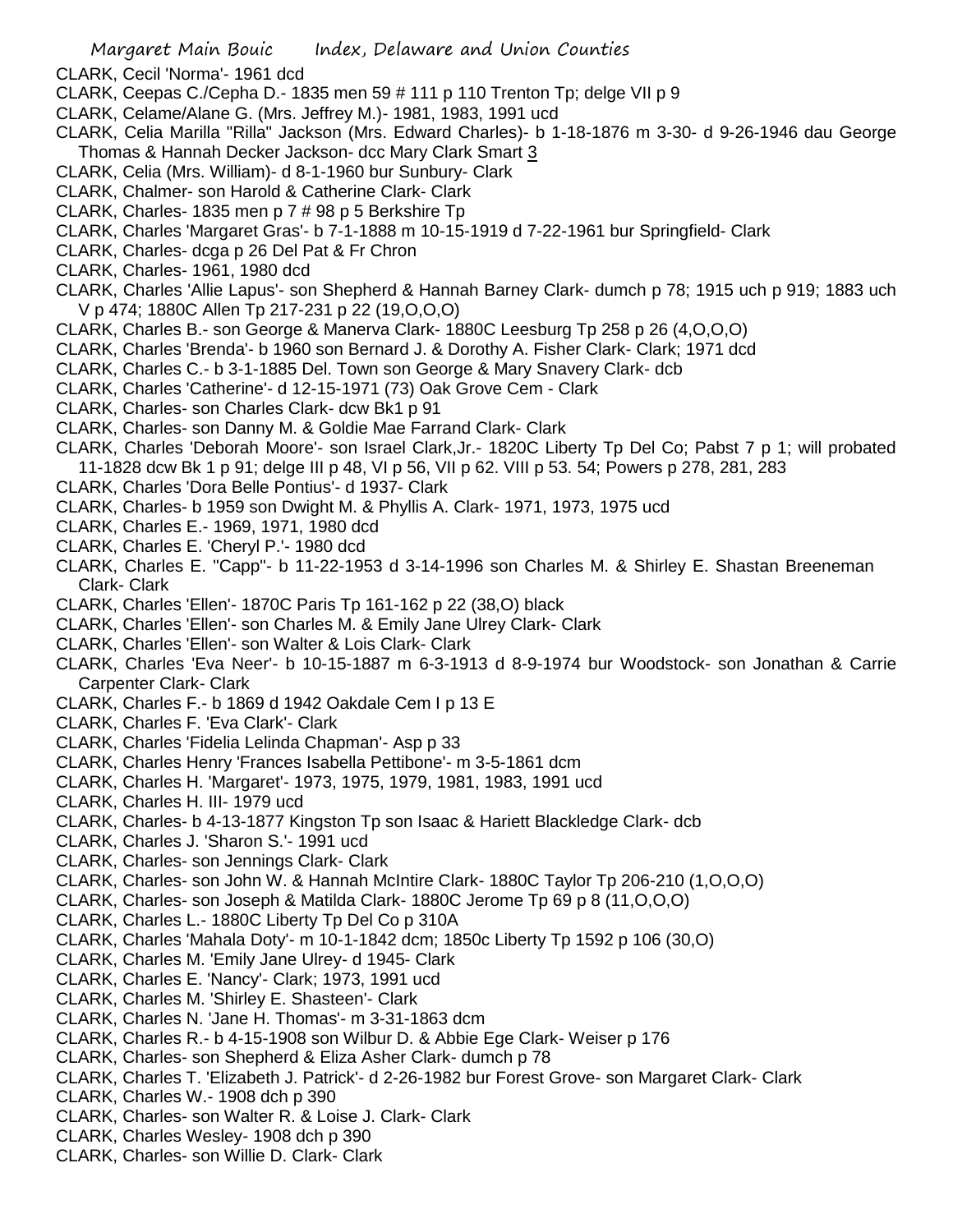CLARK, Cecil 'Norma'- 1961 dcd
CLARK, Ceepas C./Cepha D.- 1835 men 59 # 111 p 110 Trenton Tp; delge VII p 9
CLARK, Celame/Alane G. (Mrs. Jeffrey M.)- 1981, 1983, 1991 ucd
CLARK, Celia Marilla "Rilla" Jackson (Mrs. Edward Charles)- b 1-18-1876 m 3-30- d 9-26-1946 dau George Thomas & Hannah Decker Jackson- dcc Mary Clark Smart 3
CLARK, Celia (Mrs. William)- d 8-1-1960 bur Sunbury- Clark
CLARK, Chalmer- son Harold & Catherine Clark- Clark
CLARK, Charles- 1835 men p 7 # 98 p 5 Berkshire Tp
CLARK, Charles 'Margaret Gras'- b 7-1-1888 m 10-15-1919 d 7-22-1961 bur Springfield- Clark
CLARK, Charles- dcga p 26 Del Pat & Fr Chron
CLARK, Charles- 1961, 1980 dcd
CLARK, Charles 'Allie Lapus'- son Shepherd & Hannah Barney Clark- dumch p 78; 1915 uch p 919; 1883 uch V p 474; 1880C Allen Tp 217-231 p 22 (19,O,O,O)
CLARK, Charles B.- son George & Manerva Clark- 1880C Leesburg Tp 258 p 26 (4,O,O,O)
CLARK, Charles 'Brenda'- b 1960 son Bernard J. & Dorothy A. Fisher Clark- Clark; 1971 dcd
CLARK, Charles C.- b 3-1-1885 Del. Town son George & Mary Snavery Clark- dcb
CLARK, Charles 'Catherine'- d 12-15-1971 (73) Oak Grove Cem - Clark
CLARK, Charles- son Charles Clark- dcw Bk1 p 91
CLARK, Charles- son Danny M. & Goldie Mae Farrand Clark- Clark
CLARK, Charles 'Deborah Moore'- son Israel Clark,Jr.- 1820C Liberty Tp Del Co; Pabst 7 p 1; will probated 11-1828 dcw Bk 1 p 91; delge III p 48, VI p 56, VII p 62. VIII p 53. 54; Powers p 278, 281, 283
CLARK, Charles 'Dora Belle Pontius'- d 1937- Clark
CLARK, Charles- b 1959 son Dwight M. & Phyllis A. Clark- 1971, 1973, 1975 ucd
CLARK, Charles E.- 1969, 1971, 1980 dcd
CLARK, Charles E. 'Cheryl P.'- 1980 dcd
CLARK, Charles E. "Capp"- b 11-22-1953 d 3-14-1996 son Charles M. & Shirley E. Shastan Breeneman Clark- Clark
CLARK, Charles 'Ellen'- 1870C Paris Tp 161-162 p 22 (38,O) black
CLARK, Charles 'Ellen'- son Charles M. & Emily Jane Ulrey Clark- Clark
CLARK, Charles 'Ellen'- son Walter & Lois Clark- Clark
CLARK, Charles 'Eva Neer'- b 10-15-1887 m 6-3-1913 d 8-9-1974 bur Woodstock- son Jonathan & Carrie Carpenter Clark- Clark
CLARK, Charles F.- b 1869 d 1942 Oakdale Cem I p 13 E
CLARK, Charles F. 'Eva Clark'- Clark
CLARK, Charles 'Fidelia Lelinda Chapman'- Asp p 33
CLARK, Charles Henry 'Frances Isabella Pettibone'- m 3-5-1861 dcm
CLARK, Charles H. 'Margaret'- 1973, 1975, 1979, 1981, 1983, 1991 ucd
CLARK, Charles H. III- 1979 ucd
CLARK, Charles- b 4-13-1877 Kingston Tp son Isaac & Hariett Blackledge Clark- dcb
CLARK, Charles J. 'Sharon S.'- 1991 ucd
CLARK, Charles- son Jennings Clark- Clark
CLARK, Charles- son John W. & Hannah McIntire Clark- 1880C Taylor Tp 206-210 (1,O,O,O)
CLARK, Charles- son Joseph & Matilda Clark- 1880C Jerome Tp 69 p 8 (11,O,O,O)
CLARK, Charles L.- 1880C Liberty Tp Del Co p 310A
CLARK, Charles 'Mahala Doty'- m 10-1-1842 dcm; 1850c Liberty Tp 1592 p 106 (30,O)
CLARK, Charles M. 'Emily Jane Ulrey- d 1945- Clark
CLARK, Charles E. 'Nancy'- Clark; 1973, 1991 ucd
CLARK, Charles M. 'Shirley E. Shasteen'- Clark
CLARK, Charles N. 'Jane H. Thomas'- m 3-31-1863 dcm
CLARK, Charles R.- b 4-15-1908 son Wilbur D. & Abbie Ege Clark- Weiser p 176
CLARK, Charles- son Shepherd & Eliza Asher Clark- dumch p 78
CLARK, Charles T. 'Elizabeth J. Patrick'- d 2-26-1982 bur Forest Grove- son Margaret Clark- Clark
CLARK, Charles W.- 1908 dch p 390
CLARK, Charles- son Walter R. & Loise J. Clark- Clark
CLARK, Charles Wesley- 1908 dch p 390
CLARK, Charles- son Willie D. Clark- Clark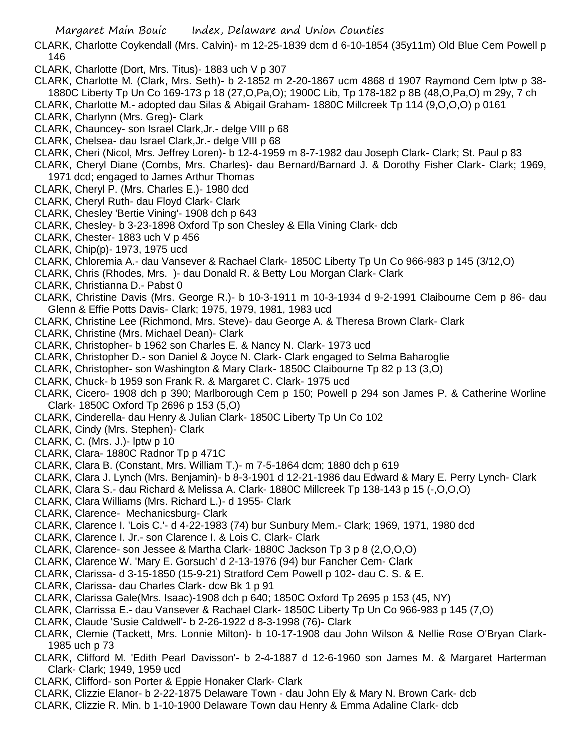CLARK, Charlotte Coykendall (Mrs. Calvin)- m 12-25-1839 dcm d 6-10-1854 (35y11m) Old Blue Cem Powell p 146

CLARK, Charlotte (Dort, Mrs. Titus)- 1883 uch V p 307

CLARK, Charlotte M. (Clark, Mrs. Seth)- b 2-1852 m 2-20-1867 ucm 4868 d 1907 Raymond Cem lptw p 38- 1880C Liberty Tp Un Co 169-173 p 18 (27,O,Pa,O); 1900C Lib, Tp 178-182 p 8B (48,O,Pa,O) m 29y, 7 ch

CLARK, Charlotte M.- adopted dau Silas & Abigail Graham- 1880C Millcreek Tp 114 (9,O,O,O) p 0161

CLARK, Charlynn (Mrs. Greg)- Clark

CLARK, Chauncey- son Israel Clark,Jr.- delge VIII p 68

CLARK, Chelsea- dau Israel Clark,Jr.- delge VIII p 68

CLARK, Cheri (Nicol, Mrs. Jeffrey Loren)- b 12-4-1959 m 8-7-1982 dau Joseph Clark- Clark; St. Paul p 83

CLARK, Cheryl Diane (Combs, Mrs. Charles)- dau Bernard/Barnard J. & Dorothy Fisher Clark- Clark; 1969, 1971 dcd; engaged to James Arthur Thomas

CLARK, Cheryl P. (Mrs. Charles E.)- 1980 dcd

CLARK, Cheryl Ruth- dau Floyd Clark- Clark

CLARK, Chesley 'Bertie Vining'- 1908 dch p 643

CLARK, Chesley- b 3-23-1898 Oxford Tp son Chesley & Ella Vining Clark- dcb

CLARK, Chester- 1883 uch V p 456

CLARK, Chip(p)- 1973, 1975 ucd

CLARK, Chloremia A.- dau Vansever & Rachael Clark- 1850C Liberty Tp Un Co 966-983 p 145 (3/12,O)

CLARK, Chris (Rhodes, Mrs. )- dau Donald R. & Betty Lou Morgan Clark- Clark

CLARK, Christianna D.- Pabst 0

CLARK, Christine Davis (Mrs. George R.)- b 10-3-1911 m 10-3-1934 d 9-2-1991 Claibourne Cem p 86- dau Glenn & Effie Potts Davis- Clark; 1975, 1979, 1981, 1983 ucd

CLARK, Christine Lee (Richmond, Mrs. Steve)- dau George A. & Theresa Brown Clark- Clark

CLARK, Christine (Mrs. Michael Dean)- Clark

CLARK, Christopher- b 1962 son Charles E. & Nancy N. Clark- 1973 ucd

CLARK, Christopher D.- son Daniel & Joyce N. Clark- Clark engaged to Selma Baharoglie

CLARK, Christopher- son Washington & Mary Clark- 1850C Claibourne Tp 82 p 13 (3,O)

CLARK, Chuck- b 1959 son Frank R. & Margaret C. Clark- 1975 ucd

CLARK, Cicero- 1908 dch p 390; Marlborough Cem p 150; Powell p 294 son James P. & Catherine Worline Clark- 1850C Oxford Tp 2696 p 153 (5,O)

CLARK, Cinderella- dau Henry & Julian Clark- 1850C Liberty Tp Un Co 102

CLARK, Cindy (Mrs. Stephen)- Clark

CLARK, C. (Mrs. J.)- lptw p 10

CLARK, Clara- 1880C Radnor Tp p 471C

CLARK, Clara B. (Constant, Mrs. William T.)- m 7-5-1864 dcm; 1880 dch p 619

CLARK, Clara J. Lynch (Mrs. Benjamin)- b 8-3-1901 d 12-21-1986 dau Edward & Mary E. Perry Lynch- Clark

CLARK, Clara S.- dau Richard & Melissa A. Clark- 1880C Millcreek Tp 138-143 p 15 (-,O,O,O)

CLARK, Clara Williams (Mrs. Richard L.)- d 1955- Clark

CLARK, Clarence- Mechanicsburg- Clark

CLARK, Clarence I. 'Lois C.'- d 4-22-1983 (74) bur Sunbury Mem.- Clark; 1969, 1971, 1980 dcd

CLARK, Clarence I. Jr.- son Clarence I. & Lois C. Clark- Clark

CLARK, Clarence- son Jessee & Martha Clark- 1880C Jackson Tp 3 p 8 (2,O,O,O)

CLARK, Clarence W. 'Mary E. Gorsuch' d 2-13-1976 (94) bur Fancher Cem- Clark

CLARK, Clarissa- d 3-15-1850 (15-9-21) Stratford Cem Powell p 102- dau C. S. & E.

CLARK, Clarissa- dau Charles Clark- dcw Bk 1 p 91

CLARK, Clarissa Gale(Mrs. Isaac)-1908 dch p 640; 1850C Oxford Tp 2695 p 153 (45, NY)

CLARK, Clarrissa E.- dau Vansever & Rachael Clark- 1850C Liberty Tp Un Co 966-983 p 145 (7,O)

CLARK, Claude 'Susie Caldwell'- b 2-26-1922 d 8-3-1998 (76)- Clark

CLARK, Clemie (Tackett, Mrs. Lonnie Milton)- b 10-17-1908 dau John Wilson & Nellie Rose O'Bryan Clark- 1985 uch p 73

CLARK, Clifford M. 'Edith Pearl Davisson'- b 2-4-1887 d 12-6-1960 son James M. & Margaret Harterman Clark- Clark; 1949, 1959 ucd

CLARK, Clifford- son Porter & Eppie Honaker Clark- Clark

CLARK, Clizzie Elanor- b 2-22-1875 Delaware Town - dau John Ely & Mary N. Brown Cark- dcb

CLARK, Clizzie R. Min. b 1-10-1900 Delaware Town dau Henry & Emma Adaline Clark- dcb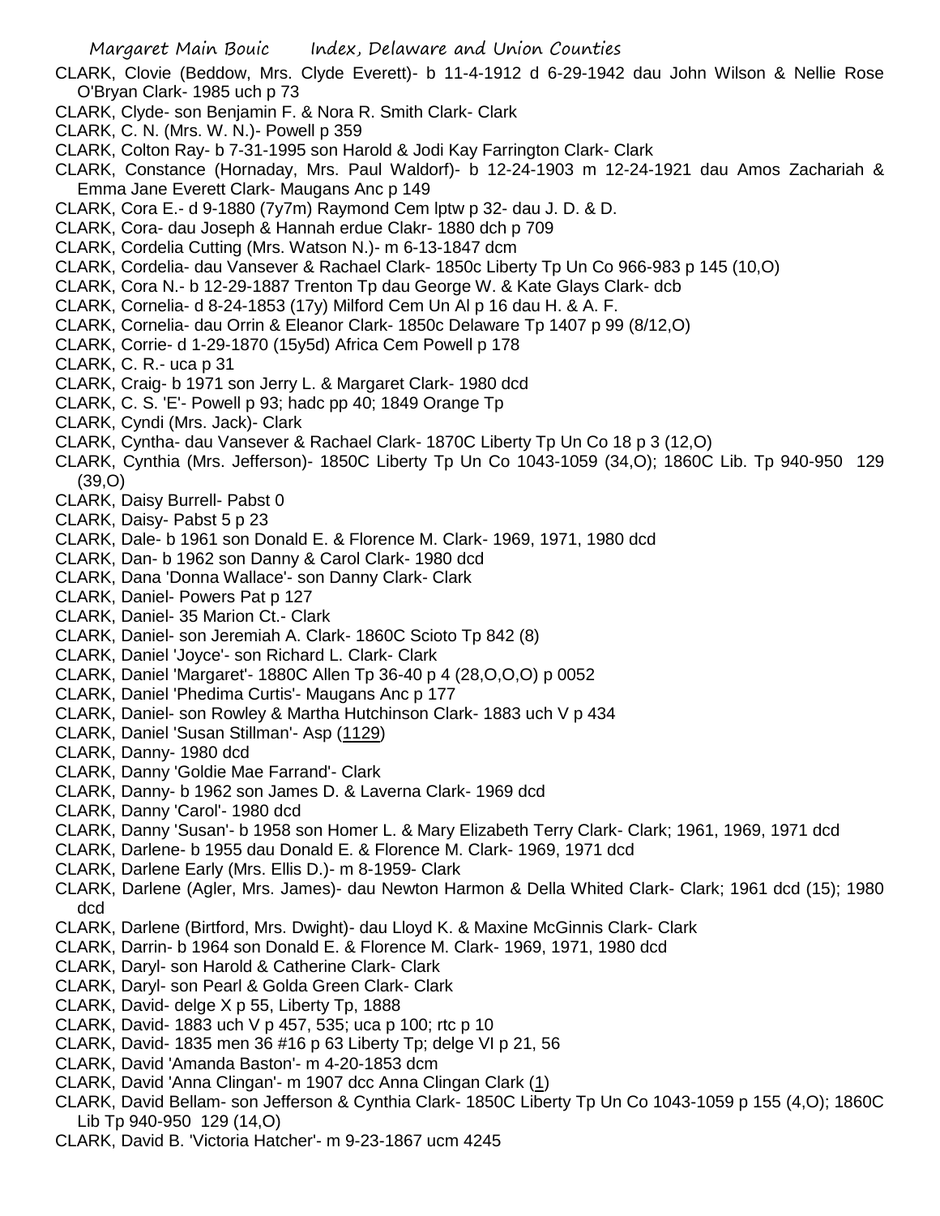CLARK, Clovie (Beddow, Mrs. Clyde Everett)- b 11-4-1912 d 6-29-1942 dau John Wilson & Nellie Rose O'Bryan Clark- 1985 uch p 73
CLARK, Clyde- son Benjamin F. & Nora R. Smith Clark- Clark
CLARK, C. N. (Mrs. W. N.)- Powell p 359
CLARK, Colton Ray- b 7-31-1995 son Harold & Jodi Kay Farrington Clark- Clark
CLARK, Constance (Hornaday, Mrs. Paul Waldorf)- b 12-24-1903 m 12-24-1921 dau Amos Zachariah & Emma Jane Everett Clark- Maugans Anc p 149
CLARK, Cora E.- d 9-1880 (7y7m) Raymond Cem lptw p 32- dau J. D. & D.
CLARK, Cora- dau Joseph & Hannah erdue Clakr- 1880 dch p 709
CLARK, Cordelia Cutting (Mrs. Watson N.)- m 6-13-1847 dcm
CLARK, Cordelia- dau Vansever & Rachael Clark- 1850c Liberty Tp Un Co 966-983 p 145 (10,O)
CLARK, Cora N.- b 12-29-1887 Trenton Tp dau George W. & Kate Glays Clark- dcb
CLARK, Cornelia- d 8-24-1853 (17y) Milford Cem Un Al p 16 dau H. & A. F.
CLARK, Cornelia- dau Orrin & Eleanor Clark- 1850c Delaware Tp 1407 p 99 (8/12,O)
CLARK, Corrie- d 1-29-1870 (15y5d) Africa Cem Powell p 178
CLARK, C. R.- uca p 31
CLARK, Craig- b 1971 son Jerry L. & Margaret Clark- 1980 dcd
CLARK, C. S. 'E'- Powell p 93; hadc pp 40; 1849 Orange Tp
CLARK, Cyndi (Mrs. Jack)- Clark
CLARK, Cyntha- dau Vansever & Rachael Clark- 1870C Liberty Tp Un Co 18 p 3 (12,O)
CLARK, Cynthia (Mrs. Jefferson)- 1850C Liberty Tp Un Co 1043-1059 (34,O); 1860C Lib. Tp 940-950 129 (39,O)
CLARK, Daisy Burrell- Pabst 0
CLARK, Daisy- Pabst 5 p 23
CLARK, Dale- b 1961 son Donald E. & Florence M. Clark- 1969, 1971, 1980 dcd
CLARK, Dan- b 1962 son Danny & Carol Clark- 1980 dcd
CLARK, Dana 'Donna Wallace'- son Danny Clark- Clark
CLARK, Daniel- Powers Pat p 127
CLARK, Daniel- 35 Marion Ct.- Clark
CLARK, Daniel- son Jeremiah A. Clark- 1860C Scioto Tp 842 (8)
CLARK, Daniel 'Joyce'- son Richard L. Clark- Clark
CLARK, Daniel 'Margaret'- 1880C Allen Tp 36-40 p 4 (28,O,O,O) p 0052
CLARK, Daniel 'Phedima Curtis'- Maugans Anc p 177
CLARK, Daniel- son Rowley & Martha Hutchinson Clark- 1883 uch V p 434
CLARK, Daniel 'Susan Stillman'- Asp (1129)
CLARK, Danny- 1980 dcd
CLARK, Danny 'Goldie Mae Farrand'- Clark
CLARK, Danny- b 1962 son James D. & Laverna Clark- 1969 dcd
CLARK, Danny 'Carol'- 1980 dcd
CLARK, Danny 'Susan'- b 1958 son Homer L. & Mary Elizabeth Terry Clark- Clark; 1961, 1969, 1971 dcd
CLARK, Darlene- b 1955 dau Donald E. & Florence M. Clark- 1969, 1971 dcd
CLARK, Darlene Early (Mrs. Ellis D.)- m 8-1959- Clark
CLARK, Darlene (Agler, Mrs. James)- dau Newton Harmon & Della Whited Clark- Clark; 1961 dcd (15); 1980 dcd
CLARK, Darlene (Birtford, Mrs. Dwight)- dau Lloyd K. & Maxine McGinnis Clark- Clark
CLARK, Darrin- b 1964 son Donald E. & Florence M. Clark- 1969, 1971, 1980 dcd
CLARK, Daryl- son Harold & Catherine Clark- Clark
CLARK, Daryl- son Pearl & Golda Green Clark- Clark
CLARK, David- delge X p 55, Liberty Tp, 1888
CLARK, David- 1883 uch V p 457, 535; uca p 100; rtc p 10
CLARK, David- 1835 men 36 #16 p 63 Liberty Tp; delge VI p 21, 56
CLARK, David 'Amanda Baston'- m 4-20-1853 dcm
CLARK, David 'Anna Clingan'- m 1907 dcc Anna Clingan Clark (1)
CLARK, David Bellam- son Jefferson & Cynthia Clark- 1850C Liberty Tp Un Co 1043-1059 p 155 (4,O); 1860C Lib Tp 940-950 129 (14,O)
CLARK, David B. 'Victoria Hatcher'- m 9-23-1867 ucm 4245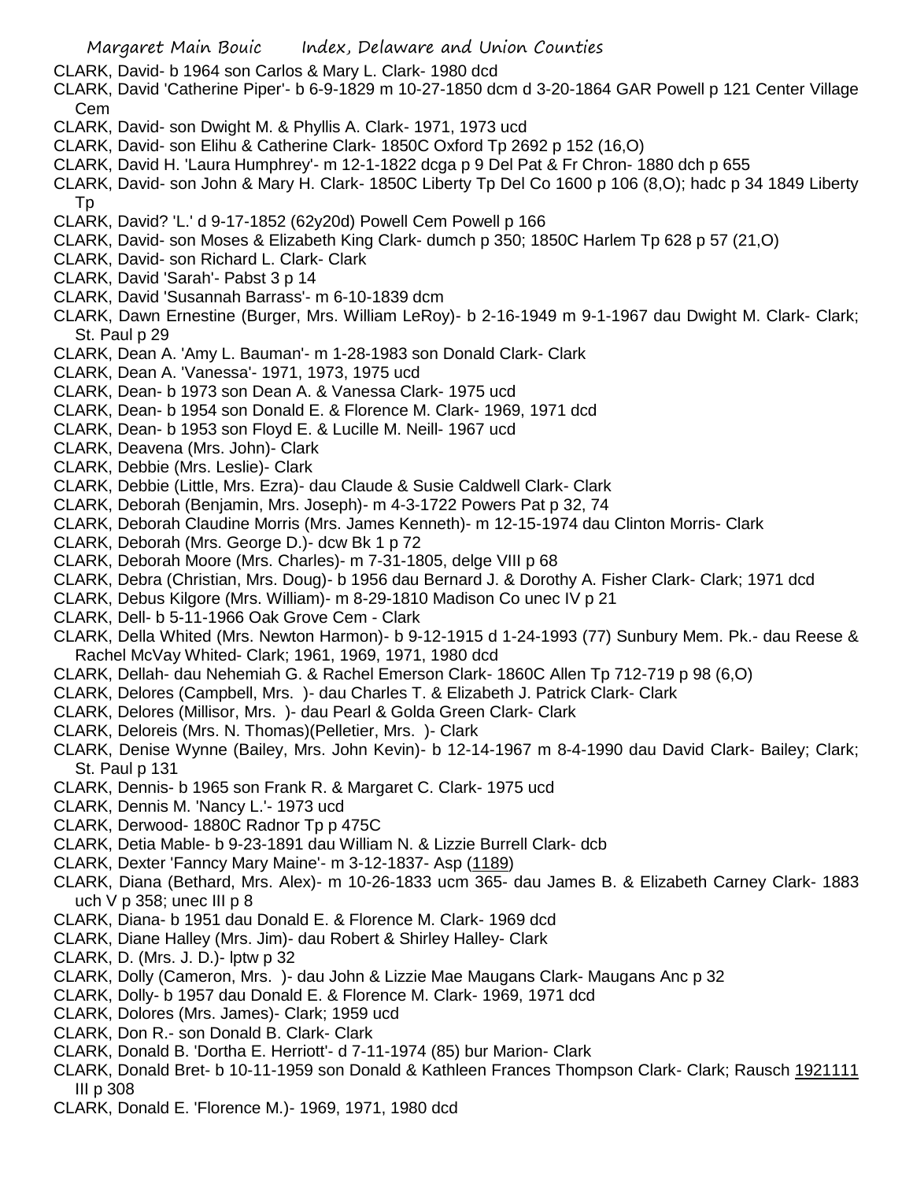CLARK, David- b 1964 son Carlos & Mary L. Clark- 1980 dcd

CLARK, David 'Catherine Piper'- b 6-9-1829 m 10-27-1850 dcm d 3-20-1864 GAR Powell p 121 Center Village Cem

CLARK, David- son Dwight M. & Phyllis A. Clark- 1971, 1973 ucd

CLARK, David- son Elihu & Catherine Clark- 1850C Oxford Tp 2692 p 152 (16,O)

CLARK, David H. 'Laura Humphrey'- m 12-1-1822 dcga p 9 Del Pat & Fr Chron- 1880 dch p 655

CLARK, David- son John & Mary H. Clark- 1850C Liberty Tp Del Co 1600 p 106 (8,O); hadc p 34 1849 Liberty Tp

CLARK, David? 'L.' d 9-17-1852 (62y20d) Powell Cem Powell p 166

CLARK, David- son Moses & Elizabeth King Clark- dumch p 350; 1850C Harlem Tp 628 p 57 (21,O)

CLARK, David- son Richard L. Clark- Clark

CLARK, David 'Sarah'- Pabst 3 p 14

CLARK, David 'Susannah Barrass'- m 6-10-1839 dcm

CLARK, Dawn Ernestine (Burger, Mrs. William LeRoy)- b 2-16-1949 m 9-1-1967 dau Dwight M. Clark- Clark; St. Paul p 29

CLARK, Dean A. 'Amy L. Bauman'- m 1-28-1983 son Donald Clark- Clark

CLARK, Dean A. 'Vanessa'- 1971, 1973, 1975 ucd

CLARK, Dean- b 1973 son Dean A. & Vanessa Clark- 1975 ucd

CLARK, Dean- b 1954 son Donald E. & Florence M. Clark- 1969, 1971 dcd

CLARK, Dean- b 1953 son Floyd E. & Lucille M. Neill- 1967 ucd

CLARK, Deavena (Mrs. John)- Clark

CLARK, Debbie (Mrs. Leslie)- Clark

CLARK, Debbie (Little, Mrs. Ezra)- dau Claude & Susie Caldwell Clark- Clark

CLARK, Deborah (Benjamin, Mrs. Joseph)- m 4-3-1722 Powers Pat p 32, 74

CLARK, Deborah Claudine Morris (Mrs. James Kenneth)- m 12-15-1974 dau Clinton Morris- Clark

CLARK, Deborah (Mrs. George D.)- dcw Bk 1 p 72

CLARK, Deborah Moore (Mrs. Charles)- m 7-31-1805, delge VIII p 68

CLARK, Debra (Christian, Mrs. Doug)- b 1956 dau Bernard J. & Dorothy A. Fisher Clark- Clark; 1971 dcd

CLARK, Debus Kilgore (Mrs. William)- m 8-29-1810 Madison Co unec IV p 21

CLARK, Dell- b 5-11-1966 Oak Grove Cem - Clark

CLARK, Della Whited (Mrs. Newton Harmon)- b 9-12-1915 d 1-24-1993 (77) Sunbury Mem. Pk.- dau Reese & Rachel McVay Whited- Clark; 1961, 1969, 1971, 1980 dcd

CLARK, Dellah- dau Nehemiah G. & Rachel Emerson Clark- 1860C Allen Tp 712-719 p 98 (6,O)

CLARK, Delores (Campbell, Mrs. )- dau Charles T. & Elizabeth J. Patrick Clark- Clark

CLARK, Delores (Millisor, Mrs. )- dau Pearl & Golda Green Clark- Clark

CLARK, Deloreis (Mrs. N. Thomas)(Pelletier, Mrs. )- Clark

CLARK, Denise Wynne (Bailey, Mrs. John Kevin)- b 12-14-1967 m 8-4-1990 dau David Clark- Bailey; Clark; St. Paul p 131

CLARK, Dennis- b 1965 son Frank R. & Margaret C. Clark- 1975 ucd

CLARK, Dennis M. 'Nancy L.'- 1973 ucd

CLARK, Derwood- 1880C Radnor Tp p 475C

CLARK, Detia Mable- b 9-23-1891 dau William N. & Lizzie Burrell Clark- dcb

CLARK, Dexter 'Fanncy Mary Maine'- m 3-12-1837- Asp (1189)

CLARK, Diana (Bethard, Mrs. Alex)- m 10-26-1833 ucm 365- dau James B. & Elizabeth Carney Clark- 1883 uch V p 358; unec III p 8

CLARK, Diana- b 1951 dau Donald E. & Florence M. Clark- 1969 dcd

CLARK, Diane Halley (Mrs. Jim)- dau Robert & Shirley Halley- Clark

CLARK, D. (Mrs. J. D.)- lptw p 32

CLARK, Dolly (Cameron, Mrs. )- dau John & Lizzie Mae Maugans Clark- Maugans Anc p 32

CLARK, Dolly- b 1957 dau Donald E. & Florence M. Clark- 1969, 1971 dcd

CLARK, Dolores (Mrs. James)- Clark; 1959 ucd

CLARK, Don R.- son Donald B. Clark- Clark

CLARK, Donald B. 'Dortha E. Herriott'- d 7-11-1974 (85) bur Marion- Clark

CLARK, Donald Bret- b 10-11-1959 son Donald & Kathleen Frances Thompson Clark- Clark; Rausch 1921111 III p 308

CLARK, Donald E. 'Florence M.)- 1969, 1971, 1980 dcd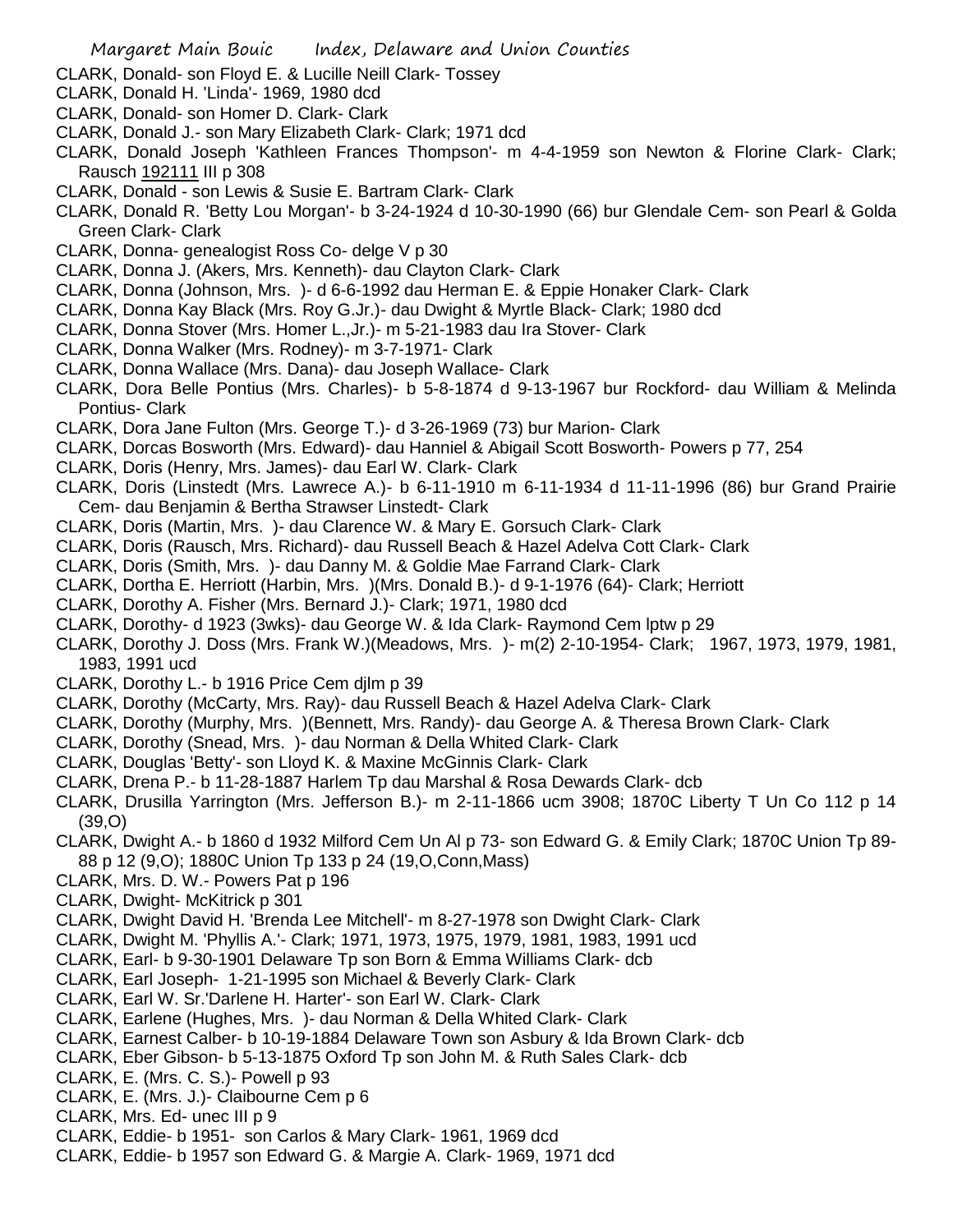CLARK, Donald- son Floyd E. & Lucille Neill Clark- Tossey
CLARK, Donald H. 'Linda'- 1969, 1980 dcd
CLARK, Donald- son Homer D. Clark- Clark
CLARK, Donald J.- son Mary Elizabeth Clark- Clark; 1971 dcd
CLARK, Donald Joseph 'Kathleen Frances Thompson'- m 4-4-1959 son Newton & Florine Clark- Clark; Rausch 192111 III p 308
CLARK, Donald - son Lewis & Susie E. Bartram Clark- Clark
CLARK, Donald R. 'Betty Lou Morgan'- b 3-24-1924 d 10-30-1990 (66) bur Glendale Cem- son Pearl & Golda Green Clark- Clark
CLARK, Donna- genealogist Ross Co- delge V p 30
CLARK, Donna J. (Akers, Mrs. Kenneth)- dau Clayton Clark- Clark
CLARK, Donna (Johnson, Mrs. )- d 6-6-1992 dau Herman E. & Eppie Honaker Clark- Clark
CLARK, Donna Kay Black (Mrs. Roy G.Jr.)- dau Dwight & Myrtle Black- Clark; 1980 dcd
CLARK, Donna Stover (Mrs. Homer L.,Jr.)- m 5-21-1983 dau Ira Stover- Clark
CLARK, Donna Walker (Mrs. Rodney)- m 3-7-1971- Clark
CLARK, Donna Wallace (Mrs. Dana)- dau Joseph Wallace- Clark
CLARK, Dora Belle Pontius (Mrs. Charles)- b 5-8-1874 d 9-13-1967 bur Rockford- dau William & Melinda Pontius- Clark
CLARK, Dora Jane Fulton (Mrs. George T.)- d 3-26-1969 (73) bur Marion- Clark
CLARK, Dorcas Bosworth (Mrs. Edward)- dau Hanniel & Abigail Scott Bosworth- Powers p 77, 254
CLARK, Doris (Henry, Mrs. James)- dau Earl W. Clark- Clark
CLARK, Doris (Linstedt (Mrs. Lawrece A.)- b 6-11-1910 m 6-11-1934 d 11-11-1996 (86) bur Grand Prairie Cem- dau Benjamin & Bertha Strawser Linstedt- Clark
CLARK, Doris (Martin, Mrs. )- dau Clarence W. & Mary E. Gorsuch Clark- Clark
CLARK, Doris (Rausch, Mrs. Richard)- dau Russell Beach & Hazel Adelva Cott Clark- Clark
CLARK, Doris (Smith, Mrs. )- dau Danny M. & Goldie Mae Farrand Clark- Clark
CLARK, Dortha E. Herriott (Harbin, Mrs. )(Mrs. Donald B.)- d 9-1-1976 (64)- Clark; Herriott
CLARK, Dorothy A. Fisher (Mrs. Bernard J.)- Clark; 1971, 1980 dcd
CLARK, Dorothy- d 1923 (3wks)- dau George W. & Ida Clark- Raymond Cem lptw p 29
CLARK, Dorothy J. Doss (Mrs. Frank W.)(Meadows, Mrs. )- m(2) 2-10-1954- Clark; 1967, 1973, 1979, 1981, 1983, 1991 ucd
CLARK, Dorothy L.- b 1916 Price Cem djlm p 39
CLARK, Dorothy (McCarty, Mrs. Ray)- dau Russell Beach & Hazel Adelva Clark- Clark
CLARK, Dorothy (Murphy, Mrs. )(Bennett, Mrs. Randy)- dau George A. & Theresa Brown Clark- Clark
CLARK, Dorothy (Snead, Mrs. )- dau Norman & Della Whited Clark- Clark
CLARK, Douglas 'Betty'- son Lloyd K. & Maxine McGinnis Clark- Clark
CLARK, Drena P.- b 11-28-1887 Harlem Tp dau Marshal & Rosa Dewards Clark- dcb
CLARK, Drusilla Yarrington (Mrs. Jefferson B.)- m 2-11-1866 ucm 3908; 1870C Liberty T Un Co 112 p 14 (39,O)
CLARK, Dwight A.- b 1860 d 1932 Milford Cem Un Al p 73- son Edward G. & Emily Clark; 1870C Union Tp 89-88 p 12 (9,O); 1880C Union Tp 133 p 24 (19,O,Conn,Mass)
CLARK, Mrs. D. W.- Powers Pat p 196
CLARK, Dwight- McKitrick p 301
CLARK, Dwight David H. 'Brenda Lee Mitchell'- m 8-27-1978 son Dwight Clark- Clark
CLARK, Dwight M. 'Phyllis A.'- Clark; 1971, 1973, 1975, 1979, 1981, 1983, 1991 ucd
CLARK, Earl- b 9-30-1901 Delaware Tp son Born & Emma Williams Clark- dcb
CLARK, Earl Joseph- 1-21-1995 son Michael & Beverly Clark- Clark
CLARK, Earl W. Sr.'Darlene H. Harter'- son Earl W. Clark- Clark
CLARK, Earlene (Hughes, Mrs. )- dau Norman & Della Whited Clark- Clark
CLARK, Earnest Calber- b 10-19-1884 Delaware Town son Asbury & Ida Brown Clark- dcb
CLARK, Eber Gibson- b 5-13-1875 Oxford Tp son John M. & Ruth Sales Clark- dcb
CLARK, E. (Mrs. C. S.)- Powell p 93
CLARK, E. (Mrs. J.)- Claibourne Cem p 6
CLARK, Mrs. Ed- unec III p 9
CLARK, Eddie- b 1951- son Carlos & Mary Clark- 1961, 1969 dcd
CLARK, Eddie- b 1957 son Edward G. & Margie A. Clark- 1969, 1971 dcd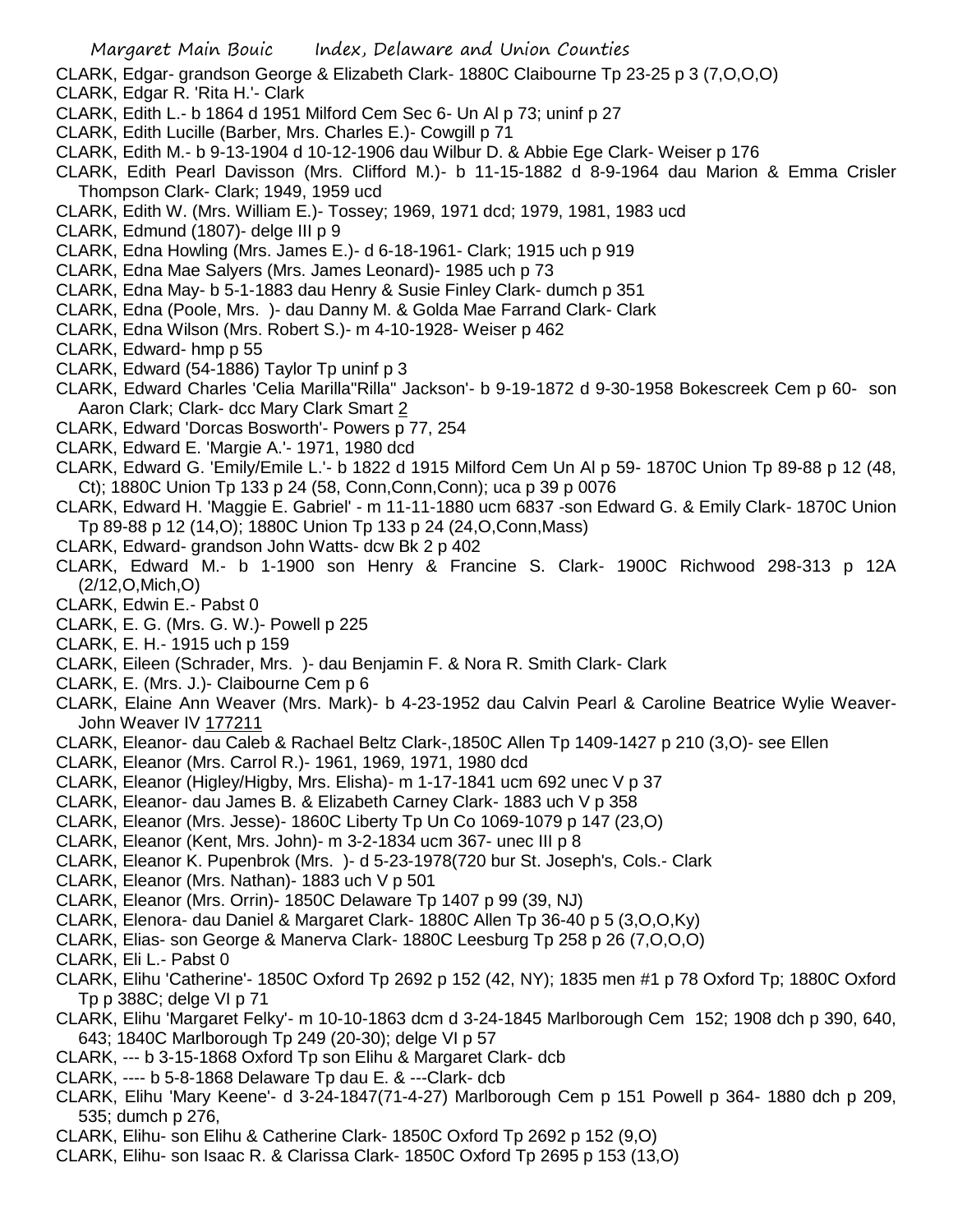CLARK, Edgar- grandson George & Elizabeth Clark- 1880C Claibourne Tp 23-25 p 3 (7,O,O,O)

CLARK, Edgar R. 'Rita H.'- Clark

CLARK, Edith L.- b 1864 d 1951 Milford Cem Sec 6- Un Al p 73; uninf p 27

CLARK, Edith Lucille (Barber, Mrs. Charles E.)- Cowgill p 71

CLARK, Edith M.- b 9-13-1904 d 10-12-1906 dau Wilbur D. & Abbie Ege Clark- Weiser p 176

CLARK, Edith Pearl Davisson (Mrs. Clifford M.)- b 11-15-1882 d 8-9-1964 dau Marion & Emma Crisler Thompson Clark- Clark; 1949, 1959 ucd

CLARK, Edith W. (Mrs. William E.)- Tossey; 1969, 1971 dcd; 1979, 1981, 1983 ucd

CLARK, Edmund (1807)- delge III p 9

CLARK, Edna Howling (Mrs. James E.)- d 6-18-1961- Clark; 1915 uch p 919

CLARK, Edna Mae Salyers (Mrs. James Leonard)- 1985 uch p 73

CLARK, Edna May- b 5-1-1883 dau Henry & Susie Finley Clark- dumch p 351

CLARK, Edna (Poole, Mrs. )- dau Danny M. & Golda Mae Farrand Clark- Clark

CLARK, Edna Wilson (Mrs. Robert S.)- m 4-10-1928- Weiser p 462

CLARK, Edward- hmp p 55

CLARK, Edward (54-1886) Taylor Tp uninf p 3

CLARK, Edward Charles 'Celia Marilla"Rilla" Jackson'- b 9-19-1872 d 9-30-1958 Bokescreek Cem p 60- son Aaron Clark; Clark- dcc Mary Clark Smart 2

CLARK, Edward 'Dorcas Bosworth'- Powers p 77, 254

CLARK, Edward E. 'Margie A.'- 1971, 1980 dcd

CLARK, Edward G. 'Emily/Emile L.'- b 1822 d 1915 Milford Cem Un Al p 59- 1870C Union Tp 89-88 p 12 (48, Ct); 1880C Union Tp 133 p 24 (58, Conn,Conn,Conn); uca p 39 p 0076

CLARK, Edward H. 'Maggie E. Gabriel' - m 11-11-1880 ucm 6837 -son Edward G. & Emily Clark- 1870C Union Tp 89-88 p 12 (14,O); 1880C Union Tp 133 p 24 (24,O,Conn,Mass)

CLARK, Edward- grandson John Watts- dcw Bk 2 p 402

CLARK, Edward M.- b 1-1900 son Henry & Francine S. Clark- 1900C Richwood 298-313 p 12A (2/12,O,Mich,O)

CLARK, Edwin E.- Pabst 0

CLARK, E. G. (Mrs. G. W.)- Powell p 225

CLARK, E. H.- 1915 uch p 159

CLARK, Eileen (Schrader, Mrs. )- dau Benjamin F. & Nora R. Smith Clark- Clark

CLARK, E. (Mrs. J.)- Claibourne Cem p 6

CLARK, Elaine Ann Weaver (Mrs. Mark)- b 4-23-1952 dau Calvin Pearl & Caroline Beatrice Wylie Weaver- John Weaver IV 177211

CLARK, Eleanor- dau Caleb & Rachael Beltz Clark-,1850C Allen Tp 1409-1427 p 210 (3,O)- see Ellen

CLARK, Eleanor (Mrs. Carrol R.)- 1961, 1969, 1971, 1980 dcd

CLARK, Eleanor (Higley/Higby, Mrs. Elisha)- m 1-17-1841 ucm 692 unec V p 37

CLARK, Eleanor- dau James B. & Elizabeth Carney Clark- 1883 uch V p 358

CLARK, Eleanor (Mrs. Jesse)- 1860C Liberty Tp Un Co 1069-1079 p 147 (23,O)

CLARK, Eleanor (Kent, Mrs. John)- m 3-2-1834 ucm 367- unec III p 8

CLARK, Eleanor K. Pupenbrok (Mrs. )- d 5-23-1978(720 bur St. Joseph's, Cols.- Clark

CLARK, Eleanor (Mrs. Nathan)- 1883 uch V p 501

CLARK, Eleanor (Mrs. Orrin)- 1850C Delaware Tp 1407 p 99 (39, NJ)

CLARK, Elenora- dau Daniel & Margaret Clark- 1880C Allen Tp 36-40 p 5 (3,O,O,Ky)

CLARK, Elias- son George & Manerva Clark- 1880C Leesburg Tp 258 p 26 (7,O,O,O)

CLARK, Eli L.- Pabst 0

CLARK, Elihu 'Catherine'- 1850C Oxford Tp 2692 p 152 (42, NY); 1835 men #1 p 78 Oxford Tp; 1880C Oxford Tp p 388C; delge VI p 71

CLARK, Elihu 'Margaret Felky'- m 10-10-1863 dcm d 3-24-1845 Marlborough Cem 152; 1908 dch p 390, 640, 643; 1840C Marlborough Tp 249 (20-30); delge VI p 57

CLARK, --- b 3-15-1868 Oxford Tp son Elihu & Margaret Clark- dcb

CLARK, ---- b 5-8-1868 Delaware Tp dau E. & ---Clark- dcb

CLARK, Elihu 'Mary Keene'- d 3-24-1847(71-4-27) Marlborough Cem p 151 Powell p 364- 1880 dch p 209, 535; dumch p 276,

CLARK, Elihu- son Elihu & Catherine Clark- 1850C Oxford Tp 2692 p 152 (9,O)

CLARK, Elihu- son Isaac R. & Clarissa Clark- 1850C Oxford Tp 2695 p 153 (13,O)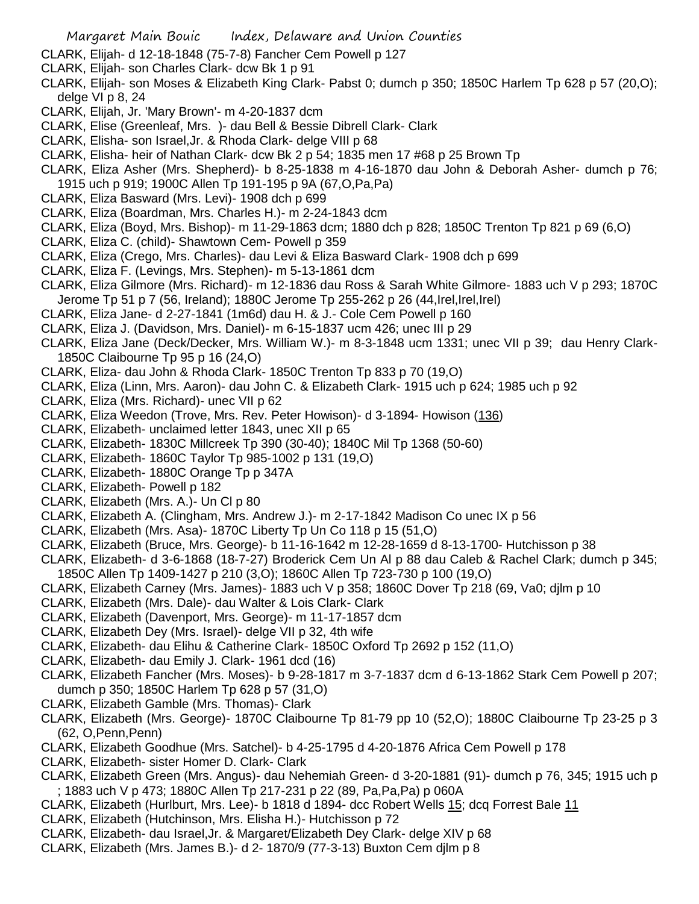CLARK, Elijah- d 12-18-1848 (75-7-8) Fancher Cem Powell p 127

CLARK, Elijah- son Charles Clark- dcw Bk 1 p 91

CLARK, Elijah- son Moses & Elizabeth King Clark- Pabst 0; dumch p 350; 1850C Harlem Tp 628 p 57 (20,O); delge VI p 8, 24

CLARK, Elijah, Jr. 'Mary Brown'- m 4-20-1837 dcm

CLARK, Elise (Greenleaf, Mrs. )- dau Bell & Bessie Dibrell Clark- Clark

CLARK, Elisha- son Israel,Jr. & Rhoda Clark- delge VIII p 68

CLARK, Elisha- heir of Nathan Clark- dcw Bk 2 p 54; 1835 men 17 #68 p 25 Brown Tp

CLARK, Eliza Asher (Mrs. Shepherd)- b 8-25-1838 m 4-16-1870 dau John & Deborah Asher- dumch p 76; 1915 uch p 919; 1900C Allen Tp 191-195 p 9A (67,O,Pa,Pa)

CLARK, Eliza Basward (Mrs. Levi)- 1908 dch p 699

CLARK, Eliza (Boardman, Mrs. Charles H.)- m 2-24-1843 dcm

CLARK, Eliza (Boyd, Mrs. Bishop)- m 11-29-1863 dcm; 1880 dch p 828; 1850C Trenton Tp 821 p 69 (6,O)

CLARK, Eliza C. (child)- Shawtown Cem- Powell p 359

CLARK, Eliza (Crego, Mrs. Charles)- dau Levi & Eliza Basward Clark- 1908 dch p 699

CLARK, Eliza F. (Levings, Mrs. Stephen)- m 5-13-1861 dcm

CLARK, Eliza Gilmore (Mrs. Richard)- m 12-1836 dau Ross & Sarah White Gilmore- 1883 uch V p 293; 1870C Jerome Tp 51 p 7 (56, Ireland); 1880C Jerome Tp 255-262 p 26 (44,Irel,Irel,Irel)

CLARK, Eliza Jane- d 2-27-1841 (1m6d) dau H. & J.- Cole Cem Powell p 160

CLARK, Eliza J. (Davidson, Mrs. Daniel)- m 6-15-1837 ucm 426; unec III p 29

CLARK, Eliza Jane (Deck/Decker, Mrs. William W.)- m 8-3-1848 ucm 1331; unec VII p 39; dau Henry Clark- 1850C Claibourne Tp 95 p 16 (24,O)

CLARK, Eliza- dau John & Rhoda Clark- 1850C Trenton Tp 833 p 70 (19,O)

CLARK, Eliza (Linn, Mrs. Aaron)- dau John C. & Elizabeth Clark- 1915 uch p 624; 1985 uch p 92

CLARK, Eliza (Mrs. Richard)- unec VII p 62

CLARK, Eliza Weedon (Trove, Mrs. Rev. Peter Howison)- d 3-1894- Howison (136)

CLARK, Elizabeth- unclaimed letter 1843, unec XII p 65

CLARK, Elizabeth- 1830C Millcreek Tp 390 (30-40); 1840C Mil Tp 1368 (50-60)

CLARK, Elizabeth- 1860C Taylor Tp 985-1002 p 131 (19,O)

CLARK, Elizabeth- 1880C Orange Tp p 347A

CLARK, Elizabeth- Powell p 182

CLARK, Elizabeth (Mrs. A.)- Un Cl p 80

CLARK, Elizabeth A. (Clingham, Mrs. Andrew J.)- m 2-17-1842 Madison Co unec IX p 56

CLARK, Elizabeth (Mrs. Asa)- 1870C Liberty Tp Un Co 118 p 15 (51,O)

CLARK, Elizabeth (Bruce, Mrs. George)- b 11-16-1642 m 12-28-1659 d 8-13-1700- Hutchisson p 38

CLARK, Elizabeth- d 3-6-1868 (18-7-27) Broderick Cem Un Al p 88 dau Caleb & Rachel Clark; dumch p 345; 1850C Allen Tp 1409-1427 p 210 (3,O); 1860C Allen Tp 723-730 p 100 (19,O)

CLARK, Elizabeth Carney (Mrs. James)- 1883 uch V p 358; 1860C Dover Tp 218 (69, Va0; djlm p 10

CLARK, Elizabeth (Mrs. Dale)- dau Walter & Lois Clark- Clark

CLARK, Elizabeth (Davenport, Mrs. George)- m 11-17-1857 dcm

CLARK, Elizabeth Dey (Mrs. Israel)- delge VII p 32, 4th wife

CLARK, Elizabeth- dau Elihu & Catherine Clark- 1850C Oxford Tp 2692 p 152 (11,O)

CLARK, Elizabeth- dau Emily J. Clark- 1961 dcd (16)

CLARK, Elizabeth Fancher (Mrs. Moses)- b 9-28-1817 m 3-7-1837 dcm d 6-13-1862 Stark Cem Powell p 207; dumch p 350; 1850C Harlem Tp 628 p 57 (31,O)

CLARK, Elizabeth Gamble (Mrs. Thomas)- Clark

CLARK, Elizabeth (Mrs. George)- 1870C Claibourne Tp 81-79 pp 10 (52,O); 1880C Claibourne Tp 23-25 p 3 (62, O,Penn,Penn)

CLARK, Elizabeth Goodhue (Mrs. Satchel)- b 4-25-1795 d 4-20-1876 Africa Cem Powell p 178

CLARK, Elizabeth- sister Homer D. Clark- Clark

CLARK, Elizabeth Green (Mrs. Angus)- dau Nehemiah Green- d 3-20-1881 (91)- dumch p 76, 345; 1915 uch p ; 1883 uch V p 473; 1880C Allen Tp 217-231 p 22 (89, Pa,Pa,Pa) p 060A

CLARK, Elizabeth (Hurlburt, Mrs. Lee)- b 1818 d 1894- dcc Robert Wells 15; dcq Forrest Bale 11

CLARK, Elizabeth (Hutchinson, Mrs. Elisha H.)- Hutchisson p 72

CLARK, Elizabeth- dau Israel,Jr. & Margaret/Elizabeth Dey Clark- delge XIV p 68

CLARK, Elizabeth (Mrs. James B.)- d 2- 1870/9 (77-3-13) Buxton Cem djlm p 8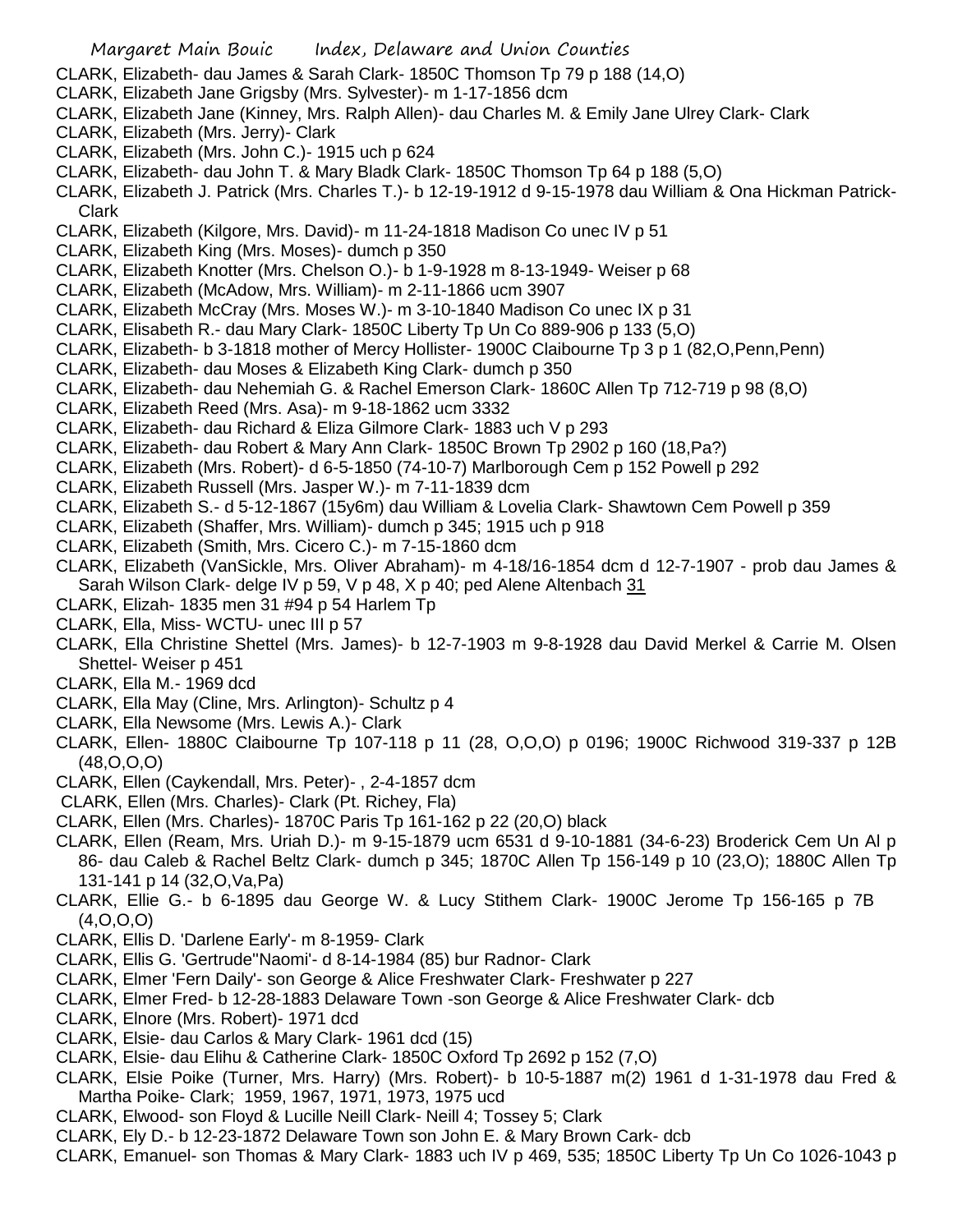CLARK, Elizabeth- dau James & Sarah Clark- 1850C Thomson Tp 79 p 188 (14,O)
CLARK, Elizabeth Jane Grigsby (Mrs. Sylvester)- m 1-17-1856 dcm
CLARK, Elizabeth Jane (Kinney, Mrs. Ralph Allen)- dau Charles M. & Emily Jane Ulrey Clark- Clark
CLARK, Elizabeth (Mrs. Jerry)- Clark
CLARK, Elizabeth (Mrs. John C.)- 1915 uch p 624
CLARK, Elizabeth- dau John T. & Mary Bladk Clark- 1850C Thomson Tp 64 p 188 (5,O)
CLARK, Elizabeth J. Patrick (Mrs. Charles T.)- b 12-19-1912 d 9-15-1978 dau William & Ona Hickman Patrick- Clark
CLARK, Elizabeth (Kilgore, Mrs. David)- m 11-24-1818 Madison Co unec IV p 51
CLARK, Elizabeth King (Mrs. Moses)- dumch p 350
CLARK, Elizabeth Knotter (Mrs. Chelson O.)- b 1-9-1928 m 8-13-1949- Weiser p 68
CLARK, Elizabeth (McAdow, Mrs. William)- m 2-11-1866 ucm 3907
CLARK, Elizabeth McCray (Mrs. Moses W.)- m 3-10-1840 Madison Co unec IX p 31
CLARK, Elisabeth R.- dau Mary Clark- 1850C Liberty Tp Un Co 889-906 p 133 (5,O)
CLARK, Elizabeth- b 3-1818 mother of Mercy Hollister- 1900C Claibourne Tp 3 p 1 (82,O,Penn,Penn)
CLARK, Elizabeth- dau Moses & Elizabeth King Clark- dumch p 350
CLARK, Elizabeth- dau Nehemiah G. & Rachel Emerson Clark- 1860C Allen Tp 712-719 p 98 (8,O)
CLARK, Elizabeth Reed (Mrs. Asa)- m 9-18-1862 ucm 3332
CLARK, Elizabeth- dau Richard & Eliza Gilmore Clark- 1883 uch V p 293
CLARK, Elizabeth- dau Robert & Mary Ann Clark- 1850C Brown Tp 2902 p 160 (18,Pa?)
CLARK, Elizabeth (Mrs. Robert)- d 6-5-1850 (74-10-7) Marlborough Cem p 152 Powell p 292
CLARK, Elizabeth Russell (Mrs. Jasper W.)- m 7-11-1839 dcm
CLARK, Elizabeth S.- d 5-12-1867 (15y6m) dau William & Lovelia Clark- Shawtown Cem Powell p 359
CLARK, Elizabeth (Shaffer, Mrs. William)- dumch p 345; 1915 uch p 918
CLARK, Elizabeth (Smith, Mrs. Cicero C.)- m 7-15-1860 dcm
CLARK, Elizabeth (VanSickle, Mrs. Oliver Abraham)- m 4-18/16-1854 dcm d 12-7-1907 - prob dau James & Sarah Wilson Clark- delge IV p 59, V p 48, X p 40; ped Alene Altenbach 31
CLARK, Elizah- 1835 men 31 #94 p 54 Harlem Tp
CLARK, Ella, Miss- WCTU- unec III p 57
CLARK, Ella Christine Shettel (Mrs. James)- b 12-7-1903 m 9-8-1928 dau David Merkel & Carrie M. Olsen Shettel- Weiser p 451
CLARK, Ella M.- 1969 dcd
CLARK, Ella May (Cline, Mrs. Arlington)- Schultz p 4
CLARK, Ella Newsome (Mrs. Lewis A.)- Clark
CLARK, Ellen- 1880C Claibourne Tp 107-118 p 11 (28, O,O,O) p 0196; 1900C Richwood 319-337 p 12B (48,O,O,O)
CLARK, Ellen (Caykendall, Mrs. Peter)- , 2-4-1857 dcm
CLARK, Ellen (Mrs. Charles)- Clark (Pt. Richey, Fla)
CLARK, Ellen (Mrs. Charles)- 1870C Paris Tp 161-162 p 22 (20,O) black
CLARK, Ellen (Ream, Mrs. Uriah D.)- m 9-15-1879 ucm 6531 d 9-10-1881 (34-6-23) Broderick Cem Un Al p 86- dau Caleb & Rachel Beltz Clark- dumch p 345; 1870C Allen Tp 156-149 p 10 (23,O); 1880C Allen Tp 131-141 p 14 (32,O,Va,Pa)
CLARK, Ellie G.- b 6-1895 dau George W. & Lucy Stithem Clark- 1900C Jerome Tp 156-165 p 7B (4,O,O,O)
CLARK, Ellis D. 'Darlene Early'- m 8-1959- Clark
CLARK, Ellis G. 'Gertrude''Naomi'- d 8-14-1984 (85) bur Radnor- Clark
CLARK, Elmer 'Fern Daily'- son George & Alice Freshwater Clark- Freshwater p 227
CLARK, Elmer Fred- b 12-28-1883 Delaware Town -son George & Alice Freshwater Clark- dcb
CLARK, Elnore (Mrs. Robert)- 1971 dcd
CLARK, Elsie- dau Carlos & Mary Clark- 1961 dcd (15)
CLARK, Elsie- dau Elihu & Catherine Clark- 1850C Oxford Tp 2692 p 152 (7,O)
CLARK, Elsie Poike (Turner, Mrs. Harry) (Mrs. Robert)- b 10-5-1887 m(2) 1961 d 1-31-1978 dau Fred & Martha Poike- Clark; 1959, 1967, 1971, 1973, 1975 ucd
CLARK, Elwood- son Floyd & Lucille Neill Clark- Neill 4; Tossey 5; Clark
CLARK, Ely D.- b 12-23-1872 Delaware Town son John E. & Mary Brown Cark- dcb
CLARK, Emanuel- son Thomas & Mary Clark- 1883 uch IV p 469, 535; 1850C Liberty Tp Un Co 1026-1043 p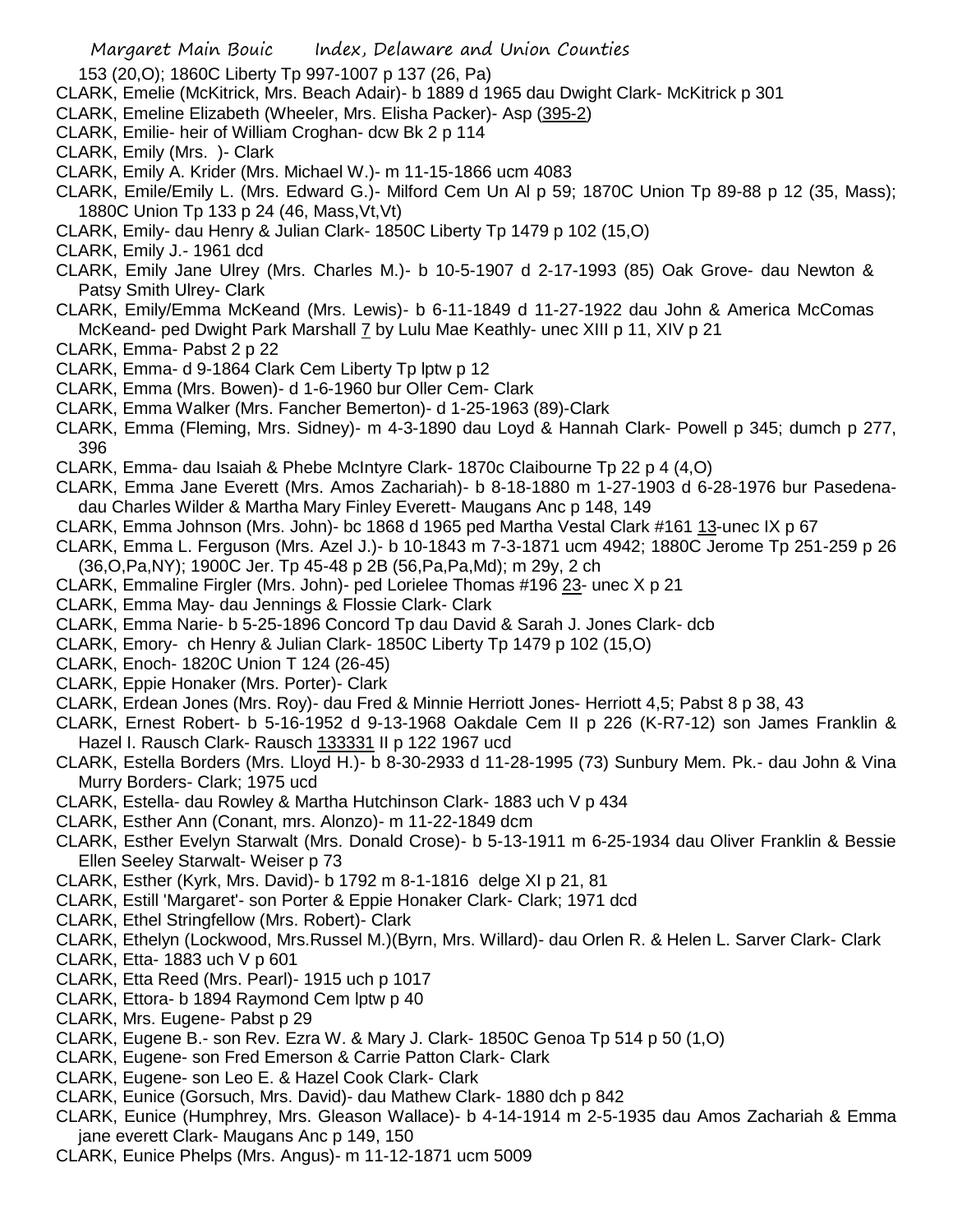153 (20,O); 1860C Liberty Tp 997-1007 p 137 (26, Pa)

CLARK, Emelie (McKitrick, Mrs. Beach Adair)- b 1889 d 1965 dau Dwight Clark- McKitrick p 301

CLARK, Emeline Elizabeth (Wheeler, Mrs. Elisha Packer)- Asp (395-2)

CLARK, Emilie- heir of William Croghan- dcw Bk 2 p 114

CLARK, Emily (Mrs. )- Clark

CLARK, Emily A. Krider (Mrs. Michael W.)- m 11-15-1866 ucm 4083

CLARK, Emile/Emily L. (Mrs. Edward G.)- Milford Cem Un Al p 59; 1870C Union Tp 89-88 p 12 (35, Mass); 1880C Union Tp 133 p 24 (46, Mass,Vt,Vt)

CLARK, Emily- dau Henry & Julian Clark- 1850C Liberty Tp 1479 p 102 (15,O)

CLARK, Emily J.- 1961 dcd

CLARK, Emily Jane Ulrey (Mrs. Charles M.)- b 10-5-1907 d 2-17-1993 (85) Oak Grove- dau Newton & Patsy Smith Ulrey- Clark

CLARK, Emily/Emma McKeand (Mrs. Lewis)- b 6-11-1849 d 11-27-1922 dau John & America McComas McKeand- ped Dwight Park Marshall 7 by Lulu Mae Keathly- unec XIII p 11, XIV p 21

CLARK, Emma- Pabst 2 p 22

CLARK, Emma- d 9-1864 Clark Cem Liberty Tp lptw p 12

CLARK, Emma (Mrs. Bowen)- d 1-6-1960 bur Oller Cem- Clark

CLARK, Emma Walker (Mrs. Fancher Bemerton)- d 1-25-1963 (89)-Clark

CLARK, Emma (Fleming, Mrs. Sidney)- m 4-3-1890 dau Loyd & Hannah Clark- Powell p 345; dumch p 277, 396

CLARK, Emma- dau Isaiah & Phebe McIntyre Clark- 1870c Claibourne Tp 22 p 4 (4,O)

CLARK, Emma Jane Everett (Mrs. Amos Zachariah)- b 8-18-1880 m 1-27-1903 d 6-28-1976 bur Pasedena- dau Charles Wilder & Martha Mary Finley Everett- Maugans Anc p 148, 149

CLARK, Emma Johnson (Mrs. John)- bc 1868 d 1965 ped Martha Vestal Clark #161 13-unec IX p 67

CLARK, Emma L. Ferguson (Mrs. Azel J.)- b 10-1843 m 7-3-1871 ucm 4942; 1880C Jerome Tp 251-259 p 26 (36,O,Pa,NY); 1900C Jer. Tp 45-48 p 2B (56,Pa,Pa,Md); m 29y, 2 ch

CLARK, Emmaline Firgler (Mrs. John)- ped Lorielee Thomas #196 23- unec X p 21

CLARK, Emma May- dau Jennings & Flossie Clark- Clark

CLARK, Emma Narie- b 5-25-1896 Concord Tp dau David & Sarah J. Jones Clark- dcb

CLARK, Emory- ch Henry & Julian Clark- 1850C Liberty Tp 1479 p 102 (15,O)

CLARK, Enoch- 1820C Union T 124 (26-45)

CLARK, Eppie Honaker (Mrs. Porter)- Clark

CLARK, Erdean Jones (Mrs. Roy)- dau Fred & Minnie Herriott Jones- Herriott 4,5; Pabst 8 p 38, 43

CLARK, Ernest Robert- b 5-16-1952 d 9-13-1968 Oakdale Cem II p 226 (K-R7-12) son James Franklin & Hazel I. Rausch Clark- Rausch 133331 II p 122 1967 ucd

CLARK, Estella Borders (Mrs. Lloyd H.)- b 8-30-2933 d 11-28-1995 (73) Sunbury Mem. Pk.- dau John & Vina Murry Borders- Clark; 1975 ucd

CLARK, Estella- dau Rowley & Martha Hutchinson Clark- 1883 uch V p 434

CLARK, Esther Ann (Conant, mrs. Alonzo)- m 11-22-1849 dcm

CLARK, Esther Evelyn Starwalt (Mrs. Donald Crose)- b 5-13-1911 m 6-25-1934 dau Oliver Franklin & Bessie Ellen Seeley Starwalt- Weiser p 73

CLARK, Esther (Kyrk, Mrs. David)- b 1792 m 8-1-1816 delge XI p 21, 81

CLARK, Estill 'Margaret'- son Porter & Eppie Honaker Clark- Clark; 1971 dcd

CLARK, Ethel Stringfellow (Mrs. Robert)- Clark

CLARK, Ethelyn (Lockwood, Mrs.Russel M.)(Byrn, Mrs. Willard)- dau Orlen R. & Helen L. Sarver Clark- Clark

CLARK, Etta- 1883 uch V p 601

CLARK, Etta Reed (Mrs. Pearl)- 1915 uch p 1017

CLARK, Ettora- b 1894 Raymond Cem lptw p 40

CLARK, Mrs. Eugene- Pabst p 29

CLARK, Eugene B.- son Rev. Ezra W. & Mary J. Clark- 1850C Genoa Tp 514 p 50 (1,O)

CLARK, Eugene- son Fred Emerson & Carrie Patton Clark- Clark

CLARK, Eugene- son Leo E. & Hazel Cook Clark- Clark

CLARK, Eunice (Gorsuch, Mrs. David)- dau Mathew Clark- 1880 dch p 842

CLARK, Eunice (Humphrey, Mrs. Gleason Wallace)- b 4-14-1914 m 2-5-1935 dau Amos Zachariah & Emma jane everett Clark- Maugans Anc p 149, 150

CLARK, Eunice Phelps (Mrs. Angus)- m 11-12-1871 ucm 5009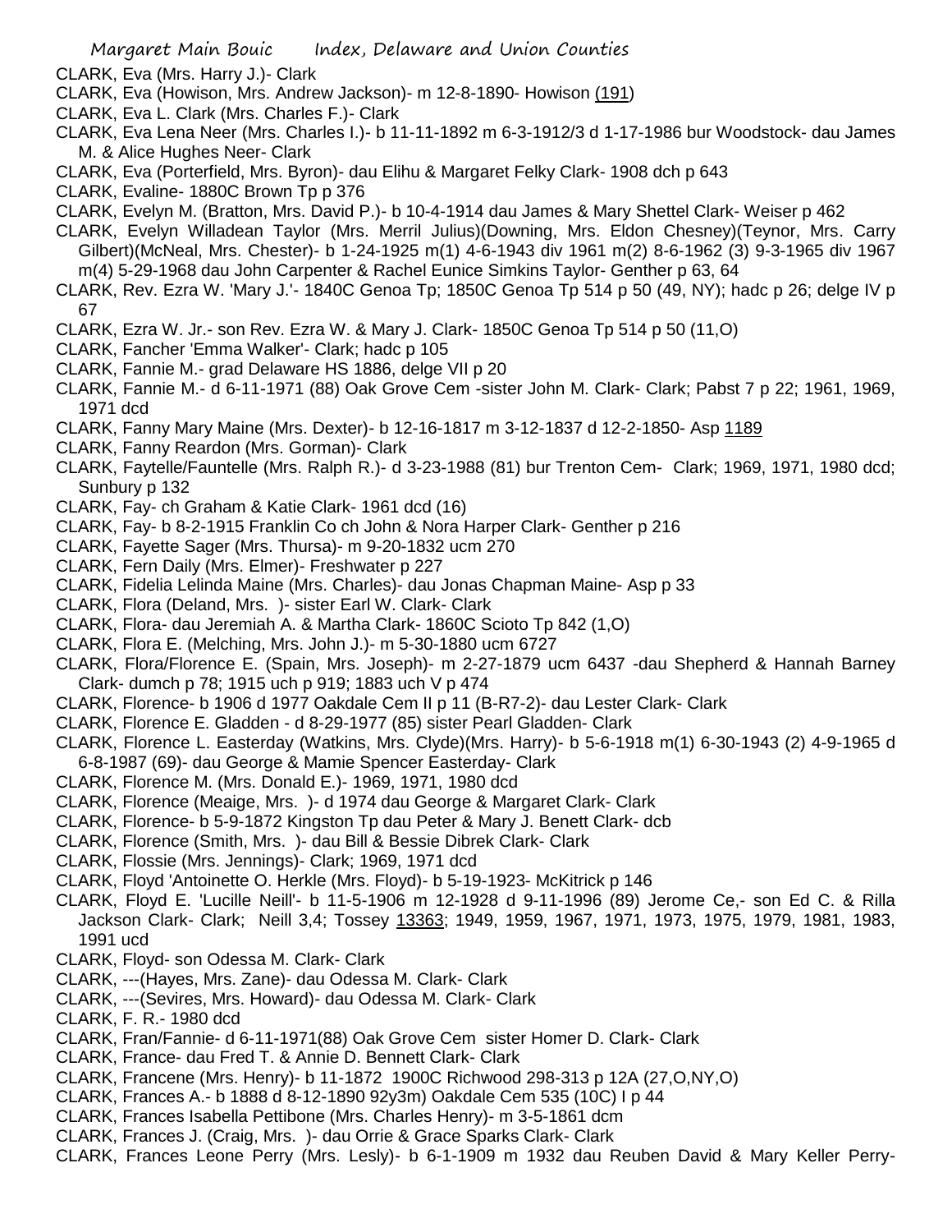CLARK, Eva (Mrs. Harry J.)- Clark

CLARK, Eva (Howison, Mrs. Andrew Jackson)- m 12-8-1890- Howison (191)

CLARK, Eva L. Clark (Mrs. Charles F.)- Clark

CLARK, Eva Lena Neer (Mrs. Charles I.)- b 11-11-1892 m 6-3-1912/3 d 1-17-1986 bur Woodstock- dau James M. & Alice Hughes Neer- Clark

CLARK, Eva (Porterfield, Mrs. Byron)- dau Elihu & Margaret Felky Clark- 1908 dch p 643

CLARK, Evaline- 1880C Brown Tp p 376

CLARK, Evelyn M. (Bratton, Mrs. David P.)- b 10-4-1914 dau James & Mary Shettel Clark- Weiser p 462

CLARK, Evelyn Willadean Taylor (Mrs. Merril Julius)(Downing, Mrs. Eldon Chesney)(Teynor, Mrs. Carry Gilbert)(McNeal, Mrs. Chester)- b 1-24-1925 m(1) 4-6-1943 div 1961 m(2) 8-6-1962 (3) 9-3-1965 div 1967 m(4) 5-29-1968 dau John Carpenter & Rachel Eunice Simkins Taylor- Genther p 63, 64

CLARK, Rev. Ezra W. 'Mary J.'- 1840C Genoa Tp; 1850C Genoa Tp 514 p 50 (49, NY); hadc p 26; delge IV p 67

CLARK, Ezra W. Jr.- son Rev. Ezra W. & Mary J. Clark- 1850C Genoa Tp 514 p 50 (11,O)

CLARK, Fancher 'Emma Walker'- Clark; hadc p 105

CLARK, Fannie M.- grad Delaware HS 1886, delge VII p 20

CLARK, Fannie M.- d 6-11-1971 (88) Oak Grove Cem -sister John M. Clark- Clark; Pabst 7 p 22; 1961, 1969, 1971 dcd

CLARK, Fanny Mary Maine (Mrs. Dexter)- b 12-16-1817 m 3-12-1837 d 12-2-1850- Asp 1189

CLARK, Fanny Reardon (Mrs. Gorman)- Clark

CLARK, Faytelle/Fauntelle (Mrs. Ralph R.)- d 3-23-1988 (81) bur Trenton Cem- Clark; 1969, 1971, 1980 dcd; Sunbury p 132

CLARK, Fay- ch Graham & Katie Clark- 1961 dcd (16)

CLARK, Fay- b 8-2-1915 Franklin Co ch John & Nora Harper Clark- Genther p 216

CLARK, Fayette Sager (Mrs. Thursa)- m 9-20-1832 ucm 270

CLARK, Fern Daily (Mrs. Elmer)- Freshwater p 227

CLARK, Fidelia Lelinda Maine (Mrs. Charles)- dau Jonas Chapman Maine- Asp p 33

CLARK, Flora (Deland, Mrs. )- sister Earl W. Clark- Clark

CLARK, Flora- dau Jeremiah A. & Martha Clark- 1860C Scioto Tp 842 (1,O)

CLARK, Flora E. (Melching, Mrs. John J.)- m 5-30-1880 ucm 6727

CLARK, Flora/Florence E. (Spain, Mrs. Joseph)- m 2-27-1879 ucm 6437 -dau Shepherd & Hannah Barney Clark- dumch p 78; 1915 uch p 919; 1883 uch V p 474

CLARK, Florence- b 1906 d 1977 Oakdale Cem II p 11 (B-R7-2)- dau Lester Clark- Clark

CLARK, Florence E. Gladden - d 8-29-1977 (85) sister Pearl Gladden- Clark

CLARK, Florence L. Easterday (Watkins, Mrs. Clyde)(Mrs. Harry)- b 5-6-1918 m(1) 6-30-1943 (2) 4-9-1965 d 6-8-1987 (69)- dau George & Mamie Spencer Easterday- Clark

CLARK, Florence M. (Mrs. Donald E.)- 1969, 1971, 1980 dcd

CLARK, Florence (Meaige, Mrs. )- d 1974 dau George & Margaret Clark- Clark

CLARK, Florence- b 5-9-1872 Kingston Tp dau Peter & Mary J. Benett Clark- dcb

CLARK, Florence (Smith, Mrs. )- dau Bill & Bessie Dibrek Clark- Clark

CLARK, Flossie (Mrs. Jennings)- Clark; 1969, 1971 dcd

CLARK, Floyd 'Antoinette O. Herkle (Mrs. Floyd)- b 5-19-1923- McKitrick p 146

CLARK, Floyd E. 'Lucille Neill'- b 11-5-1906 m 12-1928 d 9-11-1996 (89) Jerome Ce,- son Ed C. & Rilla Jackson Clark- Clark; Neill 3,4; Tossey 13363; 1949, 1959, 1967, 1971, 1973, 1975, 1979, 1981, 1983, 1991 ucd

CLARK, Floyd- son Odessa M. Clark- Clark

CLARK, ---(Hayes, Mrs. Zane)- dau Odessa M. Clark- Clark

CLARK, ---(Sevires, Mrs. Howard)- dau Odessa M. Clark- Clark

CLARK, F. R.- 1980 dcd

CLARK, Fran/Fannie- d 6-11-1971(88) Oak Grove Cem sister Homer D. Clark- Clark

CLARK, France- dau Fred T. & Annie D. Bennett Clark- Clark

CLARK, Francene (Mrs. Henry)- b 11-1872 1900C Richwood 298-313 p 12A (27,O,NY,O)

CLARK, Frances A.- b 1888 d 8-12-1890 92y3m) Oakdale Cem 535 (10C) I p 44

CLARK, Frances Isabella Pettibone (Mrs. Charles Henry)- m 3-5-1861 dcm

CLARK, Frances J. (Craig, Mrs. )- dau Orrie & Grace Sparks Clark- Clark

CLARK, Frances Leone Perry (Mrs. Lesly)- b 6-1-1909 m 1932 dau Reuben David & Mary Keller Perry-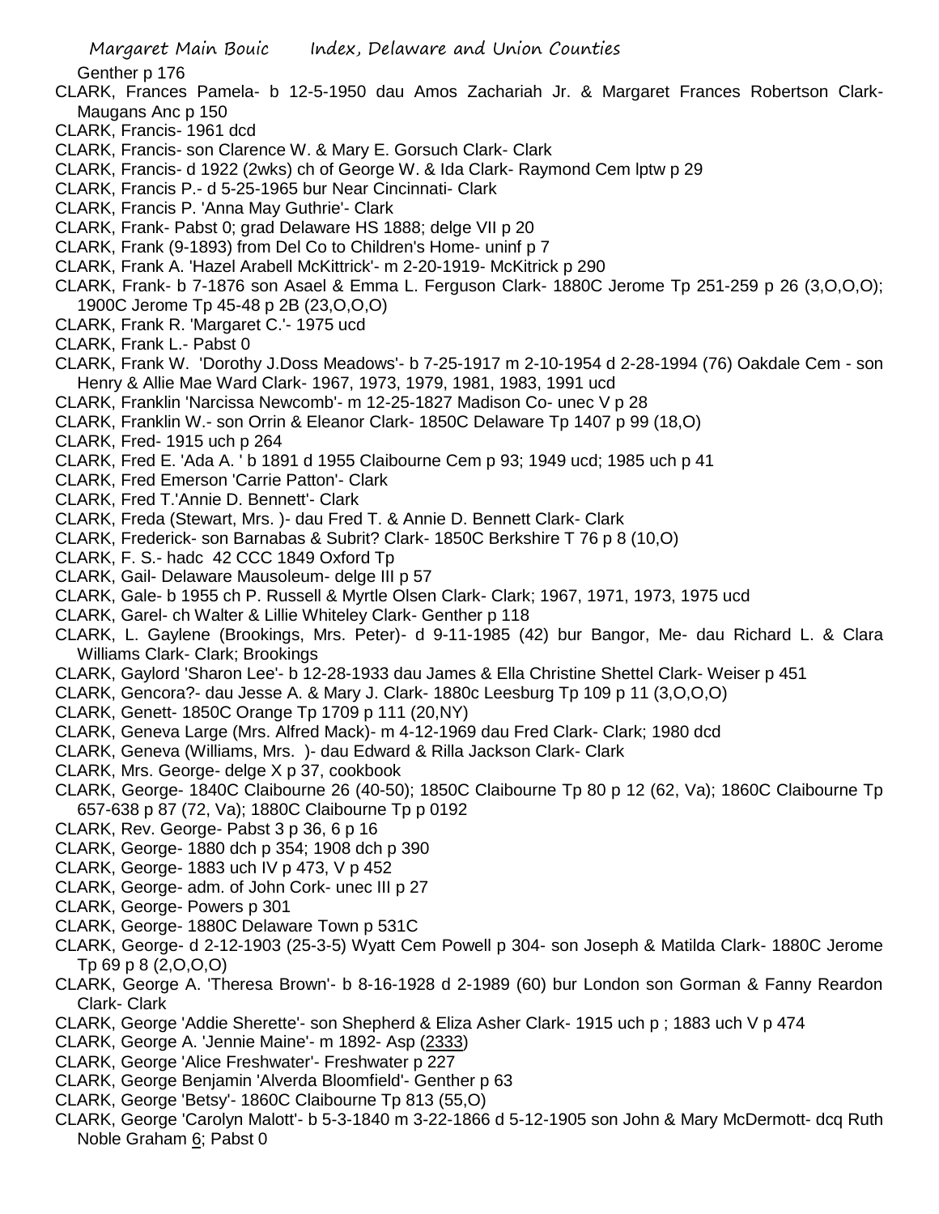Genther p 176

CLARK, Frances Pamela- b 12-5-1950 dau Amos Zachariah Jr. & Margaret Frances Robertson Clark- Maugans Anc p 150

CLARK, Francis- 1961 dcd

CLARK, Francis- son Clarence W. & Mary E. Gorsuch Clark- Clark

CLARK, Francis- d 1922 (2wks) ch of George W. & Ida Clark- Raymond Cem lptw p 29

CLARK, Francis P.- d 5-25-1965 bur Near Cincinnati- Clark

CLARK, Francis P. 'Anna May Guthrie'- Clark

CLARK, Frank- Pabst 0; grad Delaware HS 1888; delge VII p 20

CLARK, Frank (9-1893) from Del Co to Children's Home- uninf p 7

CLARK, Frank A. 'Hazel Arabell McKittrick'- m 2-20-1919- McKitrick p 290

CLARK, Frank- b 7-1876 son Asael & Emma L. Ferguson Clark- 1880C Jerome Tp 251-259 p 26 (3,O,O,O); 1900C Jerome Tp 45-48 p 2B (23,O,O,O)

CLARK, Frank R. 'Margaret C.'- 1975 ucd

CLARK, Frank L.- Pabst 0

CLARK, Frank W. 'Dorothy J.Doss Meadows'- b 7-25-1917 m 2-10-1954 d 2-28-1994 (76) Oakdale Cem - son Henry & Allie Mae Ward Clark- 1967, 1973, 1979, 1981, 1983, 1991 ucd

CLARK, Franklin 'Narcissa Newcomb'- m 12-25-1827 Madison Co- unec V p 28

CLARK, Franklin W.- son Orrin & Eleanor Clark- 1850C Delaware Tp 1407 p 99 (18,O)

CLARK, Fred- 1915 uch p 264

CLARK, Fred E. 'Ada A. ' b 1891 d 1955 Claibourne Cem p 93; 1949 ucd; 1985 uch p 41

CLARK, Fred Emerson 'Carrie Patton'- Clark

CLARK, Fred T.'Annie D. Bennett'- Clark

CLARK, Freda (Stewart, Mrs. )- dau Fred T. & Annie D. Bennett Clark- Clark

CLARK, Frederick- son Barnabas & Subrit? Clark- 1850C Berkshire T 76 p 8 (10,O)

CLARK, F. S.- hadc 42 CCC 1849 Oxford Tp

CLARK, Gail- Delaware Mausoleum- delge III p 57

CLARK, Gale- b 1955 ch P. Russell & Myrtle Olsen Clark- Clark; 1967, 1971, 1973, 1975 ucd

CLARK, Garel- ch Walter & Lillie Whiteley Clark- Genther p 118

CLARK, L. Gaylene (Brookings, Mrs. Peter)- d 9-11-1985 (42) bur Bangor, Me- dau Richard L. & Clara Williams Clark- Clark; Brookings

CLARK, Gaylord 'Sharon Lee'- b 12-28-1933 dau James & Ella Christine Shettel Clark- Weiser p 451

CLARK, Gencora?- dau Jesse A. & Mary J. Clark- 1880c Leesburg Tp 109 p 11 (3,O,O,O)

CLARK, Genett- 1850C Orange Tp 1709 p 111 (20,NY)

CLARK, Geneva Large (Mrs. Alfred Mack)- m 4-12-1969 dau Fred Clark- Clark; 1980 dcd

CLARK, Geneva (Williams, Mrs. )- dau Edward & Rilla Jackson Clark- Clark

CLARK, Mrs. George- delge X p 37, cookbook

CLARK, George- 1840C Claibourne 26 (40-50); 1850C Claibourne Tp 80 p 12 (62, Va); 1860C Claibourne Tp 657-638 p 87 (72, Va); 1880C Claibourne Tp p 0192

CLARK, Rev. George- Pabst 3 p 36, 6 p 16

CLARK, George- 1880 dch p 354; 1908 dch p 390

CLARK, George- 1883 uch IV p 473, V p 452

CLARK, George- adm. of John Cork- unec III p 27

CLARK, George- Powers p 301

CLARK, George- 1880C Delaware Town p 531C

CLARK, George- d 2-12-1903 (25-3-5) Wyatt Cem Powell p 304- son Joseph & Matilda Clark- 1880C Jerome Tp 69 p 8 (2,O,O,O)

CLARK, George A. 'Theresa Brown'- b 8-16-1928 d 2-1989 (60) bur London son Gorman & Fanny Reardon Clark- Clark

CLARK, George 'Addie Sherette'- son Shepherd & Eliza Asher Clark- 1915 uch p ; 1883 uch V p 474

CLARK, George A. 'Jennie Maine'- m 1892- Asp (2333)

CLARK, George 'Alice Freshwater'- Freshwater p 227

CLARK, George Benjamin 'Alverda Bloomfield'- Genther p 63

CLARK, George 'Betsy'- 1860C Claibourne Tp 813 (55,O)

CLARK, George 'Carolyn Malott'- b 5-3-1840 m 3-22-1866 d 5-12-1905 son John & Mary McDermott- dcq Ruth Noble Graham 6; Pabst 0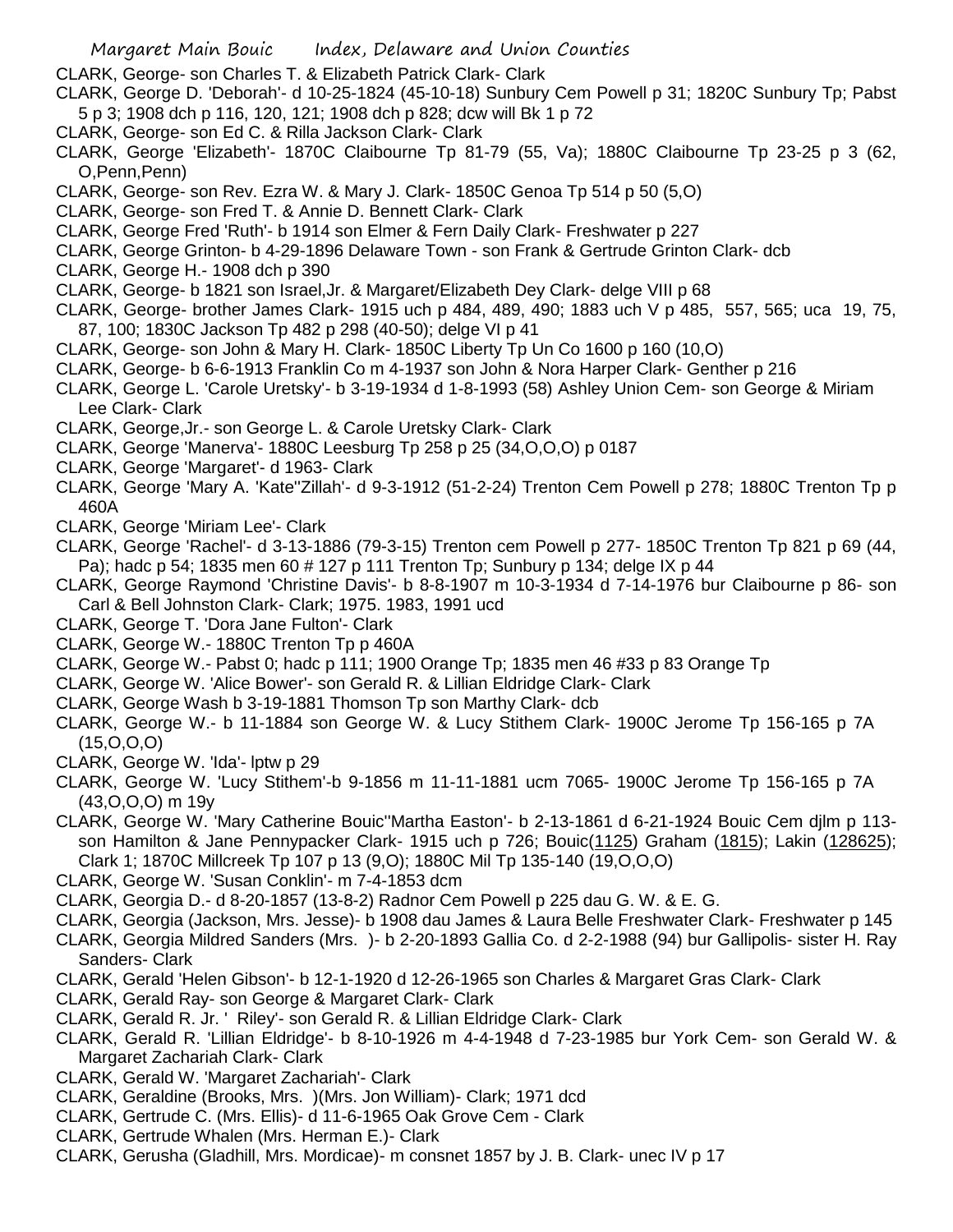CLARK, George- son Charles T. & Elizabeth Patrick Clark- Clark

CLARK, George D. 'Deborah'- d 10-25-1824 (45-10-18) Sunbury Cem Powell p 31; 1820C Sunbury Tp; Pabst 5 p 3; 1908 dch p 116, 120, 121; 1908 dch p 828; dcw will Bk 1 p 72

CLARK, George- son Ed C. & Rilla Jackson Clark- Clark

CLARK, George 'Elizabeth'- 1870C Claibourne Tp 81-79 (55, Va); 1880C Claibourne Tp 23-25 p 3 (62, O,Penn,Penn)

CLARK, George- son Rev. Ezra W. & Mary J. Clark- 1850C Genoa Tp 514 p 50 (5,O)

CLARK, George- son Fred T. & Annie D. Bennett Clark- Clark

CLARK, George Fred 'Ruth'- b 1914 son Elmer & Fern Daily Clark- Freshwater p 227

CLARK, George Grinton- b 4-29-1896 Delaware Town - son Frank & Gertrude Grinton Clark- dcb

CLARK, George H.- 1908 dch p 390

CLARK, George- b 1821 son Israel,Jr. & Margaret/Elizabeth Dey Clark- delge VIII p 68

CLARK, George- brother James Clark- 1915 uch p 484, 489, 490; 1883 uch V p 485, 557, 565; uca 19, 75, 87, 100; 1830C Jackson Tp 482 p 298 (40-50); delge VI p 41

CLARK, George- son John & Mary H. Clark- 1850C Liberty Tp Un Co 1600 p 160 (10,O)

CLARK, George- b 6-6-1913 Franklin Co m 4-1937 son John & Nora Harper Clark- Genther p 216

CLARK, George L. 'Carole Uretsky'- b 3-19-1934 d 1-8-1993 (58) Ashley Union Cem- son George & Miriam Lee Clark- Clark

CLARK, George,Jr.- son George L. & Carole Uretsky Clark- Clark

CLARK, George 'Manerva'- 1880C Leesburg Tp 258 p 25 (34,O,O,O) p 0187

CLARK, George 'Margaret'- d 1963- Clark

CLARK, George 'Mary A. 'Kate''Zillah'- d 9-3-1912 (51-2-24) Trenton Cem Powell p 278; 1880C Trenton Tp p 460A

CLARK, George 'Miriam Lee'- Clark

CLARK, George 'Rachel'- d 3-13-1886 (79-3-15) Trenton cem Powell p 277- 1850C Trenton Tp 821 p 69 (44, Pa); hadc p 54; 1835 men 60 # 127 p 111 Trenton Tp; Sunbury p 134; delge IX p 44

CLARK, George Raymond 'Christine Davis'- b 8-8-1907 m 10-3-1934 d 7-14-1976 bur Claibourne p 86- son Carl & Bell Johnston Clark- Clark; 1975. 1983, 1991 ucd

CLARK, George T. 'Dora Jane Fulton'- Clark

CLARK, George W.- 1880C Trenton Tp p 460A

CLARK, George W.- Pabst 0; hadc p 111; 1900 Orange Tp; 1835 men 46 #33 p 83 Orange Tp

CLARK, George W. 'Alice Bower'- son Gerald R. & Lillian Eldridge Clark- Clark

CLARK, George Wash b 3-19-1881 Thomson Tp son Marthy Clark- dcb

CLARK, George W.- b 11-1884 son George W. & Lucy Stithem Clark- 1900C Jerome Tp 156-165 p 7A (15,O,O,O)

CLARK, George W. 'Ida'- lptw p 29

CLARK, George W. 'Lucy Stithem'-b 9-1856 m 11-11-1881 ucm 7065- 1900C Jerome Tp 156-165 p 7A (43,O,O,O) m 19y

CLARK, George W. 'Mary Catherine Bouic''Martha Easton'- b 2-13-1861 d 6-21-1924 Bouic Cem djlm p 113- son Hamilton & Jane Pennypacker Clark- 1915 uch p 726; Bouic(1125) Graham (1815); Lakin (128625); Clark 1; 1870C Millcreek Tp 107 p 13 (9,O); 1880C Mil Tp 135-140 (19,O,O,O)

CLARK, George W. 'Susan Conklin'- m 7-4-1853 dcm

CLARK, Georgia D.- d 8-20-1857 (13-8-2) Radnor Cem Powell p 225 dau G. W. & E. G.

CLARK, Georgia (Jackson, Mrs. Jesse)- b 1908 dau James & Laura Belle Freshwater Clark- Freshwater p 145

CLARK, Georgia Mildred Sanders (Mrs. )- b 2-20-1893 Gallia Co. d 2-2-1988 (94) bur Gallipolis- sister H. Ray Sanders- Clark

CLARK, Gerald 'Helen Gibson'- b 12-1-1920 d 12-26-1965 son Charles & Margaret Gras Clark- Clark

CLARK, Gerald Ray- son George & Margaret Clark- Clark

CLARK, Gerald R. Jr. ' Riley'- son Gerald R. & Lillian Eldridge Clark- Clark

CLARK, Gerald R. 'Lillian Eldridge'- b 8-10-1926 m 4-4-1948 d 7-23-1985 bur York Cem- son Gerald W. & Margaret Zachariah Clark- Clark

CLARK, Gerald W. 'Margaret Zachariah'- Clark

CLARK, Geraldine (Brooks, Mrs. )(Mrs. Jon William)- Clark; 1971 dcd

CLARK, Gertrude C. (Mrs. Ellis)- d 11-6-1965 Oak Grove Cem - Clark

CLARK, Gertrude Whalen (Mrs. Herman E.)- Clark

CLARK, Gerusha (Gladhill, Mrs. Mordicae)- m consnet 1857 by J. B. Clark- unec IV p 17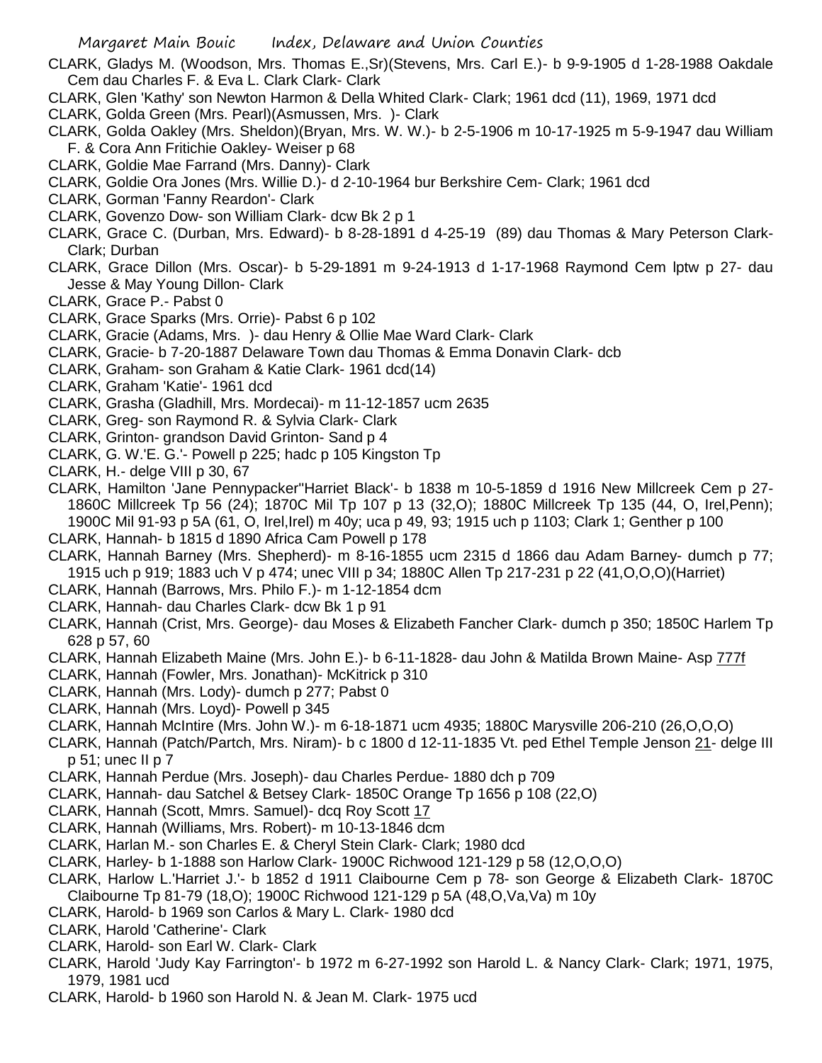CLARK, Gladys M. (Woodson, Mrs. Thomas E.,Sr)(Stevens, Mrs. Carl E.)- b 9-9-1905 d 1-28-1988 Oakdale Cem dau Charles F. & Eva L. Clark Clark- Clark

CLARK, Glen 'Kathy' son Newton Harmon & Della Whited Clark- Clark; 1961 dcd (11), 1969, 1971 dcd

CLARK, Golda Green (Mrs. Pearl)(Asmussen, Mrs. )- Clark

CLARK, Golda Oakley (Mrs. Sheldon)(Bryan, Mrs. W. W.)- b 2-5-1906 m 10-17-1925 m 5-9-1947 dau William F. & Cora Ann Fritichie Oakley- Weiser p 68

CLARK, Goldie Mae Farrand (Mrs. Danny)- Clark

CLARK, Goldie Ora Jones (Mrs. Willie D.)- d 2-10-1964 bur Berkshire Cem- Clark; 1961 dcd

CLARK, Gorman 'Fanny Reardon'- Clark

CLARK, Govenzo Dow- son William Clark- dcw Bk 2 p 1

CLARK, Grace C. (Durban, Mrs. Edward)- b 8-28-1891 d 4-25-19 (89) dau Thomas & Mary Peterson Clark- Clark; Durban

CLARK, Grace Dillon (Mrs. Oscar)- b 5-29-1891 m 9-24-1913 d 1-17-1968 Raymond Cem lptw p 27- dau Jesse & May Young Dillon- Clark

CLARK, Grace P.- Pabst 0

CLARK, Grace Sparks (Mrs. Orrie)- Pabst 6 p 102

CLARK, Gracie (Adams, Mrs. )- dau Henry & Ollie Mae Ward Clark- Clark

CLARK, Gracie- b 7-20-1887 Delaware Town dau Thomas & Emma Donavin Clark- dcb

CLARK, Graham- son Graham & Katie Clark- 1961 dcd(14)

CLARK, Graham 'Katie'- 1961 dcd

CLARK, Grasha (Gladhill, Mrs. Mordecai)- m 11-12-1857 ucm 2635

CLARK, Greg- son Raymond R. & Sylvia Clark- Clark

CLARK, Grinton- grandson David Grinton- Sand p 4

CLARK, G. W.'E. G.'- Powell p 225; hadc p 105 Kingston Tp

CLARK, H.- delge VIII p 30, 67

CLARK, Hamilton 'Jane Pennypacker''Harriet Black'- b 1838 m 10-5-1859 d 1916 New Millcreek Cem p 27- 1860C Millcreek Tp 56 (24); 1870C Mil Tp 107 p 13 (32,O); 1880C Millcreek Tp 135 (44, O, Irel,Penn); 1900C Mil 91-93 p 5A (61, O, Irel,Irel) m 40y; uca p 49, 93; 1915 uch p 1103; Clark 1; Genther p 100

CLARK, Hannah- b 1815 d 1890 Africa Cam Powell p 178

CLARK, Hannah Barney (Mrs. Shepherd)- m 8-16-1855 ucm 2315 d 1866 dau Adam Barney- dumch p 77; 1915 uch p 919; 1883 uch V p 474; unec VIII p 34; 1880C Allen Tp 217-231 p 22 (41,O,O,O)(Harriet)

CLARK, Hannah (Barrows, Mrs. Philo F.)- m 1-12-1854 dcm

CLARK, Hannah- dau Charles Clark- dcw Bk 1 p 91

CLARK, Hannah (Crist, Mrs. George)- dau Moses & Elizabeth Fancher Clark- dumch p 350; 1850C Harlem Tp 628 p 57, 60

CLARK, Hannah Elizabeth Maine (Mrs. John E.)- b 6-11-1828- dau John & Matilda Brown Maine- Asp 777f

CLARK, Hannah (Fowler, Mrs. Jonathan)- McKitrick p 310

CLARK, Hannah (Mrs. Lody)- dumch p 277; Pabst 0

CLARK, Hannah (Mrs. Loyd)- Powell p 345

CLARK, Hannah McIntire (Mrs. John W.)- m 6-18-1871 ucm 4935; 1880C Marysville 206-210 (26,O,O,O)

CLARK, Hannah (Patch/Partch, Mrs. Niram)- b c 1800 d 12-11-1835 Vt. ped Ethel Temple Jenson 21- delge III p 51; unec II p 7

CLARK, Hannah Perdue (Mrs. Joseph)- dau Charles Perdue- 1880 dch p 709

CLARK, Hannah- dau Satchel & Betsey Clark- 1850C Orange Tp 1656 p 108 (22,O)

CLARK, Hannah (Scott, Mmrs. Samuel)- dcq Roy Scott 17

CLARK, Hannah (Williams, Mrs. Robert)- m 10-13-1846 dcm

CLARK, Harlan M.- son Charles E. & Cheryl Stein Clark- Clark; 1980 dcd

CLARK, Harley- b 1-1888 son Harlow Clark- 1900C Richwood 121-129 p 58 (12,O,O,O)

CLARK, Harlow L.'Harriet J.'- b 1852 d 1911 Claibourne Cem p 78- son George & Elizabeth Clark- 1870C Claibourne Tp 81-79 (18,O); 1900C Richwood 121-129 p 5A (48,O,Va,Va) m 10y

CLARK, Harold- b 1969 son Carlos & Mary L. Clark- 1980 dcd

CLARK, Harold 'Catherine'- Clark

CLARK, Harold- son Earl W. Clark- Clark

CLARK, Harold 'Judy Kay Farrington'- b 1972 m 6-27-1992 son Harold L. & Nancy Clark- Clark; 1971, 1975, 1979, 1981 ucd

CLARK, Harold- b 1960 son Harold N. & Jean M. Clark- 1975 ucd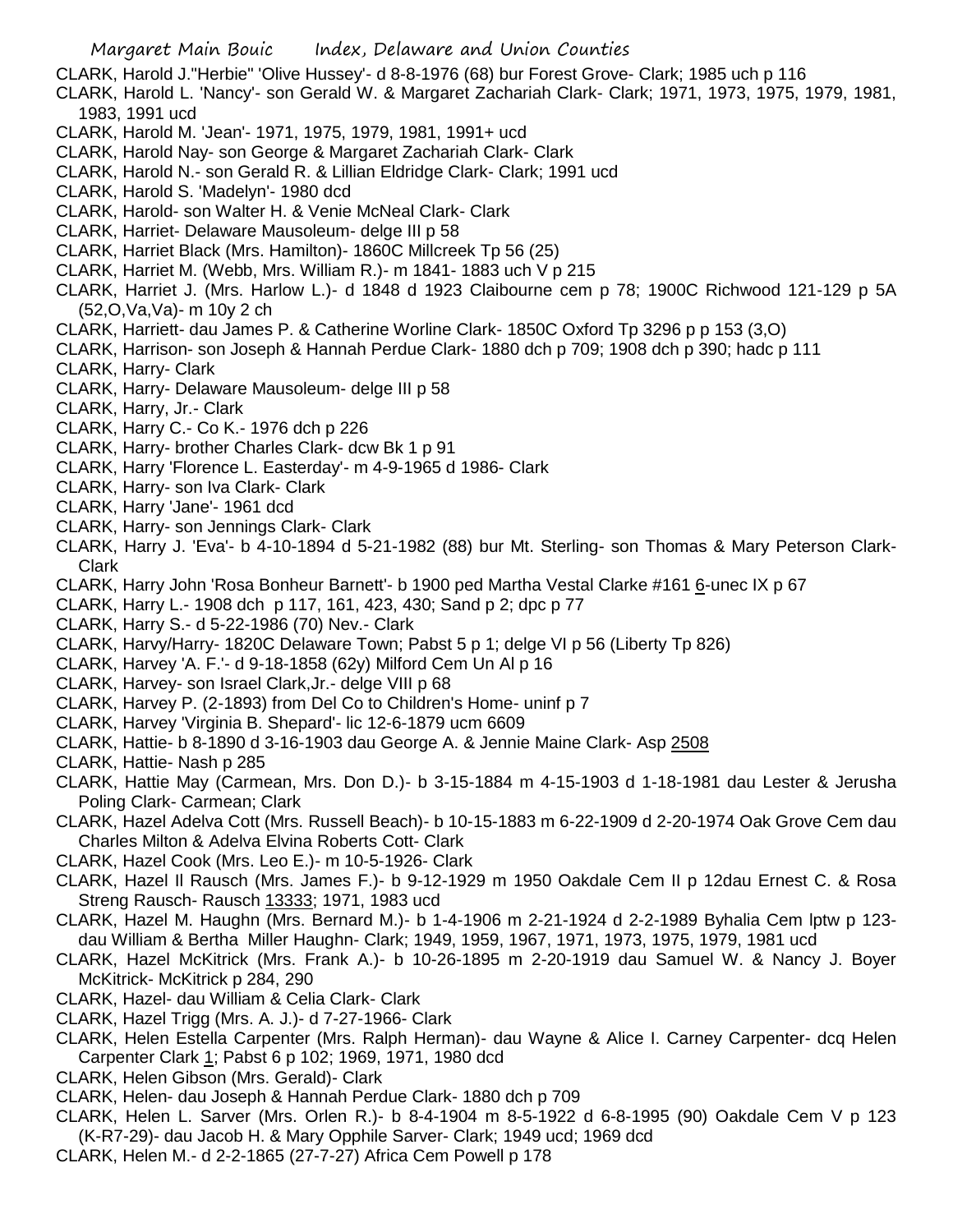CLARK, Harold J."Herbie" 'Olive Hussey'- d 8-8-1976 (68) bur Forest Grove- Clark; 1985 uch p 116

CLARK, Harold L. 'Nancy'- son Gerald W. & Margaret Zachariah Clark- Clark; 1971, 1973, 1975, 1979, 1981, 1983, 1991 ucd

CLARK, Harold M. 'Jean'- 1971, 1975, 1979, 1981, 1991+ ucd

CLARK, Harold Nay- son George & Margaret Zachariah Clark- Clark

CLARK, Harold N.- son Gerald R. & Lillian Eldridge Clark- Clark; 1991 ucd

CLARK, Harold S. 'Madelyn'- 1980 dcd

CLARK, Harold- son Walter H. & Venie McNeal Clark- Clark

CLARK, Harriet- Delaware Mausoleum- delge III p 58

CLARK, Harriet Black (Mrs. Hamilton)- 1860C Millcreek Tp 56 (25)

CLARK, Harriet M. (Webb, Mrs. William R.)- m 1841- 1883 uch V p 215

CLARK, Harriet J. (Mrs. Harlow L.)- d 1848 d 1923 Claibourne cem p 78; 1900C Richwood 121-129 p 5A (52,O,Va,Va)- m 10y 2 ch

CLARK, Harriett- dau James P. & Catherine Worline Clark- 1850C Oxford Tp 3296 p p 153 (3,O)

CLARK, Harrison- son Joseph & Hannah Perdue Clark- 1880 dch p 709; 1908 dch p 390; hadc p 111

CLARK, Harry- Clark

CLARK, Harry- Delaware Mausoleum- delge III p 58

CLARK, Harry, Jr.- Clark

CLARK, Harry C.- Co K.- 1976 dch p 226

CLARK, Harry- brother Charles Clark- dcw Bk 1 p 91

CLARK, Harry 'Florence L. Easterday'- m 4-9-1965 d 1986- Clark

CLARK, Harry- son Iva Clark- Clark

CLARK, Harry 'Jane'- 1961 dcd

CLARK, Harry- son Jennings Clark- Clark

CLARK, Harry J. 'Eva'- b 4-10-1894 d 5-21-1982 (88) bur Mt. Sterling- son Thomas & Mary Peterson Clark- Clark

CLARK, Harry John 'Rosa Bonheur Barnett'- b 1900 ped Martha Vestal Clarke #161 6-unec IX p 67

CLARK, Harry L.- 1908 dch p 117, 161, 423, 430; Sand p 2; dpc p 77

CLARK, Harry S.- d 5-22-1986 (70) Nev.- Clark

CLARK, Harvy/Harry- 1820C Delaware Town; Pabst 5 p 1; delge VI p 56 (Liberty Tp 826)

CLARK, Harvey 'A. F.'- d 9-18-1858 (62y) Milford Cem Un Al p 16

CLARK, Harvey- son Israel Clark,Jr.- delge VIII p 68

CLARK, Harvey P. (2-1893) from Del Co to Children's Home- uninf p 7

CLARK, Harvey 'Virginia B. Shepard'- lic 12-6-1879 ucm 6609

CLARK, Hattie- b 8-1890 d 3-16-1903 dau George A. & Jennie Maine Clark- Asp 2508

CLARK, Hattie- Nash p 285

CLARK, Hattie May (Carmean, Mrs. Don D.)- b 3-15-1884 m 4-15-1903 d 1-18-1981 dau Lester & Jerusha Poling Clark- Carmean; Clark

CLARK, Hazel Adelva Cott (Mrs. Russell Beach)- b 10-15-1883 m 6-22-1909 d 2-20-1974 Oak Grove Cem dau Charles Milton & Adelva Elvina Roberts Cott- Clark

CLARK, Hazel Cook (Mrs. Leo E.)- m 10-5-1926- Clark

CLARK, Hazel Il Rausch (Mrs. James F.)- b 9-12-1929 m 1950 Oakdale Cem II p 12dau Ernest C. & Rosa Streng Rausch- Rausch 13333; 1971, 1983 ucd

CLARK, Hazel M. Haughn (Mrs. Bernard M.)- b 1-4-1906 m 2-21-1924 d 2-2-1989 Byhalia Cem lptw p 123- dau William & Bertha Miller Haughn- Clark; 1949, 1959, 1967, 1971, 1973, 1975, 1979, 1981 ucd

CLARK, Hazel McKitrick (Mrs. Frank A.)- b 10-26-1895 m 2-20-1919 dau Samuel W. & Nancy J. Boyer McKitrick- McKitrick p 284, 290

CLARK, Hazel- dau William & Celia Clark- Clark

CLARK, Hazel Trigg (Mrs. A. J.)- d 7-27-1966- Clark

CLARK, Helen Estella Carpenter (Mrs. Ralph Herman)- dau Wayne & Alice I. Carney Carpenter- dcq Helen Carpenter Clark 1; Pabst 6 p 102; 1969, 1971, 1980 dcd

CLARK, Helen Gibson (Mrs. Gerald)- Clark

CLARK, Helen- dau Joseph & Hannah Perdue Clark- 1880 dch p 709

CLARK, Helen L. Sarver (Mrs. Orlen R.)- b 8-4-1904 m 8-5-1922 d 6-8-1995 (90) Oakdale Cem V p 123 (K-R7-29)- dau Jacob H. & Mary Opphile Sarver- Clark; 1949 ucd; 1969 dcd

CLARK, Helen M.- d 2-2-1865 (27-7-27) Africa Cem Powell p 178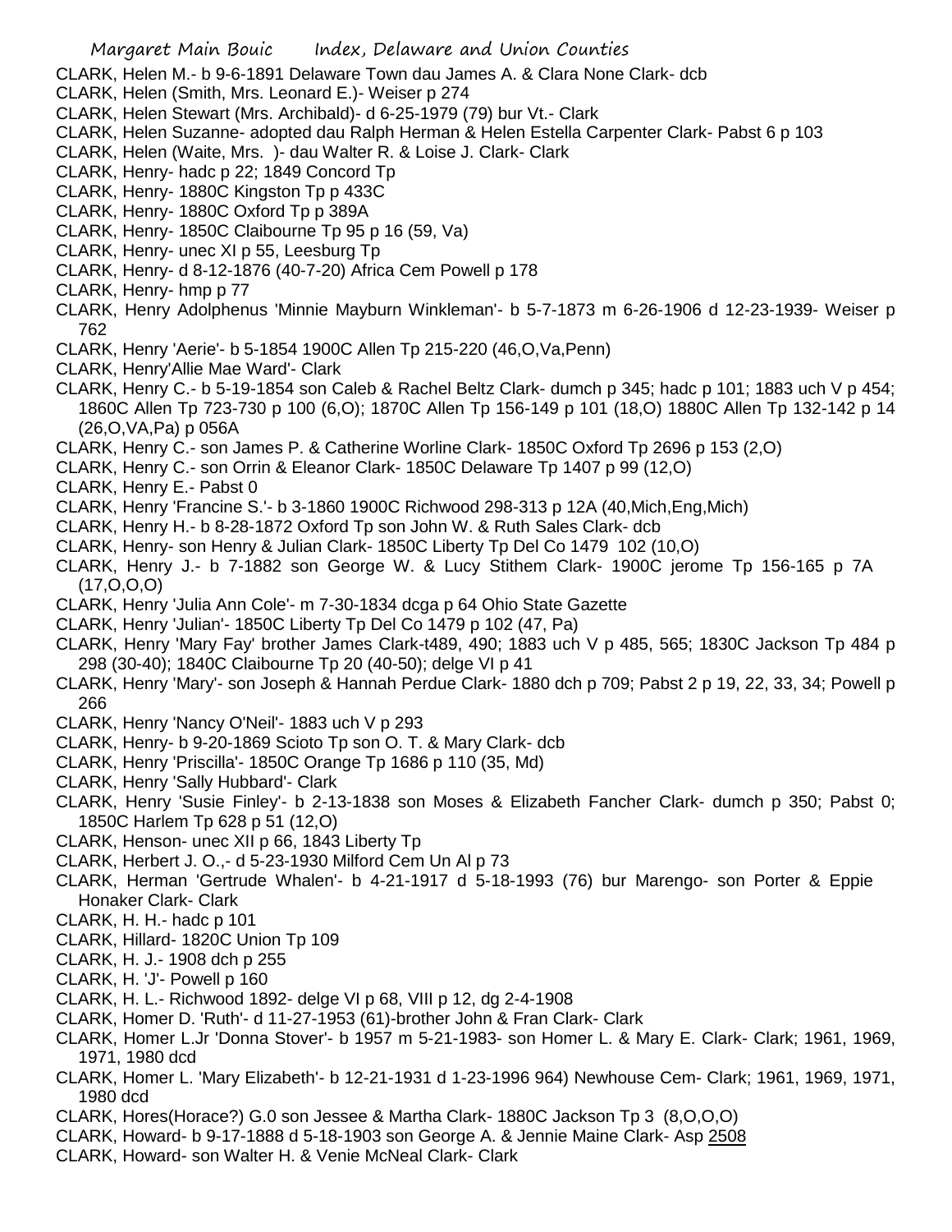CLARK, Helen M.- b 9-6-1891 Delaware Town dau James A. & Clara None Clark- dcb
CLARK, Helen (Smith, Mrs. Leonard E.)- Weiser p 274
CLARK, Helen Stewart (Mrs. Archibald)- d 6-25-1979 (79) bur Vt.- Clark
CLARK, Helen Suzanne- adopted dau Ralph Herman & Helen Estella Carpenter Clark- Pabst 6 p 103
CLARK, Helen (Waite, Mrs. )- dau Walter R. & Loise J. Clark- Clark
CLARK, Henry- hadc p 22; 1849 Concord Tp
CLARK, Henry- 1880C Kingston Tp p 433C
CLARK, Henry- 1880C Oxford Tp p 389A
CLARK, Henry- 1850C Claibourne Tp 95 p 16 (59, Va)
CLARK, Henry- unec XI p 55, Leesburg Tp
CLARK, Henry- d 8-12-1876 (40-7-20) Africa Cem Powell p 178
CLARK, Henry- hmp p 77
CLARK, Henry Adolphenus 'Minnie Mayburn Winkleman'- b 5-7-1873 m 6-26-1906 d 12-23-1939- Weiser p 762
CLARK, Henry 'Aerie'- b 5-1854 1900C Allen Tp 215-220 (46,O,Va,Penn)
CLARK, Henry'Allie Mae Ward'- Clark
CLARK, Henry C.- b 5-19-1854 son Caleb & Rachel Beltz Clark- dumch p 345; hadc p 101; 1883 uch V p 454; 1860C Allen Tp 723-730 p 100 (6,O); 1870C Allen Tp 156-149 p 101 (18,O) 1880C Allen Tp 132-142 p 14 (26,O,VA,Pa) p 056A
CLARK, Henry C.- son James P. & Catherine Worline Clark- 1850C Oxford Tp 2696 p 153 (2,O)
CLARK, Henry C.- son Orrin & Eleanor Clark- 1850C Delaware Tp 1407 p 99 (12,O)
CLARK, Henry E.- Pabst 0
CLARK, Henry 'Francine S.'- b 3-1860 1900C Richwood 298-313 p 12A (40,Mich,Eng,Mich)
CLARK, Henry H.- b 8-28-1872 Oxford Tp son John W. & Ruth Sales Clark- dcb
CLARK, Henry- son Henry & Julian Clark- 1850C Liberty Tp Del Co 1479 102 (10,O)
CLARK, Henry J.- b 7-1882 son George W. & Lucy Stithem Clark- 1900C jerome Tp 156-165 p 7A (17,O,O,O)
CLARK, Henry 'Julia Ann Cole'- m 7-30-1834 dcga p 64 Ohio State Gazette
CLARK, Henry 'Julian'- 1850C Liberty Tp Del Co 1479 p 102 (47, Pa)
CLARK, Henry 'Mary Fay' brother James Clark-t489, 490; 1883 uch V p 485, 565; 1830C Jackson Tp 484 p 298 (30-40); 1840C Claibourne Tp 20 (40-50); delge VI p 41
CLARK, Henry 'Mary'- son Joseph & Hannah Perdue Clark- 1880 dch p 709; Pabst 2 p 19, 22, 33, 34; Powell p 266
CLARK, Henry 'Nancy O'Neil'- 1883 uch V p 293
CLARK, Henry- b 9-20-1869 Scioto Tp son O. T. & Mary Clark- dcb
CLARK, Henry 'Priscilla'- 1850C Orange Tp 1686 p 110 (35, Md)
CLARK, Henry 'Sally Hubbard'- Clark
CLARK, Henry 'Susie Finley'- b 2-13-1838 son Moses & Elizabeth Fancher Clark- dumch p 350; Pabst 0; 1850C Harlem Tp 628 p 51 (12,O)
CLARK, Henson- unec XII p 66, 1843 Liberty Tp
CLARK, Herbert J. O.,- d 5-23-1930 Milford Cem Un Al p 73
CLARK, Herman 'Gertrude Whalen'- b 4-21-1917 d 5-18-1993 (76) bur Marengo- son Porter & Eppie Honaker Clark- Clark
CLARK, H. H.- hadc p 101
CLARK, Hillard- 1820C Union Tp 109
CLARK, H. J.- 1908 dch p 255
CLARK, H. 'J'- Powell p 160
CLARK, H. L.- Richwood 1892- delge VI p 68, VIII p 12, dg 2-4-1908
CLARK, Homer D. 'Ruth'- d 11-27-1953 (61)-brother John & Fran Clark- Clark
CLARK, Homer L.Jr 'Donna Stover'- b 1957 m 5-21-1983- son Homer L. & Mary E. Clark- Clark; 1961, 1969, 1971, 1980 dcd
CLARK, Homer L. 'Mary Elizabeth'- b 12-21-1931 d 1-23-1996 964) Newhouse Cem- Clark; 1961, 1969, 1971, 1980 dcd
CLARK, Hores(Horace?) G.0 son Jessee & Martha Clark- 1880C Jackson Tp 3 (8,O,O,O)
CLARK, Howard- b 9-17-1888 d 5-18-1903 son George A. & Jennie Maine Clark- Asp 2508
CLARK, Howard- son Walter H. & Venie McNeal Clark- Clark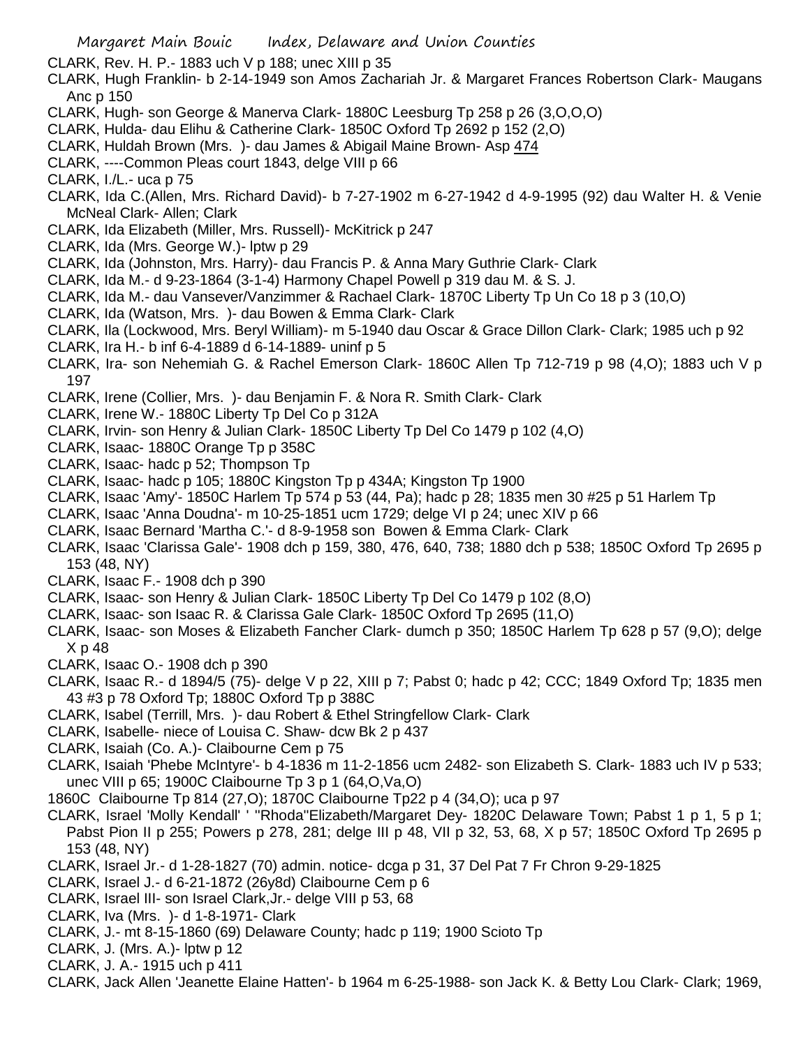CLARK, Rev. H. P.- 1883 uch V p 188; unec XIII p 35

CLARK, Hugh Franklin- b 2-14-1949 son Amos Zachariah Jr. & Margaret Frances Robertson Clark- Maugans Anc p 150

CLARK, Hugh- son George & Manerva Clark- 1880C Leesburg Tp 258 p 26 (3,O,O,O)

CLARK, Hulda- dau Elihu & Catherine Clark- 1850C Oxford Tp 2692 p 152 (2,O)

CLARK, Huldah Brown (Mrs. )- dau James & Abigail Maine Brown- Asp 474

CLARK, ----Common Pleas court 1843, delge VIII p 66

CLARK, I./L.- uca p 75

CLARK, Ida C.(Allen, Mrs. Richard David)- b 7-27-1902 m 6-27-1942 d 4-9-1995 (92) dau Walter H. & Venie McNeal Clark- Allen; Clark

CLARK, Ida Elizabeth (Miller, Mrs. Russell)- McKitrick p 247

CLARK, Ida (Mrs. George W.)- lptw p 29

CLARK, Ida (Johnston, Mrs. Harry)- dau Francis P. & Anna Mary Guthrie Clark- Clark

CLARK, Ida M.- d 9-23-1864 (3-1-4) Harmony Chapel Powell p 319 dau M. & S. J.

CLARK, Ida M.- dau Vansever/Vanzimmer & Rachael Clark- 1870C Liberty Tp Un Co 18 p 3 (10,O)

CLARK, Ida (Watson, Mrs. )- dau Bowen & Emma Clark- Clark

CLARK, Ila (Lockwood, Mrs. Beryl William)- m 5-1940 dau Oscar & Grace Dillon Clark- Clark; 1985 uch p 92

CLARK, Ira H.- b inf 6-4-1889 d 6-14-1889- uninf p 5

CLARK, Ira- son Nehemiah G. & Rachel Emerson Clark- 1860C Allen Tp 712-719 p 98 (4,O); 1883 uch V p 197

CLARK, Irene (Collier, Mrs. )- dau Benjamin F. & Nora R. Smith Clark- Clark

CLARK, Irene W.- 1880C Liberty Tp Del Co p 312A

CLARK, Irvin- son Henry & Julian Clark- 1850C Liberty Tp Del Co 1479 p 102 (4,O)

CLARK, Isaac- 1880C Orange Tp p 358C

CLARK, Isaac- hadc p 52; Thompson Tp

CLARK, Isaac- hadc p 105; 1880C Kingston Tp p 434A; Kingston Tp 1900

CLARK, Isaac 'Amy'- 1850C Harlem Tp 574 p 53 (44, Pa); hadc p 28; 1835 men 30 #25 p 51 Harlem Tp

CLARK, Isaac 'Anna Doudna'- m 10-25-1851 ucm 1729; delge VI p 24; unec XIV p 66

CLARK, Isaac Bernard 'Martha C.'- d 8-9-1958 son Bowen & Emma Clark- Clark

CLARK, Isaac 'Clarissa Gale'- 1908 dch p 159, 380, 476, 640, 738; 1880 dch p 538; 1850C Oxford Tp 2695 p 153 (48, NY)

CLARK, Isaac F.- 1908 dch p 390

CLARK, Isaac- son Henry & Julian Clark- 1850C Liberty Tp Del Co 1479 p 102 (8,O)

CLARK, Isaac- son Isaac R. & Clarissa Gale Clark- 1850C Oxford Tp 2695 (11,O)

CLARK, Isaac- son Moses & Elizabeth Fancher Clark- dumch p 350; 1850C Harlem Tp 628 p 57 (9,O); delge X p 48

CLARK, Isaac O.- 1908 dch p 390

CLARK, Isaac R.- d 1894/5 (75)- delge V p 22, XIII p 7; Pabst 0; hadc p 42; CCC; 1849 Oxford Tp; 1835 men 43 #3 p 78 Oxford Tp; 1880C Oxford Tp p 388C

CLARK, Isabel (Terrill, Mrs. )- dau Robert & Ethel Stringfellow Clark- Clark

CLARK, Isabelle- niece of Louisa C. Shaw- dcw Bk 2 p 437

CLARK, Isaiah (Co. A.)- Claibourne Cem p 75

CLARK, Isaiah 'Phebe McIntyre'- b 4-1836 m 11-2-1856 ucm 2482- son Elizabeth S. Clark- 1883 uch IV p 533; unec VIII p 65; 1900C Claibourne Tp 3 p 1 (64,O,Va,O)

1860C Claibourne Tp 814 (27,O); 1870C Claibourne Tp22 p 4 (34,O); uca p 97

CLARK, Israel 'Molly Kendall' ' "Rhoda"Elizabeth/Margaret Dey- 1820C Delaware Town; Pabst 1 p 1, 5 p 1; Pabst Pion II p 255; Powers p 278, 281; delge III p 48, VII p 32, 53, 68, X p 57; 1850C Oxford Tp 2695 p 153 (48, NY)

CLARK, Israel Jr.- d 1-28-1827 (70) admin. notice- dcga p 31, 37 Del Pat 7 Fr Chron 9-29-1825

CLARK, Israel J.- d 6-21-1872 (26y8d) Claibourne Cem p 6

CLARK, Israel III- son Israel Clark,Jr.- delge VIII p 53, 68

CLARK, Iva (Mrs. )- d 1-8-1971- Clark

CLARK, J.- mt 8-15-1860 (69) Delaware County; hadc p 119; 1900 Scioto Tp

CLARK, J. (Mrs. A.)- lptw p 12

CLARK, J. A.- 1915 uch p 411

CLARK, Jack Allen 'Jeanette Elaine Hatten'- b 1964 m 6-25-1988- son Jack K. & Betty Lou Clark- Clark; 1969,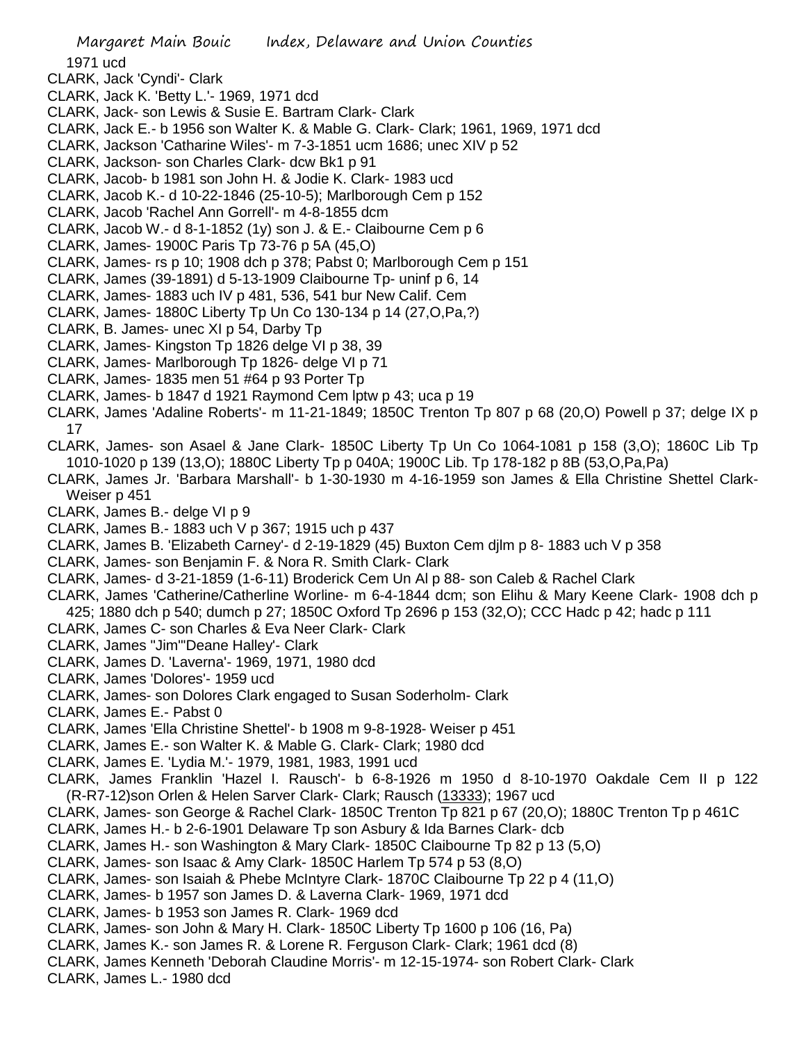1971 ucd

CLARK, Jack 'Cyndi'- Clark

CLARK, Jack K. 'Betty L.'- 1969, 1971 dcd

CLARK, Jack- son Lewis & Susie E. Bartram Clark- Clark

CLARK, Jack E.- b 1956 son Walter K. & Mable G. Clark- Clark; 1961, 1969, 1971 dcd

CLARK, Jackson 'Catharine Wiles'- m 7-3-1851 ucm 1686; unec XIV p 52

CLARK, Jackson- son Charles Clark- dcw Bk1 p 91

CLARK, Jacob- b 1981 son John H. & Jodie K. Clark- 1983 ucd

CLARK, Jacob K.- d 10-22-1846 (25-10-5); Marlborough Cem p 152

CLARK, Jacob 'Rachel Ann Gorrell'- m 4-8-1855 dcm

CLARK, Jacob W.- d 8-1-1852 (1y) son J. & E.- Claibourne Cem p 6

CLARK, James- 1900C Paris Tp 73-76 p 5A (45,O)

CLARK, James- rs p 10; 1908 dch p 378; Pabst 0; Marlborough Cem p 151

CLARK, James (39-1891) d 5-13-1909 Claibourne Tp- uninf p 6, 14

CLARK, James- 1883 uch IV p 481, 536, 541 bur New Calif. Cem

CLARK, James- 1880C Liberty Tp Un Co 130-134 p 14 (27,O,Pa,?)

CLARK, B. James- unec XI p 54, Darby Tp

CLARK, James- Kingston Tp 1826 delge VI p 38, 39

CLARK, James- Marlborough Tp 1826- delge VI p 71

CLARK, James- 1835 men 51 #64 p 93 Porter Tp

CLARK, James- b 1847 d 1921 Raymond Cem lptw p 43; uca p 19

CLARK, James 'Adaline Roberts'- m 11-21-1849; 1850C Trenton Tp 807 p 68 (20,O) Powell p 37; delge IX p 17

CLARK, James- son Asael & Jane Clark- 1850C Liberty Tp Un Co 1064-1081 p 158 (3,O); 1860C Lib Tp 1010-1020 p 139 (13,O); 1880C Liberty Tp p 040A; 1900C Lib. Tp 178-182 p 8B (53,O,Pa,Pa)

CLARK, James Jr. 'Barbara Marshall'- b 1-30-1930 m 4-16-1959 son James & Ella Christine Shettel Clark- Weiser p 451

CLARK, James B.- delge VI p 9

CLARK, James B.- 1883 uch V p 367; 1915 uch p 437

CLARK, James B. 'Elizabeth Carney'- d 2-19-1829 (45) Buxton Cem djlm p 8- 1883 uch V p 358

CLARK, James- son Benjamin F. & Nora R. Smith Clark- Clark

CLARK, James- d 3-21-1859 (1-6-11) Broderick Cem Un Al p 88- son Caleb & Rachel Clark

CLARK, James 'Catherine/Catherline Worline- m 6-4-1844 dcm; son Elihu & Mary Keene Clark- 1908 dch p 425; 1880 dch p 540; dumch p 27; 1850C Oxford Tp 2696 p 153 (32,O); CCC Hadc p 42; hadc p 111

CLARK, James C- son Charles & Eva Neer Clark- Clark

CLARK, James "Jim"'Deane Halley'- Clark

CLARK, James D. 'Laverna'- 1969, 1971, 1980 dcd

CLARK, James 'Dolores'- 1959 ucd

CLARK, James- son Dolores Clark engaged to Susan Soderholm- Clark

CLARK, James E.- Pabst 0

CLARK, James 'Ella Christine Shettel'- b 1908 m 9-8-1928- Weiser p 451

CLARK, James E.- son Walter K. & Mable G. Clark- Clark; 1980 dcd

CLARK, James E. 'Lydia M.'- 1979, 1981, 1983, 1991 ucd

CLARK, James Franklin 'Hazel I. Rausch'- b 6-8-1926 m 1950 d 8-10-1970 Oakdale Cem II p 122 (R-R7-12)son Orlen & Helen Sarver Clark- Clark; Rausch (13333); 1967 ucd

CLARK, James- son George & Rachel Clark- 1850C Trenton Tp 821 p 67 (20,O); 1880C Trenton Tp p 461C

CLARK, James H.- b 2-6-1901 Delaware Tp son Asbury & Ida Barnes Clark- dcb

CLARK, James H.- son Washington & Mary Clark- 1850C Claibourne Tp 82 p 13 (5,O)

CLARK, James- son Isaac & Amy Clark- 1850C Harlem Tp 574 p 53 (8,O)

CLARK, James- son Isaiah & Phebe McIntyre Clark- 1870C Claibourne Tp 22 p 4 (11,O)

CLARK, James- b 1957 son James D. & Laverna Clark- 1969, 1971 dcd

CLARK, James- b 1953 son James R. Clark- 1969 dcd

CLARK, James- son John & Mary H. Clark- 1850C Liberty Tp 1600 p 106 (16, Pa)

CLARK, James K.- son James R. & Lorene R. Ferguson Clark- Clark; 1961 dcd (8)

CLARK, James Kenneth 'Deborah Claudine Morris'- m 12-15-1974- son Robert Clark- Clark

CLARK, James L.- 1980 dcd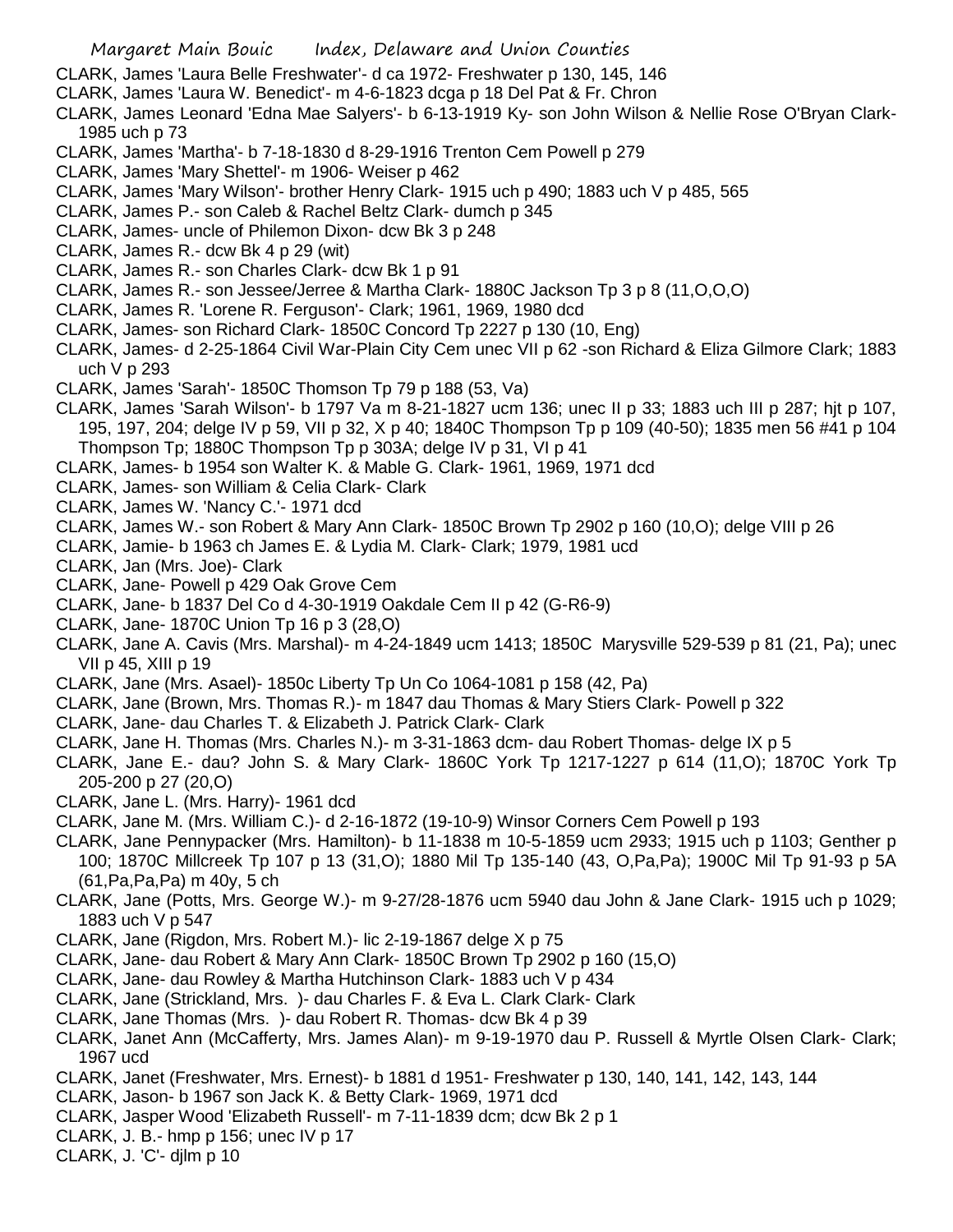CLARK, James 'Laura Belle Freshwater'- d ca 1972- Freshwater p 130, 145, 146

CLARK, James 'Laura W. Benedict'- m 4-6-1823 dcga p 18 Del Pat & Fr. Chron

CLARK, James Leonard 'Edna Mae Salyers'- b 6-13-1919 Ky- son John Wilson & Nellie Rose O'Bryan Clark- 1985 uch p 73

CLARK, James 'Martha'- b 7-18-1830 d 8-29-1916 Trenton Cem Powell p 279

CLARK, James 'Mary Shettel'- m 1906- Weiser p 462

CLARK, James 'Mary Wilson'- brother Henry Clark- 1915 uch p 490; 1883 uch V p 485, 565

CLARK, James P.- son Caleb & Rachel Beltz Clark- dumch p 345

CLARK, James- uncle of Philemon Dixon- dcw Bk 3 p 248

CLARK, James R.- dcw Bk 4 p 29 (wit)

CLARK, James R.- son Charles Clark- dcw Bk 1 p 91

CLARK, James R.- son Jessee/Jerree & Martha Clark- 1880C Jackson Tp 3 p 8 (11,O,O,O)

CLARK, James R. 'Lorene R. Ferguson'- Clark; 1961, 1969, 1980 dcd

CLARK, James- son Richard Clark- 1850C Concord Tp 2227 p 130 (10, Eng)

CLARK, James- d 2-25-1864 Civil War-Plain City Cem unec VII p 62 -son Richard & Eliza Gilmore Clark; 1883 uch V p 293

CLARK, James 'Sarah'- 1850C Thomson Tp 79 p 188 (53, Va)

CLARK, James 'Sarah Wilson'- b 1797 Va m 8-21-1827 ucm 136; unec II p 33; 1883 uch III p 287; hjt p 107, 195, 197, 204; delge IV p 59, VII p 32, X p 40; 1840C Thompson Tp p 109 (40-50); 1835 men 56 #41 p 104 Thompson Tp; 1880C Thompson Tp p 303A; delge IV p 31, VI p 41

CLARK, James- b 1954 son Walter K. & Mable G. Clark- 1961, 1969, 1971 dcd

CLARK, James- son William & Celia Clark- Clark

CLARK, James W. 'Nancy C.'- 1971 dcd

CLARK, James W.- son Robert & Mary Ann Clark- 1850C Brown Tp 2902 p 160 (10,O); delge VIII p 26

CLARK, Jamie- b 1963 ch James E. & Lydia M. Clark- Clark; 1979, 1981 ucd

CLARK, Jan (Mrs. Joe)- Clark

CLARK, Jane- Powell p 429 Oak Grove Cem

CLARK, Jane- b 1837 Del Co d 4-30-1919 Oakdale Cem II p 42 (G-R6-9)

CLARK, Jane- 1870C Union Tp 16 p 3 (28,O)

CLARK, Jane A. Cavis (Mrs. Marshal)- m 4-24-1849 ucm 1413; 1850C Marysville 529-539 p 81 (21, Pa); unec VII p 45, XIII p 19

CLARK, Jane (Mrs. Asael)- 1850c Liberty Tp Un Co 1064-1081 p 158 (42, Pa)

CLARK, Jane (Brown, Mrs. Thomas R.)- m 1847 dau Thomas & Mary Stiers Clark- Powell p 322

CLARK, Jane- dau Charles T. & Elizabeth J. Patrick Clark- Clark

CLARK, Jane H. Thomas (Mrs. Charles N.)- m 3-31-1863 dcm- dau Robert Thomas- delge IX p 5

CLARK, Jane E.- dau? John S. & Mary Clark- 1860C York Tp 1217-1227 p 614 (11,O); 1870C York Tp 205-200 p 27 (20,O)

CLARK, Jane L. (Mrs. Harry)- 1961 dcd

CLARK, Jane M. (Mrs. William C.)- d 2-16-1872 (19-10-9) Winsor Corners Cem Powell p 193

CLARK, Jane Pennypacker (Mrs. Hamilton)- b 11-1838 m 10-5-1859 ucm 2933; 1915 uch p 1103; Genther p 100; 1870C Millcreek Tp 107 p 13 (31,O); 1880 Mil Tp 135-140 (43, O,Pa,Pa); 1900C Mil Tp 91-93 p 5A (61,Pa,Pa,Pa) m 40y, 5 ch

CLARK, Jane (Potts, Mrs. George W.)- m 9-27/28-1876 ucm 5940 dau John & Jane Clark- 1915 uch p 1029; 1883 uch V p 547

CLARK, Jane (Rigdon, Mrs. Robert M.)- lic 2-19-1867 delge X p 75

CLARK, Jane- dau Robert & Mary Ann Clark- 1850C Brown Tp 2902 p 160 (15,O)

CLARK, Jane- dau Rowley & Martha Hutchinson Clark- 1883 uch V p 434

CLARK, Jane (Strickland, Mrs. )- dau Charles F. & Eva L. Clark Clark- Clark

CLARK, Jane Thomas (Mrs. )- dau Robert R. Thomas- dcw Bk 4 p 39

CLARK, Janet Ann (McCafferty, Mrs. James Alan)- m 9-19-1970 dau P. Russell & Myrtle Olsen Clark- Clark; 1967 ucd

CLARK, Janet (Freshwater, Mrs. Ernest)- b 1881 d 1951- Freshwater p 130, 140, 141, 142, 143, 144

CLARK, Jason- b 1967 son Jack K. & Betty Clark- 1969, 1971 dcd

CLARK, Jasper Wood 'Elizabeth Russell'- m 7-11-1839 dcm; dcw Bk 2 p 1

CLARK, J. B.- hmp p 156; unec IV p 17

CLARK, J. 'C'- djlm p 10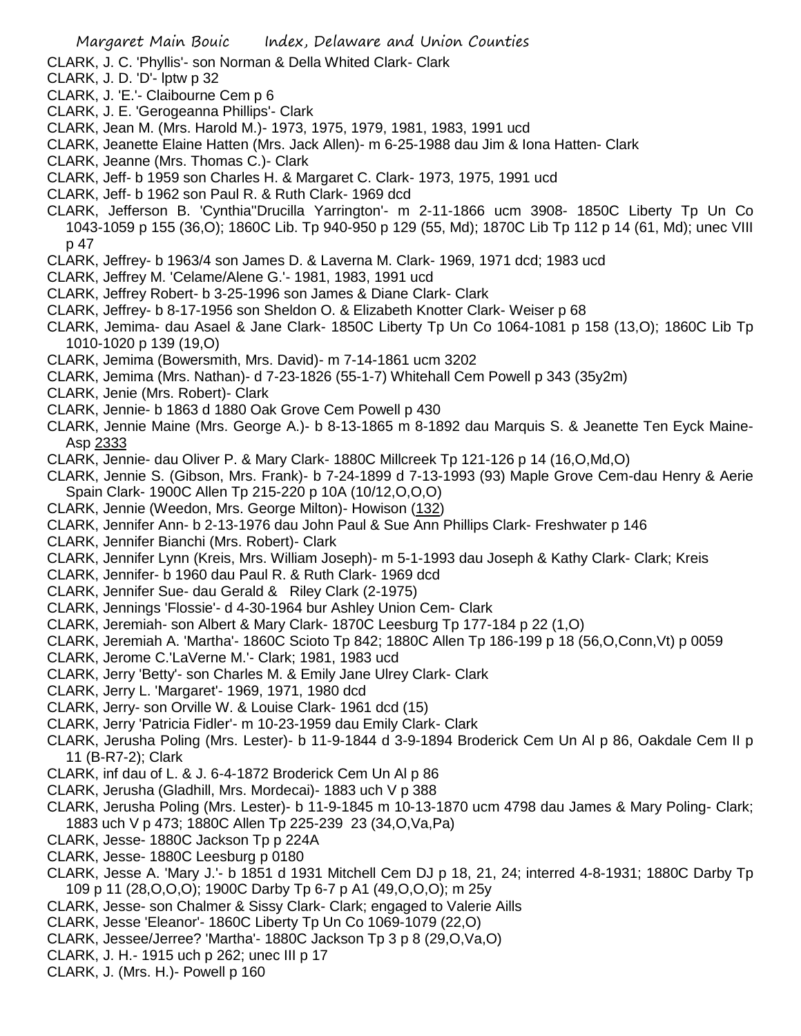CLARK, J. C. 'Phyllis'- son Norman & Della Whited Clark- Clark
CLARK, J. D. 'D'- lptw p 32
CLARK, J. 'E.'- Claibourne Cem p 6
CLARK, J. E. 'Gerogeanna Phillips'- Clark
CLARK, Jean M. (Mrs. Harold M.)- 1973, 1975, 1979, 1981, 1983, 1991 ucd
CLARK, Jeanette Elaine Hatten (Mrs. Jack Allen)- m 6-25-1988 dau Jim & Iona Hatten- Clark
CLARK, Jeanne (Mrs. Thomas C.)- Clark
CLARK, Jeff- b 1959 son Charles H. & Margaret C. Clark- 1973, 1975, 1991 ucd
CLARK, Jeff- b 1962 son Paul R. & Ruth Clark- 1969 dcd
CLARK, Jefferson B. 'Cynthia''Drucilla Yarrington'- m 2-11-1866 ucm 3908- 1850C Liberty Tp Un Co 1043-1059 p 155 (36,O); 1860C Lib. Tp 940-950 p 129 (55, Md); 1870C Lib Tp 112 p 14 (61, Md); unec VIII p 47
CLARK, Jeffrey- b 1963/4 son James D. & Laverna M. Clark- 1969, 1971 dcd; 1983 ucd
CLARK, Jeffrey M. 'Celame/Alene G.'- 1981, 1983, 1991 ucd
CLARK, Jeffrey Robert- b 3-25-1996 son James & Diane Clark- Clark
CLARK, Jeffrey- b 8-17-1956 son Sheldon O. & Elizabeth Knotter Clark- Weiser p 68
CLARK, Jemima- dau Asael & Jane Clark- 1850C Liberty Tp Un Co 1064-1081 p 158 (13,O); 1860C Lib Tp 1010-1020 p 139 (19,O)
CLARK, Jemima (Bowersmith, Mrs. David)- m 7-14-1861 ucm 3202
CLARK, Jemima (Mrs. Nathan)- d 7-23-1826 (55-1-7) Whitehall Cem Powell p 343 (35y2m)
CLARK, Jenie (Mrs. Robert)- Clark
CLARK, Jennie- b 1863 d 1880 Oak Grove Cem Powell p 430
CLARK, Jennie Maine (Mrs. George A.)- b 8-13-1865 m 8-1892 dau Marquis S. & Jeanette Ten Eyck Maine- Asp 2333
CLARK, Jennie- dau Oliver P. & Mary Clark- 1880C Millcreek Tp 121-126 p 14 (16,O,Md,O)
CLARK, Jennie S. (Gibson, Mrs. Frank)- b 7-24-1899 d 7-13-1993 (93) Maple Grove Cem-dau Henry & Aerie Spain Clark- 1900C Allen Tp 215-220 p 10A (10/12,O,O,O)
CLARK, Jennie (Weedon, Mrs. George Milton)- Howison (132)
CLARK, Jennifer Ann- b 2-13-1976 dau John Paul & Sue Ann Phillips Clark- Freshwater p 146
CLARK, Jennifer Bianchi (Mrs. Robert)- Clark
CLARK, Jennifer Lynn (Kreis, Mrs. William Joseph)- m 5-1-1993 dau Joseph & Kathy Clark- Clark; Kreis
CLARK, Jennifer- b 1960 dau Paul R. & Ruth Clark- 1969 dcd
CLARK, Jennifer Sue- dau Gerald & Riley Clark (2-1975)
CLARK, Jennings 'Flossie'- d 4-30-1964 bur Ashley Union Cem- Clark
CLARK, Jeremiah- son Albert & Mary Clark- 1870C Leesburg Tp 177-184 p 22 (1,O)
CLARK, Jeremiah A. 'Martha'- 1860C Scioto Tp 842; 1880C Allen Tp 186-199 p 18 (56,O,Conn,Vt) p 0059
CLARK, Jerome C.'LaVerne M.'- Clark; 1981, 1983 ucd
CLARK, Jerry 'Betty'- son Charles M. & Emily Jane Ulrey Clark- Clark
CLARK, Jerry L. 'Margaret'- 1969, 1971, 1980 dcd
CLARK, Jerry- son Orville W. & Louise Clark- 1961 dcd (15)
CLARK, Jerry 'Patricia Fidler'- m 10-23-1959 dau Emily Clark- Clark
CLARK, Jerusha Poling (Mrs. Lester)- b 11-9-1844 d 3-9-1894 Broderick Cem Un Al p 86, Oakdale Cem II p 11 (B-R7-2); Clark
CLARK, inf dau of L. & J. 6-4-1872 Broderick Cem Un Al p 86
CLARK, Jerusha (Gladhill, Mrs. Mordecai)- 1883 uch V p 388
CLARK, Jerusha Poling (Mrs. Lester)- b 11-9-1845 m 10-13-1870 ucm 4798 dau James & Mary Poling- Clark; 1883 uch V p 473; 1880C Allen Tp 225-239 23 (34,O,Va,Pa)
CLARK, Jesse- 1880C Jackson Tp p 224A
CLARK, Jesse- 1880C Leesburg p 0180
CLARK, Jesse A. 'Mary J.'- b 1851 d 1931 Mitchell Cem DJ p 18, 21, 24; interred 4-8-1931; 1880C Darby Tp 109 p 11 (28,O,O,O); 1900C Darby Tp 6-7 p A1 (49,O,O,O); m 25y
CLARK, Jesse- son Chalmer & Sissy Clark- Clark; engaged to Valerie Aills
CLARK, Jesse 'Eleanor'- 1860C Liberty Tp Un Co 1069-1079 (22,O)
CLARK, Jessee/Jerree? 'Martha'- 1880C Jackson Tp 3 p 8 (29,O,Va,O)
CLARK, J. H.- 1915 uch p 262; unec III p 17
CLARK, J. (Mrs. H.)- Powell p 160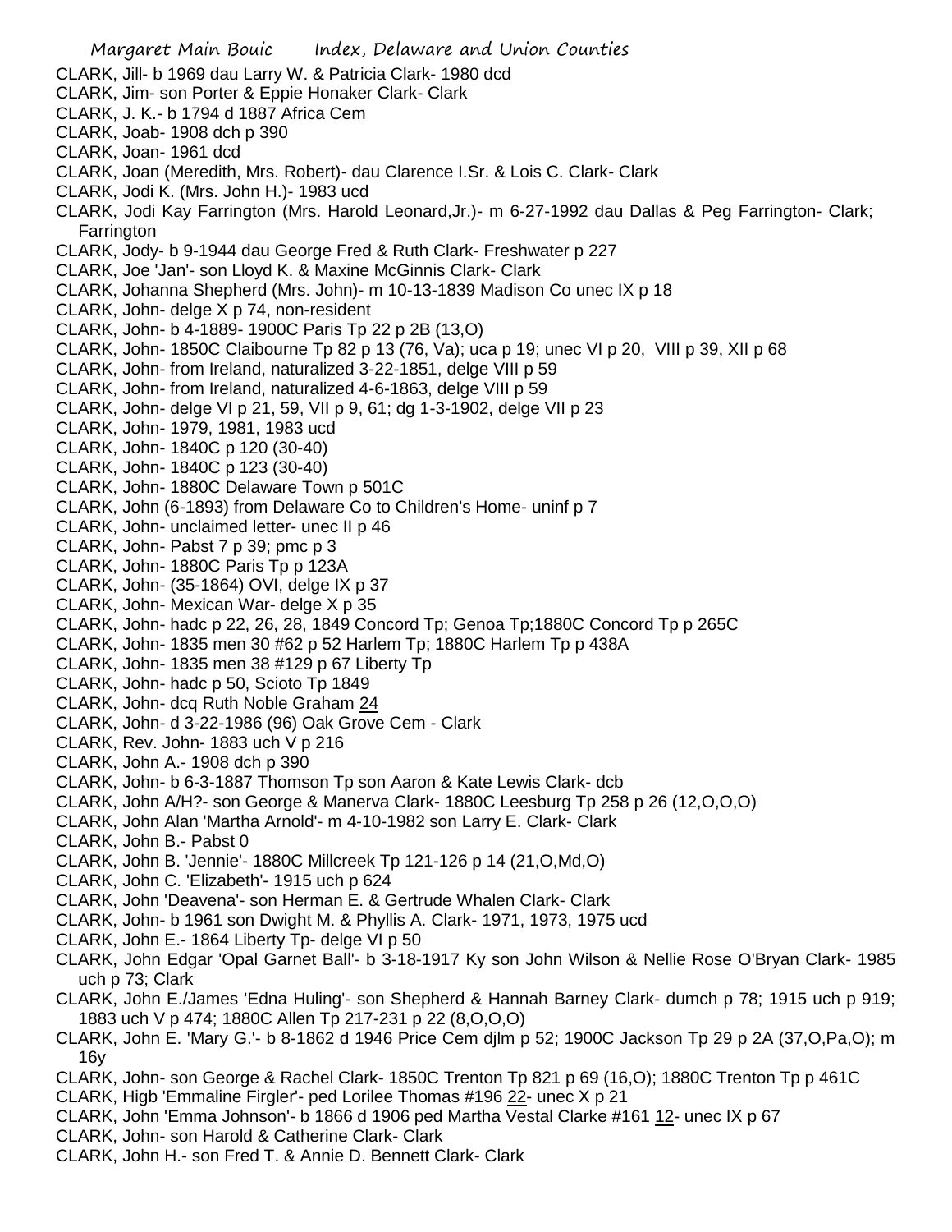CLARK, Jill- b 1969 dau Larry W. & Patricia Clark- 1980 dcd
CLARK, Jim- son Porter & Eppie Honaker Clark- Clark
CLARK, J. K.- b 1794 d 1887 Africa Cem
CLARK, Joab- 1908 dch p 390
CLARK, Joan- 1961 dcd
CLARK, Joan (Meredith, Mrs. Robert)- dau Clarence I.Sr. & Lois C. Clark- Clark
CLARK, Jodi K. (Mrs. John H.)- 1983 ucd
CLARK, Jodi Kay Farrington (Mrs. Harold Leonard,Jr.)- m 6-27-1992 dau Dallas & Peg Farrington- Clark; Farrington
CLARK, Jody- b 9-1944 dau George Fred & Ruth Clark- Freshwater p 227
CLARK, Joe 'Jan'- son Lloyd K. & Maxine McGinnis Clark- Clark
CLARK, Johanna Shepherd (Mrs. John)- m 10-13-1839 Madison Co unec IX p 18
CLARK, John- delge X p 74, non-resident
CLARK, John- b 4-1889- 1900C Paris Tp 22 p 2B (13,O)
CLARK, John- 1850C Claibourne Tp 82 p 13 (76, Va); uca p 19; unec VI p 20, VIII p 39, XII p 68
CLARK, John- from Ireland, naturalized 3-22-1851, delge VIII p 59
CLARK, John- from Ireland, naturalized 4-6-1863, delge VIII p 59
CLARK, John- delge VI p 21, 59, VII p 9, 61; dg 1-3-1902, delge VII p 23
CLARK, John- 1979, 1981, 1983 ucd
CLARK, John- 1840C p 120 (30-40)
CLARK, John- 1840C p 123 (30-40)
CLARK, John- 1880C Delaware Town p 501C
CLARK, John (6-1893) from Delaware Co to Children's Home- uninf p 7
CLARK, John- unclaimed letter- unec II p 46
CLARK, John- Pabst 7 p 39; pmc p 3
CLARK, John- 1880C Paris Tp p 123A
CLARK, John- (35-1864) OVI, delge IX p 37
CLARK, John- Mexican War- delge X p 35
CLARK, John- hadc p 22, 26, 28, 1849 Concord Tp; Genoa Tp;1880C Concord Tp p 265C
CLARK, John- 1835 men 30 #62 p 52 Harlem Tp; 1880C Harlem Tp p 438A
CLARK, John- 1835 men 38 #129 p 67 Liberty Tp
CLARK, John- hadc p 50, Scioto Tp 1849
CLARK, John- dcq Ruth Noble Graham 24
CLARK, John- d 3-22-1986 (96) Oak Grove Cem - Clark
CLARK, Rev. John- 1883 uch V p 216
CLARK, John A.- 1908 dch p 390
CLARK, John- b 6-3-1887 Thomson Tp son Aaron & Kate Lewis Clark- dcb
CLARK, John A/H?- son George & Manerva Clark- 1880C Leesburg Tp 258 p 26 (12,O,O,O)
CLARK, John Alan 'Martha Arnold'- m 4-10-1982 son Larry E. Clark- Clark
CLARK, John B.- Pabst 0
CLARK, John B. 'Jennie'- 1880C Millcreek Tp 121-126 p 14 (21,O,Md,O)
CLARK, John C. 'Elizabeth'- 1915 uch p 624
CLARK, John 'Deavena'- son Herman E. & Gertrude Whalen Clark- Clark
CLARK, John- b 1961 son Dwight M. & Phyllis A. Clark- 1971, 1973, 1975 ucd
CLARK, John E.- 1864 Liberty Tp- delge VI p 50
CLARK, John Edgar 'Opal Garnet Ball'- b 3-18-1917 Ky son John Wilson & Nellie Rose O'Bryan Clark- 1985 uch p 73; Clark
CLARK, John E./James 'Edna Huling'- son Shepherd & Hannah Barney Clark- dumch p 78; 1915 uch p 919; 1883 uch V p 474; 1880C Allen Tp 217-231 p 22 (8,O,O,O)
CLARK, John E. 'Mary G.'- b 8-1862 d 1946 Price Cem djlm p 52; 1900C Jackson Tp 29 p 2A (37,O,Pa,O); m 16y
CLARK, John- son George & Rachel Clark- 1850C Trenton Tp 821 p 69 (16,O); 1880C Trenton Tp p 461C
CLARK, Higb 'Emmaline Firgler'- ped Lorilee Thomas #196 22- unec X p 21
CLARK, John 'Emma Johnson'- b 1866 d 1906 ped Martha Vestal Clarke #161 12- unec IX p 67
CLARK, John- son Harold & Catherine Clark- Clark
CLARK, John H.- son Fred T. & Annie D. Bennett Clark- Clark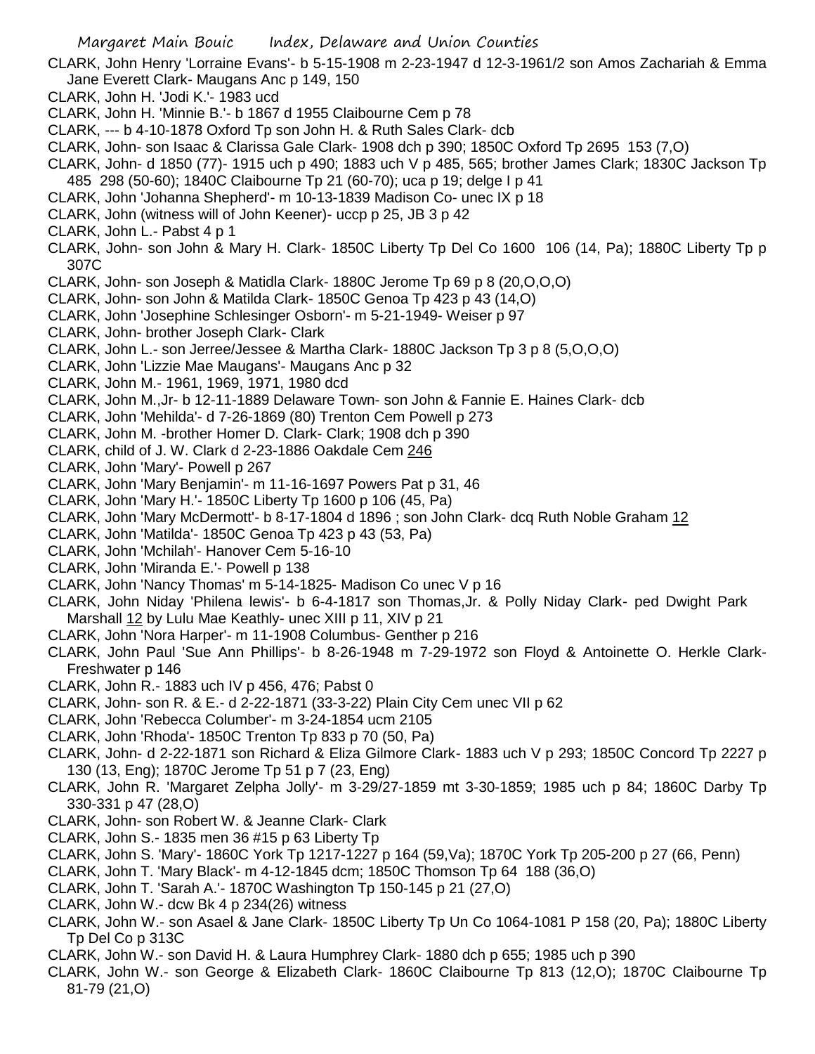CLARK, John Henry 'Lorraine Evans'- b 5-15-1908 m 2-23-1947 d 12-3-1961/2 son Amos Zachariah & Emma Jane Everett Clark- Maugans Anc p 149, 150

CLARK, John H. 'Jodi K.'- 1983 ucd

CLARK, John H. 'Minnie B.'- b 1867 d 1955 Claibourne Cem p 78

CLARK, --- b 4-10-1878 Oxford Tp son John H. & Ruth Sales Clark- dcb

CLARK, John- son Isaac & Clarissa Gale Clark- 1908 dch p 390; 1850C Oxford Tp 2695 153 (7,O)

CLARK, John- d 1850 (77)- 1915 uch p 490; 1883 uch V p 485, 565; brother James Clark; 1830C Jackson Tp 485 298 (50-60); 1840C Claibourne Tp 21 (60-70); uca p 19; delge I p 41

CLARK, John 'Johanna Shepherd'- m 10-13-1839 Madison Co- unec IX p 18

CLARK, John (witness will of John Keener)- uccp p 25, JB 3 p 42

CLARK, John L.- Pabst 4 p 1

CLARK, John- son John & Mary H. Clark- 1850C Liberty Tp Del Co 1600 106 (14, Pa); 1880C Liberty Tp p 307C

CLARK, John- son Joseph & Matidla Clark- 1880C Jerome Tp 69 p 8 (20,O,O,O)

CLARK, John- son John & Matilda Clark- 1850C Genoa Tp 423 p 43 (14,O)

CLARK, John 'Josephine Schlesinger Osborn'- m 5-21-1949- Weiser p 97

CLARK, John- brother Joseph Clark- Clark

CLARK, John L.- son Jerree/Jessee & Martha Clark- 1880C Jackson Tp 3 p 8 (5,O,O,O)

CLARK, John 'Lizzie Mae Maugans'- Maugans Anc p 32

CLARK, John M.- 1961, 1969, 1971, 1980 dcd

CLARK, John M.,Jr- b 12-11-1889 Delaware Town- son John & Fannie E. Haines Clark- dcb

CLARK, John 'Mehilda'- d 7-26-1869 (80) Trenton Cem Powell p 273

CLARK, John M. -brother Homer D. Clark- Clark; 1908 dch p 390

CLARK, child of J. W. Clark d 2-23-1886 Oakdale Cem 246

CLARK, John 'Mary'- Powell p 267

CLARK, John 'Mary Benjamin'- m 11-16-1697 Powers Pat p 31, 46

CLARK, John 'Mary H.'- 1850C Liberty Tp 1600 p 106 (45, Pa)

CLARK, John 'Mary McDermott'- b 8-17-1804 d 1896 ; son John Clark- dcq Ruth Noble Graham 12

CLARK, John 'Matilda'- 1850C Genoa Tp 423 p 43 (53, Pa)

CLARK, John 'Mchilah'- Hanover Cem 5-16-10

CLARK, John 'Miranda E.'- Powell p 138

CLARK, John 'Nancy Thomas' m 5-14-1825- Madison Co unec V p 16

CLARK, John Niday 'Philena lewis'- b 6-4-1817 son Thomas,Jr. & Polly Niday Clark- ped Dwight Park Marshall 12 by Lulu Mae Keathly- unec XIII p 11, XIV p 21

CLARK, John 'Nora Harper'- m 11-1908 Columbus- Genther p 216

CLARK, John Paul 'Sue Ann Phillips'- b 8-26-1948 m 7-29-1972 son Floyd & Antoinette O. Herkle Clark- Freshwater p 146

CLARK, John R.- 1883 uch IV p 456, 476; Pabst 0

CLARK, John- son R. & E.- d 2-22-1871 (33-3-22) Plain City Cem unec VII p 62

CLARK, John 'Rebecca Columber'- m 3-24-1854 ucm 2105

CLARK, John 'Rhoda'- 1850C Trenton Tp 833 p 70 (50, Pa)

CLARK, John- d 2-22-1871 son Richard & Eliza Gilmore Clark- 1883 uch V p 293; 1850C Concord Tp 2227 p 130 (13, Eng); 1870C Jerome Tp 51 p 7 (23, Eng)

CLARK, John R. 'Margaret Zelpha Jolly'- m 3-29/27-1859 mt 3-30-1859; 1985 uch p 84; 1860C Darby Tp 330-331 p 47 (28,O)

CLARK, John- son Robert W. & Jeanne Clark- Clark

CLARK, John S.- 1835 men 36 #15 p 63 Liberty Tp

CLARK, John S. 'Mary'- 1860C York Tp 1217-1227 p 164 (59,Va); 1870C York Tp 205-200 p 27 (66, Penn)

CLARK, John T. 'Mary Black'- m 4-12-1845 dcm; 1850C Thomson Tp 64 188 (36,O)

CLARK, John T. 'Sarah A.'- 1870C Washington Tp 150-145 p 21 (27,O)

CLARK, John W.- dcw Bk 4 p 234(26) witness

CLARK, John W.- son Asael & Jane Clark- 1850C Liberty Tp Un Co 1064-1081 P 158 (20, Pa); 1880C Liberty Tp Del Co p 313C

CLARK, John W.- son David H. & Laura Humphrey Clark- 1880 dch p 655; 1985 uch p 390

CLARK, John W.- son George & Elizabeth Clark- 1860C Claibourne Tp 813 (12,O); 1870C Claibourne Tp 81-79 (21,O)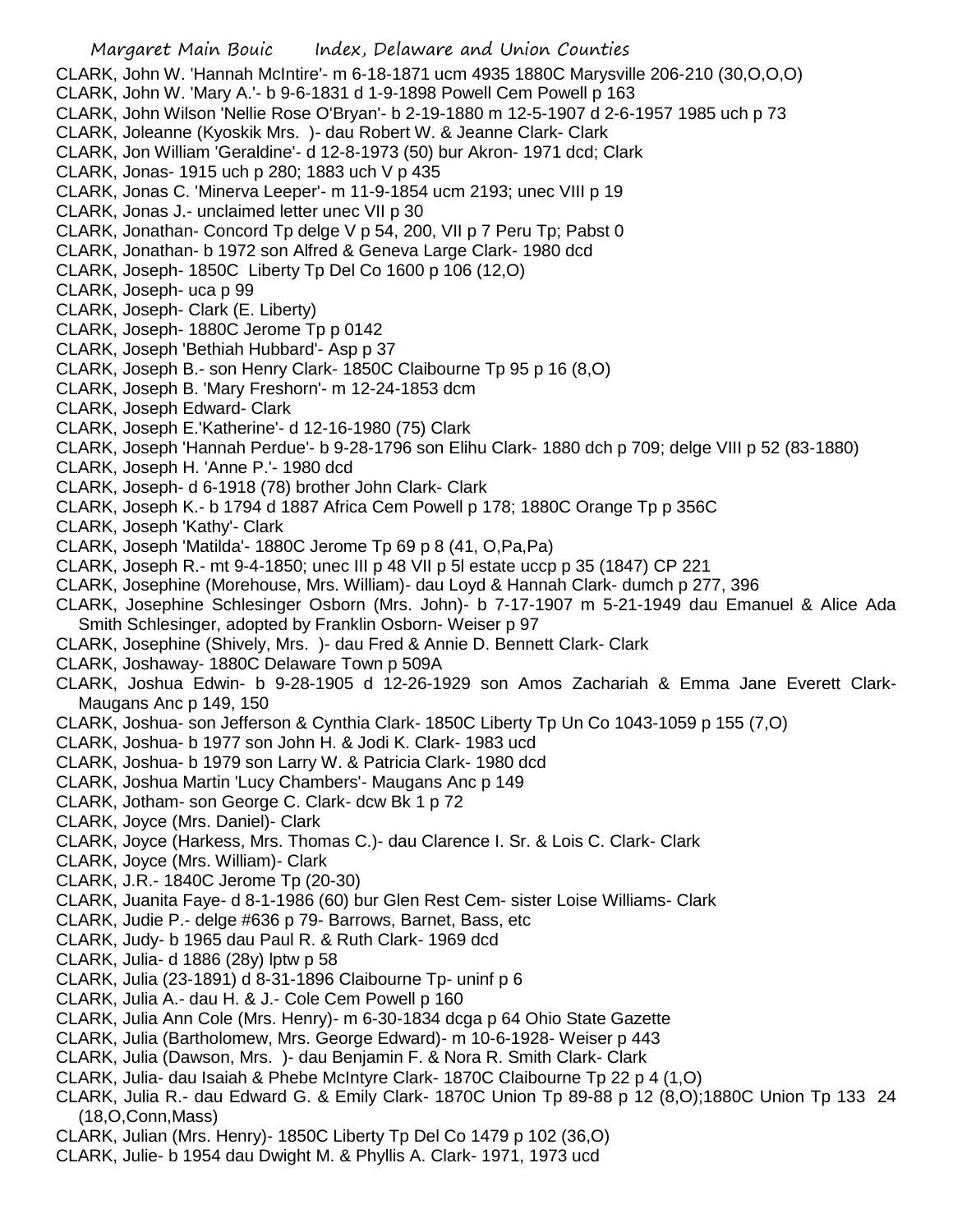CLARK, John W. 'Hannah McIntire'- m 6-18-1871 ucm 4935 1880C Marysville 206-210 (30,O,O,O)
CLARK, John W. 'Mary A.'- b 9-6-1831 d 1-9-1898 Powell Cem Powell p 163
CLARK, John Wilson 'Nellie Rose O'Bryan'- b 2-19-1880 m 12-5-1907 d 2-6-1957 1985 uch p 73
CLARK, Joleanne (Kyoskik Mrs. )- dau Robert W. & Jeanne Clark- Clark
CLARK, Jon William 'Geraldine'- d 12-8-1973 (50) bur Akron- 1971 dcd; Clark
CLARK, Jonas- 1915 uch p 280; 1883 uch V p 435
CLARK, Jonas C. 'Minerva Leeper'- m 11-9-1854 ucm 2193; unec VIII p 19
CLARK, Jonas J.- unclaimed letter unec VII p 30
CLARK, Jonathan- Concord Tp delge V p 54, 200, VII p 7 Peru Tp; Pabst 0
CLARK, Jonathan- b 1972 son Alfred & Geneva Large Clark- 1980 dcd
CLARK, Joseph- 1850C Liberty Tp Del Co 1600 p 106 (12,O)
CLARK, Joseph- uca p 99
CLARK, Joseph- Clark (E. Liberty)
CLARK, Joseph- 1880C Jerome Tp p 0142
CLARK, Joseph 'Bethiah Hubbard'- Asp p 37
CLARK, Joseph B.- son Henry Clark- 1850C Claibourne Tp 95 p 16 (8,O)
CLARK, Joseph B. 'Mary Freshorn'- m 12-24-1853 dcm
CLARK, Joseph Edward- Clark
CLARK, Joseph E.'Katherine'- d 12-16-1980 (75) Clark
CLARK, Joseph 'Hannah Perdue'- b 9-28-1796 son Elihu Clark- 1880 dch p 709; delge VIII p 52 (83-1880)
CLARK, Joseph H. 'Anne P.'- 1980 dcd
CLARK, Joseph- d 6-1918 (78) brother John Clark- Clark
CLARK, Joseph K.- b 1794 d 1887 Africa Cem Powell p 178; 1880C Orange Tp p 356C
CLARK, Joseph 'Kathy'- Clark
CLARK, Joseph 'Matilda'- 1880C Jerome Tp 69 p 8 (41, O,Pa,Pa)
CLARK, Joseph R.- mt 9-4-1850; unec III p 48 VII p 5l estate uccp p 35 (1847) CP 221
CLARK, Josephine (Morehouse, Mrs. William)- dau Loyd & Hannah Clark- dumch p 277, 396
CLARK, Josephine Schlesinger Osborn (Mrs. John)- b 7-17-1907 m 5-21-1949 dau Emanuel & Alice Ada Smith Schlesinger, adopted by Franklin Osborn- Weiser p 97
CLARK, Josephine (Shively, Mrs. )- dau Fred & Annie D. Bennett Clark- Clark
CLARK, Joshaway- 1880C Delaware Town p 509A
CLARK, Joshua Edwin- b 9-28-1905 d 12-26-1929 son Amos Zachariah & Emma Jane Everett Clark- Maugans Anc p 149, 150
CLARK, Joshua- son Jefferson & Cynthia Clark- 1850C Liberty Tp Un Co 1043-1059 p 155 (7,O)
CLARK, Joshua- b 1977 son John H. & Jodi K. Clark- 1983 ucd
CLARK, Joshua- b 1979 son Larry W. & Patricia Clark- 1980 dcd
CLARK, Joshua Martin 'Lucy Chambers'- Maugans Anc p 149
CLARK, Jotham- son George C. Clark- dcw Bk 1 p 72
CLARK, Joyce (Mrs. Daniel)- Clark
CLARK, Joyce (Harkess, Mrs. Thomas C.)- dau Clarence I. Sr. & Lois C. Clark- Clark
CLARK, Joyce (Mrs. William)- Clark
CLARK, J.R.- 1840C Jerome Tp (20-30)
CLARK, Juanita Faye- d 8-1-1986 (60) bur Glen Rest Cem- sister Loise Williams- Clark
CLARK, Judie P.- delge #636 p 79- Barrows, Barnet, Bass, etc
CLARK, Judy- b 1965 dau Paul R. & Ruth Clark- 1969 dcd
CLARK, Julia- d 1886 (28y) lptw p 58
CLARK, Julia (23-1891) d 8-31-1896 Claibourne Tp- uninf p 6
CLARK, Julia A.- dau H. & J.- Cole Cem Powell p 160
CLARK, Julia Ann Cole (Mrs. Henry)- m 6-30-1834 dcga p 64 Ohio State Gazette
CLARK, Julia (Bartholomew, Mrs. George Edward)- m 10-6-1928- Weiser p 443
CLARK, Julia (Dawson, Mrs. )- dau Benjamin F. & Nora R. Smith Clark- Clark
CLARK, Julia- dau Isaiah & Phebe McIntyre Clark- 1870C Claibourne Tp 22 p 4 (1,O)
CLARK, Julia R.- dau Edward G. & Emily Clark- 1870C Union Tp 89-88 p 12 (8,O);1880C Union Tp 133 24 (18,O,Conn,Mass)
CLARK, Julian (Mrs. Henry)- 1850C Liberty Tp Del Co 1479 p 102 (36,O)
CLARK, Julie- b 1954 dau Dwight M. & Phyllis A. Clark- 1971, 1973 ucd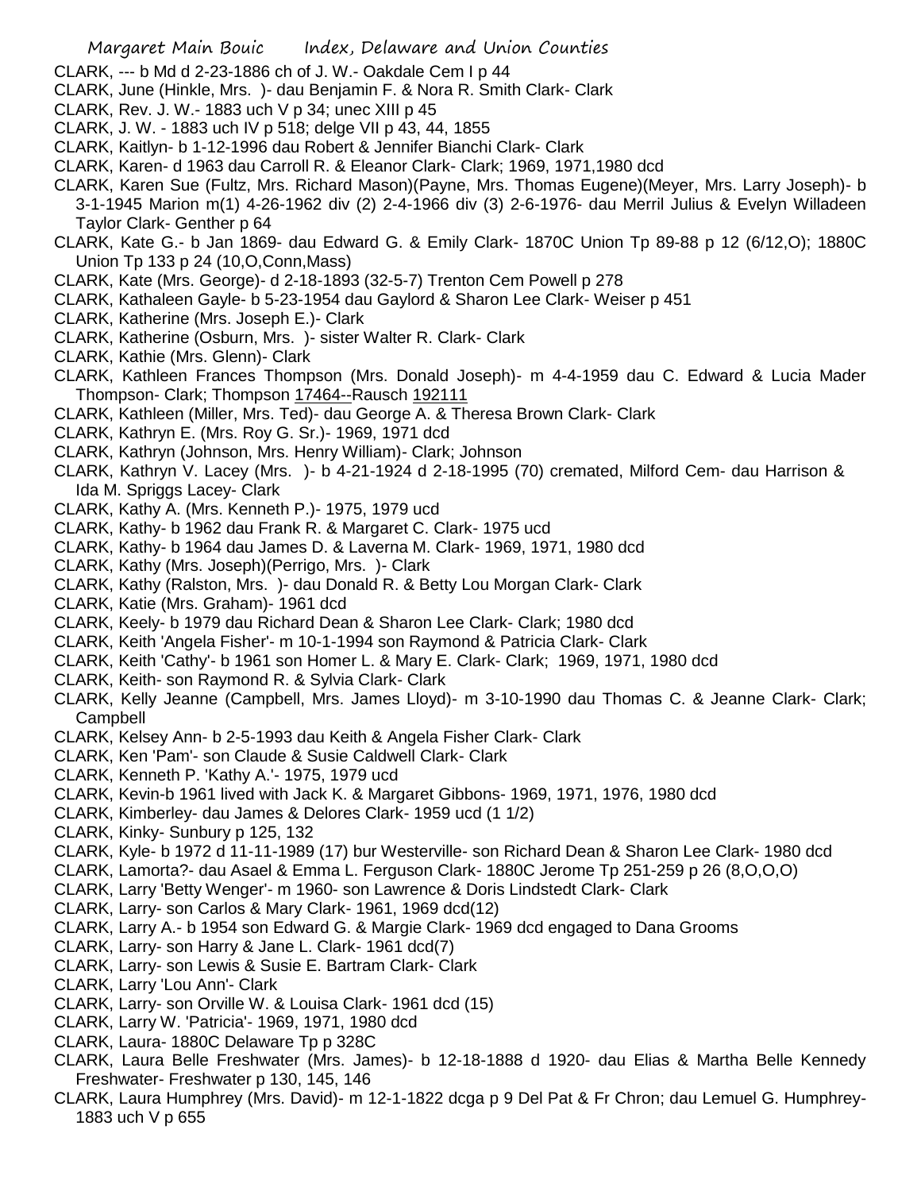CLARK, --- b Md d 2-23-1886 ch of J. W.- Oakdale Cem I p 44

CLARK, June (Hinkle, Mrs. )- dau Benjamin F. & Nora R. Smith Clark- Clark

CLARK, Rev. J. W.- 1883 uch V p 34; unec XIII p 45

CLARK, J. W. - 1883 uch IV p 518; delge VII p 43, 44, 1855

CLARK, Kaitlyn- b 1-12-1996 dau Robert & Jennifer Bianchi Clark- Clark

CLARK, Karen- d 1963 dau Carroll R. & Eleanor Clark- Clark; 1969, 1971,1980 dcd

CLARK, Karen Sue (Fultz, Mrs. Richard Mason)(Payne, Mrs. Thomas Eugene)(Meyer, Mrs. Larry Joseph)- b 3-1-1945 Marion m(1) 4-26-1962 div (2) 2-4-1966 div (3) 2-6-1976- dau Merril Julius & Evelyn Willadeen Taylor Clark- Genther p 64

CLARK, Kate G.- b Jan 1869- dau Edward G. & Emily Clark- 1870C Union Tp 89-88 p 12 (6/12,O); 1880C Union Tp 133 p 24 (10,O,Conn,Mass)

CLARK, Kate (Mrs. George)- d 2-18-1893 (32-5-7) Trenton Cem Powell p 278

CLARK, Kathaleen Gayle- b 5-23-1954 dau Gaylord & Sharon Lee Clark- Weiser p 451

CLARK, Katherine (Mrs. Joseph E.)- Clark

CLARK, Katherine (Osburn, Mrs. )- sister Walter R. Clark- Clark

CLARK, Kathie (Mrs. Glenn)- Clark

CLARK, Kathleen Frances Thompson (Mrs. Donald Joseph)- m 4-4-1959 dau C. Edward & Lucia Mader Thompson- Clark; Thompson 17464--Rausch 192111

CLARK, Kathleen (Miller, Mrs. Ted)- dau George A. & Theresa Brown Clark- Clark

CLARK, Kathryn E. (Mrs. Roy G. Sr.)- 1969, 1971 dcd

CLARK, Kathryn (Johnson, Mrs. Henry William)- Clark; Johnson

CLARK, Kathryn V. Lacey (Mrs. )- b 4-21-1924 d 2-18-1995 (70) cremated, Milford Cem- dau Harrison & Ida M. Spriggs Lacey- Clark

CLARK, Kathy A. (Mrs. Kenneth P.)- 1975, 1979 ucd

CLARK, Kathy- b 1962 dau Frank R. & Margaret C. Clark- 1975 ucd

CLARK, Kathy- b 1964 dau James D. & Laverna M. Clark- 1969, 1971, 1980 dcd

CLARK, Kathy (Mrs. Joseph)(Perrigo, Mrs. )- Clark

CLARK, Kathy (Ralston, Mrs. )- dau Donald R. & Betty Lou Morgan Clark- Clark

CLARK, Katie (Mrs. Graham)- 1961 dcd

CLARK, Keely- b 1979 dau Richard Dean & Sharon Lee Clark- Clark; 1980 dcd

CLARK, Keith 'Angela Fisher'- m 10-1-1994 son Raymond & Patricia Clark- Clark

CLARK, Keith 'Cathy'- b 1961 son Homer L. & Mary E. Clark- Clark; 1969, 1971, 1980 dcd

CLARK, Keith- son Raymond R. & Sylvia Clark- Clark

CLARK, Kelly Jeanne (Campbell, Mrs. James Lloyd)- m 3-10-1990 dau Thomas C. & Jeanne Clark- Clark; Campbell

CLARK, Kelsey Ann- b 2-5-1993 dau Keith & Angela Fisher Clark- Clark

CLARK, Ken 'Pam'- son Claude & Susie Caldwell Clark- Clark

CLARK, Kenneth P. 'Kathy A.'- 1975, 1979 ucd

CLARK, Kevin-b 1961 lived with Jack K. & Margaret Gibbons- 1969, 1971, 1976, 1980 dcd

CLARK, Kimberley- dau James & Delores Clark- 1959 ucd (1 1/2)

CLARK, Kinky- Sunbury p 125, 132

CLARK, Kyle- b 1972 d 11-11-1989 (17) bur Westerville- son Richard Dean & Sharon Lee Clark- 1980 dcd

CLARK, Lamorta?- dau Asael & Emma L. Ferguson Clark- 1880C Jerome Tp 251-259 p 26 (8,O,O,O)

CLARK, Larry 'Betty Wenger'- m 1960- son Lawrence & Doris Lindstedt Clark- Clark

CLARK, Larry- son Carlos & Mary Clark- 1961, 1969 dcd(12)

CLARK, Larry A.- b 1954 son Edward G. & Margie Clark- 1969 dcd engaged to Dana Grooms

CLARK, Larry- son Harry & Jane L. Clark- 1961 dcd(7)

CLARK, Larry- son Lewis & Susie E. Bartram Clark- Clark

CLARK, Larry 'Lou Ann'- Clark

CLARK, Larry- son Orville W. & Louisa Clark- 1961 dcd (15)

CLARK, Larry W. 'Patricia'- 1969, 1971, 1980 dcd

CLARK, Laura- 1880C Delaware Tp p 328C

CLARK, Laura Belle Freshwater (Mrs. James)- b 12-18-1888 d 1920- dau Elias & Martha Belle Kennedy Freshwater- Freshwater p 130, 145, 146

CLARK, Laura Humphrey (Mrs. David)- m 12-1-1822 dcga p 9 Del Pat & Fr Chron; dau Lemuel G. Humphrey- 1883 uch V p 655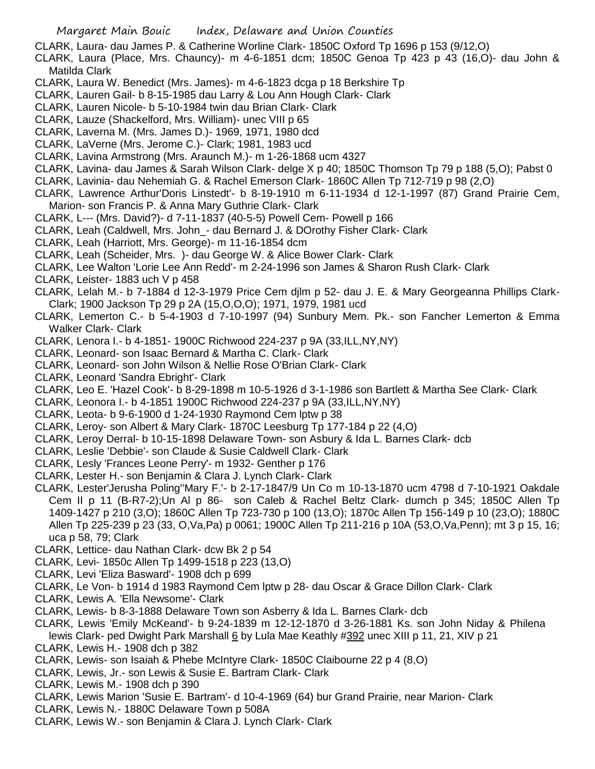CLARK, Laura- dau James P. & Catherine Worline Clark- 1850C Oxford Tp 1696 p 153 (9/12,O)

CLARK, Laura (Place, Mrs. Chauncy)- m 4-6-1851 dcm; 1850C Genoa Tp 423 p 43 (16,O)- dau John & Matilda Clark

CLARK, Laura W. Benedict (Mrs. James)- m 4-6-1823 dcga p 18 Berkshire Tp

CLARK, Lauren Gail- b 8-15-1985 dau Larry & Lou Ann Hough Clark- Clark

CLARK, Lauren Nicole- b 5-10-1984 twin dau Brian Clark- Clark

CLARK, Lauze (Shackelford, Mrs. William)- unec VIII p 65

CLARK, Laverna M. (Mrs. James D.)- 1969, 1971, 1980 dcd

CLARK, LaVerne (Mrs. Jerome C.)- Clark; 1981, 1983 ucd

CLARK, Lavina Armstrong (Mrs. Araunch M.)- m 1-26-1868 ucm 4327

CLARK, Lavina- dau James & Sarah Wilson Clark- delge X p 40; 1850C Thomson Tp 79 p 188 (5,O); Pabst 0

CLARK, Lavinia- dau Nehemiah G. & Rachel Emerson Clark- 1860C Allen Tp 712-719 p 98 (2,O)

CLARK, Lawrence Arthur'Doris Linstedt'- b 8-19-1910 m 6-11-1934 d 12-1-1997 (87) Grand Prairie Cem, Marion- son Francis P. & Anna Mary Guthrie Clark- Clark

CLARK, L--- (Mrs. David?)- d 7-11-1837 (40-5-5) Powell Cem- Powell p 166

CLARK, Leah (Caldwell, Mrs. John_- dau Bernard J. & DOrothy Fisher Clark- Clark

CLARK, Leah (Harriott, Mrs. George)- m 11-16-1854 dcm

CLARK, Leah (Scheider, Mrs. )- dau George W. & Alice Bower Clark- Clark

CLARK, Lee Walton 'Lorie Lee Ann Redd'- m 2-24-1996 son James & Sharon Rush Clark- Clark

CLARK, Leister- 1883 uch V p 458

CLARK, Lelah M.- b 7-1884 d 12-3-1979 Price Cem djlm p 52- dau J. E. & Mary Georgeanna Phillips Clark- Clark; 1900 Jackson Tp 29 p 2A (15,O,O,O); 1971, 1979, 1981 ucd

CLARK, Lemerton C.- b 5-4-1903 d 7-10-1997 (94) Sunbury Mem. Pk.- son Fancher Lemerton & Emma Walker Clark- Clark

CLARK, Lenora I.- b 4-1851- 1900C Richwood 224-237 p 9A (33,ILL,NY,NY)

CLARK, Leonard- son Isaac Bernard & Martha C. Clark- Clark

CLARK, Leonard- son John Wilson & Nellie Rose O'Brian Clark- Clark

CLARK, Leonard 'Sandra Ebright'- Clark

CLARK, Leo E. 'Hazel Cook'- b 8-29-1898 m 10-5-1926 d 3-1-1986 son Bartlett & Martha See Clark- Clark

CLARK, Leonora I.- b 4-1851 1900C Richwood 224-237 p 9A (33,ILL,NY,NY)

CLARK, Leota- b 9-6-1900 d 1-24-1930 Raymond Cem lptw p 38

CLARK, Leroy- son Albert & Mary Clark- 1870C Leesburg Tp 177-184 p 22 (4,O)

CLARK, Leroy Derral- b 10-15-1898 Delaware Town- son Asbury & Ida L. Barnes Clark- dcb

CLARK, Leslie 'Debbie'- son Claude & Susie Caldwell Clark- Clark

CLARK, Lesly 'Frances Leone Perry'- m 1932- Genther p 176

CLARK, Lester H.- son Benjamin & Clara J. Lynch Clark- Clark

CLARK, Lester'Jerusha Poling''Mary F.'- b 2-17-1847/9 Un Co m 10-13-1870 ucm 4798 d 7-10-1921 Oakdale Cem II p 11 (B-R7-2);Un Al p 86- son Caleb & Rachel Beltz Clark- dumch p 345; 1850C Allen Tp 1409-1427 p 210 (3,O); 1860C Allen Tp 723-730 p 100 (13,O); 1870c Allen Tp 156-149 p 10 (23,O); 1880C Allen Tp 225-239 p 23 (33, O,Va,Pa) p 0061; 1900C Allen Tp 211-216 p 10A (53,O,Va,Penn); mt 3 p 15, 16; uca p 58, 79; Clark

CLARK, Lettice- dau Nathan Clark- dcw Bk 2 p 54

CLARK, Levi- 1850c Allen Tp 1499-1518 p 223 (13,O)

CLARK, Levi 'Eliza Basward'- 1908 dch p 699

CLARK, Le Von- b 1914 d 1983 Raymond Cem lptw p 28- dau Oscar & Grace Dillon Clark- Clark

CLARK, Lewis A. 'Ella Newsome'- Clark

CLARK, Lewis- b 8-3-1888 Delaware Town son Asberry & Ida L. Barnes Clark- dcb

CLARK, Lewis 'Emily McKeand'- b 9-24-1839 m 12-12-1870 d 3-26-1881 Ks. son John Niday & Philena lewis Clark- ped Dwight Park Marshall 6 by Lula Mae Keathly #392 unec XIII p 11, 21, XIV p 21

CLARK, Lewis H.- 1908 dch p 382

CLARK, Lewis- son Isaiah & Phebe McIntyre Clark- 1850C Claibourne 22 p 4 (8,O)

CLARK, Lewis, Jr.- son Lewis & Susie E. Bartram Clark- Clark

CLARK, Lewis M.- 1908 dch p 390

CLARK, Lewis Marion 'Susie E. Bartram'- d 10-4-1969 (64) bur Grand Prairie, near Marion- Clark

CLARK, Lewis N.- 1880C Delaware Town p 508A

CLARK, Lewis W.- son Benjamin & Clara J. Lynch Clark- Clark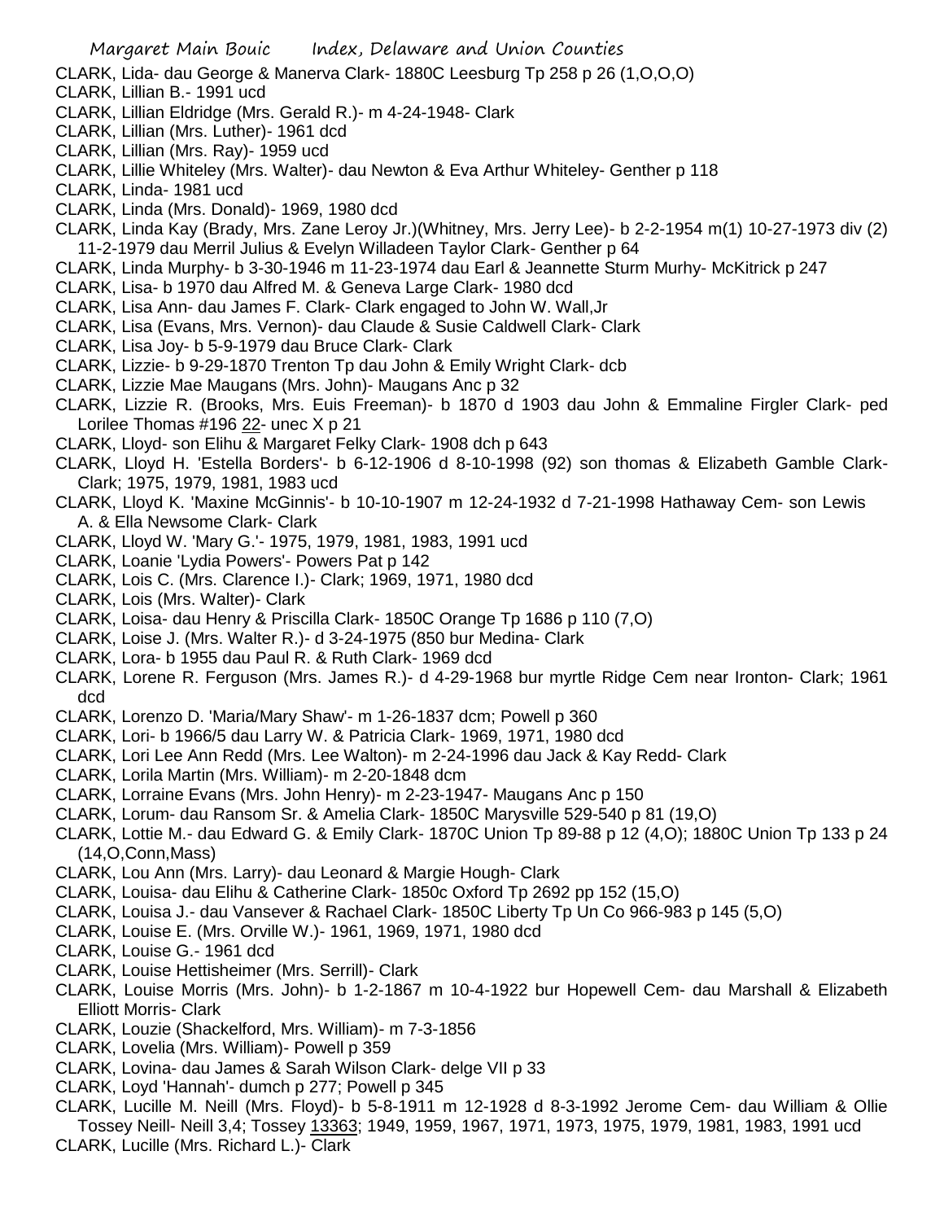CLARK, Lida- dau George & Manerva Clark- 1880C Leesburg Tp 258 p 26 (1,O,O,O)
CLARK, Lillian B.- 1991 ucd
CLARK, Lillian Eldridge (Mrs. Gerald R.)- m 4-24-1948- Clark
CLARK, Lillian (Mrs. Luther)- 1961 dcd
CLARK, Lillian (Mrs. Ray)- 1959 ucd
CLARK, Lillie Whiteley (Mrs. Walter)- dau Newton & Eva Arthur Whiteley- Genther p 118
CLARK, Linda- 1981 ucd
CLARK, Linda (Mrs. Donald)- 1969, 1980 dcd
CLARK, Linda Kay (Brady, Mrs. Zane Leroy Jr.)(Whitney, Mrs. Jerry Lee)- b 2-2-1954 m(1) 10-27-1973 div (2) 11-2-1979 dau Merril Julius & Evelyn Willadeen Taylor Clark- Genther p 64
CLARK, Linda Murphy- b 3-30-1946 m 11-23-1974 dau Earl & Jeannette Sturm Murhy- McKitrick p 247
CLARK, Lisa- b 1970 dau Alfred M. & Geneva Large Clark- 1980 dcd
CLARK, Lisa Ann- dau James F. Clark- Clark engaged to John W. Wall,Jr
CLARK, Lisa (Evans, Mrs. Vernon)- dau Claude & Susie Caldwell Clark- Clark
CLARK, Lisa Joy- b 5-9-1979 dau Bruce Clark- Clark
CLARK, Lizzie- b 9-29-1870 Trenton Tp dau John & Emily Wright Clark- dcb
CLARK, Lizzie Mae Maugans (Mrs. John)- Maugans Anc p 32
CLARK, Lizzie R. (Brooks, Mrs. Euis Freeman)- b 1870 d 1903 dau John & Emmaline Firgler Clark- ped Lorilee Thomas #196 22- unec X p 21
CLARK, Lloyd- son Elihu & Margaret Felky Clark- 1908 dch p 643
CLARK, Lloyd H. 'Estella Borders'- b 6-12-1906 d 8-10-1998 (92) son thomas & Elizabeth Gamble Clark- Clark; 1975, 1979, 1981, 1983 ucd
CLARK, Lloyd K. 'Maxine McGinnis'- b 10-10-1907 m 12-24-1932 d 7-21-1998 Hathaway Cem- son Lewis A. & Ella Newsome Clark- Clark
CLARK, Lloyd W. 'Mary G.'- 1975, 1979, 1981, 1983, 1991 ucd
CLARK, Loanie 'Lydia Powers'- Powers Pat p 142
CLARK, Lois C. (Mrs. Clarence I.)- Clark; 1969, 1971, 1980 dcd
CLARK, Lois (Mrs. Walter)- Clark
CLARK, Loisa- dau Henry & Priscilla Clark- 1850C Orange Tp 1686 p 110 (7,O)
CLARK, Loise J. (Mrs. Walter R.)- d 3-24-1975 (850 bur Medina- Clark
CLARK, Lora- b 1955 dau Paul R. & Ruth Clark- 1969 dcd
CLARK, Lorene R. Ferguson (Mrs. James R.)- d 4-29-1968 bur myrtle Ridge Cem near Ironton- Clark; 1961 dcd
CLARK, Lorenzo D. 'Maria/Mary Shaw'- m 1-26-1837 dcm; Powell p 360
CLARK, Lori- b 1966/5 dau Larry W. & Patricia Clark- 1969, 1971, 1980 dcd
CLARK, Lori Lee Ann Redd (Mrs. Lee Walton)- m 2-24-1996 dau Jack & Kay Redd- Clark
CLARK, Lorila Martin (Mrs. William)- m 2-20-1848 dcm
CLARK, Lorraine Evans (Mrs. John Henry)- m 2-23-1947- Maugans Anc p 150
CLARK, Lorum- dau Ransom Sr. & Amelia Clark- 1850C Marysville 529-540 p 81 (19,O)
CLARK, Lottie M.- dau Edward G. & Emily Clark- 1870C Union Tp 89-88 p 12 (4,O); 1880C Union Tp 133 p 24 (14,O,Conn,Mass)
CLARK, Lou Ann (Mrs. Larry)- dau Leonard & Margie Hough- Clark
CLARK, Louisa- dau Elihu & Catherine Clark- 1850c Oxford Tp 2692 pp 152 (15,O)
CLARK, Louisa J.- dau Vansever & Rachael Clark- 1850C Liberty Tp Un Co 966-983 p 145 (5,O)
CLARK, Louise E. (Mrs. Orville W.)- 1961, 1969, 1971, 1980 dcd
CLARK, Louise G.- 1961 dcd
CLARK, Louise Hettisheimer (Mrs. Serrill)- Clark
CLARK, Louise Morris (Mrs. John)- b 1-2-1867 m 10-4-1922 bur Hopewell Cem- dau Marshall & Elizabeth Elliott Morris- Clark
CLARK, Louzie (Shackelford, Mrs. William)- m 7-3-1856
CLARK, Lovelia (Mrs. William)- Powell p 359
CLARK, Lovina- dau James & Sarah Wilson Clark- delge VII p 33
CLARK, Loyd 'Hannah'- dumch p 277; Powell p 345
CLARK, Lucille M. Neill (Mrs. Floyd)- b 5-8-1911 m 12-1928 d 8-3-1992 Jerome Cem- dau William & Ollie Tossey Neill- Neill 3,4; Tossey 13363; 1949, 1959, 1967, 1971, 1973, 1975, 1979, 1981, 1983, 1991 ucd
CLARK, Lucille (Mrs. Richard L.)- Clark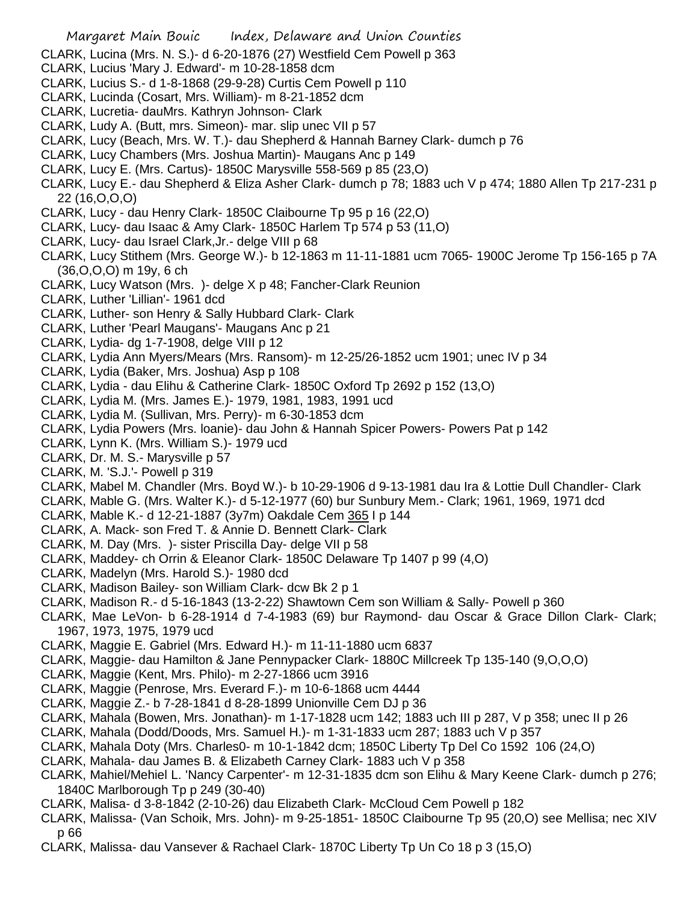CLARK, Lucina (Mrs. N. S.)- d 6-20-1876 (27) Westfield Cem Powell p 363
CLARK, Lucius 'Mary J. Edward'- m 10-28-1858 dcm
CLARK, Lucius S.- d 1-8-1868 (29-9-28) Curtis Cem Powell p 110
CLARK, Lucinda (Cosart, Mrs. William)- m 8-21-1852 dcm
CLARK, Lucretia- dauMrs. Kathryn Johnson- Clark
CLARK, Ludy A. (Butt, mrs. Simeon)- mar. slip unec VII p 57
CLARK, Lucy (Beach, Mrs. W. T.)- dau Shepherd & Hannah Barney Clark- dumch p 76
CLARK, Lucy Chambers (Mrs. Joshua Martin)- Maugans Anc p 149
CLARK, Lucy E. (Mrs. Cartus)- 1850C Marysville 558-569 p 85 (23,O)
CLARK, Lucy E.- dau Shepherd & Eliza Asher Clark- dumch p 78; 1883 uch V p 474; 1880 Allen Tp 217-231 p 22 (16,O,O,O)
CLARK, Lucy - dau Henry Clark- 1850C Claibourne Tp 95 p 16 (22,O)
CLARK, Lucy- dau Isaac & Amy Clark- 1850C Harlem Tp 574 p 53 (11,O)
CLARK, Lucy- dau Israel Clark,Jr.- delge VIII p 68
CLARK, Lucy Stithem (Mrs. George W.)- b 12-1863 m 11-11-1881 ucm 7065- 1900C Jerome Tp 156-165 p 7A (36,O,O,O) m 19y, 6 ch
CLARK, Lucy Watson (Mrs. )- delge X p 48; Fancher-Clark Reunion
CLARK, Luther 'Lillian'- 1961 dcd
CLARK, Luther- son Henry & Sally Hubbard Clark- Clark
CLARK, Luther 'Pearl Maugans'- Maugans Anc p 21
CLARK, Lydia- dg 1-7-1908, delge VIII p 12
CLARK, Lydia Ann Myers/Mears (Mrs. Ransom)- m 12-25/26-1852 ucm 1901; unec IV p 34
CLARK, Lydia (Baker, Mrs. Joshua) Asp p 108
CLARK, Lydia - dau Elihu & Catherine Clark- 1850C Oxford Tp 2692 p 152 (13,O)
CLARK, Lydia M. (Mrs. James E.)- 1979, 1981, 1983, 1991 ucd
CLARK, Lydia M. (Sullivan, Mrs. Perry)- m 6-30-1853 dcm
CLARK, Lydia Powers (Mrs. loanie)- dau John & Hannah Spicer Powers- Powers Pat p 142
CLARK, Lynn K. (Mrs. William S.)- 1979 ucd
CLARK, Dr. M. S.- Marysville p 57
CLARK, M. 'S.J.'- Powell p 319
CLARK, Mabel M. Chandler (Mrs. Boyd W.)- b 10-29-1906 d 9-13-1981 dau Ira & Lottie Dull Chandler- Clark
CLARK, Mable G. (Mrs. Walter K.)- d 5-12-1977 (60) bur Sunbury Mem.- Clark; 1961, 1969, 1971 dcd
CLARK, Mable K.- d 12-21-1887 (3y7m) Oakdale Cem 365 I p 144
CLARK, A. Mack- son Fred T. & Annie D. Bennett Clark- Clark
CLARK, M. Day (Mrs. )- sister Priscilla Day- delge VII p 58
CLARK, Maddey- ch Orrin & Eleanor Clark- 1850C Delaware Tp 1407 p 99 (4,O)
CLARK, Madelyn (Mrs. Harold S.)- 1980 dcd
CLARK, Madison Bailey- son William Clark- dcw Bk 2 p 1
CLARK, Madison R.- d 5-16-1843 (13-2-22) Shawtown Cem son William & Sally- Powell p 360
CLARK, Mae LeVon- b 6-28-1914 d 7-4-1983 (69) bur Raymond- dau Oscar & Grace Dillon Clark- Clark; 1967, 1973, 1975, 1979 ucd
CLARK, Maggie E. Gabriel (Mrs. Edward H.)- m 11-11-1880 ucm 6837
CLARK, Maggie- dau Hamilton & Jane Pennypacker Clark- 1880C Millcreek Tp 135-140 (9,O,O,O)
CLARK, Maggie (Kent, Mrs. Philo)- m 2-27-1866 ucm 3916
CLARK, Maggie (Penrose, Mrs. Everard F.)- m 10-6-1868 ucm 4444
CLARK, Maggie Z.- b 7-28-1841 d 8-28-1899 Unionville Cem DJ p 36
CLARK, Mahala (Bowen, Mrs. Jonathan)- m 1-17-1828 ucm 142; 1883 uch III p 287, V p 358; unec II p 26
CLARK, Mahala (Dodd/Doods, Mrs. Samuel H.)- m 1-31-1833 ucm 287; 1883 uch V p 357
CLARK, Mahala Doty (Mrs. Charles0- m 10-1-1842 dcm; 1850C Liberty Tp Del Co 1592 106 (24,O)
CLARK, Mahala- dau James B. & Elizabeth Carney Clark- 1883 uch V p 358
CLARK, Mahiel/Mehiel L. 'Nancy Carpenter'- m 12-31-1835 dcm son Elihu & Mary Keene Clark- dumch p 276; 1840C Marlborough Tp p 249 (30-40)
CLARK, Malisa- d 3-8-1842 (2-10-26) dau Elizabeth Clark- McCloud Cem Powell p 182
CLARK, Malissa- (Van Schoik, Mrs. John)- m 9-25-1851- 1850C Claibourne Tp 95 (20,O) see Mellisa; nec XIV p 66
CLARK, Malissa- dau Vansever & Rachael Clark- 1870C Liberty Tp Un Co 18 p 3 (15,O)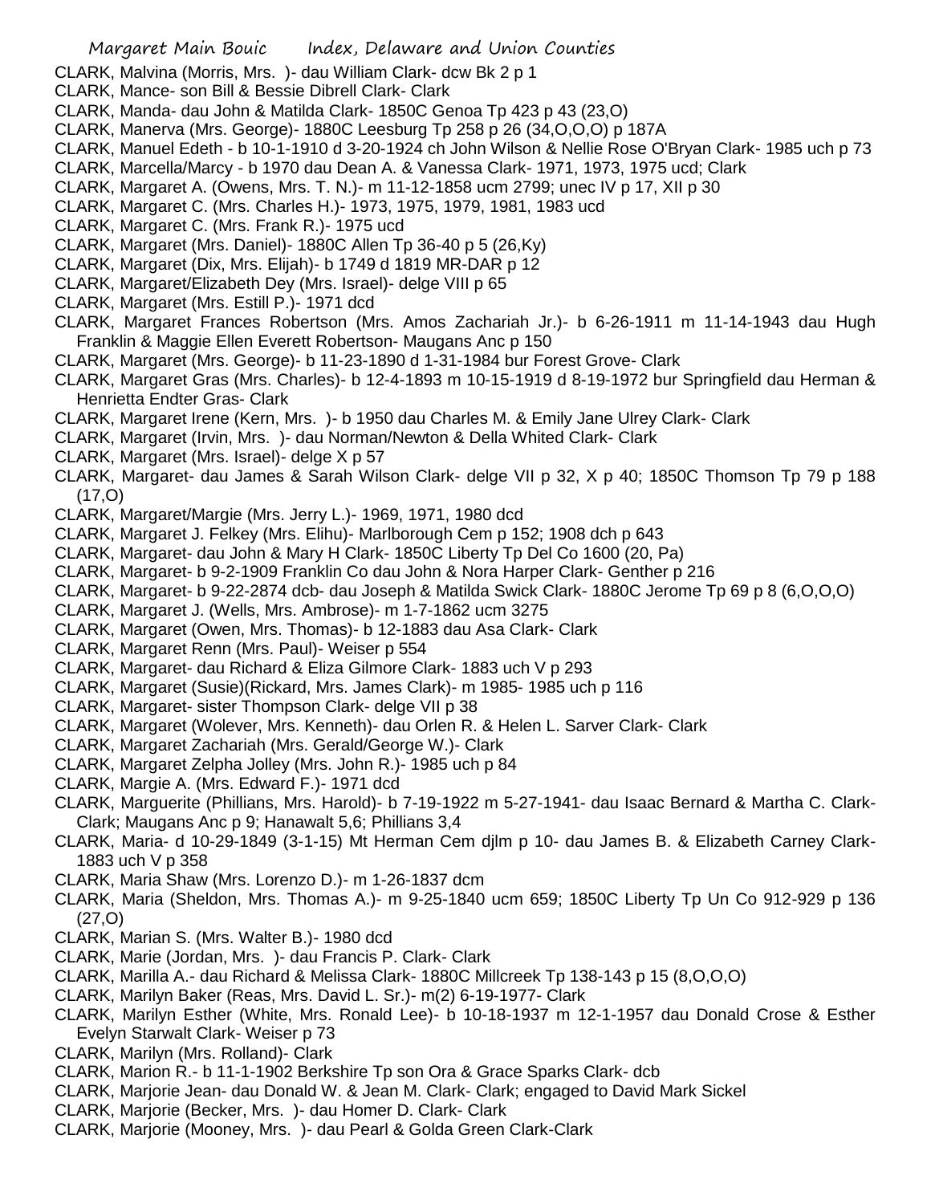CLARK, Malvina (Morris, Mrs. )- dau William Clark- dcw Bk 2 p 1
CLARK, Mance- son Bill & Bessie Dibrell Clark- Clark
CLARK, Manda- dau John & Matilda Clark- 1850C Genoa Tp 423 p 43 (23,O)
CLARK, Manerva (Mrs. George)- 1880C Leesburg Tp 258 p 26 (34,O,O,O) p 187A
CLARK, Manuel Edeth - b 10-1-1910 d 3-20-1924 ch John Wilson & Nellie Rose O'Bryan Clark- 1985 uch p 73
CLARK, Marcella/Marcy - b 1970 dau Dean A. & Vanessa Clark- 1971, 1973, 1975 ucd; Clark
CLARK, Margaret A. (Owens, Mrs. T. N.)- m 11-12-1858 ucm 2799; unec IV p 17, XII p 30
CLARK, Margaret C. (Mrs. Charles H.)- 1973, 1975, 1979, 1981, 1983 ucd
CLARK, Margaret C. (Mrs. Frank R.)- 1975 ucd
CLARK, Margaret (Mrs. Daniel)- 1880C Allen Tp 36-40 p 5 (26,Ky)
CLARK, Margaret (Dix, Mrs. Elijah)- b 1749 d 1819 MR-DAR p 12
CLARK, Margaret/Elizabeth Dey (Mrs. Israel)- delge VIII p 65
CLARK, Margaret (Mrs. Estill P.)- 1971 dcd
CLARK, Margaret Frances Robertson (Mrs. Amos Zachariah Jr.)- b 6-26-1911 m 11-14-1943 dau Hugh Franklin & Maggie Ellen Everett Robertson- Maugans Anc p 150
CLARK, Margaret (Mrs. George)- b 11-23-1890 d 1-31-1984 bur Forest Grove- Clark
CLARK, Margaret Gras (Mrs. Charles)- b 12-4-1893 m 10-15-1919 d 8-19-1972 bur Springfield dau Herman & Henrietta Endter Gras- Clark
CLARK, Margaret Irene (Kern, Mrs. )- b 1950 dau Charles M. & Emily Jane Ulrey Clark- Clark
CLARK, Margaret (Irvin, Mrs. )- dau Norman/Newton & Della Whited Clark- Clark
CLARK, Margaret (Mrs. Israel)- delge X p 57
CLARK, Margaret- dau James & Sarah Wilson Clark- delge VII p 32, X p 40; 1850C Thomson Tp 79 p 188 (17,O)
CLARK, Margaret/Margie (Mrs. Jerry L.)- 1969, 1971, 1980 dcd
CLARK, Margaret J. Felkey (Mrs. Elihu)- Marlborough Cem p 152; 1908 dch p 643
CLARK, Margaret- dau John & Mary H Clark- 1850C Liberty Tp Del Co 1600 (20, Pa)
CLARK, Margaret- b 9-2-1909 Franklin Co dau John & Nora Harper Clark- Genther p 216
CLARK, Margaret- b 9-22-2874 dcb- dau Joseph & Matilda Swick Clark- 1880C Jerome Tp 69 p 8 (6,O,O,O)
CLARK, Margaret J. (Wells, Mrs. Ambrose)- m 1-7-1862 ucm 3275
CLARK, Margaret (Owen, Mrs. Thomas)- b 12-1883 dau Asa Clark- Clark
CLARK, Margaret Renn (Mrs. Paul)- Weiser p 554
CLARK, Margaret- dau Richard & Eliza Gilmore Clark- 1883 uch V p 293
CLARK, Margaret (Susie)(Rickard, Mrs. James Clark)- m 1985- 1985 uch p 116
CLARK, Margaret- sister Thompson Clark- delge VII p 38
CLARK, Margaret (Wolever, Mrs. Kenneth)- dau Orlen R. & Helen L. Sarver Clark- Clark
CLARK, Margaret Zachariah (Mrs. Gerald/George W.)- Clark
CLARK, Margaret Zelpha Jolley (Mrs. John R.)- 1985 uch p 84
CLARK, Margie A. (Mrs. Edward F.)- 1971 dcd
CLARK, Marguerite (Phillians, Mrs. Harold)- b 7-19-1922 m 5-27-1941- dau Isaac Bernard & Martha C. Clark- Clark; Maugans Anc p 9; Hanawalt 5,6; Phillians 3,4
CLARK, Maria- d 10-29-1849 (3-1-15) Mt Herman Cem djlm p 10- dau James B. & Elizabeth Carney Clark- 1883 uch V p 358
CLARK, Maria Shaw (Mrs. Lorenzo D.)- m 1-26-1837 dcm
CLARK, Maria (Sheldon, Mrs. Thomas A.)- m 9-25-1840 ucm 659; 1850C Liberty Tp Un Co 912-929 p 136 (27,O)
CLARK, Marian S. (Mrs. Walter B.)- 1980 dcd
CLARK, Marie (Jordan, Mrs. )- dau Francis P. Clark- Clark
CLARK, Marilla A.- dau Richard & Melissa Clark- 1880C Millcreek Tp 138-143 p 15 (8,O,O,O)
CLARK, Marilyn Baker (Reas, Mrs. David L. Sr.)- m(2) 6-19-1977- Clark
CLARK, Marilyn Esther (White, Mrs. Ronald Lee)- b 10-18-1937 m 12-1-1957 dau Donald Crose & Esther Evelyn Starwalt Clark- Weiser p 73
CLARK, Marilyn (Mrs. Rolland)- Clark
CLARK, Marion R.- b 11-1-1902 Berkshire Tp son Ora & Grace Sparks Clark- dcb
CLARK, Marjorie Jean- dau Donald W. & Jean M. Clark- Clark; engaged to David Mark Sickel
CLARK, Marjorie (Becker, Mrs. )- dau Homer D. Clark- Clark
CLARK, Marjorie (Mooney, Mrs. )- dau Pearl & Golda Green Clark-Clark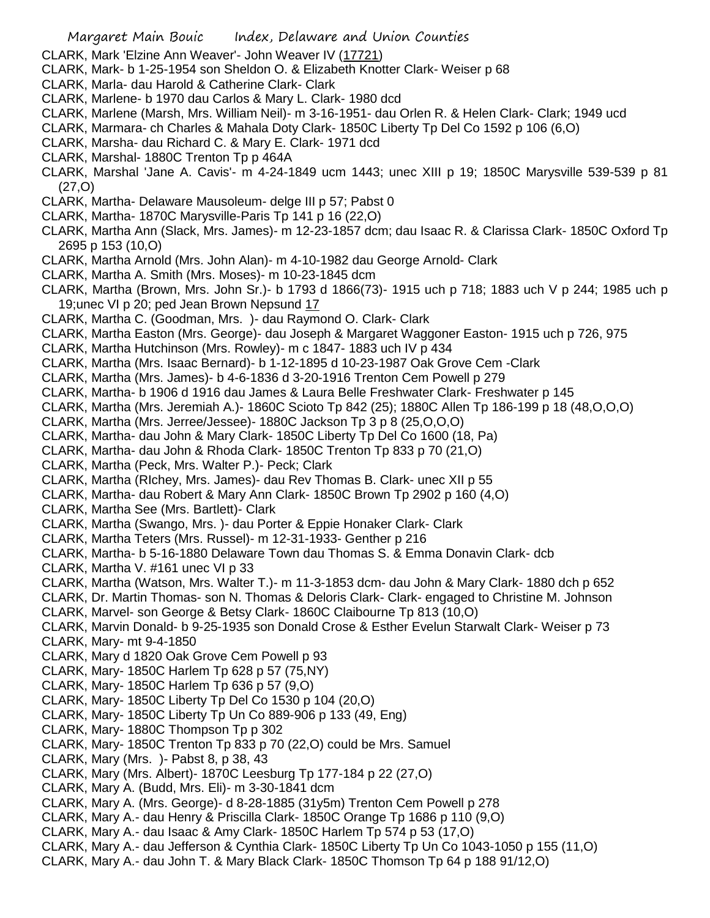CLARK, Mark 'Elzine Ann Weaver'- John Weaver IV (17721)
CLARK, Mark- b 1-25-1954 son Sheldon O. & Elizabeth Knotter Clark- Weiser p 68
CLARK, Marla- dau Harold & Catherine Clark- Clark
CLARK, Marlene- b 1970 dau Carlos & Mary L. Clark- 1980 dcd
CLARK, Marlene (Marsh, Mrs. William Neil)- m 3-16-1951- dau Orlen R. & Helen Clark- Clark; 1949 ucd
CLARK, Marmara- ch Charles & Mahala Doty Clark- 1850C Liberty Tp Del Co 1592 p 106 (6,O)
CLARK, Marsha- dau Richard C. & Mary E. Clark- 1971 dcd
CLARK, Marshal- 1880C Trenton Tp p 464A
CLARK, Marshal 'Jane A. Cavis'- m 4-24-1849 ucm 1443; unec XIII p 19; 1850C Marysville 539-539 p 81 (27,O)
CLARK, Martha- Delaware Mausoleum- delge III p 57; Pabst 0
CLARK, Martha- 1870C Marysville-Paris Tp 141 p 16 (22,O)
CLARK, Martha Ann (Slack, Mrs. James)- m 12-23-1857 dcm; dau Isaac R. & Clarissa Clark- 1850C Oxford Tp 2695 p 153 (10,O)
CLARK, Martha Arnold (Mrs. John Alan)- m 4-10-1982 dau George Arnold- Clark
CLARK, Martha A. Smith (Mrs. Moses)- m 10-23-1845 dcm
CLARK, Martha (Brown, Mrs. John Sr.)- b 1793 d 1866(73)- 1915 uch p 718; 1883 uch V p 244; 1985 uch p 19;unec VI p 20; ped Jean Brown Nepsund 17
CLARK, Martha C. (Goodman, Mrs. )- dau Raymond O. Clark- Clark
CLARK, Martha Easton (Mrs. George)- dau Joseph & Margaret Waggoner Easton- 1915 uch p 726, 975
CLARK, Martha Hutchinson (Mrs. Rowley)- m c 1847- 1883 uch IV p 434
CLARK, Martha (Mrs. Isaac Bernard)- b 1-12-1895 d 10-23-1987 Oak Grove Cem -Clark
CLARK, Martha (Mrs. James)- b 4-6-1836 d 3-20-1916 Trenton Cem Powell p 279
CLARK, Martha- b 1906 d 1916 dau James & Laura Belle Freshwater Clark- Freshwater p 145
CLARK, Martha (Mrs. Jeremiah A.)- 1860C Scioto Tp 842 (25); 1880C Allen Tp 186-199 p 18 (48,O,O,O)
CLARK, Martha (Mrs. Jerree/Jessee)- 1880C Jackson Tp 3 p 8 (25,O,O,O)
CLARK, Martha- dau John & Mary Clark- 1850C Liberty Tp Del Co 1600 (18, Pa)
CLARK, Martha- dau John & Rhoda Clark- 1850C Trenton Tp 833 p 70 (21,O)
CLARK, Martha (Peck, Mrs. Walter P.)- Peck; Clark
CLARK, Martha (RIchey, Mrs. James)- dau Rev Thomas B. Clark- unec XII p 55
CLARK, Martha- dau Robert & Mary Ann Clark- 1850C Brown Tp 2902 p 160 (4,O)
CLARK, Martha See (Mrs. Bartlett)- Clark
CLARK, Martha (Swango, Mrs. )- dau Porter & Eppie Honaker Clark- Clark
CLARK, Martha Teters (Mrs. Russel)- m 12-31-1933- Genther p 216
CLARK, Martha- b 5-16-1880 Delaware Town dau Thomas S. & Emma Donavin Clark- dcb
CLARK, Martha V. #161 unec VI p 33
CLARK, Martha (Watson, Mrs. Walter T.)- m 11-3-1853 dcm- dau John & Mary Clark- 1880 dch p 652
CLARK, Dr. Martin Thomas- son N. Thomas & Deloris Clark- Clark- engaged to Christine M. Johnson
CLARK, Marvel- son George & Betsy Clark- 1860C Claibourne Tp 813 (10,O)
CLARK, Marvin Donald- b 9-25-1935 son Donald Crose & Esther Evelun Starwalt Clark- Weiser p 73
CLARK, Mary- mt 9-4-1850
CLARK, Mary d 1820 Oak Grove Cem Powell p 93
CLARK, Mary- 1850C Harlem Tp 628 p 57 (75,NY)
CLARK, Mary- 1850C Harlem Tp 636 p 57 (9,O)
CLARK, Mary- 1850C Liberty Tp Del Co 1530 p 104 (20,O)
CLARK, Mary- 1850C Liberty Tp Un Co 889-906 p 133 (49, Eng)
CLARK, Mary- 1880C Thompson Tp p 302
CLARK, Mary- 1850C Trenton Tp 833 p 70 (22,O) could be Mrs. Samuel
CLARK, Mary (Mrs. )- Pabst 8, p 38, 43
CLARK, Mary (Mrs. Albert)- 1870C Leesburg Tp 177-184 p 22 (27,O)
CLARK, Mary A. (Budd, Mrs. Eli)- m 3-30-1841 dcm
CLARK, Mary A. (Mrs. George)- d 8-28-1885 (31y5m) Trenton Cem Powell p 278
CLARK, Mary A.- dau Henry & Priscilla Clark- 1850C Orange Tp 1686 p 110 (9,O)
CLARK, Mary A.- dau Isaac & Amy Clark- 1850C Harlem Tp 574 p 53 (17,O)
CLARK, Mary A.- dau Jefferson & Cynthia Clark- 1850C Liberty Tp Un Co 1043-1050 p 155 (11,O)
CLARK, Mary A.- dau John T. & Mary Black Clark- 1850C Thomson Tp 64 p 188 91/12,O)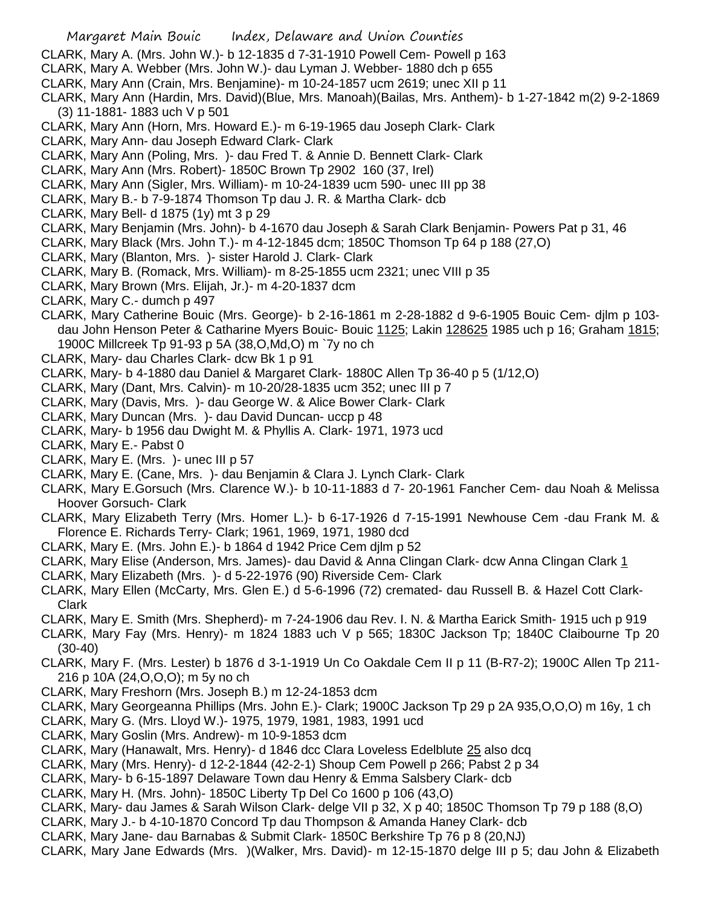CLARK, Mary A. (Mrs. John W.)- b 12-1835 d 7-31-1910 Powell Cem- Powell p 163

CLARK, Mary A. Webber (Mrs. John W.)- dau Lyman J. Webber- 1880 dch p 655

CLARK, Mary Ann (Crain, Mrs. Benjamine)- m 10-24-1857 ucm 2619; unec XII p 11

CLARK, Mary Ann (Hardin, Mrs. David)(Blue, Mrs. Manoah)(Bailas, Mrs. Anthem)- b 1-27-1842 m(2) 9-2-1869 (3) 11-1881- 1883 uch V p 501

CLARK, Mary Ann (Horn, Mrs. Howard E.)- m 6-19-1965 dau Joseph Clark- Clark

CLARK, Mary Ann- dau Joseph Edward Clark- Clark

CLARK, Mary Ann (Poling, Mrs. )- dau Fred T. & Annie D. Bennett Clark- Clark

CLARK, Mary Ann (Mrs. Robert)- 1850C Brown Tp 2902 160 (37, Irel)

CLARK, Mary Ann (Sigler, Mrs. William)- m 10-24-1839 ucm 590- unec III pp 38

CLARK, Mary B.- b 7-9-1874 Thomson Tp dau J. R. & Martha Clark- dcb

CLARK, Mary Bell- d 1875 (1y) mt 3 p 29

CLARK, Mary Benjamin (Mrs. John)- b 4-1670 dau Joseph & Sarah Clark Benjamin- Powers Pat p 31, 46

CLARK, Mary Black (Mrs. John T.)- m 4-12-1845 dcm; 1850C Thomson Tp 64 p 188 (27,O)

CLARK, Mary (Blanton, Mrs. )- sister Harold J. Clark- Clark

CLARK, Mary B. (Romack, Mrs. William)- m 8-25-1855 ucm 2321; unec VIII p 35

CLARK, Mary Brown (Mrs. Elijah, Jr.)- m 4-20-1837 dcm

CLARK, Mary C.- dumch p 497

CLARK, Mary Catherine Bouic (Mrs. George)- b 2-16-1861 m 2-28-1882 d 9-6-1905 Bouic Cem- djlm p 103- dau John Henson Peter & Catharine Myers Bouic- Bouic 1125; Lakin 128625 1985 uch p 16; Graham 1815; 1900C Millcreek Tp 91-93 p 5A (38,O,Md,O) m `7y no ch

CLARK, Mary- dau Charles Clark- dcw Bk 1 p 91

CLARK, Mary- b 4-1880 dau Daniel & Margaret Clark- 1880C Allen Tp 36-40 p 5 (1/12,O)

CLARK, Mary (Dant, Mrs. Calvin)- m 10-20/28-1835 ucm 352; unec III p 7

CLARK, Mary (Davis, Mrs. )- dau George W. & Alice Bower Clark- Clark

CLARK, Mary Duncan (Mrs. )- dau David Duncan- uccp p 48

CLARK, Mary- b 1956 dau Dwight M. & Phyllis A. Clark- 1971, 1973 ucd

CLARK, Mary E.- Pabst 0

CLARK, Mary E. (Mrs. )- unec III p 57

CLARK, Mary E. (Cane, Mrs. )- dau Benjamin & Clara J. Lynch Clark- Clark

CLARK, Mary E.Gorsuch (Mrs. Clarence W.)- b 10-11-1883 d 7- 20-1961 Fancher Cem- dau Noah & Melissa Hoover Gorsuch- Clark

CLARK, Mary Elizabeth Terry (Mrs. Homer L.)- b 6-17-1926 d 7-15-1991 Newhouse Cem -dau Frank M. & Florence E. Richards Terry- Clark; 1961, 1969, 1971, 1980 dcd

CLARK, Mary E. (Mrs. John E.)- b 1864 d 1942 Price Cem djlm p 52

CLARK, Mary Elise (Anderson, Mrs. James)- dau David & Anna Clingan Clark- dcw Anna Clingan Clark 1

CLARK, Mary Elizabeth (Mrs. )- d 5-22-1976 (90) Riverside Cem- Clark

CLARK, Mary Ellen (McCarty, Mrs. Glen E.) d 5-6-1996 (72) cremated- dau Russell B. & Hazel Cott Clark- Clark

CLARK, Mary E. Smith (Mrs. Shepherd)- m 7-24-1906 dau Rev. I. N. & Martha Earick Smith- 1915 uch p 919

CLARK, Mary Fay (Mrs. Henry)- m 1824 1883 uch V p 565; 1830C Jackson Tp; 1840C Claibourne Tp 20 (30-40)

CLARK, Mary F. (Mrs. Lester) b 1876 d 3-1-1919 Un Co Oakdale Cem II p 11 (B-R7-2); 1900C Allen Tp 211-216 p 10A (24,O,O,O); m 5y no ch

CLARK, Mary Freshorn (Mrs. Joseph B.) m 12-24-1853 dcm

CLARK, Mary Georgeanna Phillips (Mrs. John E.)- Clark; 1900C Jackson Tp 29 p 2A 935,O,O,O) m 16y, 1 ch

CLARK, Mary G. (Mrs. Lloyd W.)- 1975, 1979, 1981, 1983, 1991 ucd

CLARK, Mary Goslin (Mrs. Andrew)- m 10-9-1853 dcm

CLARK, Mary (Hanawalt, Mrs. Henry)- d 1846 dcc Clara Loveless Edelblute 25 also dcq

CLARK, Mary (Mrs. Henry)- d 12-2-1844 (42-2-1) Shoup Cem Powell p 266; Pabst 2 p 34

CLARK, Mary- b 6-15-1897 Delaware Town dau Henry & Emma Salsbery Clark- dcb

CLARK, Mary H. (Mrs. John)- 1850C Liberty Tp Del Co 1600 p 106 (43,O)

CLARK, Mary- dau James & Sarah Wilson Clark- delge VII p 32, X p 40; 1850C Thomson Tp 79 p 188 (8,O)

CLARK, Mary J.- b 4-10-1870 Concord Tp dau Thompson & Amanda Haney Clark- dcb

CLARK, Mary Jane- dau Barnabas & Submit Clark- 1850C Berkshire Tp 76 p 8 (20,NJ)

CLARK, Mary Jane Edwards (Mrs. )(Walker, Mrs. David)- m 12-15-1870 delge III p 5; dau John & Elizabeth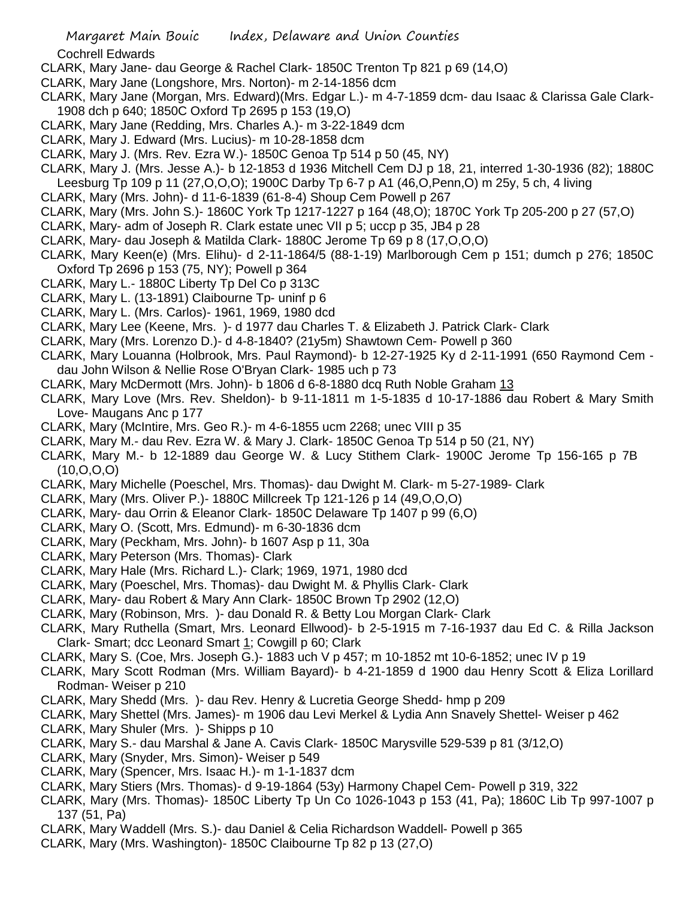Cochrell Edwards

CLARK, Mary Jane- dau George & Rachel Clark- 1850C Trenton Tp 821 p 69 (14,O)

CLARK, Mary Jane (Longshore, Mrs. Norton)- m 2-14-1856 dcm

CLARK, Mary Jane (Morgan, Mrs. Edward)(Mrs. Edgar L.)- m 4-7-1859 dcm- dau Isaac & Clarissa Gale Clark- 1908 dch p 640; 1850C Oxford Tp 2695 p 153 (19,O)

CLARK, Mary Jane (Redding, Mrs. Charles A.)- m 3-22-1849 dcm

CLARK, Mary J. Edward (Mrs. Lucius)- m 10-28-1858 dcm

CLARK, Mary J. (Mrs. Rev. Ezra W.)- 1850C Genoa Tp 514 p 50 (45, NY)

CLARK, Mary J. (Mrs. Jesse A.)- b 12-1853 d 1936 Mitchell Cem DJ p 18, 21, interred 1-30-1936 (82); 1880C Leesburg Tp 109 p 11 (27,O,O,O); 1900C Darby Tp 6-7 p A1 (46,O,Penn,O) m 25y, 5 ch, 4 living

CLARK, Mary (Mrs. John)- d 11-6-1839 (61-8-4) Shoup Cem Powell p 267

CLARK, Mary (Mrs. John S.)- 1860C York Tp 1217-1227 p 164 (48,O); 1870C York Tp 205-200 p 27 (57,O)

CLARK, Mary- adm of Joseph R. Clark estate unec VII p 5; uccp p 35, JB4 p 28

CLARK, Mary- dau Joseph & Matilda Clark- 1880C Jerome Tp 69 p 8 (17,O,O,O)

CLARK, Mary Keen(e) (Mrs. Elihu)- d 2-11-1864/5 (88-1-19) Marlborough Cem p 151; dumch p 276; 1850C Oxford Tp 2696 p 153 (75, NY); Powell p 364

CLARK, Mary L.- 1880C Liberty Tp Del Co p 313C

CLARK, Mary L. (13-1891) Claibourne Tp- uninf p 6

CLARK, Mary L. (Mrs. Carlos)- 1961, 1969, 1980 dcd

CLARK, Mary Lee (Keene, Mrs. )- d 1977 dau Charles T. & Elizabeth J. Patrick Clark- Clark

CLARK, Mary (Mrs. Lorenzo D.)- d 4-8-1840? (21y5m) Shawtown Cem- Powell p 360

CLARK, Mary Louanna (Holbrook, Mrs. Paul Raymond)- b 12-27-1925 Ky d 2-11-1991 (650 Raymond Cem - dau John Wilson & Nellie Rose O'Bryan Clark- 1985 uch p 73

CLARK, Mary McDermott (Mrs. John)- b 1806 d 6-8-1880 dcq Ruth Noble Graham 13

CLARK, Mary Love (Mrs. Rev. Sheldon)- b 9-11-1811 m 1-5-1835 d 10-17-1886 dau Robert & Mary Smith Love- Maugans Anc p 177

CLARK, Mary (McIntire, Mrs. Geo R.)- m 4-6-1855 ucm 2268; unec VIII p 35

CLARK, Mary M.- dau Rev. Ezra W. & Mary J. Clark- 1850C Genoa Tp 514 p 50 (21, NY)

CLARK, Mary M.- b 12-1889 dau George W. & Lucy Stithem Clark- 1900C Jerome Tp 156-165 p 7B (10,O,O,O)

CLARK, Mary Michelle (Poeschel, Mrs. Thomas)- dau Dwight M. Clark- m 5-27-1989- Clark

CLARK, Mary (Mrs. Oliver P.)- 1880C Millcreek Tp 121-126 p 14 (49,O,O,O)

CLARK, Mary- dau Orrin & Eleanor Clark- 1850C Delaware Tp 1407 p 99 (6,O)

CLARK, Mary O. (Scott, Mrs. Edmund)- m 6-30-1836 dcm

CLARK, Mary (Peckham, Mrs. John)- b 1607 Asp p 11, 30a

CLARK, Mary Peterson (Mrs. Thomas)- Clark

CLARK, Mary Hale (Mrs. Richard L.)- Clark; 1969, 1971, 1980 dcd

CLARK, Mary (Poeschel, Mrs. Thomas)- dau Dwight M. & Phyllis Clark- Clark

CLARK, Mary- dau Robert & Mary Ann Clark- 1850C Brown Tp 2902 (12,O)

CLARK, Mary (Robinson, Mrs. )- dau Donald R. & Betty Lou Morgan Clark- Clark

CLARK, Mary Ruthella (Smart, Mrs. Leonard Ellwood)- b 2-5-1915 m 7-16-1937 dau Ed C. & Rilla Jackson Clark- Smart; dcc Leonard Smart 1; Cowgill p 60; Clark

CLARK, Mary S. (Coe, Mrs. Joseph G.)- 1883 uch V p 457; m 10-1852 mt 10-6-1852; unec IV p 19

CLARK, Mary Scott Rodman (Mrs. William Bayard)- b 4-21-1859 d 1900 dau Henry Scott & Eliza Lorillard Rodman- Weiser p 210

CLARK, Mary Shedd (Mrs. )- dau Rev. Henry & Lucretia George Shedd- hmp p 209

CLARK, Mary Shettel (Mrs. James)- m 1906 dau Levi Merkel & Lydia Ann Snavely Shettel- Weiser p 462

CLARK, Mary Shuler (Mrs. )- Shipps p 10

CLARK, Mary S.- dau Marshal & Jane A. Cavis Clark- 1850C Marysville 529-539 p 81 (3/12,O)

CLARK, Mary (Snyder, Mrs. Simon)- Weiser p 549

CLARK, Mary (Spencer, Mrs. Isaac H.)- m 1-1-1837 dcm

CLARK, Mary Stiers (Mrs. Thomas)- d 9-19-1864 (53y) Harmony Chapel Cem- Powell p 319, 322

CLARK, Mary (Mrs. Thomas)- 1850C Liberty Tp Un Co 1026-1043 p 153 (41, Pa); 1860C Lib Tp 997-1007 p 137 (51, Pa)

CLARK, Mary Waddell (Mrs. S.)- dau Daniel & Celia Richardson Waddell- Powell p 365

CLARK, Mary (Mrs. Washington)- 1850C Claibourne Tp 82 p 13 (27,O)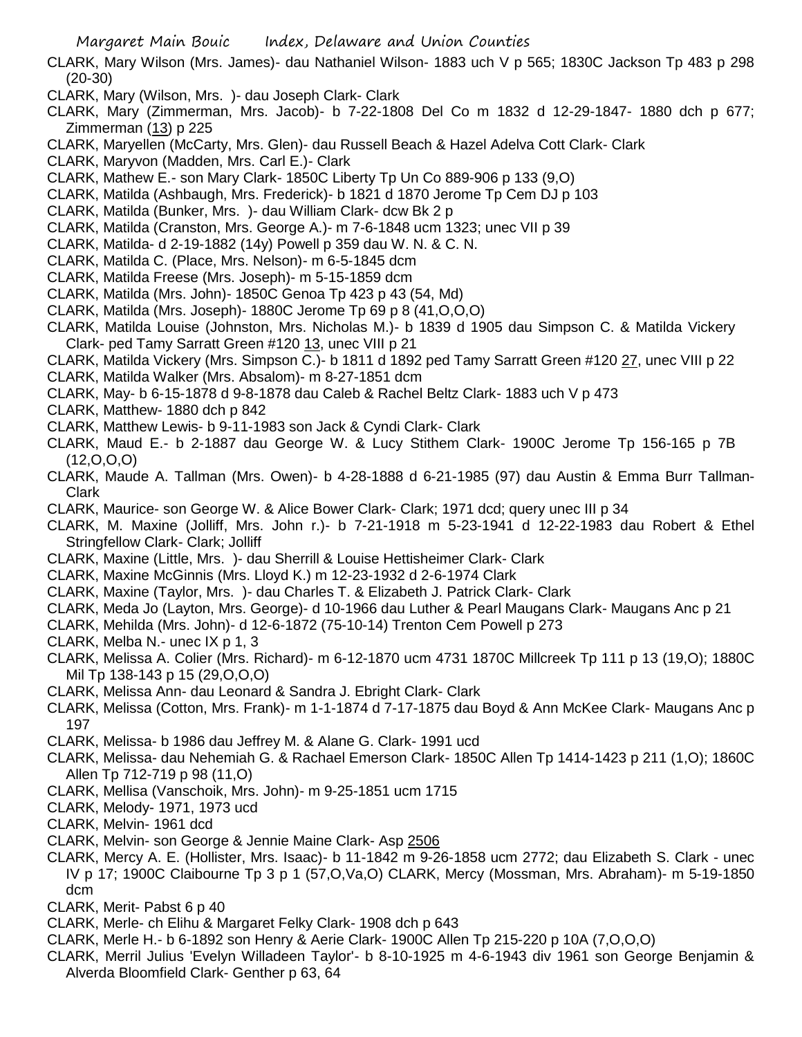CLARK, Mary Wilson (Mrs. James)- dau Nathaniel Wilson- 1883 uch V p 565; 1830C Jackson Tp 483 p 298 (20-30)

CLARK, Mary (Wilson, Mrs. )- dau Joseph Clark- Clark

CLARK, Mary (Zimmerman, Mrs. Jacob)- b 7-22-1808 Del Co m 1832 d 12-29-1847- 1880 dch p 677; Zimmerman (13) p 225

CLARK, Maryellen (McCarty, Mrs. Glen)- dau Russell Beach & Hazel Adelva Cott Clark- Clark

CLARK, Maryvon (Madden, Mrs. Carl E.)- Clark

CLARK, Mathew E.- son Mary Clark- 1850C Liberty Tp Un Co 889-906 p 133 (9,O)

CLARK, Matilda (Ashbaugh, Mrs. Frederick)- b 1821 d 1870 Jerome Tp Cem DJ p 103

CLARK, Matilda (Bunker, Mrs. )- dau William Clark- dcw Bk 2 p

CLARK, Matilda (Cranston, Mrs. George A.)- m 7-6-1848 ucm 1323; unec VII p 39

CLARK, Matilda- d 2-19-1882 (14y) Powell p 359 dau W. N. & C. N.

CLARK, Matilda C. (Place, Mrs. Nelson)- m 6-5-1845 dcm

CLARK, Matilda Freese (Mrs. Joseph)- m 5-15-1859 dcm

CLARK, Matilda (Mrs. John)- 1850C Genoa Tp 423 p 43 (54, Md)

CLARK, Matilda (Mrs. Joseph)- 1880C Jerome Tp 69 p 8 (41,O,O,O)

CLARK, Matilda Louise (Johnston, Mrs. Nicholas M.)- b 1839 d 1905 dau Simpson C. & Matilda Vickery Clark- ped Tamy Sarratt Green #120 13, unec VIII p 21

CLARK, Matilda Vickery (Mrs. Simpson C.)- b 1811 d 1892 ped Tamy Sarratt Green #120 27, unec VIII p 22

CLARK, Matilda Walker (Mrs. Absalom)- m 8-27-1851 dcm

CLARK, May- b 6-15-1878 d 9-8-1878 dau Caleb & Rachel Beltz Clark- 1883 uch V p 473

CLARK, Matthew- 1880 dch p 842

CLARK, Matthew Lewis- b 9-11-1983 son Jack & Cyndi Clark- Clark

CLARK, Maud E.- b 2-1887 dau George W. & Lucy Stithem Clark- 1900C Jerome Tp 156-165 p 7B (12,O,O,O)

CLARK, Maude A. Tallman (Mrs. Owen)- b 4-28-1888 d 6-21-1985 (97) dau Austin & Emma Burr Tallman- Clark

CLARK, Maurice- son George W. & Alice Bower Clark- Clark; 1971 dcd; query unec III p 34

CLARK, M. Maxine (Jolliff, Mrs. John r.)- b 7-21-1918 m 5-23-1941 d 12-22-1983 dau Robert & Ethel Stringfellow Clark- Clark; Jolliff

CLARK, Maxine (Little, Mrs. )- dau Sherrill & Louise Hettisheimer Clark- Clark

CLARK, Maxine McGinnis (Mrs. Lloyd K.) m 12-23-1932 d 2-6-1974 Clark

CLARK, Maxine (Taylor, Mrs. )- dau Charles T. & Elizabeth J. Patrick Clark- Clark

CLARK, Meda Jo (Layton, Mrs. George)- d 10-1966 dau Luther & Pearl Maugans Clark- Maugans Anc p 21

CLARK, Mehilda (Mrs. John)- d 12-6-1872 (75-10-14) Trenton Cem Powell p 273

CLARK, Melba N.- unec IX p 1, 3

CLARK, Melissa A. Colier (Mrs. Richard)- m 6-12-1870 ucm 4731 1870C Millcreek Tp 111 p 13 (19,O); 1880C Mil Tp 138-143 p 15 (29,O,O,O)

CLARK, Melissa Ann- dau Leonard & Sandra J. Ebright Clark- Clark

CLARK, Melissa (Cotton, Mrs. Frank)- m 1-1-1874 d 7-17-1875 dau Boyd & Ann McKee Clark- Maugans Anc p 197

CLARK, Melissa- b 1986 dau Jeffrey M. & Alane G. Clark- 1991 ucd

CLARK, Melissa- dau Nehemiah G. & Rachael Emerson Clark- 1850C Allen Tp 1414-1423 p 211 (1,O); 1860C Allen Tp 712-719 p 98 (11,O)

CLARK, Mellisa (Vanschoik, Mrs. John)- m 9-25-1851 ucm 1715

CLARK, Melody- 1971, 1973 ucd

CLARK, Melvin- 1961 dcd

CLARK, Melvin- son George & Jennie Maine Clark- Asp 2506

CLARK, Mercy A. E. (Hollister, Mrs. Isaac)- b 11-1842 m 9-26-1858 ucm 2772; dau Elizabeth S. Clark - unec IV p 17; 1900C Claibourne Tp 3 p 1 (57,O,Va,O) CLARK, Mercy (Mossman, Mrs. Abraham)- m 5-19-1850 dcm

CLARK, Merit- Pabst 6 p 40

CLARK, Merle- ch Elihu & Margaret Felky Clark- 1908 dch p 643

CLARK, Merle H.- b 6-1892 son Henry & Aerie Clark- 1900C Allen Tp 215-220 p 10A (7,O,O,O)

CLARK, Merril Julius 'Evelyn Willadeen Taylor'- b 8-10-1925 m 4-6-1943 div 1961 son George Benjamin & Alverda Bloomfield Clark- Genther p 63, 64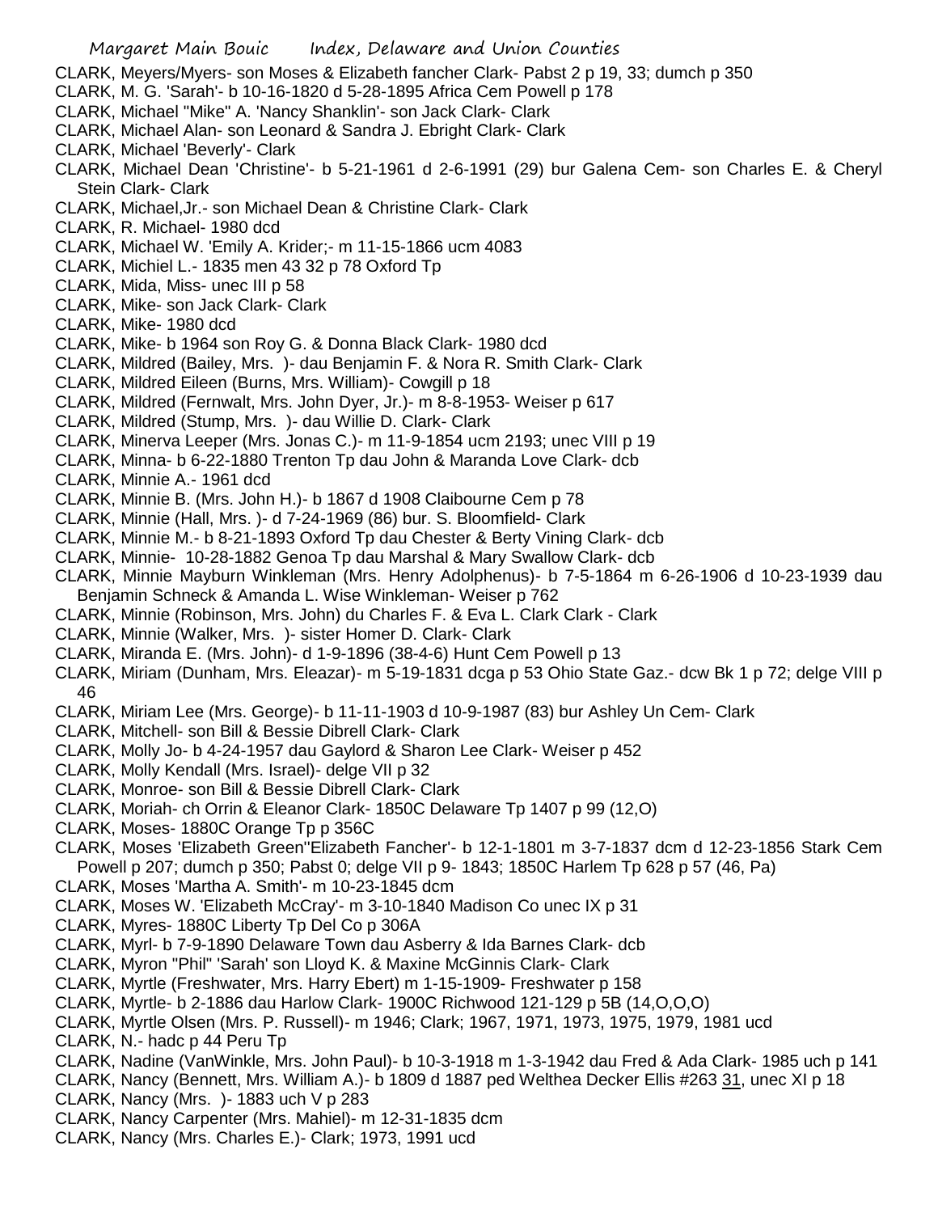CLARK, Meyers/Myers- son Moses & Elizabeth fancher Clark- Pabst 2 p 19, 33; dumch p 350

CLARK, M. G. 'Sarah'- b 10-16-1820 d 5-28-1895 Africa Cem Powell p 178

CLARK, Michael "Mike" A. 'Nancy Shanklin'- son Jack Clark- Clark

CLARK, Michael Alan- son Leonard & Sandra J. Ebright Clark- Clark

CLARK, Michael 'Beverly'- Clark

CLARK, Michael Dean 'Christine'- b 5-21-1961 d 2-6-1991 (29) bur Galena Cem- son Charles E. & Cheryl Stein Clark- Clark

CLARK, Michael,Jr.- son Michael Dean & Christine Clark- Clark

CLARK, R. Michael- 1980 dcd

CLARK, Michael W. 'Emily A. Krider;- m 11-15-1866 ucm 4083

CLARK, Michiel L.- 1835 men 43 32 p 78 Oxford Tp

CLARK, Mida, Miss- unec III p 58

CLARK, Mike- son Jack Clark- Clark

CLARK, Mike- 1980 dcd

CLARK, Mike- b 1964 son Roy G. & Donna Black Clark- 1980 dcd

CLARK, Mildred (Bailey, Mrs. )- dau Benjamin F. & Nora R. Smith Clark- Clark

CLARK, Mildred Eileen (Burns, Mrs. William)- Cowgill p 18

CLARK, Mildred (Fernwalt, Mrs. John Dyer, Jr.)- m 8-8-1953- Weiser p 617

CLARK, Mildred (Stump, Mrs. )- dau Willie D. Clark- Clark

CLARK, Minerva Leeper (Mrs. Jonas C.)- m 11-9-1854 ucm 2193; unec VIII p 19

CLARK, Minna- b 6-22-1880 Trenton Tp dau John & Maranda Love Clark- dcb

CLARK, Minnie A.- 1961 dcd

CLARK, Minnie B. (Mrs. John H.)- b 1867 d 1908 Claibourne Cem p 78

CLARK, Minnie (Hall, Mrs. )- d 7-24-1969 (86) bur. S. Bloomfield- Clark

CLARK, Minnie M.- b 8-21-1893 Oxford Tp dau Chester & Berty Vining Clark- dcb

CLARK, Minnie- 10-28-1882 Genoa Tp dau Marshal & Mary Swallow Clark- dcb

CLARK, Minnie Mayburn Winkleman (Mrs. Henry Adolphenus)- b 7-5-1864 m 6-26-1906 d 10-23-1939 dau Benjamin Schneck & Amanda L. Wise Winkleman- Weiser p 762

CLARK, Minnie (Robinson, Mrs. John) du Charles F. & Eva L. Clark Clark - Clark

CLARK, Minnie (Walker, Mrs. )- sister Homer D. Clark- Clark

CLARK, Miranda E. (Mrs. John)- d 1-9-1896 (38-4-6) Hunt Cem Powell p 13

CLARK, Miriam (Dunham, Mrs. Eleazar)- m 5-19-1831 dcga p 53 Ohio State Gaz.- dcw Bk 1 p 72; delge VIII p 46

CLARK, Miriam Lee (Mrs. George)- b 11-11-1903 d 10-9-1987 (83) bur Ashley Un Cem- Clark

CLARK, Mitchell- son Bill & Bessie Dibrell Clark- Clark

CLARK, Molly Jo- b 4-24-1957 dau Gaylord & Sharon Lee Clark- Weiser p 452

CLARK, Molly Kendall (Mrs. Israel)- delge VII p 32

CLARK, Monroe- son Bill & Bessie Dibrell Clark- Clark

CLARK, Moriah- ch Orrin & Eleanor Clark- 1850C Delaware Tp 1407 p 99 (12,O)

CLARK, Moses- 1880C Orange Tp p 356C

CLARK, Moses 'Elizabeth Green''Elizabeth Fancher'- b 12-1-1801 m 3-7-1837 dcm d 12-23-1856 Stark Cem Powell p 207; dumch p 350; Pabst 0; delge VII p 9- 1843; 1850C Harlem Tp 628 p 57 (46, Pa)

CLARK, Moses 'Martha A. Smith'- m 10-23-1845 dcm

CLARK, Moses W. 'Elizabeth McCray'- m 3-10-1840 Madison Co unec IX p 31

CLARK, Myres- 1880C Liberty Tp Del Co p 306A

CLARK, Myrl- b 7-9-1890 Delaware Town dau Asberry & Ida Barnes Clark- dcb

CLARK, Myron "Phil" 'Sarah' son Lloyd K. & Maxine McGinnis Clark- Clark

CLARK, Myrtle (Freshwater, Mrs. Harry Ebert) m 1-15-1909- Freshwater p 158

CLARK, Myrtle- b 2-1886 dau Harlow Clark- 1900C Richwood 121-129 p 5B (14,O,O,O)

CLARK, Myrtle Olsen (Mrs. P. Russell)- m 1946; Clark; 1967, 1971, 1973, 1975, 1979, 1981 ucd

CLARK, N.- hadc p 44 Peru Tp

CLARK, Nadine (VanWinkle, Mrs. John Paul)- b 10-3-1918 m 1-3-1942 dau Fred & Ada Clark- 1985 uch p 141

CLARK, Nancy (Bennett, Mrs. William A.)- b 1809 d 1887 ped Welthea Decker Ellis #263 31, unec XI p 18

CLARK, Nancy (Mrs. )- 1883 uch V p 283

CLARK, Nancy Carpenter (Mrs. Mahiel)- m 12-31-1835 dcm

CLARK, Nancy (Mrs. Charles E.)- Clark; 1973, 1991 ucd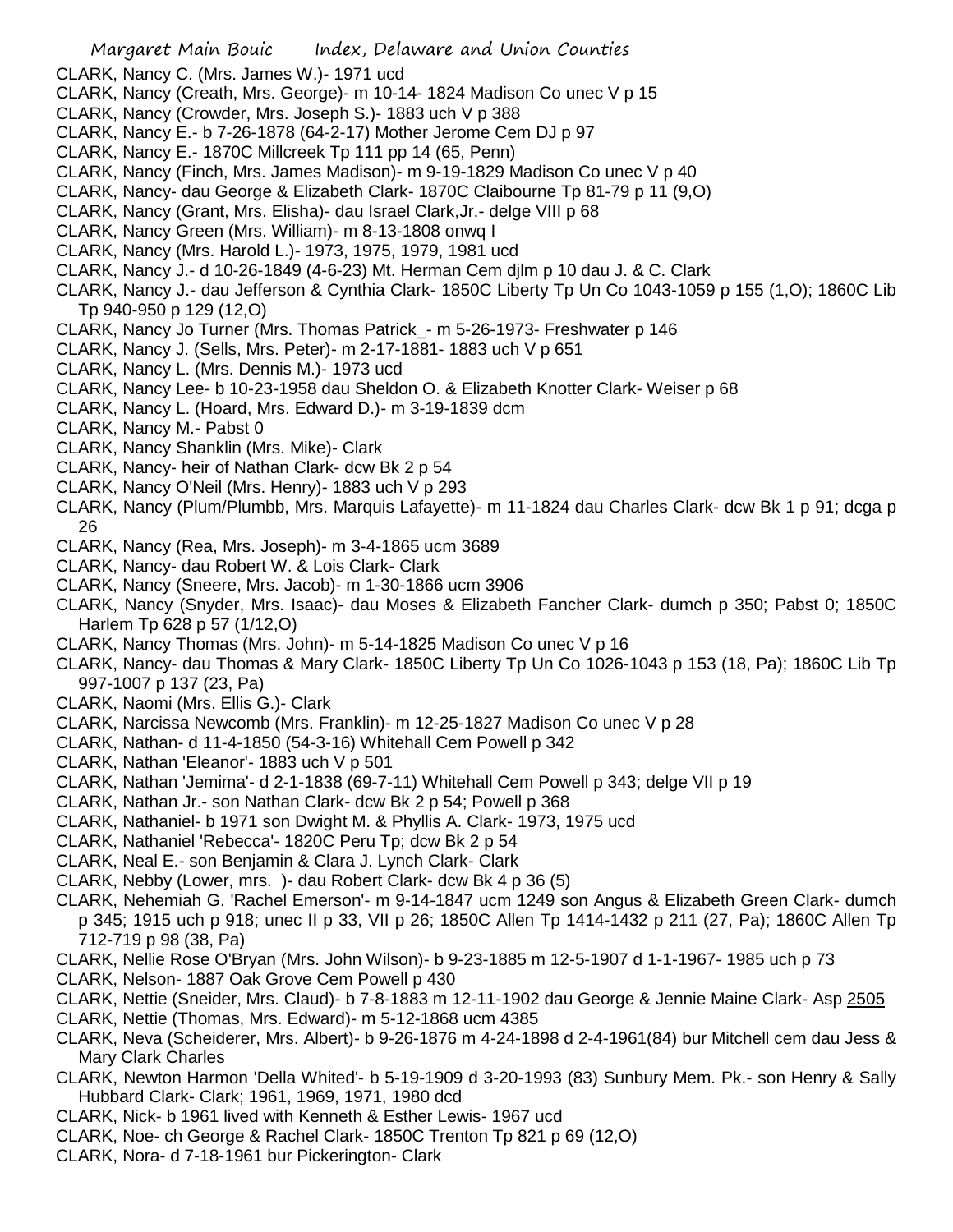CLARK, Nancy C. (Mrs. James W.)- 1971 ucd

CLARK, Nancy (Creath, Mrs. George)- m 10-14- 1824 Madison Co unec V p 15

CLARK, Nancy (Crowder, Mrs. Joseph S.)- 1883 uch V p 388

CLARK, Nancy E.- b 7-26-1878 (64-2-17) Mother Jerome Cem DJ p 97

CLARK, Nancy E.- 1870C Millcreek Tp 111 pp 14 (65, Penn)

CLARK, Nancy (Finch, Mrs. James Madison)- m 9-19-1829 Madison Co unec V p 40

CLARK, Nancy- dau George & Elizabeth Clark- 1870C Claibourne Tp 81-79 p 11 (9,O)

CLARK, Nancy (Grant, Mrs. Elisha)- dau Israel Clark,Jr.- delge VIII p 68

CLARK, Nancy Green (Mrs. William)- m 8-13-1808 onwq I

CLARK, Nancy (Mrs. Harold L.)- 1973, 1975, 1979, 1981 ucd

CLARK, Nancy J.- d 10-26-1849 (4-6-23) Mt. Herman Cem djlm p 10 dau J. & C. Clark

CLARK, Nancy J.- dau Jefferson & Cynthia Clark- 1850C Liberty Tp Un Co 1043-1059 p 155 (1,O); 1860C Lib Tp 940-950 p 129 (12,O)

CLARK, Nancy Jo Turner (Mrs. Thomas Patrick_- m 5-26-1973- Freshwater p 146

CLARK, Nancy J. (Sells, Mrs. Peter)- m 2-17-1881- 1883 uch V p 651

CLARK, Nancy L. (Mrs. Dennis M.)- 1973 ucd

CLARK, Nancy Lee- b 10-23-1958 dau Sheldon O. & Elizabeth Knotter Clark- Weiser p 68

CLARK, Nancy L. (Hoard, Mrs. Edward D.)- m 3-19-1839 dcm

CLARK, Nancy M.- Pabst 0

CLARK, Nancy Shanklin (Mrs. Mike)- Clark

CLARK, Nancy- heir of Nathan Clark- dcw Bk 2 p 54

CLARK, Nancy O'Neil (Mrs. Henry)- 1883 uch V p 293

CLARK, Nancy (Plum/Plumbb, Mrs. Marquis Lafayette)- m 11-1824 dau Charles Clark- dcw Bk 1 p 91; dcga p 26

CLARK, Nancy (Rea, Mrs. Joseph)- m 3-4-1865 ucm 3689

CLARK, Nancy- dau Robert W. & Lois Clark- Clark

CLARK, Nancy (Sneere, Mrs. Jacob)- m 1-30-1866 ucm 3906

CLARK, Nancy (Snyder, Mrs. Isaac)- dau Moses & Elizabeth Fancher Clark- dumch p 350; Pabst 0; 1850C Harlem Tp 628 p 57 (1/12,O)

CLARK, Nancy Thomas (Mrs. John)- m 5-14-1825 Madison Co unec V p 16

CLARK, Nancy- dau Thomas & Mary Clark- 1850C Liberty Tp Un Co 1026-1043 p 153 (18, Pa); 1860C Lib Tp 997-1007 p 137 (23, Pa)

CLARK, Naomi (Mrs. Ellis G.)- Clark

CLARK, Narcissa Newcomb (Mrs. Franklin)- m 12-25-1827 Madison Co unec V p 28

CLARK, Nathan- d 11-4-1850 (54-3-16) Whitehall Cem Powell p 342

CLARK, Nathan 'Eleanor'- 1883 uch V p 501

CLARK, Nathan 'Jemima'- d 2-1-1838 (69-7-11) Whitehall Cem Powell p 343; delge VII p 19

CLARK, Nathan Jr.- son Nathan Clark- dcw Bk 2 p 54; Powell p 368

CLARK, Nathaniel- b 1971 son Dwight M. & Phyllis A. Clark- 1973, 1975 ucd

CLARK, Nathaniel 'Rebecca'- 1820C Peru Tp; dcw Bk 2 p 54

CLARK, Neal E.- son Benjamin & Clara J. Lynch Clark- Clark

CLARK, Nebby (Lower, mrs. )- dau Robert Clark- dcw Bk 4 p 36 (5)

CLARK, Nehemiah G. 'Rachel Emerson'- m 9-14-1847 ucm 1249 son Angus & Elizabeth Green Clark- dumch p 345; 1915 uch p 918; unec II p 33, VII p 26; 1850C Allen Tp 1414-1432 p 211 (27, Pa); 1860C Allen Tp 712-719 p 98 (38, Pa)

CLARK, Nellie Rose O'Bryan (Mrs. John Wilson)- b 9-23-1885 m 12-5-1907 d 1-1-1967- 1985 uch p 73

CLARK, Nelson- 1887 Oak Grove Cem Powell p 430

CLARK, Nettie (Sneider, Mrs. Claud)- b 7-8-1883 m 12-11-1902 dau George & Jennie Maine Clark- Asp 2505

CLARK, Nettie (Thomas, Mrs. Edward)- m 5-12-1868 ucm 4385

CLARK, Neva (Scheiderer, Mrs. Albert)- b 9-26-1876 m 4-24-1898 d 2-4-1961(84) bur Mitchell cem dau Jess & Mary Clark Charles

CLARK, Newton Harmon 'Della Whited'- b 5-19-1909 d 3-20-1993 (83) Sunbury Mem. Pk.- son Henry & Sally Hubbard Clark- Clark; 1961, 1969, 1971, 1980 dcd

CLARK, Nick- b 1961 lived with Kenneth & Esther Lewis- 1967 ucd

CLARK, Noe- ch George & Rachel Clark- 1850C Trenton Tp 821 p 69 (12,O)

CLARK, Nora- d 7-18-1961 bur Pickerington- Clark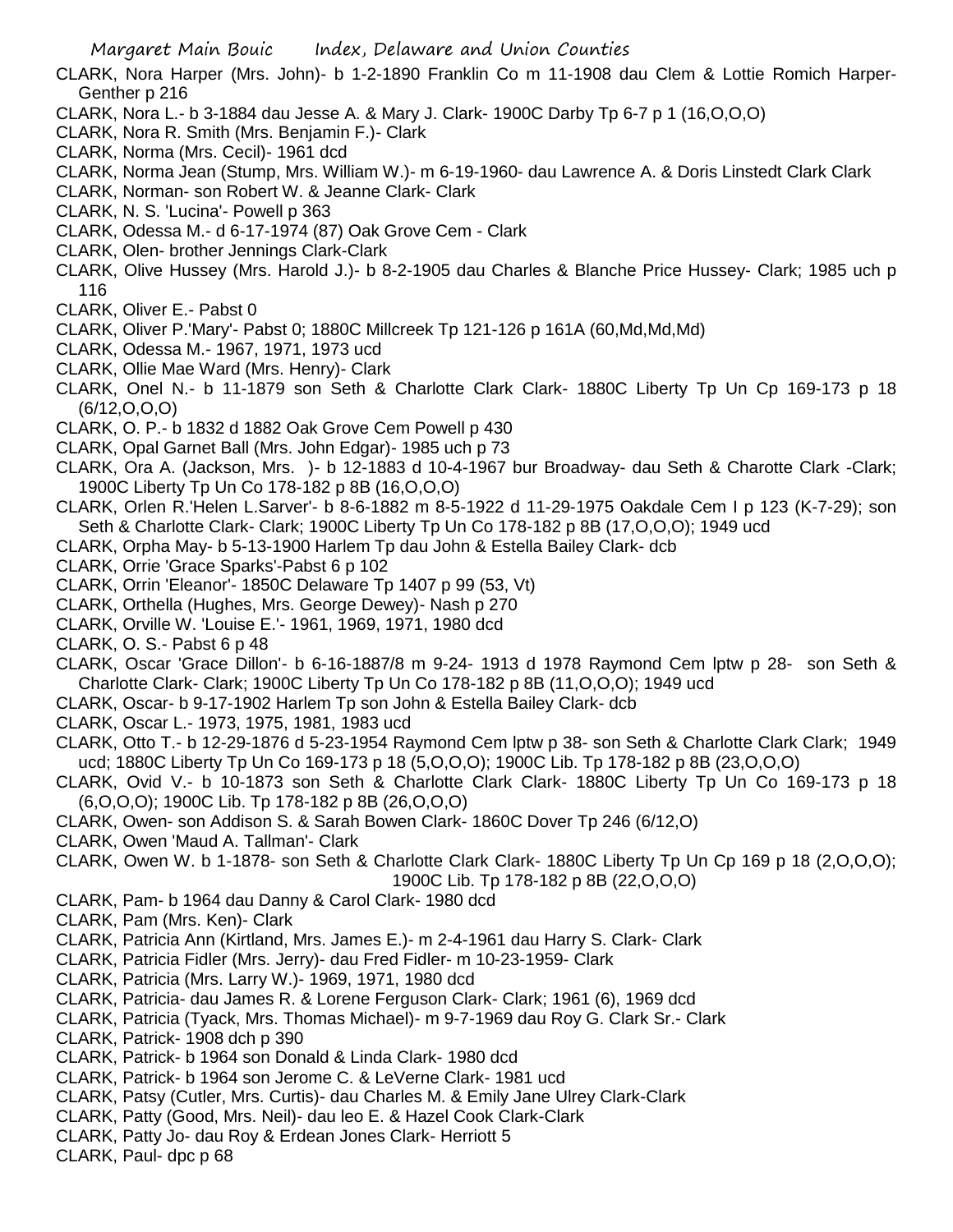CLARK, Nora Harper (Mrs. John)- b 1-2-1890 Franklin Co m 11-1908 dau Clem & Lottie Romich Harper-Genther p 216

CLARK, Nora L.- b 3-1884 dau Jesse A. & Mary J. Clark- 1900C Darby Tp 6-7 p 1 (16,O,O,O)

CLARK, Nora R. Smith (Mrs. Benjamin F.)- Clark

CLARK, Norma (Mrs. Cecil)- 1961 dcd

CLARK, Norma Jean (Stump, Mrs. William W.)- m 6-19-1960- dau Lawrence A. & Doris Linstedt Clark Clark

CLARK, Norman- son Robert W. & Jeanne Clark- Clark

CLARK, N. S. 'Lucina'- Powell p 363

CLARK, Odessa M.- d 6-17-1974 (87) Oak Grove Cem - Clark

CLARK, Olen- brother Jennings Clark-Clark

CLARK, Olive Hussey (Mrs. Harold J.)- b 8-2-1905 dau Charles & Blanche Price Hussey- Clark; 1985 uch p 116

CLARK, Oliver E.- Pabst 0

CLARK, Oliver P.'Mary'- Pabst 0; 1880C Millcreek Tp 121-126 p 161A (60,Md,Md,Md)

CLARK, Odessa M.- 1967, 1971, 1973 ucd

CLARK, Ollie Mae Ward (Mrs. Henry)- Clark

CLARK, Onel N.- b 11-1879 son Seth & Charlotte Clark Clark- 1880C Liberty Tp Un Cp 169-173 p 18 (6/12,O,O,O)

CLARK, O. P.- b 1832 d 1882 Oak Grove Cem Powell p 430

CLARK, Opal Garnet Ball (Mrs. John Edgar)- 1985 uch p 73

CLARK, Ora A. (Jackson, Mrs. )- b 12-1883 d 10-4-1967 bur Broadway- dau Seth & Charotte Clark -Clark; 1900C Liberty Tp Un Co 178-182 p 8B (16,O,O,O)

CLARK, Orlen R.'Helen L.Sarver'- b 8-6-1882 m 8-5-1922 d 11-29-1975 Oakdale Cem I p 123 (K-7-29); son Seth & Charlotte Clark- Clark; 1900C Liberty Tp Un Co 178-182 p 8B (17,O,O,O); 1949 ucd

CLARK, Orpha May- b 5-13-1900 Harlem Tp dau John & Estella Bailey Clark- dcb

CLARK, Orrie 'Grace Sparks'-Pabst 6 p 102

CLARK, Orrin 'Eleanor'- 1850C Delaware Tp 1407 p 99 (53, Vt)

CLARK, Orthella (Hughes, Mrs. George Dewey)- Nash p 270

CLARK, Orville W. 'Louise E.'- 1961, 1969, 1971, 1980 dcd

CLARK, O. S.- Pabst 6 p 48

CLARK, Oscar 'Grace Dillon'- b 6-16-1887/8 m 9-24- 1913 d 1978 Raymond Cem lptw p 28- son Seth & Charlotte Clark- Clark; 1900C Liberty Tp Un Co 178-182 p 8B (11,O,O,O); 1949 ucd

CLARK, Oscar- b 9-17-1902 Harlem Tp son John & Estella Bailey Clark- dcb

CLARK, Oscar L.- 1973, 1975, 1981, 1983 ucd

CLARK, Otto T.- b 12-29-1876 d 5-23-1954 Raymond Cem lptw p 38- son Seth & Charlotte Clark Clark; 1949 ucd; 1880C Liberty Tp Un Co 169-173 p 18 (5,O,O,O); 1900C Lib. Tp 178-182 p 8B (23,O,O,O)

CLARK, Ovid V.- b 10-1873 son Seth & Charlotte Clark Clark- 1880C Liberty Tp Un Co 169-173 p 18 (6,O,O,O); 1900C Lib. Tp 178-182 p 8B (26,O,O,O)

CLARK, Owen- son Addison S. & Sarah Bowen Clark- 1860C Dover Tp 246 (6/12,O)

CLARK, Owen 'Maud A. Tallman'- Clark

CLARK, Owen W. b 1-1878- son Seth & Charlotte Clark Clark- 1880C Liberty Tp Un Cp 169 p 18 (2,O,O,O); 1900C Lib. Tp 178-182 p 8B (22,O,O,O)

CLARK, Pam- b 1964 dau Danny & Carol Clark- 1980 dcd

CLARK, Pam (Mrs. Ken)- Clark

CLARK, Patricia Ann (Kirtland, Mrs. James E.)- m 2-4-1961 dau Harry S. Clark- Clark

CLARK, Patricia Fidler (Mrs. Jerry)- dau Fred Fidler- m 10-23-1959- Clark

CLARK, Patricia (Mrs. Larry W.)- 1969, 1971, 1980 dcd

CLARK, Patricia- dau James R. & Lorene Ferguson Clark- Clark; 1961 (6), 1969 dcd

CLARK, Patricia (Tyack, Mrs. Thomas Michael)- m 9-7-1969 dau Roy G. Clark Sr.- Clark

CLARK, Patrick- 1908 dch p 390

CLARK, Patrick- b 1964 son Donald & Linda Clark- 1980 dcd

CLARK, Patrick- b 1964 son Jerome C. & LeVerne Clark- 1981 ucd

CLARK, Patsy (Cutler, Mrs. Curtis)- dau Charles M. & Emily Jane Ulrey Clark-Clark

CLARK, Patty (Good, Mrs. Neil)- dau leo E. & Hazel Cook Clark-Clark

CLARK, Patty Jo- dau Roy & Erdean Jones Clark- Herriott 5

CLARK, Paul- dpc p 68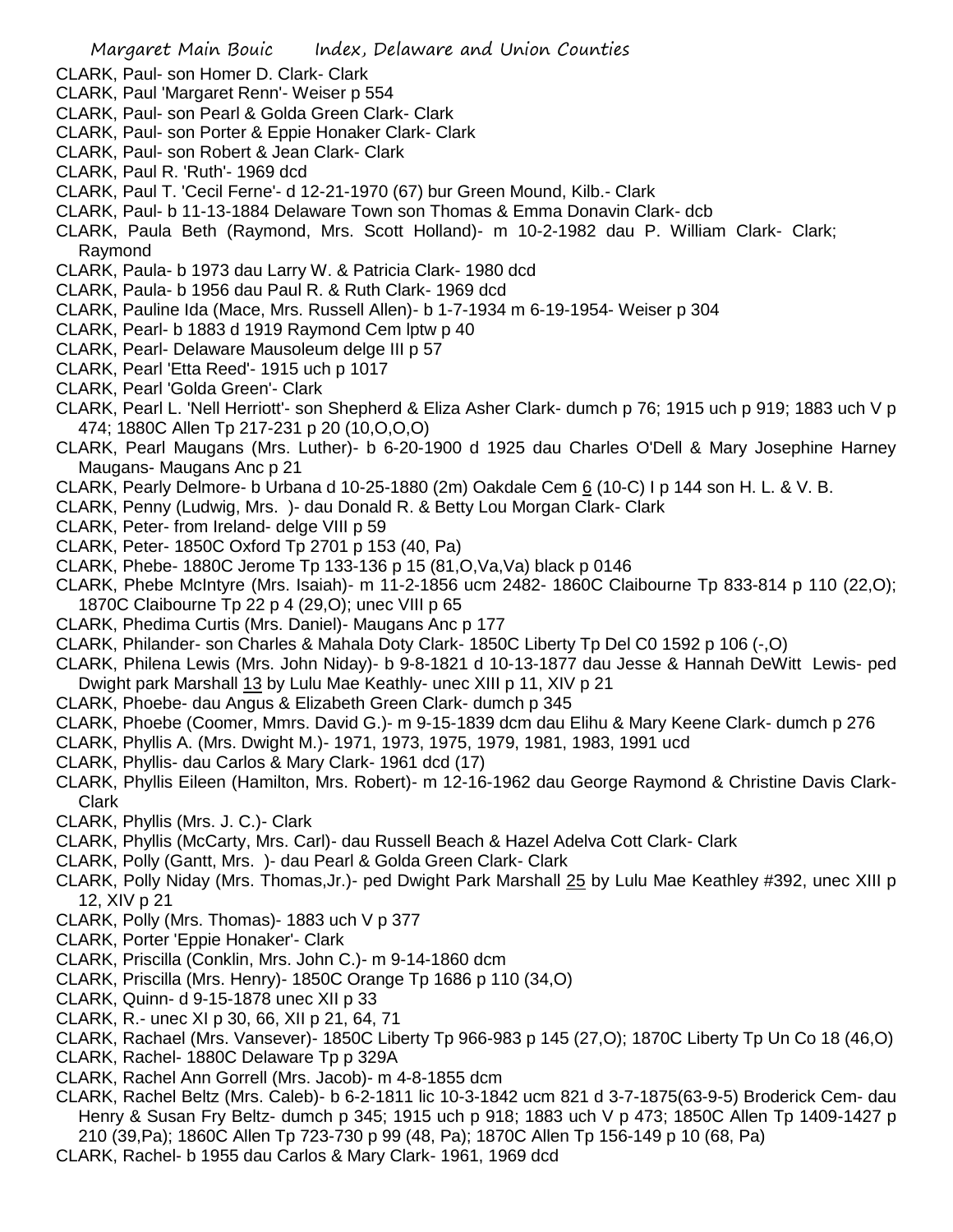CLARK, Paul- son Homer D. Clark- Clark

CLARK, Paul 'Margaret Renn'- Weiser p 554

CLARK, Paul- son Pearl & Golda Green Clark- Clark

CLARK, Paul- son Porter & Eppie Honaker Clark- Clark

CLARK, Paul- son Robert & Jean Clark- Clark

CLARK, Paul R. 'Ruth'- 1969 dcd

CLARK, Paul T. 'Cecil Ferne'- d 12-21-1970 (67) bur Green Mound, Kilb.- Clark

CLARK, Paul- b 11-13-1884 Delaware Town son Thomas & Emma Donavin Clark- dcb

CLARK, Paula Beth (Raymond, Mrs. Scott Holland)- m 10-2-1982 dau P. William Clark- Clark; Raymond

CLARK, Paula- b 1973 dau Larry W. & Patricia Clark- 1980 dcd

CLARK, Paula- b 1956 dau Paul R. & Ruth Clark- 1969 dcd

CLARK, Pauline Ida (Mace, Mrs. Russell Allen)- b 1-7-1934 m 6-19-1954- Weiser p 304

CLARK, Pearl- b 1883 d 1919 Raymond Cem lptw p 40

CLARK, Pearl- Delaware Mausoleum delge III p 57

CLARK, Pearl 'Etta Reed'- 1915 uch p 1017

CLARK, Pearl 'Golda Green'- Clark

CLARK, Pearl L. 'Nell Herriott'- son Shepherd & Eliza Asher Clark- dumch p 76; 1915 uch p 919; 1883 uch V p 474; 1880C Allen Tp 217-231 p 20 (10,O,O,O)

CLARK, Pearl Maugans (Mrs. Luther)- b 6-20-1900 d 1925 dau Charles O'Dell & Mary Josephine Harney Maugans- Maugans Anc p 21

CLARK, Pearly Delmore- b Urbana d 10-25-1880 (2m) Oakdale Cem 6 (10-C) I p 144 son H. L. & V. B.

CLARK, Penny (Ludwig, Mrs. )- dau Donald R. & Betty Lou Morgan Clark- Clark

CLARK, Peter- from Ireland- delge VIII p 59

CLARK, Peter- 1850C Oxford Tp 2701 p 153 (40, Pa)

CLARK, Phebe- 1880C Jerome Tp 133-136 p 15 (81,O,Va,Va) black p 0146

CLARK, Phebe McIntyre (Mrs. Isaiah)- m 11-2-1856 ucm 2482- 1860C Claibourne Tp 833-814 p 110 (22,O); 1870C Claibourne Tp 22 p 4 (29,O); unec VIII p 65

CLARK, Phedima Curtis (Mrs. Daniel)- Maugans Anc p 177

CLARK, Philander- son Charles & Mahala Doty Clark- 1850C Liberty Tp Del C0 1592 p 106 (-,O)

CLARK, Philena Lewis (Mrs. John Niday)- b 9-8-1821 d 10-13-1877 dau Jesse & Hannah DeWitt Lewis- ped Dwight park Marshall 13 by Lulu Mae Keathly- unec XIII p 11, XIV p 21

CLARK, Phoebe- dau Angus & Elizabeth Green Clark- dumch p 345

CLARK, Phoebe (Coomer, Mmrs. David G.)- m 9-15-1839 dcm dau Elihu & Mary Keene Clark- dumch p 276

CLARK, Phyllis A. (Mrs. Dwight M.)- 1971, 1973, 1975, 1979, 1981, 1983, 1991 ucd

CLARK, Phyllis- dau Carlos & Mary Clark- 1961 dcd (17)

CLARK, Phyllis Eileen (Hamilton, Mrs. Robert)- m 12-16-1962 dau George Raymond & Christine Davis Clark- Clark

CLARK, Phyllis (Mrs. J. C.)- Clark

CLARK, Phyllis (McCarty, Mrs. Carl)- dau Russell Beach & Hazel Adelva Cott Clark- Clark

CLARK, Polly (Gantt, Mrs. )- dau Pearl & Golda Green Clark- Clark

CLARK, Polly Niday (Mrs. Thomas,Jr.)- ped Dwight Park Marshall 25 by Lulu Mae Keathley #392, unec XIII p 12, XIV p 21

CLARK, Polly (Mrs. Thomas)- 1883 uch V p 377

CLARK, Porter 'Eppie Honaker'- Clark

CLARK, Priscilla (Conklin, Mrs. John C.)- m 9-14-1860 dcm

CLARK, Priscilla (Mrs. Henry)- 1850C Orange Tp 1686 p 110 (34,O)

CLARK, Quinn- d 9-15-1878 unec XII p 33

CLARK, R.- unec XI p 30, 66, XII p 21, 64, 71

CLARK, Rachael (Mrs. Vansever)- 1850C Liberty Tp 966-983 p 145 (27,O); 1870C Liberty Tp Un Co 18 (46,O)

CLARK, Rachel- 1880C Delaware Tp p 329A

CLARK, Rachel Ann Gorrell (Mrs. Jacob)- m 4-8-1855 dcm

CLARK, Rachel Beltz (Mrs. Caleb)- b 6-2-1811 lic 10-3-1842 ucm 821 d 3-7-1875(63-9-5) Broderick Cem- dau Henry & Susan Fry Beltz- dumch p 345; 1915 uch p 918; 1883 uch V p 473; 1850C Allen Tp 1409-1427 p 210 (39,Pa); 1860C Allen Tp 723-730 p 99 (48, Pa); 1870C Allen Tp 156-149 p 10 (68, Pa)

CLARK, Rachel- b 1955 dau Carlos & Mary Clark- 1961, 1969 dcd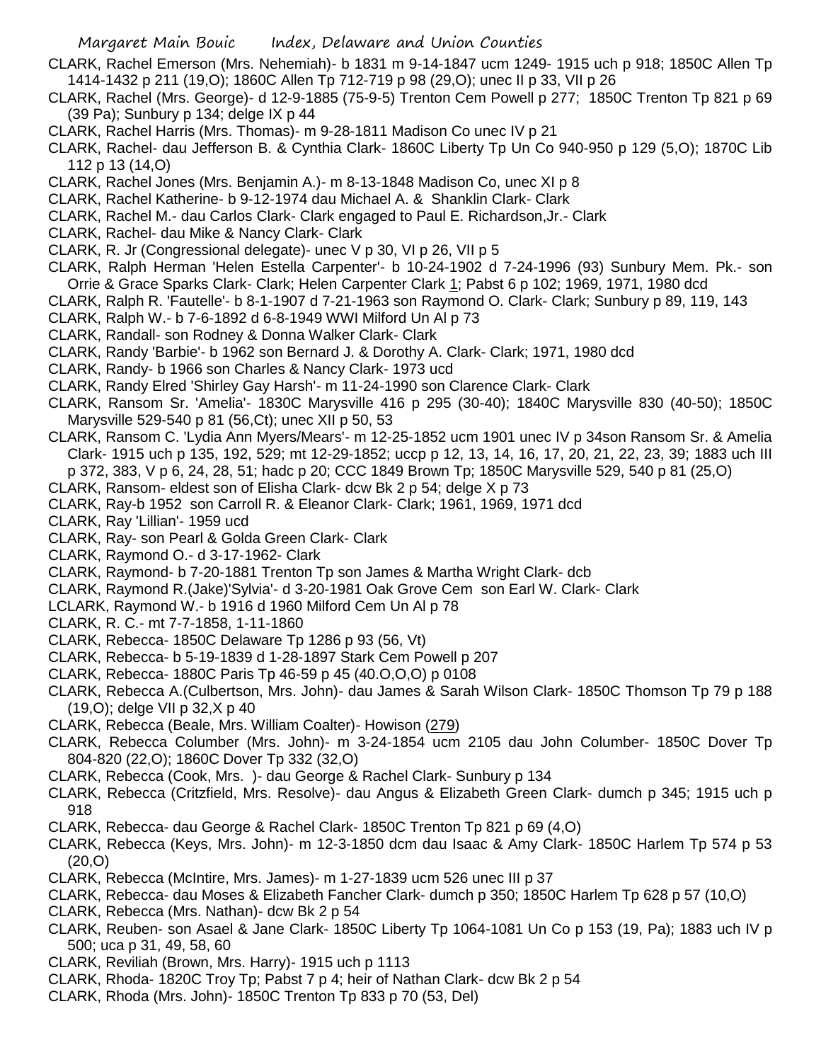CLARK, Rachel Emerson (Mrs. Nehemiah)- b 1831 m 9-14-1847 ucm 1249- 1915 uch p 918; 1850C Allen Tp 1414-1432 p 211 (19,O); 1860C Allen Tp 712-719 p 98 (29,O); unec II p 33, VII p 26

CLARK, Rachel (Mrs. George)- d 12-9-1885 (75-9-5) Trenton Cem Powell p 277; 1850C Trenton Tp 821 p 69 (39 Pa); Sunbury p 134; delge IX p 44

CLARK, Rachel Harris (Mrs. Thomas)- m 9-28-1811 Madison Co unec IV p 21

CLARK, Rachel- dau Jefferson B. & Cynthia Clark- 1860C Liberty Tp Un Co 940-950 p 129 (5,O); 1870C Lib 112 p 13 (14,O)

CLARK, Rachel Jones (Mrs. Benjamin A.)- m 8-13-1848 Madison Co, unec XI p 8

CLARK, Rachel Katherine- b 9-12-1974 dau Michael A. & Shanklin Clark- Clark

CLARK, Rachel M.- dau Carlos Clark- Clark engaged to Paul E. Richardson,Jr.- Clark

CLARK, Rachel- dau Mike & Nancy Clark- Clark

CLARK, R. Jr (Congressional delegate)- unec V p 30, VI p 26, VII p 5

CLARK, Ralph Herman 'Helen Estella Carpenter'- b 10-24-1902 d 7-24-1996 (93) Sunbury Mem. Pk.- son Orrie & Grace Sparks Clark- Clark; Helen Carpenter Clark 1; Pabst 6 p 102; 1969, 1971, 1980 dcd

CLARK, Ralph R. 'Fautelle'- b 8-1-1907 d 7-21-1963 son Raymond O. Clark- Clark; Sunbury p 89, 119, 143

CLARK, Ralph W.- b 7-6-1892 d 6-8-1949 WWI Milford Un Al p 73

CLARK, Randall- son Rodney & Donna Walker Clark- Clark

CLARK, Randy 'Barbie'- b 1962 son Bernard J. & Dorothy A. Clark- Clark; 1971, 1980 dcd

CLARK, Randy- b 1966 son Charles & Nancy Clark- 1973 ucd

CLARK, Randy Elred 'Shirley Gay Harsh'- m 11-24-1990 son Clarence Clark- Clark

CLARK, Ransom Sr. 'Amelia'- 1830C Marysville 416 p 295 (30-40); 1840C Marysville 830 (40-50); 1850C Marysville 529-540 p 81 (56,Ct); unec XII p 50, 53

CLARK, Ransom C. 'Lydia Ann Myers/Mears'- m 12-25-1852 ucm 1901 unec IV p 34son Ransom Sr. & Amelia Clark- 1915 uch p 135, 192, 529; mt 12-29-1852; uccp p 12, 13, 14, 16, 17, 20, 21, 22, 23, 39; 1883 uch III p 372, 383, V p 6, 24, 28, 51; hadc p 20; CCC 1849 Brown Tp; 1850C Marysville 529, 540 p 81 (25,O)

CLARK, Ransom- eldest son of Elisha Clark- dcw Bk 2 p 54; delge X p 73

CLARK, Ray-b 1952 son Carroll R. & Eleanor Clark- Clark; 1961, 1969, 1971 dcd

CLARK, Ray 'Lillian'- 1959 ucd

CLARK, Ray- son Pearl & Golda Green Clark- Clark

CLARK, Raymond O.- d 3-17-1962- Clark

CLARK, Raymond- b 7-20-1881 Trenton Tp son James & Martha Wright Clark- dcb

CLARK, Raymond R.(Jake)'Sylvia'- d 3-20-1981 Oak Grove Cem son Earl W. Clark- Clark

LCLARK, Raymond W.- b 1916 d 1960 Milford Cem Un Al p 78

CLARK, R. C.- mt 7-7-1858, 1-11-1860

CLARK, Rebecca- 1850C Delaware Tp 1286 p 93 (56, Vt)

CLARK, Rebecca- b 5-19-1839 d 1-28-1897 Stark Cem Powell p 207

CLARK, Rebecca- 1880C Paris Tp 46-59 p 45 (40.O,O,O) p 0108

CLARK, Rebecca A.(Culbertson, Mrs. John)- dau James & Sarah Wilson Clark- 1850C Thomson Tp 79 p 188 (19,O); delge VII p 32,X p 40

CLARK, Rebecca (Beale, Mrs. William Coalter)- Howison (279)

CLARK, Rebecca Columber (Mrs. John)- m 3-24-1854 ucm 2105 dau John Columber- 1850C Dover Tp 804-820 (22,O); 1860C Dover Tp 332 (32,O)

CLARK, Rebecca (Cook, Mrs. )- dau George & Rachel Clark- Sunbury p 134

CLARK, Rebecca (Critzfield, Mrs. Resolve)- dau Angus & Elizabeth Green Clark- dumch p 345; 1915 uch p 918

CLARK, Rebecca- dau George & Rachel Clark- 1850C Trenton Tp 821 p 69 (4,O)

CLARK, Rebecca (Keys, Mrs. John)- m 12-3-1850 dcm dau Isaac & Amy Clark- 1850C Harlem Tp 574 p 53 (20,O)

CLARK, Rebecca (McIntire, Mrs. James)- m 1-27-1839 ucm 526 unec III p 37

CLARK, Rebecca- dau Moses & Elizabeth Fancher Clark- dumch p 350; 1850C Harlem Tp 628 p 57 (10,O)

CLARK, Rebecca (Mrs. Nathan)- dcw Bk 2 p 54

CLARK, Reuben- son Asael & Jane Clark- 1850C Liberty Tp 1064-1081 Un Co p 153 (19, Pa); 1883 uch IV p 500; uca p 31, 49, 58, 60

CLARK, Reviliah (Brown, Mrs. Harry)- 1915 uch p 1113

CLARK, Rhoda- 1820C Troy Tp; Pabst 7 p 4; heir of Nathan Clark- dcw Bk 2 p 54

CLARK, Rhoda (Mrs. John)- 1850C Trenton Tp 833 p 70 (53, Del)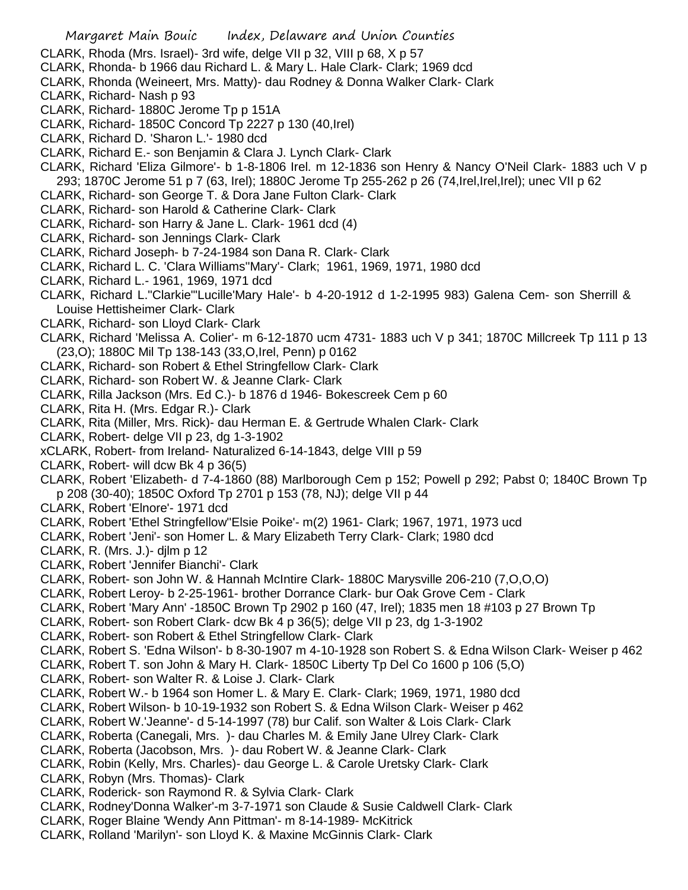CLARK, Rhoda (Mrs. Israel)- 3rd wife, delge VII p 32, VIII p 68, X p 57
CLARK, Rhonda- b 1966 dau Richard L. & Mary L. Hale Clark- Clark; 1969 dcd
CLARK, Rhonda (Weineert, Mrs. Matty)- dau Rodney & Donna Walker Clark- Clark
CLARK, Richard- Nash p 93
CLARK, Richard- 1880C Jerome Tp p 151A
CLARK, Richard- 1850C Concord Tp 2227 p 130 (40,Irel)
CLARK, Richard D. 'Sharon L.'- 1980 dcd
CLARK, Richard E.- son Benjamin & Clara J. Lynch Clark- Clark
CLARK, Richard 'Eliza Gilmore'- b 1-8-1806 Irel. m 12-1836 son Henry & Nancy O'Neil Clark- 1883 uch V p 293; 1870C Jerome 51 p 7 (63, Irel); 1880C Jerome Tp 255-262 p 26 (74,Irel,Irel,Irel); unec VII p 62
CLARK, Richard- son George T. & Dora Jane Fulton Clark- Clark
CLARK, Richard- son Harold & Catherine Clark- Clark
CLARK, Richard- son Harry & Jane L. Clark- 1961 dcd (4)
CLARK, Richard- son Jennings Clark- Clark
CLARK, Richard Joseph- b 7-24-1984 son Dana R. Clark- Clark
CLARK, Richard L. C. 'Clara Williams''Mary'- Clark; 1961, 1969, 1971, 1980 dcd
CLARK, Richard L.- 1961, 1969, 1971 dcd
CLARK, Richard L.''Clarkie'''Lucille'Mary Hale'- b 4-20-1912 d 1-2-1995 983) Galena Cem- son Sherrill & Louise Hettisheimer Clark- Clark
CLARK, Richard- son Lloyd Clark- Clark
CLARK, Richard 'Melissa A. Colier'- m 6-12-1870 ucm 4731- 1883 uch V p 341; 1870C Millcreek Tp 111 p 13 (23,O); 1880C Mil Tp 138-143 (33,O,Irel, Penn) p 0162
CLARK, Richard- son Robert & Ethel Stringfellow Clark- Clark
CLARK, Richard- son Robert W. & Jeanne Clark- Clark
CLARK, Rilla Jackson (Mrs. Ed C.)- b 1876 d 1946- Bokescreek Cem p 60
CLARK, Rita H. (Mrs. Edgar R.)- Clark
CLARK, Rita (Miller, Mrs. Rick)- dau Herman E. & Gertrude Whalen Clark- Clark
CLARK, Robert- delge VII p 23, dg 1-3-1902
xCLARK, Robert- from Ireland- Naturalized 6-14-1843, delge VIII p 59
CLARK, Robert- will dcw Bk 4 p 36(5)
CLARK, Robert 'Elizabeth- d 7-4-1860 (88) Marlborough Cem p 152; Powell p 292; Pabst 0; 1840C Brown Tp p 208 (30-40); 1850C Oxford Tp 2701 p 153 (78, NJ); delge VII p 44
CLARK, Robert 'Elnore'- 1971 dcd
CLARK, Robert 'Ethel Stringfellow''Elsie Poike'- m(2) 1961- Clark; 1967, 1971, 1973 ucd
CLARK, Robert 'Jeni'- son Homer L. & Mary Elizabeth Terry Clark- Clark; 1980 dcd
CLARK, R. (Mrs. J.)- djlm p 12
CLARK, Robert 'Jennifer Bianchi'- Clark
CLARK, Robert- son John W. & Hannah McIntire Clark- 1880C Marysville 206-210 (7,O,O,O)
CLARK, Robert Leroy- b 2-25-1961- brother Dorrance Clark- bur Oak Grove Cem - Clark
CLARK, Robert 'Mary Ann' -1850C Brown Tp 2902 p 160 (47, Irel); 1835 men 18 #103 p 27 Brown Tp
CLARK, Robert- son Robert Clark- dcw Bk 4 p 36(5); delge VII p 23, dg 1-3-1902
CLARK, Robert- son Robert & Ethel Stringfellow Clark- Clark
CLARK, Robert S. 'Edna Wilson'- b 8-30-1907 m 4-10-1928 son Robert S. & Edna Wilson Clark- Weiser p 462
CLARK, Robert T. son John & Mary H. Clark- 1850C Liberty Tp Del Co 1600 p 106 (5,O)
CLARK, Robert- son Walter R. & Loise J. Clark- Clark
CLARK, Robert W.- b 1964 son Homer L. & Mary E. Clark- Clark; 1969, 1971, 1980 dcd
CLARK, Robert Wilson- b 10-19-1932 son Robert S. & Edna Wilson Clark- Weiser p 462
CLARK, Robert W.'Jeanne'- d 5-14-1997 (78) bur Calif. son Walter & Lois Clark- Clark
CLARK, Roberta (Canegali, Mrs. )- dau Charles M. & Emily Jane Ulrey Clark- Clark
CLARK, Roberta (Jacobson, Mrs. )- dau Robert W. & Jeanne Clark- Clark
CLARK, Robin (Kelly, Mrs. Charles)- dau George L. & Carole Uretsky Clark- Clark
CLARK, Robyn (Mrs. Thomas)- Clark
CLARK, Roderick- son Raymond R. & Sylvia Clark- Clark
CLARK, Rodney'Donna Walker'-m 3-7-1971 son Claude & Susie Caldwell Clark- Clark
CLARK, Roger Blaine 'Wendy Ann Pittman'- m 8-14-1989- McKitrick
CLARK, Rolland 'Marilyn'- son Lloyd K. & Maxine McGinnis Clark- Clark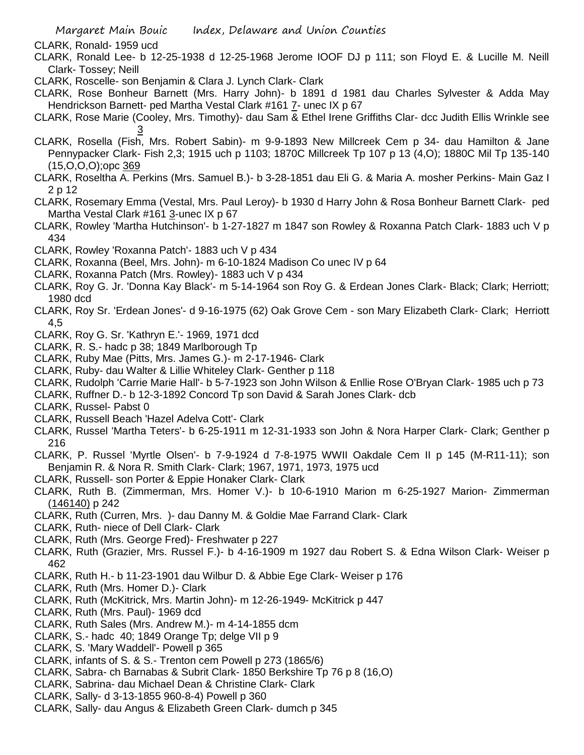CLARK, Ronald- 1959 ucd

CLARK, Ronald Lee- b 12-25-1938 d 12-25-1968 Jerome IOOF DJ p 111; son Floyd E. & Lucille M. Neill Clark- Tossey; Neill

CLARK, Roscelle- son Benjamin & Clara J. Lynch Clark- Clark

CLARK, Rose Bonheur Barnett (Mrs. Harry John)- b 1891 d 1981 dau Charles Sylvester & Adda May Hendrickson Barnett- ped Martha Vestal Clark #161 7- unec IX p 67

CLARK, Rose Marie (Cooley, Mrs. Timothy)- dau Sam & Ethel Irene Griffiths Clar- dcc Judith Ellis Wrinkle see 3

CLARK, Rosella (Fish, Mrs. Robert Sabin)- m 9-9-1893 New Millcreek Cem p 34- dau Hamilton & Jane Pennypacker Clark- Fish 2,3; 1915 uch p 1103; 1870C Millcreek Tp 107 p 13 (4,O); 1880C Mil Tp 135-140 (15,O,O,O);opc 369

CLARK, Roseltha A. Perkins (Mrs. Samuel B.)- b 3-28-1851 dau Eli G. & Maria A. mosher Perkins- Main Gaz I 2 p 12

CLARK, Rosemary Emma (Vestal, Mrs. Paul Leroy)- b 1930 d Harry John & Rosa Bonheur Barnett Clark- ped Martha Vestal Clark #161 3-unec IX p 67

CLARK, Rowley 'Martha Hutchinson'- b 1-27-1827 m 1847 son Rowley & Roxanna Patch Clark- 1883 uch V p 434

CLARK, Rowley 'Roxanna Patch'- 1883 uch V p 434

CLARK, Roxanna (Beel, Mrs. John)- m 6-10-1824 Madison Co unec IV p 64

CLARK, Roxanna Patch (Mrs. Rowley)- 1883 uch V p 434

CLARK, Roy G. Jr. 'Donna Kay Black'- m 5-14-1964 son Roy G. & Erdean Jones Clark- Black; Clark; Herriott; 1980 dcd

CLARK, Roy Sr. 'Erdean Jones'- d 9-16-1975 (62) Oak Grove Cem - son Mary Elizabeth Clark- Clark; Herriott 4,5

CLARK, Roy G. Sr. 'Kathryn E.'- 1969, 1971 dcd

CLARK, R. S.- hadc p 38; 1849 Marlborough Tp

CLARK, Ruby Mae (Pitts, Mrs. James G.)- m 2-17-1946- Clark

CLARK, Ruby- dau Walter & Lillie Whiteley Clark- Genther p 118

CLARK, Rudolph 'Carrie Marie Hall'- b 5-7-1923 son John Wilson & Enllie Rose O'Bryan Clark- 1985 uch p 73

CLARK, Ruffner D.- b 12-3-1892 Concord Tp son David & Sarah Jones Clark- dcb

CLARK, Russel- Pabst 0

CLARK, Russell Beach 'Hazel Adelva Cott'- Clark

CLARK, Russel 'Martha Teters'- b 6-25-1911 m 12-31-1933 son John & Nora Harper Clark- Clark; Genther p 216

CLARK, P. Russel 'Myrtle Olsen'- b 7-9-1924 d 7-8-1975 WWII Oakdale Cem II p 145 (M-R11-11); son Benjamin R. & Nora R. Smith Clark- Clark; 1967, 1971, 1973, 1975 ucd

CLARK, Russell- son Porter & Eppie Honaker Clark- Clark

CLARK, Ruth B. (Zimmerman, Mrs. Homer V.)- b 10-6-1910 Marion m 6-25-1927 Marion- Zimmerman (146140) p 242

CLARK, Ruth (Curren, Mrs. )- dau Danny M. & Goldie Mae Farrand Clark- Clark

CLARK, Ruth- niece of Dell Clark- Clark

CLARK, Ruth (Mrs. George Fred)- Freshwater p 227

CLARK, Ruth (Grazier, Mrs. Russel F.)- b 4-16-1909 m 1927 dau Robert S. & Edna Wilson Clark- Weiser p 462

CLARK, Ruth H.- b 11-23-1901 dau Wilbur D. & Abbie Ege Clark- Weiser p 176

CLARK, Ruth (Mrs. Homer D.)- Clark

CLARK, Ruth (McKitrick, Mrs. Martin John)- m 12-26-1949- McKitrick p 447

CLARK, Ruth (Mrs. Paul)- 1969 dcd

CLARK, Ruth Sales (Mrs. Andrew M.)- m 4-14-1855 dcm

CLARK, S.- hadc 40; 1849 Orange Tp; delge VII p 9

CLARK, S. 'Mary Waddell'- Powell p 365

CLARK, infants of S. & S.- Trenton cem Powell p 273 (1865/6)

CLARK, Sabra- ch Barnabas & Subrit Clark- 1850 Berkshire Tp 76 p 8 (16,O)

CLARK, Sabrina- dau Michael Dean & Christine Clark- Clark

CLARK, Sally- d 3-13-1855 960-8-4) Powell p 360

CLARK, Sally- dau Angus & Elizabeth Green Clark- dumch p 345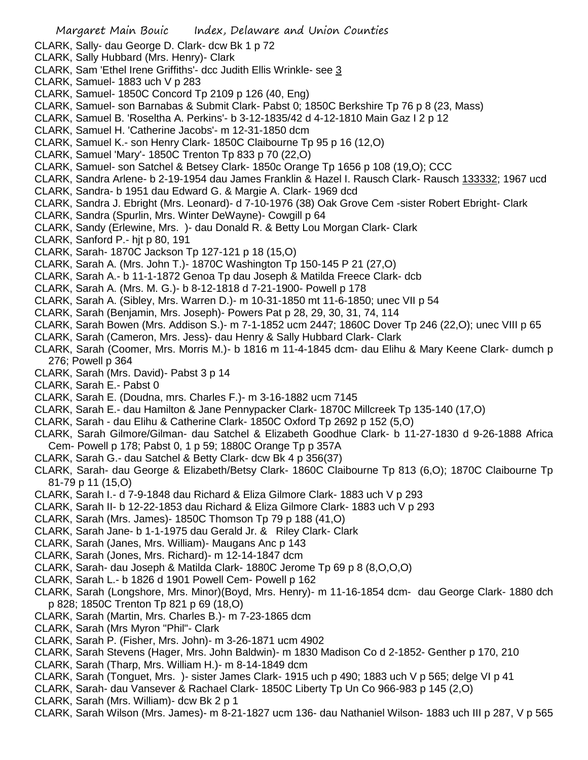CLARK, Sally- dau George D. Clark- dcw Bk 1 p 72
CLARK, Sally Hubbard (Mrs. Henry)- Clark
CLARK, Sam 'Ethel Irene Griffiths'- dcc Judith Ellis Wrinkle- see 3
CLARK, Samuel- 1883 uch V p 283
CLARK, Samuel- 1850C Concord Tp 2109 p 126 (40, Eng)
CLARK, Samuel- son Barnabas & Submit Clark- Pabst 0; 1850C Berkshire Tp 76 p 8 (23, Mass)
CLARK, Samuel B. 'Roseltha A. Perkins'- b 3-12-1835/42 d 4-12-1810 Main Gaz I 2 p 12
CLARK, Samuel H. 'Catherine Jacobs'- m 12-31-1850 dcm
CLARK, Samuel K.- son Henry Clark- 1850C Claibourne Tp 95 p 16 (12,O)
CLARK, Samuel 'Mary'- 1850C Trenton Tp 833 p 70 (22,O)
CLARK, Samuel- son Satchel & Betsey Clark- 1850c Orange Tp 1656 p 108 (19,O); CCC
CLARK, Sandra Arlene- b 2-19-1954 dau James Franklin & Hazel I. Rausch Clark- Rausch 133332; 1967 ucd
CLARK, Sandra- b 1951 dau Edward G. & Margie A. Clark- 1969 dcd
CLARK, Sandra J. Ebright (Mrs. Leonard)- d 7-10-1976 (38) Oak Grove Cem -sister Robert Ebright- Clark
CLARK, Sandra (Spurlin, Mrs. Winter DeWayne)- Cowgill p 64
CLARK, Sandy (Erlewine, Mrs. )- dau Donald R. & Betty Lou Morgan Clark- Clark
CLARK, Sanford P.- hjt p 80, 191
CLARK, Sarah- 1870C Jackson Tp 127-121 p 18 (15,O)
CLARK, Sarah A. (Mrs. John T.)- 1870C Washington Tp 150-145 P 21 (27,O)
CLARK, Sarah A.- b 11-1-1872 Genoa Tp dau Joseph & Matilda Freece Clark- dcb
CLARK, Sarah A. (Mrs. M. G.)- b 8-12-1818 d 7-21-1900- Powell p 178
CLARK, Sarah A. (Sibley, Mrs. Warren D.)- m 10-31-1850 mt 11-6-1850; unec VII p 54
CLARK, Sarah (Benjamin, Mrs. Joseph)- Powers Pat p 28, 29, 30, 31, 74, 114
CLARK, Sarah Bowen (Mrs. Addison S.)- m 7-1-1852 ucm 2447; 1860C Dover Tp 246 (22,O); unec VIII p 65
CLARK, Sarah (Cameron, Mrs. Jess)- dau Henry & Sally Hubbard Clark- Clark
CLARK, Sarah (Coomer, Mrs. Morris M.)- b 1816 m 11-4-1845 dcm- dau Elihu & Mary Keene Clark- dumch p 276; Powell p 364
CLARK, Sarah (Mrs. David)- Pabst 3 p 14
CLARK, Sarah E.- Pabst 0
CLARK, Sarah E. (Doudna, mrs. Charles F.)- m 3-16-1882 ucm 7145
CLARK, Sarah E.- dau Hamilton & Jane Pennypacker Clark- 1870C Millcreek Tp 135-140 (17,O)
CLARK, Sarah - dau Elihu & Catherine Clark- 1850C Oxford Tp 2692 p 152 (5,O)
CLARK, Sarah Gilmore/Gilman- dau Satchel & Elizabeth Goodhue Clark- b 11-27-1830 d 9-26-1888 Africa Cem- Powell p 178; Pabst 0, 1 p 59; 1880C Orange Tp p 357A
CLARK, Sarah G.- dau Satchel & Betty Clark- dcw Bk 4 p 356(37)
CLARK, Sarah- dau George & Elizabeth/Betsy Clark- 1860C Claibourne Tp 813 (6,O); 1870C Claibourne Tp 81-79 p 11 (15,O)
CLARK, Sarah I.- d 7-9-1848 dau Richard & Eliza Gilmore Clark- 1883 uch V p 293
CLARK, Sarah II- b 12-22-1853 dau Richard & Eliza Gilmore Clark- 1883 uch V p 293
CLARK, Sarah (Mrs. James)- 1850C Thomson Tp 79 p 188 (41,O)
CLARK, Sarah Jane- b 1-1-1975 dau Gerald Jr. & Riley Clark- Clark
CLARK, Sarah (Janes, Mrs. William)- Maugans Anc p 143
CLARK, Sarah (Jones, Mrs. Richard)- m 12-14-1847 dcm
CLARK, Sarah- dau Joseph & Matilda Clark- 1880C Jerome Tp 69 p 8 (8,O,O,O)
CLARK, Sarah L.- b 1826 d 1901 Powell Cem- Powell p 162
CLARK, Sarah (Longshore, Mrs. Minor)(Boyd, Mrs. Henry)- m 11-16-1854 dcm- dau George Clark- 1880 dch p 828; 1850C Trenton Tp 821 p 69 (18,O)
CLARK, Sarah (Martin, Mrs. Charles B.)- m 7-23-1865 dcm
CLARK, Sarah (Mrs Myron "Phil"- Clark
CLARK, Sarah P. (Fisher, Mrs. John)- m 3-26-1871 ucm 4902
CLARK, Sarah Stevens (Hager, Mrs. John Baldwin)- m 1830 Madison Co d 2-1852- Genther p 170, 210
CLARK, Sarah (Tharp, Mrs. William H.)- m 8-14-1849 dcm
CLARK, Sarah (Tonguet, Mrs. )- sister James Clark- 1915 uch p 490; 1883 uch V p 565; delge VI p 41
CLARK, Sarah- dau Vansever & Rachael Clark- 1850C Liberty Tp Un Co 966-983 p 145 (2,O)
CLARK, Sarah (Mrs. William)- dcw Bk 2 p 1
CLARK, Sarah Wilson (Mrs. James)- m 8-21-1827 ucm 136- dau Nathaniel Wilson- 1883 uch III p 287, V p 565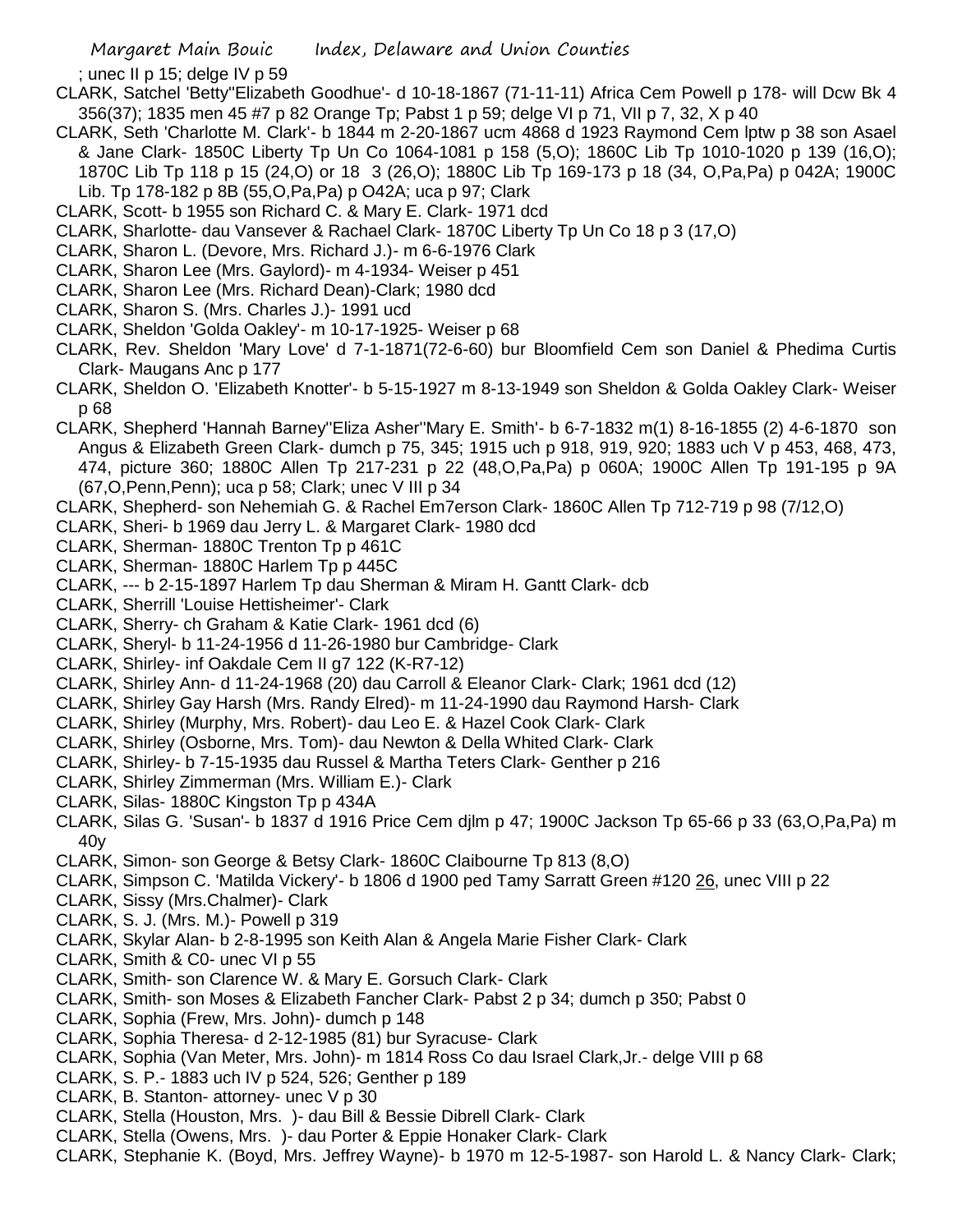; unec II p 15; delge IV p 59

CLARK, Satchel 'Betty''Elizabeth Goodhue'- d 10-18-1867 (71-11-11) Africa Cem Powell p 178- will Dcw Bk 4 356(37); 1835 men 45 #7 p 82 Orange Tp; Pabst 1 p 59; delge VI p 71, VII p 7, 32, X p 40

CLARK, Seth 'Charlotte M. Clark'- b 1844 m 2-20-1867 ucm 4868 d 1923 Raymond Cem lptw p 38 son Asael & Jane Clark- 1850C Liberty Tp Un Co 1064-1081 p 158 (5,O); 1860C Lib Tp 1010-1020 p 139 (16,O); 1870C Lib Tp 118 p 15 (24,O) or 18 3 (26,O); 1880C Lib Tp 169-173 p 18 (34, O,Pa,Pa) p 042A; 1900C Lib. Tp 178-182 p 8B (55,O,Pa,Pa) p O42A; uca p 97; Clark

CLARK, Scott- b 1955 son Richard C. & Mary E. Clark- 1971 dcd

CLARK, Sharlotte- dau Vansever & Rachael Clark- 1870C Liberty Tp Un Co 18 p 3 (17,O)

CLARK, Sharon L. (Devore, Mrs. Richard J.)- m 6-6-1976 Clark

CLARK, Sharon Lee (Mrs. Gaylord)- m 4-1934- Weiser p 451

CLARK, Sharon Lee (Mrs. Richard Dean)-Clark; 1980 dcd

CLARK, Sharon S. (Mrs. Charles J.)- 1991 ucd

CLARK, Sheldon 'Golda Oakley'- m 10-17-1925- Weiser p 68

CLARK, Rev. Sheldon 'Mary Love' d 7-1-1871(72-6-60) bur Bloomfield Cem son Daniel & Phedima Curtis Clark- Maugans Anc p 177

CLARK, Sheldon O. 'Elizabeth Knotter'- b 5-15-1927 m 8-13-1949 son Sheldon & Golda Oakley Clark- Weiser p 68

CLARK, Shepherd 'Hannah Barney''Eliza Asher''Mary E. Smith'- b 6-7-1832 m(1) 8-16-1855 (2) 4-6-1870 son Angus & Elizabeth Green Clark- dumch p 75, 345; 1915 uch p 918, 919, 920; 1883 uch V p 453, 468, 473, 474, picture 360; 1880C Allen Tp 217-231 p 22 (48,O,Pa,Pa) p 060A; 1900C Allen Tp 191-195 p 9A (67,O,Penn,Penn); uca p 58; Clark; unec V III p 34

CLARK, Shepherd- son Nehemiah G. & Rachel Em7erson Clark- 1860C Allen Tp 712-719 p 98 (7/12,O)

CLARK, Sheri- b 1969 dau Jerry L. & Margaret Clark- 1980 dcd

CLARK, Sherman- 1880C Trenton Tp p 461C

CLARK, Sherman- 1880C Harlem Tp p 445C

CLARK, --- b 2-15-1897 Harlem Tp dau Sherman & Miram H. Gantt Clark- dcb

CLARK, Sherrill 'Louise Hettisheimer'- Clark

CLARK, Sherry- ch Graham & Katie Clark- 1961 dcd (6)

CLARK, Sheryl- b 11-24-1956 d 11-26-1980 bur Cambridge- Clark

CLARK, Shirley- inf Oakdale Cem II g7 122 (K-R7-12)

CLARK, Shirley Ann- d 11-24-1968 (20) dau Carroll & Eleanor Clark- Clark; 1961 dcd (12)

CLARK, Shirley Gay Harsh (Mrs. Randy Elred)- m 11-24-1990 dau Raymond Harsh- Clark

CLARK, Shirley (Murphy, Mrs. Robert)- dau Leo E. & Hazel Cook Clark- Clark

CLARK, Shirley (Osborne, Mrs. Tom)- dau Newton & Della Whited Clark- Clark

CLARK, Shirley- b 7-15-1935 dau Russel & Martha Teters Clark- Genther p 216

CLARK, Shirley Zimmerman (Mrs. William E.)- Clark

CLARK, Silas- 1880C Kingston Tp p 434A

CLARK, Silas G. 'Susan'- b 1837 d 1916 Price Cem djlm p 47; 1900C Jackson Tp 65-66 p 33 (63,O,Pa,Pa) m 40y

CLARK, Simon- son George & Betsy Clark- 1860C Claibourne Tp 813 (8,O)

CLARK, Simpson C. 'Matilda Vickery'- b 1806 d 1900 ped Tamy Sarratt Green #120 26, unec VIII p 22

CLARK, Sissy (Mrs.Chalmer)- Clark

CLARK, S. J. (Mrs. M.)- Powell p 319

CLARK, Skylar Alan- b 2-8-1995 son Keith Alan & Angela Marie Fisher Clark- Clark

CLARK, Smith & C0- unec VI p 55

CLARK, Smith- son Clarence W. & Mary E. Gorsuch Clark- Clark

CLARK, Smith- son Moses & Elizabeth Fancher Clark- Pabst 2 p 34; dumch p 350; Pabst 0

CLARK, Sophia (Frew, Mrs. John)- dumch p 148

CLARK, Sophia Theresa- d 2-12-1985 (81) bur Syracuse- Clark

CLARK, Sophia (Van Meter, Mrs. John)- m 1814 Ross Co dau Israel Clark,Jr.- delge VIII p 68

CLARK, S. P.- 1883 uch IV p 524, 526; Genther p 189

CLARK, B. Stanton- attorney- unec V p 30

CLARK, Stella (Houston, Mrs. )- dau Bill & Bessie Dibrell Clark- Clark

CLARK, Stella (Owens, Mrs. )- dau Porter & Eppie Honaker Clark- Clark

CLARK, Stephanie K. (Boyd, Mrs. Jeffrey Wayne)- b 1970 m 12-5-1987- son Harold L. & Nancy Clark- Clark;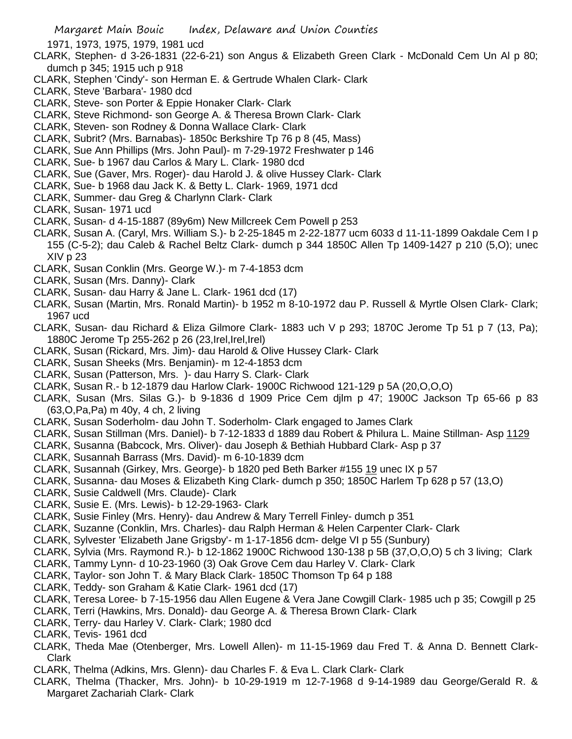1971, 1973, 1975, 1979, 1981 ucd

CLARK, Stephen- d 3-26-1831 (22-6-21) son Angus & Elizabeth Green Clark - McDonald Cem Un Al p 80; dumch p 345; 1915 uch p 918

CLARK, Stephen 'Cindy'- son Herman E. & Gertrude Whalen Clark- Clark

CLARK, Steve 'Barbara'- 1980 dcd

CLARK, Steve- son Porter & Eppie Honaker Clark- Clark

CLARK, Steve Richmond- son George A. & Theresa Brown Clark- Clark

CLARK, Steven- son Rodney & Donna Wallace Clark- Clark

CLARK, Subrit? (Mrs. Barnabas)- 1850c Berkshire Tp 76 p 8 (45, Mass)

CLARK, Sue Ann Phillips (Mrs. John Paul)- m 7-29-1972 Freshwater p 146

CLARK, Sue- b 1967 dau Carlos & Mary L. Clark- 1980 dcd

CLARK, Sue (Gaver, Mrs. Roger)- dau Harold J. & olive Hussey Clark- Clark

CLARK, Sue- b 1968 dau Jack K. & Betty L. Clark- 1969, 1971 dcd

CLARK, Summer- dau Greg & Charlynn Clark- Clark

CLARK, Susan- 1971 ucd

CLARK, Susan- d 4-15-1887 (89y6m) New Millcreek Cem Powell p 253

CLARK, Susan A. (Caryl, Mrs. William S.)- b 2-25-1845 m 2-22-1877 ucm 6033 d 11-11-1899 Oakdale Cem I p 155 (C-5-2); dau Caleb & Rachel Beltz Clark- dumch p 344 1850C Allen Tp 1409-1427 p 210 (5,O); unec XIV p 23

CLARK, Susan Conklin (Mrs. George W.)- m 7-4-1853 dcm

CLARK, Susan (Mrs. Danny)- Clark

CLARK, Susan- dau Harry & Jane L. Clark- 1961 dcd (17)

CLARK, Susan (Martin, Mrs. Ronald Martin)- b 1952 m 8-10-1972 dau P. Russell & Myrtle Olsen Clark- Clark; 1967 ucd

CLARK, Susan- dau Richard & Eliza Gilmore Clark- 1883 uch V p 293; 1870C Jerome Tp 51 p 7 (13, Pa); 1880C Jerome Tp 255-262 p 26 (23,Irel,Irel,Irel)

CLARK, Susan (Rickard, Mrs. Jim)- dau Harold & Olive Hussey Clark- Clark

CLARK, Susan Sheeks (Mrs. Benjamin)- m 12-4-1853 dcm

CLARK, Susan (Patterson, Mrs. )- dau Harry S. Clark- Clark

CLARK, Susan R.- b 12-1879 dau Harlow Clark- 1900C Richwood 121-129 p 5A (20,O,O,O)

CLARK, Susan (Mrs. Silas G.)- b 9-1836 d 1909 Price Cem djlm p 47; 1900C Jackson Tp 65-66 p 83 (63,O,Pa,Pa) m 40y, 4 ch, 2 living

CLARK, Susan Soderholm- dau John T. Soderholm- Clark engaged to James Clark

CLARK, Susan Stillman (Mrs. Daniel)- b 7-12-1833 d 1889 dau Robert & Philura L. Maine Stillman- Asp 1129

CLARK, Susanna (Babcock, Mrs. Oliver)- dau Joseph & Bethiah Hubbard Clark- Asp p 37

CLARK, Susannah Barrass (Mrs. David)- m 6-10-1839 dcm

CLARK, Susannah (Girkey, Mrs. George)- b 1820 ped Beth Barker #155 19 unec IX p 57

CLARK, Susanna- dau Moses & Elizabeth King Clark- dumch p 350; 1850C Harlem Tp 628 p 57 (13,O)

CLARK, Susie Caldwell (Mrs. Claude)- Clark

CLARK, Susie E. (Mrs. Lewis)- b 12-29-1963- Clark

CLARK, Susie Finley (Mrs. Henry)- dau Andrew & Mary Terrell Finley- dumch p 351

CLARK, Suzanne (Conklin, Mrs. Charles)- dau Ralph Herman & Helen Carpenter Clark- Clark

CLARK, Sylvester 'Elizabeth Jane Grigsby'- m 1-17-1856 dcm- delge VI p 55 (Sunbury)

CLARK, Sylvia (Mrs. Raymond R.)- b 12-1862 1900C Richwood 130-138 p 5B (37,O,O,O) 5 ch 3 living; Clark

CLARK, Tammy Lynn- d 10-23-1960 (3) Oak Grove Cem dau Harley V. Clark- Clark

CLARK, Taylor- son John T. & Mary Black Clark- 1850C Thomson Tp 64 p 188

CLARK, Teddy- son Graham & Katie Clark- 1961 dcd (17)

CLARK, Teresa Loree- b 7-15-1956 dau Allen Eugene & Vera Jane Cowgill Clark- 1985 uch p 35; Cowgill p 25

CLARK, Terri (Hawkins, Mrs. Donald)- dau George A. & Theresa Brown Clark- Clark

CLARK, Terry- dau Harley V. Clark- Clark; 1980 dcd

CLARK, Tevis- 1961 dcd

CLARK, Theda Mae (Otenberger, Mrs. Lowell Allen)- m 11-15-1969 dau Fred T. & Anna D. Bennett Clark- Clark

CLARK, Thelma (Adkins, Mrs. Glenn)- dau Charles F. & Eva L. Clark Clark- Clark

CLARK, Thelma (Thacker, Mrs. John)- b 10-29-1919 m 12-7-1968 d 9-14-1989 dau George/Gerald R. & Margaret Zachariah Clark- Clark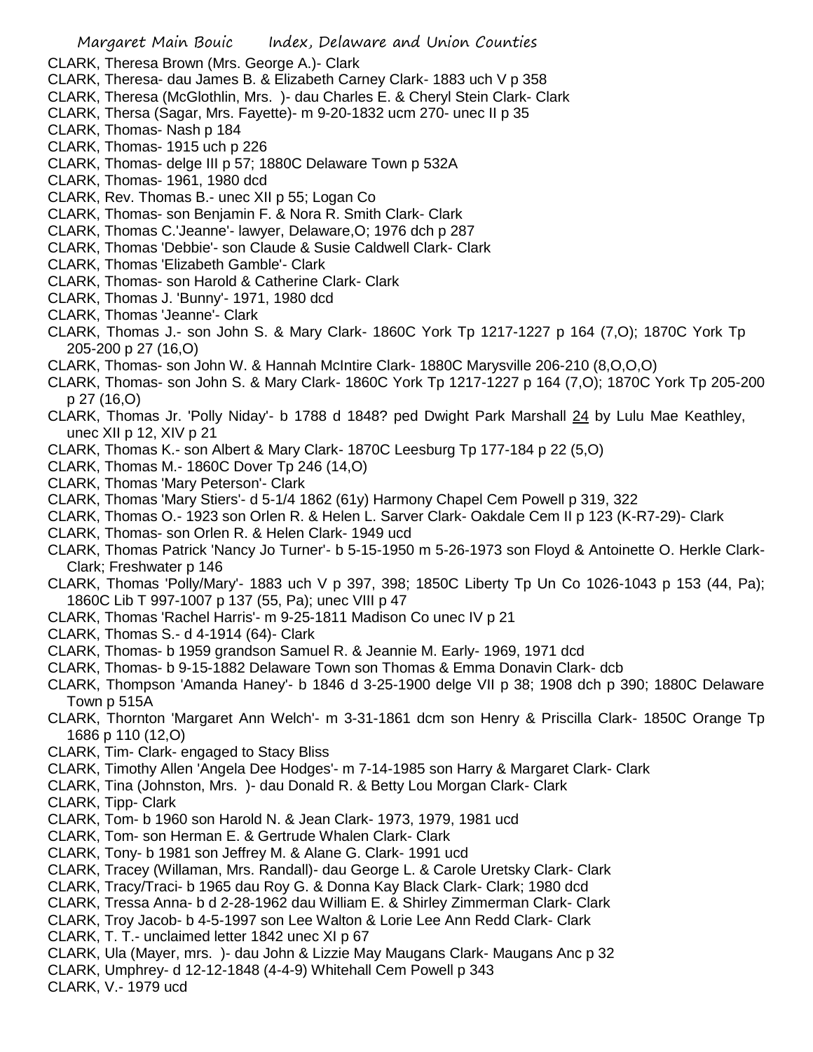CLARK, Theresa Brown (Mrs. George A.)- Clark
CLARK, Theresa- dau James B. & Elizabeth Carney Clark- 1883 uch V p 358
CLARK, Theresa (McGlothlin, Mrs. )- dau Charles E. & Cheryl Stein Clark- Clark
CLARK, Thersa (Sagar, Mrs. Fayette)- m 9-20-1832 ucm 270- unec II p 35
CLARK, Thomas- Nash p 184
CLARK, Thomas- 1915 uch p 226
CLARK, Thomas- delge III p 57; 1880C Delaware Town p 532A
CLARK, Thomas- 1961, 1980 dcd
CLARK, Rev. Thomas B.- unec XII p 55; Logan Co
CLARK, Thomas- son Benjamin F. & Nora R. Smith Clark- Clark
CLARK, Thomas C.'Jeanne'- lawyer, Delaware,O; 1976 dch p 287
CLARK, Thomas 'Debbie'- son Claude & Susie Caldwell Clark- Clark
CLARK, Thomas 'Elizabeth Gamble'- Clark
CLARK, Thomas- son Harold & Catherine Clark- Clark
CLARK, Thomas J. 'Bunny'- 1971, 1980 dcd
CLARK, Thomas 'Jeanne'- Clark
CLARK, Thomas J.- son John S. & Mary Clark- 1860C York Tp 1217-1227 p 164 (7,O); 1870C York Tp 205-200 p 27 (16,O)
CLARK, Thomas- son John W. & Hannah McIntire Clark- 1880C Marysville 206-210 (8,O,O,O)
CLARK, Thomas- son John S. & Mary Clark- 1860C York Tp 1217-1227 p 164 (7,O); 1870C York Tp 205-200 p 27 (16,O)
CLARK, Thomas Jr. 'Polly Niday'- b 1788 d 1848? ped Dwight Park Marshall 24 by Lulu Mae Keathley, unec XII p 12, XIV p 21
CLARK, Thomas K.- son Albert & Mary Clark- 1870C Leesburg Tp 177-184 p 22 (5,O)
CLARK, Thomas M.- 1860C Dover Tp 246 (14,O)
CLARK, Thomas 'Mary Peterson'- Clark
CLARK, Thomas 'Mary Stiers'- d 5-1/4 1862 (61y) Harmony Chapel Cem Powell p 319, 322
CLARK, Thomas O.- 1923 son Orlen R. & Helen L. Sarver Clark- Oakdale Cem II p 123 (K-R7-29)- Clark
CLARK, Thomas- son Orlen R. & Helen Clark- 1949 ucd
CLARK, Thomas Patrick 'Nancy Jo Turner'- b 5-15-1950 m 5-26-1973 son Floyd & Antoinette O. Herkle Clark- Clark; Freshwater p 146
CLARK, Thomas 'Polly/Mary'- 1883 uch V p 397, 398; 1850C Liberty Tp Un Co 1026-1043 p 153 (44, Pa); 1860C Lib T 997-1007 p 137 (55, Pa); unec VIII p 47
CLARK, Thomas 'Rachel Harris'- m 9-25-1811 Madison Co unec IV p 21
CLARK, Thomas S.- d 4-1914 (64)- Clark
CLARK, Thomas- b 1959 grandson Samuel R. & Jeannie M. Early- 1969, 1971 dcd
CLARK, Thomas- b 9-15-1882 Delaware Town son Thomas & Emma Donavin Clark- dcb
CLARK, Thompson 'Amanda Haney'- b 1846 d 3-25-1900 delge VII p 38; 1908 dch p 390; 1880C Delaware Town p 515A
CLARK, Thornton 'Margaret Ann Welch'- m 3-31-1861 dcm son Henry & Priscilla Clark- 1850C Orange Tp 1686 p 110 (12,O)
CLARK, Tim- Clark- engaged to Stacy Bliss
CLARK, Timothy Allen 'Angela Dee Hodges'- m 7-14-1985 son Harry & Margaret Clark- Clark
CLARK, Tina (Johnston, Mrs. )- dau Donald R. & Betty Lou Morgan Clark- Clark
CLARK, Tipp- Clark
CLARK, Tom- b 1960 son Harold N. & Jean Clark- 1973, 1979, 1981 ucd
CLARK, Tom- son Herman E. & Gertrude Whalen Clark- Clark
CLARK, Tony- b 1981 son Jeffrey M. & Alane G. Clark- 1991 ucd
CLARK, Tracey (Willaman, Mrs. Randall)- dau George L. & Carole Uretsky Clark- Clark
CLARK, Tracy/Traci- b 1965 dau Roy G. & Donna Kay Black Clark- Clark; 1980 dcd
CLARK, Tressa Anna- b d 2-28-1962 dau William E. & Shirley Zimmerman Clark- Clark
CLARK, Troy Jacob- b 4-5-1997 son Lee Walton & Lorie Lee Ann Redd Clark- Clark
CLARK, T. T.- unclaimed letter 1842 unec XI p 67
CLARK, Ula (Mayer, mrs. )- dau John & Lizzie May Maugans Clark- Maugans Anc p 32
CLARK, Umphrey- d 12-12-1848 (4-4-9) Whitehall Cem Powell p 343
CLARK, V.- 1979 ucd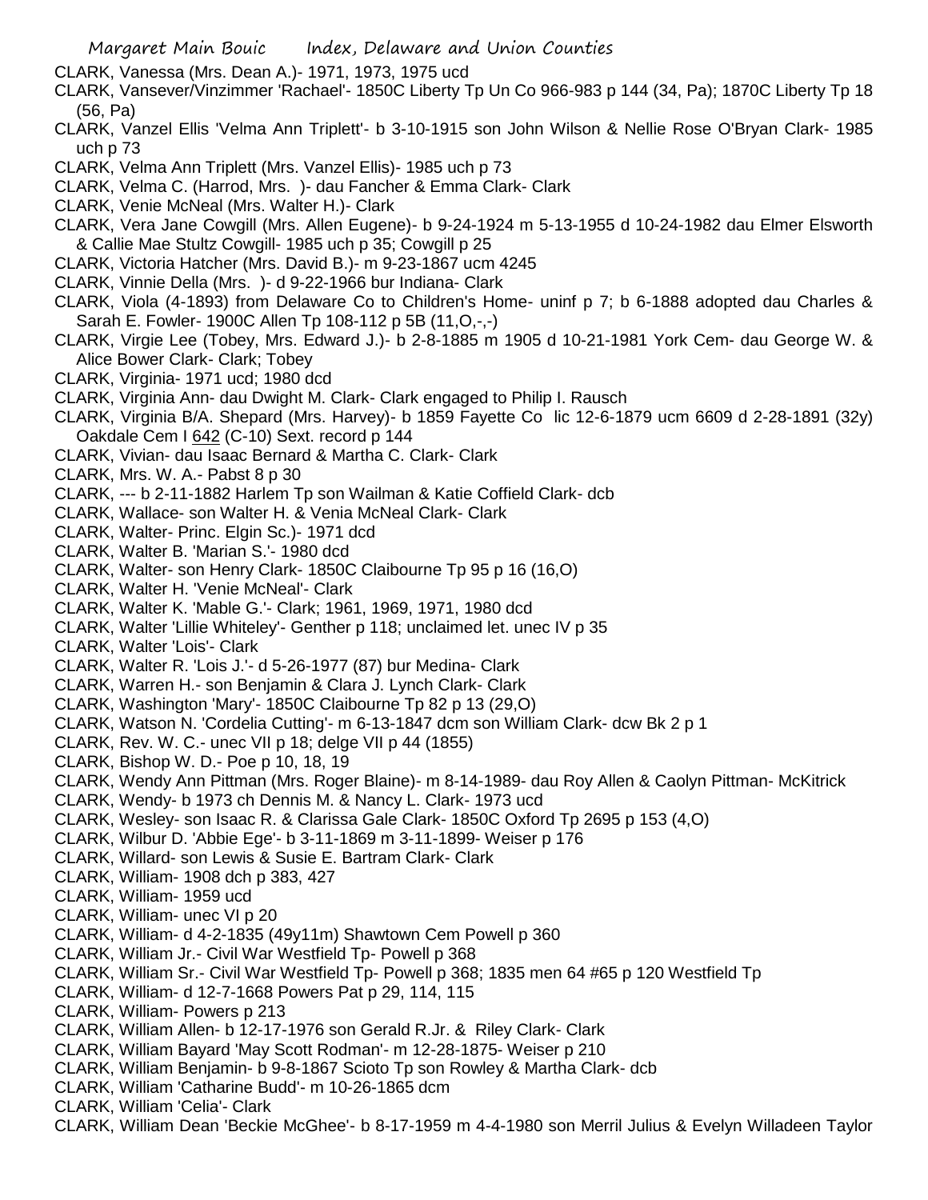CLARK, Vanessa (Mrs. Dean A.)- 1971, 1973, 1975 ucd

CLARK, Vansever/Vinzimmer 'Rachael'- 1850C Liberty Tp Un Co 966-983 p 144 (34, Pa); 1870C Liberty Tp 18 (56, Pa)

CLARK, Vanzel Ellis 'Velma Ann Triplett'- b 3-10-1915 son John Wilson & Nellie Rose O'Bryan Clark- 1985 uch p 73

CLARK, Velma Ann Triplett (Mrs. Vanzel Ellis)- 1985 uch p 73

CLARK, Velma C. (Harrod, Mrs. )- dau Fancher & Emma Clark- Clark

CLARK, Venie McNeal (Mrs. Walter H.)- Clark

CLARK, Vera Jane Cowgill (Mrs. Allen Eugene)- b 9-24-1924 m 5-13-1955 d 10-24-1982 dau Elmer Elsworth & Callie Mae Stultz Cowgill- 1985 uch p 35; Cowgill p 25

CLARK, Victoria Hatcher (Mrs. David B.)- m 9-23-1867 ucm 4245

CLARK, Vinnie Della (Mrs. )- d 9-22-1966 bur Indiana- Clark

CLARK, Viola (4-1893) from Delaware Co to Children's Home- uninf p 7; b 6-1888 adopted dau Charles & Sarah E. Fowler- 1900C Allen Tp 108-112 p 5B (11,O,-,-)

CLARK, Virgie Lee (Tobey, Mrs. Edward J.)- b 2-8-1885 m 1905 d 10-21-1981 York Cem- dau George W. & Alice Bower Clark- Clark; Tobey

CLARK, Virginia- 1971 ucd; 1980 dcd

CLARK, Virginia Ann- dau Dwight M. Clark- Clark engaged to Philip I. Rausch

CLARK, Virginia B/A. Shepard (Mrs. Harvey)- b 1859 Fayette Co lic 12-6-1879 ucm 6609 d 2-28-1891 (32y) Oakdale Cem I 642 (C-10) Sext. record p 144

CLARK, Vivian- dau Isaac Bernard & Martha C. Clark- Clark

CLARK, Mrs. W. A.- Pabst 8 p 30

CLARK, --- b 2-11-1882 Harlem Tp son Wailman & Katie Coffield Clark- dcb

CLARK, Wallace- son Walter H. & Venia McNeal Clark- Clark

CLARK, Walter- Princ. Elgin Sc.)- 1971 dcd

CLARK, Walter B. 'Marian S.'- 1980 dcd

CLARK, Walter- son Henry Clark- 1850C Claibourne Tp 95 p 16 (16,O)

CLARK, Walter H. 'Venie McNeal'- Clark

CLARK, Walter K. 'Mable G.'- Clark; 1961, 1969, 1971, 1980 dcd

CLARK, Walter 'Lillie Whiteley'- Genther p 118; unclaimed let. unec IV p 35

CLARK, Walter 'Lois'- Clark

CLARK, Walter R. 'Lois J.'- d 5-26-1977 (87) bur Medina- Clark

CLARK, Warren H.- son Benjamin & Clara J. Lynch Clark- Clark

CLARK, Washington 'Mary'- 1850C Claibourne Tp 82 p 13 (29,O)

CLARK, Watson N. 'Cordelia Cutting'- m 6-13-1847 dcm son William Clark- dcw Bk 2 p 1

CLARK, Rev. W. C.- unec VII p 18; delge VII p 44 (1855)

CLARK, Bishop W. D.- Poe p 10, 18, 19

CLARK, Wendy Ann Pittman (Mrs. Roger Blaine)- m 8-14-1989- dau Roy Allen & Caolyn Pittman- McKitrick

CLARK, Wendy- b 1973 ch Dennis M. & Nancy L. Clark- 1973 ucd

CLARK, Wesley- son Isaac R. & Clarissa Gale Clark- 1850C Oxford Tp 2695 p 153 (4,O)

CLARK, Wilbur D. 'Abbie Ege'- b 3-11-1869 m 3-11-1899- Weiser p 176

CLARK, Willard- son Lewis & Susie E. Bartram Clark- Clark

CLARK, William- 1908 dch p 383, 427

CLARK, William- 1959 ucd

CLARK, William- unec VI p 20

CLARK, William- d 4-2-1835 (49y11m) Shawtown Cem Powell p 360

CLARK, William Jr.- Civil War Westfield Tp- Powell p 368

CLARK, William Sr.- Civil War Westfield Tp- Powell p 368; 1835 men 64 #65 p 120 Westfield Tp

CLARK, William- d 12-7-1668 Powers Pat p 29, 114, 115

CLARK, William- Powers p 213

CLARK, William Allen- b 12-17-1976 son Gerald R.Jr. & Riley Clark- Clark

CLARK, William Bayard 'May Scott Rodman'- m 12-28-1875- Weiser p 210

CLARK, William Benjamin- b 9-8-1867 Scioto Tp son Rowley & Martha Clark- dcb

CLARK, William 'Catharine Budd'- m 10-26-1865 dcm

CLARK, William 'Celia'- Clark

CLARK, William Dean 'Beckie McGhee'- b 8-17-1959 m 4-4-1980 son Merril Julius & Evelyn Willadeen Taylor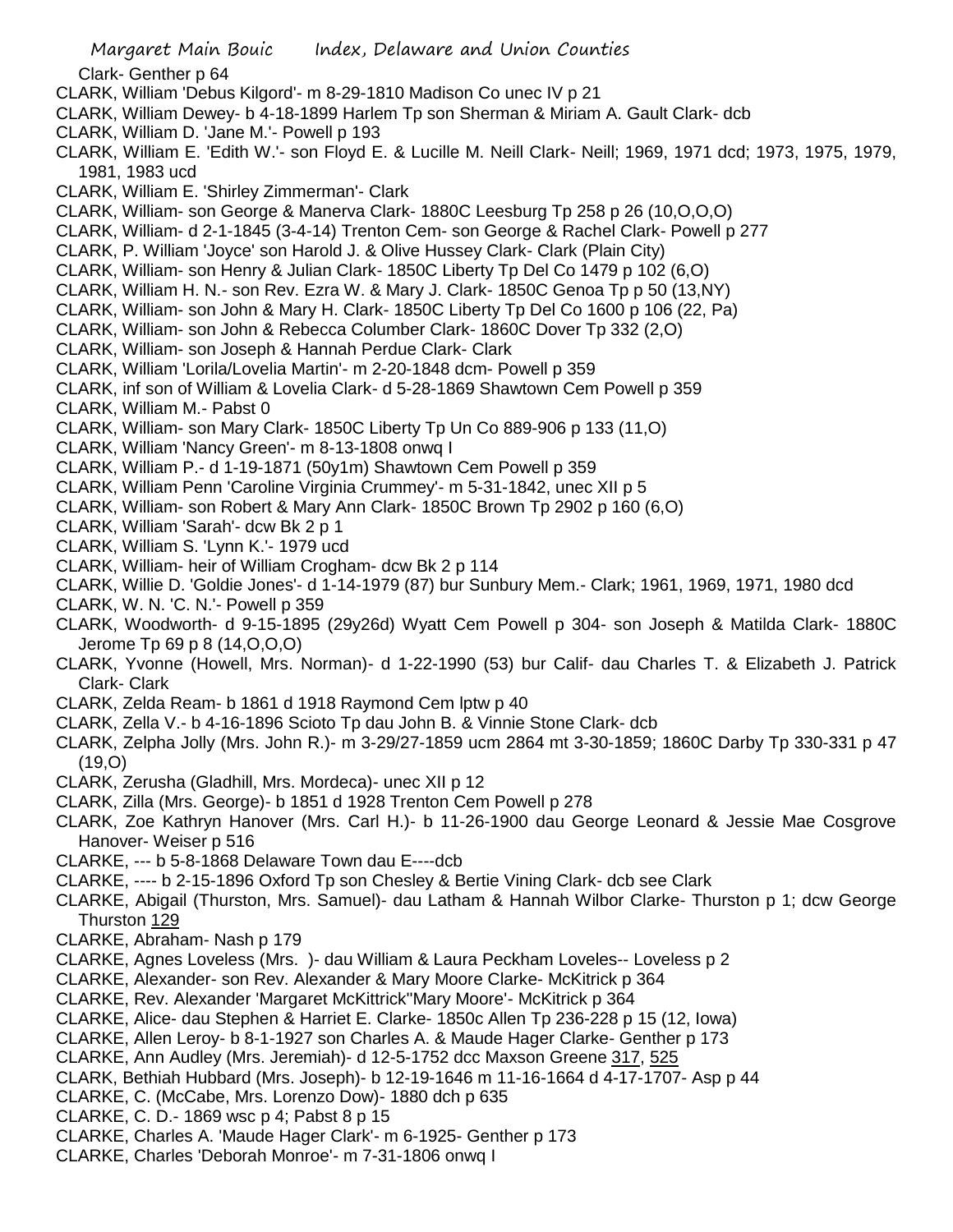Clark- Genther p 64

CLARK, William 'Debus Kilgord'- m 8-29-1810 Madison Co unec IV p 21

CLARK, William Dewey- b 4-18-1899 Harlem Tp son Sherman & Miriam A. Gault Clark- dcb

CLARK, William D. 'Jane M.'- Powell p 193

CLARK, William E. 'Edith W.'- son Floyd E. & Lucille M. Neill Clark- Neill; 1969, 1971 dcd; 1973, 1975, 1979, 1981, 1983 ucd

CLARK, William E. 'Shirley Zimmerman'- Clark

CLARK, William- son George & Manerva Clark- 1880C Leesburg Tp 258 p 26 (10,O,O,O)

CLARK, William- d 2-1-1845 (3-4-14) Trenton Cem- son George & Rachel Clark- Powell p 277

CLARK, P. William 'Joyce' son Harold J. & Olive Hussey Clark- Clark (Plain City)

CLARK, William- son Henry & Julian Clark- 1850C Liberty Tp Del Co 1479 p 102 (6,O)

CLARK, William H. N.- son Rev. Ezra W. & Mary J. Clark- 1850C Genoa Tp p 50 (13,NY)

CLARK, William- son John & Mary H. Clark- 1850C Liberty Tp Del Co 1600 p 106 (22, Pa)

CLARK, William- son John & Rebecca Columber Clark- 1860C Dover Tp 332 (2,O)

CLARK, William- son Joseph & Hannah Perdue Clark- Clark

CLARK, William 'Lorila/Lovelia Martin'- m 2-20-1848 dcm- Powell p 359

CLARK, inf son of William & Lovelia Clark- d 5-28-1869 Shawtown Cem Powell p 359

CLARK, William M.- Pabst 0

CLARK, William- son Mary Clark- 1850C Liberty Tp Un Co 889-906 p 133 (11,O)

CLARK, William 'Nancy Green'- m 8-13-1808 onwq I

CLARK, William P.- d 1-19-1871 (50y1m) Shawtown Cem Powell p 359

CLARK, William Penn 'Caroline Virginia Crummey'- m 5-31-1842, unec XII p 5

CLARK, William- son Robert & Mary Ann Clark- 1850C Brown Tp 2902 p 160 (6,O)

CLARK, William 'Sarah'- dcw Bk 2 p 1

CLARK, William S. 'Lynn K.'- 1979 ucd

CLARK, William- heir of William Crogham- dcw Bk 2 p 114

CLARK, Willie D. 'Goldie Jones'- d 1-14-1979 (87) bur Sunbury Mem.- Clark; 1961, 1969, 1971, 1980 dcd

CLARK, W. N. 'C. N.'- Powell p 359

CLARK, Woodworth- d 9-15-1895 (29y26d) Wyatt Cem Powell p 304- son Joseph & Matilda Clark- 1880C Jerome Tp 69 p 8 (14,O,O,O)

CLARK, Yvonne (Howell, Mrs. Norman)- d 1-22-1990 (53) bur Calif- dau Charles T. & Elizabeth J. Patrick Clark- Clark

CLARK, Zelda Ream- b 1861 d 1918 Raymond Cem lptw p 40

CLARK, Zella V.- b 4-16-1896 Scioto Tp dau John B. & Vinnie Stone Clark- dcb

CLARK, Zelpha Jolly (Mrs. John R.)- m 3-29/27-1859 ucm 2864 mt 3-30-1859; 1860C Darby Tp 330-331 p 47 (19,O)

CLARK, Zerusha (Gladhill, Mrs. Mordeca)- unec XII p 12

CLARK, Zilla (Mrs. George)- b 1851 d 1928 Trenton Cem Powell p 278

CLARK, Zoe Kathryn Hanover (Mrs. Carl H.)- b 11-26-1900 dau George Leonard & Jessie Mae Cosgrove Hanover- Weiser p 516

CLARKE, --- b 5-8-1868 Delaware Town dau E----dcb

CLARKE, ---- b 2-15-1896 Oxford Tp son Chesley & Bertie Vining Clark- dcb see Clark

CLARKE, Abigail (Thurston, Mrs. Samuel)- dau Latham & Hannah Wilbor Clarke- Thurston p 1; dcw George Thurston 129

CLARKE, Abraham- Nash p 179

CLARKE, Agnes Loveless (Mrs. )- dau William & Laura Peckham Loveles-- Loveless p 2

CLARKE, Alexander- son Rev. Alexander & Mary Moore Clarke- McKitrick p 364

CLARKE, Rev. Alexander 'Margaret McKittrick''Mary Moore'- McKitrick p 364

CLARKE, Alice- dau Stephen & Harriet E. Clarke- 1850c Allen Tp 236-228 p 15 (12, Iowa)

CLARKE, Allen Leroy- b 8-1-1927 son Charles A. & Maude Hager Clarke- Genther p 173

CLARKE, Ann Audley (Mrs. Jeremiah)- d 12-5-1752 dcc Maxson Greene 317, 525

CLARK, Bethiah Hubbard (Mrs. Joseph)- b 12-19-1646 m 11-16-1664 d 4-17-1707- Asp p 44

CLARKE, C. (McCabe, Mrs. Lorenzo Dow)- 1880 dch p 635

CLARKE, C. D.- 1869 wsc p 4; Pabst 8 p 15

CLARKE, Charles A. 'Maude Hager Clark'- m 6-1925- Genther p 173

CLARKE, Charles 'Deborah Monroe'- m 7-31-1806 onwq I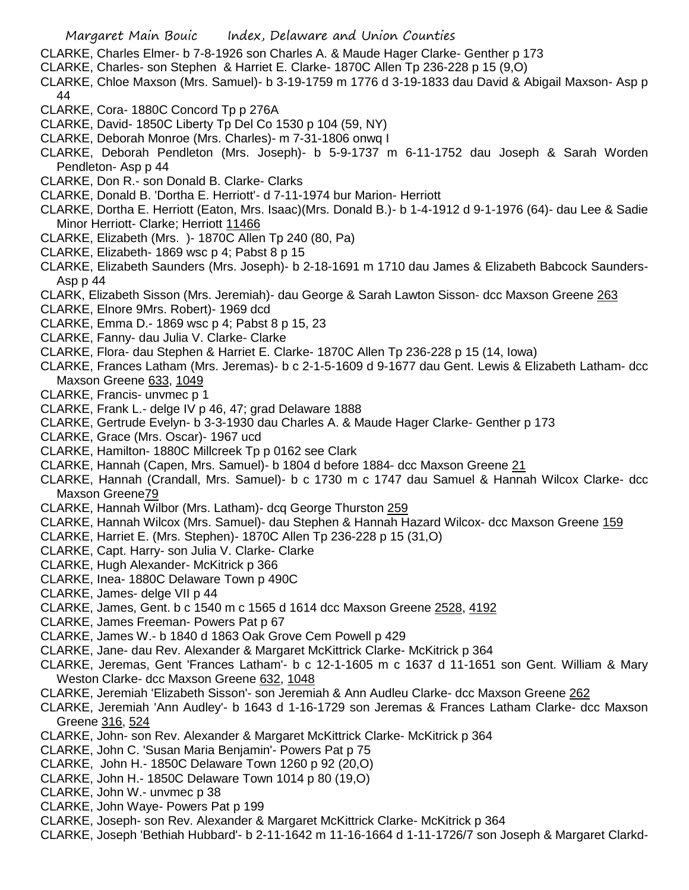CLARKE, Charles Elmer- b 7-8-1926 son Charles A. & Maude Hager Clarke- Genther p 173

CLARKE, Charles- son Stephen & Harriet E. Clarke- 1870C Allen Tp 236-228 p 15 (9,O)

CLARKE, Chloe Maxson (Mrs. Samuel)- b 3-19-1759 m 1776 d 3-19-1833 dau David & Abigail Maxson- Asp p 44

CLARKE, Cora- 1880C Concord Tp p 276A

CLARKE, David- 1850C Liberty Tp Del Co 1530 p 104 (59, NY)

CLARKE, Deborah Monroe (Mrs. Charles)- m 7-31-1806 onwq I

CLARKE, Deborah Pendleton (Mrs. Joseph)- b 5-9-1737 m 6-11-1752 dau Joseph & Sarah Worden Pendleton- Asp p 44

CLARKE, Don R.- son Donald B. Clarke- Clarks

CLARKE, Donald B. 'Dortha E. Herriott'- d 7-11-1974 bur Marion- Herriott

CLARKE, Dortha E. Herriott (Eaton, Mrs. Isaac)(Mrs. Donald B.)- b 1-4-1912 d 9-1-1976 (64)- dau Lee & Sadie Minor Herriott- Clarke; Herriott 11466

CLARKE, Elizabeth (Mrs. )- 1870C Allen Tp 240 (80, Pa)

CLARKE, Elizabeth- 1869 wsc p 4; Pabst 8 p 15

CLARKE, Elizabeth Saunders (Mrs. Joseph)- b 2-18-1691 m 1710 dau James & Elizabeth Babcock Saunders- Asp p 44

CLARK, Elizabeth Sisson (Mrs. Jeremiah)- dau George & Sarah Lawton Sisson- dcc Maxson Greene 263

CLARKE, Elnore 9Mrs. Robert)- 1969 dcd

CLARKE, Emma D.- 1869 wsc p 4; Pabst 8 p 15, 23

CLARKE, Fanny- dau Julia V. Clarke- Clarke

CLARKE, Flora- dau Stephen & Harriet E. Clarke- 1870C Allen Tp 236-228 p 15 (14, Iowa)

CLARKE, Frances Latham (Mrs. Jeremas)- b c 2-1-5-1609 d 9-1677 dau Gent. Lewis & Elizabeth Latham- dcc Maxson Greene 633, 1049

CLARKE, Francis- unvmec p 1

CLARKE, Frank L.- delge IV p 46, 47; grad Delaware 1888

CLARKE, Gertrude Evelyn- b 3-3-1930 dau Charles A. & Maude Hager Clarke- Genther p 173

CLARKE, Grace (Mrs. Oscar)- 1967 ucd

CLARKE, Hamilton- 1880C Millcreek Tp p 0162 see Clark

CLARKE, Hannah (Capen, Mrs. Samuel)- b 1804 d before 1884- dcc Maxson Greene 21

CLARKE, Hannah (Crandall, Mrs. Samuel)- b c 1730 m c 1747 dau Samuel & Hannah Wilcox Clarke- dcc Maxson Greene79

CLARKE, Hannah Wilbor (Mrs. Latham)- dcq George Thurston 259

CLARKE, Hannah Wilcox (Mrs. Samuel)- dau Stephen & Hannah Hazard Wilcox- dcc Maxson Greene 159

CLARKE, Harriet E. (Mrs. Stephen)- 1870C Allen Tp 236-228 p 15 (31,O)

CLARKE, Capt. Harry- son Julia V. Clarke- Clarke

CLARKE, Hugh Alexander- McKitrick p 366

CLARKE, Inea- 1880C Delaware Town p 490C

CLARKE, James- delge VII p 44

CLARKE, James, Gent. b c 1540 m c 1565 d 1614 dcc Maxson Greene 2528, 4192

CLARKE, James Freeman- Powers Pat p 67

CLARKE, James W.- b 1840 d 1863 Oak Grove Cem Powell p 429

CLARKE, Jane- dau Rev. Alexander & Margaret McKittrick Clarke- McKitrick p 364

CLARKE, Jeremas, Gent 'Frances Latham'- b c 12-1-1605 m c 1637 d 11-1651 son Gent. William & Mary Weston Clarke- dcc Maxson Greene 632, 1048

CLARKE, Jeremiah 'Elizabeth Sisson'- son Jeremiah & Ann Audleu Clarke- dcc Maxson Greene 262

CLARKE, Jeremiah 'Ann Audley'- b 1643 d 1-16-1729 son Jeremas & Frances Latham Clarke- dcc Maxson Greene 316, 524

CLARKE, John- son Rev. Alexander & Margaret McKittrick Clarke- McKitrick p 364

CLARKE, John C. 'Susan Maria Benjamin'- Powers Pat p 75

CLARKE, John H.- 1850C Delaware Town 1260 p 92 (20,O)

CLARKE, John H.- 1850C Delaware Town 1014 p 80 (19,O)

CLARKE, John W.- unvmec p 38

CLARKE, John Waye- Powers Pat p 199

CLARKE, Joseph- son Rev. Alexander & Margaret McKittrick Clarke- McKitrick p 364

CLARKE, Joseph 'Bethiah Hubbard'- b 2-11-1642 m 11-16-1664 d 1-11-1726/7 son Joseph & Margaret Clarkd-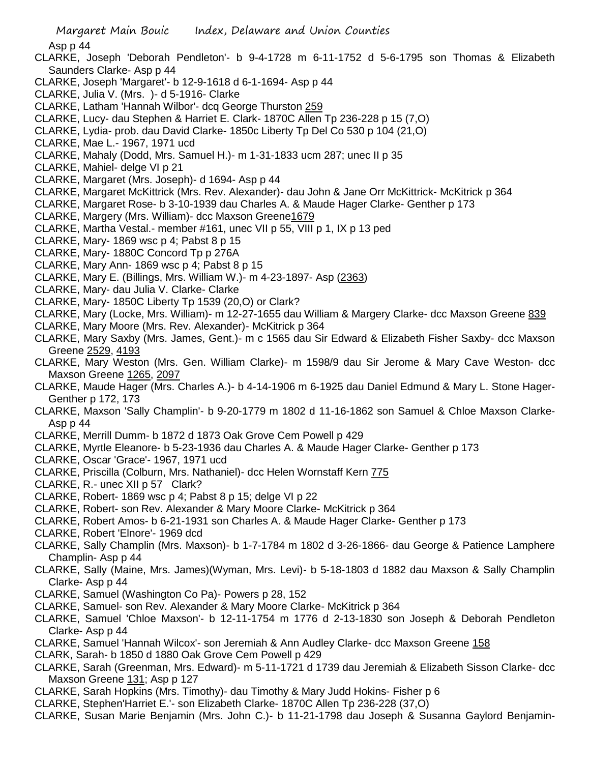Asp p 44

CLARKE, Joseph 'Deborah Pendleton'- b 9-4-1728 m 6-11-1752 d 5-6-1795 son Thomas & Elizabeth Saunders Clarke- Asp p 44

CLARKE, Joseph 'Margaret'- b 12-9-1618 d 6-1-1694- Asp p 44

CLARKE, Julia V. (Mrs. )- d 5-1916- Clarke

CLARKE, Latham 'Hannah Wilbor'- dcq George Thurston 259

CLARKE, Lucy- dau Stephen & Harriet E. Clark- 1870C Allen Tp 236-228 p 15 (7,O)

CLARKE, Lydia- prob. dau David Clarke- 1850c Liberty Tp Del Co 530 p 104 (21,O)

CLARKE, Mae L.- 1967, 1971 ucd

CLARKE, Mahaly (Dodd, Mrs. Samuel H.)- m 1-31-1833 ucm 287; unec II p 35

CLARKE, Mahiel- delge VI p 21

CLARKE, Margaret (Mrs. Joseph)- d 1694- Asp p 44

CLARKE, Margaret McKittrick (Mrs. Rev. Alexander)- dau John & Jane Orr McKittrick- McKitrick p 364

CLARKE, Margaret Rose- b 3-10-1939 dau Charles A. & Maude Hager Clarke- Genther p 173

CLARKE, Margery (Mrs. William)- dcc Maxson Greene1679

CLARKE, Martha Vestal.- member #161, unec VII p 55, VIII p 1, IX p 13 ped

CLARKE, Mary- 1869 wsc p 4; Pabst 8 p 15

CLARKE, Mary- 1880C Concord Tp p 276A

CLARKE, Mary Ann- 1869 wsc p 4; Pabst 8 p 15

CLARKE, Mary E. (Billings, Mrs. William W.)- m 4-23-1897- Asp (2363)

CLARKE, Mary- dau Julia V. Clarke- Clarke

CLARKE, Mary- 1850C Liberty Tp 1539 (20,O) or Clark?

CLARKE, Mary (Locke, Mrs. William)- m 12-27-1655 dau William & Margery Clarke- dcc Maxson Greene 839

CLARKE, Mary Moore (Mrs. Rev. Alexander)- McKitrick p 364

CLARKE, Mary Saxby (Mrs. James, Gent.)- m c 1565 dau Sir Edward & Elizabeth Fisher Saxby- dcc Maxson Greene 2529, 4193

CLARKE, Mary Weston (Mrs. Gen. William Clarke)- m 1598/9 dau Sir Jerome & Mary Cave Weston- dcc Maxson Greene 1265, 2097

CLARKE, Maude Hager (Mrs. Charles A.)- b 4-14-1906 m 6-1925 dau Daniel Edmund & Mary L. Stone Hager- Genther p 172, 173

CLARKE, Maxson 'Sally Champlin'- b 9-20-1779 m 1802 d 11-16-1862 son Samuel & Chloe Maxson Clarke- Asp p 44

CLARKE, Merrill Dumm- b 1872 d 1873 Oak Grove Cem Powell p 429

CLARKE, Myrtle Eleanore- b 5-23-1936 dau Charles A. & Maude Hager Clarke- Genther p 173

CLARKE, Oscar 'Grace'- 1967, 1971 ucd

CLARKE, Priscilla (Colburn, Mrs. Nathaniel)- dcc Helen Wornstaff Kern 775

CLARKE, R.- unec XII p 57 Clark?

CLARKE, Robert- 1869 wsc p 4; Pabst 8 p 15; delge VI p 22

CLARKE, Robert- son Rev. Alexander & Mary Moore Clarke- McKitrick p 364

CLARKE, Robert Amos- b 6-21-1931 son Charles A. & Maude Hager Clarke- Genther p 173

CLARKE, Robert 'Elnore'- 1969 dcd

CLARKE, Sally Champlin (Mrs. Maxson)- b 1-7-1784 m 1802 d 3-26-1866- dau George & Patience Lamphere Champlin- Asp p 44

CLARKE, Sally (Maine, Mrs. James)(Wyman, Mrs. Levi)- b 5-18-1803 d 1882 dau Maxson & Sally Champlin Clarke- Asp p 44

CLARKE, Samuel (Washington Co Pa)- Powers p 28, 152

CLARKE, Samuel- son Rev. Alexander & Mary Moore Clarke- McKitrick p 364

CLARKE, Samuel 'Chloe Maxson'- b 12-11-1754 m 1776 d 2-13-1830 son Joseph & Deborah Pendleton Clarke- Asp p 44

CLARKE, Samuel 'Hannah Wilcox'- son Jeremiah & Ann Audley Clarke- dcc Maxson Greene 158

CLARK, Sarah- b 1850 d 1880 Oak Grove Cem Powell p 429

CLARKE, Sarah (Greenman, Mrs. Edward)- m 5-11-1721 d 1739 dau Jeremiah & Elizabeth Sisson Clarke- dcc Maxson Greene 131; Asp p 127

CLARKE, Sarah Hopkins (Mrs. Timothy)- dau Timothy & Mary Judd Hokins- Fisher p 6

CLARKE, Stephen'Harriet E.'- son Elizabeth Clarke- 1870C Allen Tp 236-228 (37,O)

CLARKE, Susan Marie Benjamin (Mrs. John C.)- b 11-21-1798 dau Joseph & Susanna Gaylord Benjamin-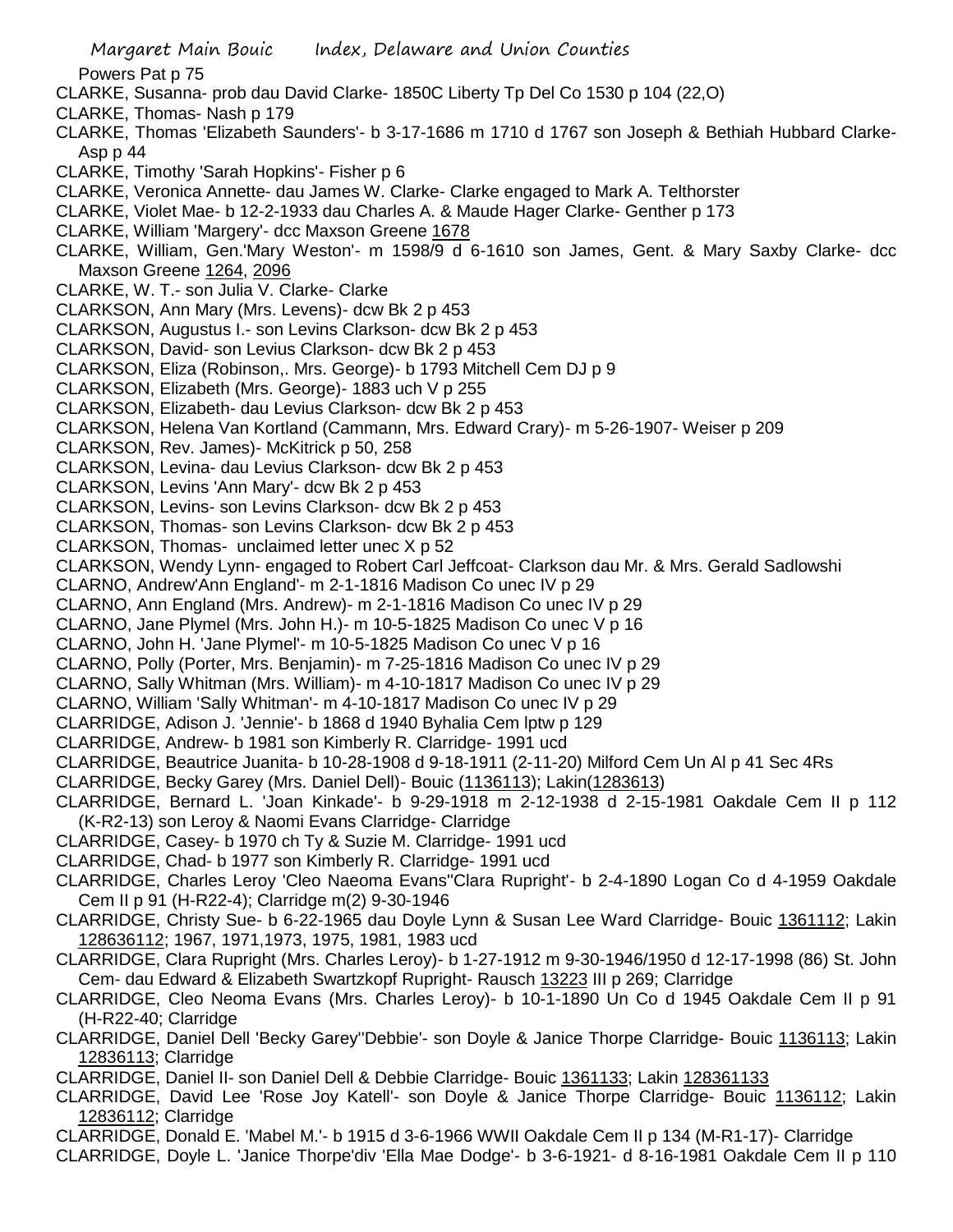Powers Pat p 75

CLARKE, Susanna- prob dau David Clarke- 1850C Liberty Tp Del Co 1530 p 104 (22,O)

CLARKE, Thomas- Nash p 179

CLARKE, Thomas 'Elizabeth Saunders'- b 3-17-1686 m 1710 d 1767 son Joseph & Bethiah Hubbard Clarke- Asp p 44

CLARKE, Timothy 'Sarah Hopkins'- Fisher p 6

CLARKE, Veronica Annette- dau James W. Clarke- Clarke engaged to Mark A. Telthorster

CLARKE, Violet Mae- b 12-2-1933 dau Charles A. & Maude Hager Clarke- Genther p 173

CLARKE, William 'Margery'- dcc Maxson Greene 1678

CLARKE, William, Gen.'Mary Weston'- m 1598/9 d 6-1610 son James, Gent. & Mary Saxby Clarke- dcc Maxson Greene 1264, 2096

CLARKE, W. T.- son Julia V. Clarke- Clarke

CLARKSON, Ann Mary (Mrs. Levens)- dcw Bk 2 p 453

CLARKSON, Augustus I.- son Levins Clarkson- dcw Bk 2 p 453

CLARKSON, David- son Levius Clarkson- dcw Bk 2 p 453

CLARKSON, Eliza (Robinson,. Mrs. George)- b 1793 Mitchell Cem DJ p 9

CLARKSON, Elizabeth (Mrs. George)- 1883 uch V p 255

CLARKSON, Elizabeth- dau Levius Clarkson- dcw Bk 2 p 453

CLARKSON, Helena Van Kortland (Cammann, Mrs. Edward Crary)- m 5-26-1907- Weiser p 209

CLARKSON, Rev. James)- McKitrick p 50, 258

CLARKSON, Levina- dau Levius Clarkson- dcw Bk 2 p 453

CLARKSON, Levins 'Ann Mary'- dcw Bk 2 p 453

CLARKSON, Levins- son Levins Clarkson- dcw Bk 2 p 453

CLARKSON, Thomas- son Levins Clarkson- dcw Bk 2 p 453

CLARKSON, Thomas- unclaimed letter unec X p 52

CLARKSON, Wendy Lynn- engaged to Robert Carl Jeffcoat- Clarkson dau Mr. & Mrs. Gerald Sadlowshi

CLARNO, Andrew'Ann England'- m 2-1-1816 Madison Co unec IV p 29

CLARNO, Ann England (Mrs. Andrew)- m 2-1-1816 Madison Co unec IV p 29

CLARNO, Jane Plymel (Mrs. John H.)- m 10-5-1825 Madison Co unec V p 16

CLARNO, John H. 'Jane Plymel'- m 10-5-1825 Madison Co unec V p 16

CLARNO, Polly (Porter, Mrs. Benjamin)- m 7-25-1816 Madison Co unec IV p 29

CLARNO, Sally Whitman (Mrs. William)- m 4-10-1817 Madison Co unec IV p 29

CLARNO, William 'Sally Whitman'- m 4-10-1817 Madison Co unec IV p 29

CLARRIDGE, Adison J. 'Jennie'- b 1868 d 1940 Byhalia Cem lptw p 129

CLARRIDGE, Andrew- b 1981 son Kimberly R. Clarridge- 1991 ucd

CLARRIDGE, Beautrice Juanita- b 10-28-1908 d 9-18-1911 (2-11-20) Milford Cem Un Al p 41 Sec 4Rs

CLARRIDGE, Becky Garey (Mrs. Daniel Dell)- Bouic (1136113); Lakin(1283613)

CLARRIDGE, Bernard L. 'Joan Kinkade'- b 9-29-1918 m 2-12-1938 d 2-15-1981 Oakdale Cem II p 112 (K-R2-13) son Leroy & Naomi Evans Clarridge- Clarridge

CLARRIDGE, Casey- b 1970 ch Ty & Suzie M. Clarridge- 1991 ucd

CLARRIDGE, Chad- b 1977 son Kimberly R. Clarridge- 1991 ucd

CLARRIDGE, Charles Leroy 'Cleo Naeoma Evans''Clara Rupright'- b 2-4-1890 Logan Co d 4-1959 Oakdale Cem II p 91 (H-R22-4); Clarridge m(2) 9-30-1946

CLARRIDGE, Christy Sue- b 6-22-1965 dau Doyle Lynn & Susan Lee Ward Clarridge- Bouic 1361112; Lakin 128636112; 1967, 1971,1973, 1975, 1981, 1983 ucd

CLARRIDGE, Clara Rupright (Mrs. Charles Leroy)- b 1-27-1912 m 9-30-1946/1950 d 12-17-1998 (86) St. John Cem- dau Edward & Elizabeth Swartzkopf Rupright- Rausch 13223 III p 269; Clarridge

CLARRIDGE, Cleo Neoma Evans (Mrs. Charles Leroy)- b 10-1-1890 Un Co d 1945 Oakdale Cem II p 91 (H-R22-40; Clarridge

CLARRIDGE, Daniel Dell 'Becky Garey''Debbie'- son Doyle & Janice Thorpe Clarridge- Bouic 1136113; Lakin 12836113; Clarridge

CLARRIDGE, Daniel II- son Daniel Dell & Debbie Clarridge- Bouic 1361133; Lakin 128361133

CLARRIDGE, David Lee 'Rose Joy Katell'- son Doyle & Janice Thorpe Clarridge- Bouic 1136112; Lakin 12836112; Clarridge

CLARRIDGE, Donald E. 'Mabel M.'- b 1915 d 3-6-1966 WWII Oakdale Cem II p 134 (M-R1-17)- Clarridge

CLARRIDGE, Doyle L. 'Janice Thorpe'div 'Ella Mae Dodge'- b 3-6-1921- d 8-16-1981 Oakdale Cem II p 110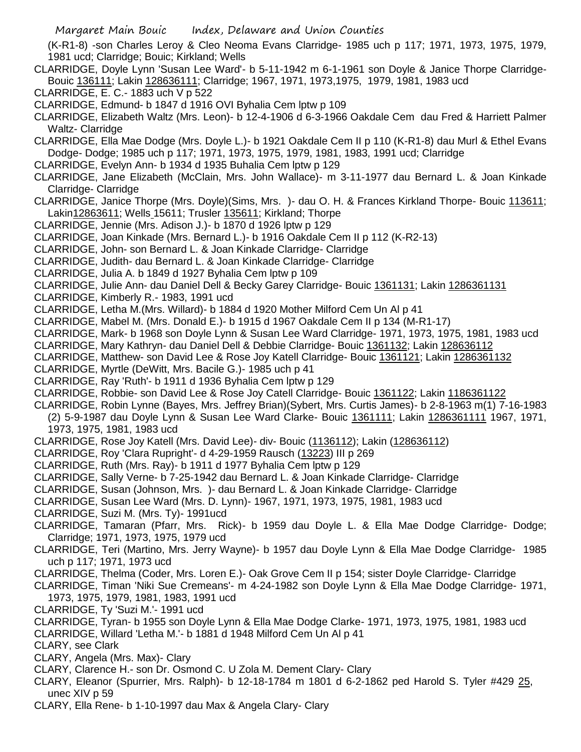(K-R1-8) -son Charles Leroy & Cleo Neoma Evans Clarridge- 1985 uch p 117; 1971, 1973, 1975, 1979, 1981 ucd; Clarridge; Bouic; Kirkland; Wells

CLARRIDGE, Doyle Lynn 'Susan Lee Ward'- b 5-11-1942 m 6-1-1961 son Doyle & Janice Thorpe Clarridge- Bouic 136111; Lakin 128636111; Clarridge; 1967, 1971, 1973,1975, 1979, 1981, 1983 ucd

CLARRIDGE, E. C.- 1883 uch V p 522

CLARRIDGE, Edmund- b 1847 d 1916 OVI Byhalia Cem lptw p 109

CLARRIDGE, Elizabeth Waltz (Mrs. Leon)- b 12-4-1906 d 6-3-1966 Oakdale Cem dau Fred & Harriett Palmer Waltz- Clarridge

CLARRIDGE, Ella Mae Dodge (Mrs. Doyle L.)- b 1921 Oakdale Cem II p 110 (K-R1-8) dau Murl & Ethel Evans Dodge- Dodge; 1985 uch p 117; 1971, 1973, 1975, 1979, 1981, 1983, 1991 ucd; Clarridge

CLARRIDGE, Evelyn Ann- b 1934 d 1935 Buhalia Cem lptw p 129

CLARRIDGE, Jane Elizabeth (McClain, Mrs. John Wallace)- m 3-11-1977 dau Bernard L. & Joan Kinkade Clarridge- Clarridge

CLARRIDGE, Janice Thorpe (Mrs. Doyle)(Sims, Mrs. )- dau O. H. & Frances Kirkland Thorpe- Bouic 113611; Lakin12863611; Wells 15611; Trusler 135611; Kirkland; Thorpe

CLARRIDGE, Jennie (Mrs. Adison J.)- b 1870 d 1926 lptw p 129

CLARRIDGE, Joan Kinkade (Mrs. Bernard L.)- b 1916 Oakdale Cem II p 112 (K-R2-13)

CLARRIDGE, John- son Bernard L. & Joan Kinkade Clarridge- Clarridge

CLARRIDGE, Judith- dau Bernard L. & Joan Kinkade Clarridge- Clarridge

CLARRIDGE, Julia A. b 1849 d 1927 Byhalia Cem lptw p 109

CLARRIDGE, Julie Ann- dau Daniel Dell & Becky Garey Clarridge- Bouic 1361131; Lakin 1286361131

CLARRIDGE, Kimberly R.- 1983, 1991 ucd

CLARRIDGE, Letha M.(Mrs. Willard)- b 1884 d 1920 Mother Milford Cem Un Al p 41

CLARRIDGE, Mabel M. (Mrs. Donald E.)- b 1915 d 1967 Oakdale Cem II p 134 (M-R1-17)

CLARRIDGE, Mark- b 1968 son Doyle Lynn & Susan Lee Ward Clarridge- 1971, 1973, 1975, 1981, 1983 ucd

CLARRIDGE, Mary Kathryn- dau Daniel Dell & Debbie Clarridge- Bouic 1361132; Lakin 128636112

CLARRIDGE, Matthew- son David Lee & Rose Joy Katell Clarridge- Bouic 1361121; Lakin 1286361132

CLARRIDGE, Myrtle (DeWitt, Mrs. Bacile G.)- 1985 uch p 41

CLARRIDGE, Ray 'Ruth'- b 1911 d 1936 Byhalia Cem lptw p 129

CLARRIDGE, Robbie- son David Lee & Rose Joy Catell Clarridge- Bouic 1361122; Lakin 1186361122

CLARRIDGE, Robin Lynne (Bayes, Mrs. Jeffrey Brian)(Sybert, Mrs. Curtis James)- b 2-8-1963 m(1) 7-16-1983 (2) 5-9-1987 dau Doyle Lynn & Susan Lee Ward Clarke- Bouic 1361111; Lakin 1286361111 1967, 1971, 1973, 1975, 1981, 1983 ucd

CLARRIDGE, Rose Joy Katell (Mrs. David Lee)- div- Bouic (1136112); Lakin (128636112)

CLARRIDGE, Roy 'Clara Rupright'- d 4-29-1959 Rausch (13223) III p 269

CLARRIDGE, Ruth (Mrs. Ray)- b 1911 d 1977 Byhalia Cem lptw p 129

CLARRIDGE, Sally Verne- b 7-25-1942 dau Bernard L. & Joan Kinkade Clarridge- Clarridge

CLARRIDGE, Susan (Johnson, Mrs. )- dau Bernard L. & Joan Kinkade Clarridge- Clarridge

CLARRIDGE, Susan Lee Ward (Mrs. D. Lynn)- 1967, 1971, 1973, 1975, 1981, 1983 ucd

CLARRIDGE, Suzi M. (Mrs. Ty)- 1991ucd

CLARRIDGE, Tamaran (Pfarr, Mrs. Rick)- b 1959 dau Doyle L. & Ella Mae Dodge Clarridge- Dodge; Clarridge; 1971, 1973, 1975, 1979 ucd

CLARRIDGE, Teri (Martino, Mrs. Jerry Wayne)- b 1957 dau Doyle Lynn & Ella Mae Dodge Clarridge- 1985 uch p 117; 1971, 1973 ucd

CLARRIDGE, Thelma (Coder, Mrs. Loren E.)- Oak Grove Cem II p 154; sister Doyle Clarridge- Clarridge

CLARRIDGE, Timan 'Niki Sue Cremeans'- m 4-24-1982 son Doyle Lynn & Ella Mae Dodge Clarridge- 1971, 1973, 1975, 1979, 1981, 1983, 1991 ucd

CLARRIDGE, Ty 'Suzi M.'- 1991 ucd

CLARRIDGE, Tyran- b 1955 son Doyle Lynn & Ella Mae Dodge Clarke- 1971, 1973, 1975, 1981, 1983 ucd

CLARRIDGE, Willard 'Letha M.'- b 1881 d 1948 Milford Cem Un Al p 41

CLARY, see Clark

CLARY, Angela (Mrs. Max)- Clary

CLARY, Clarence H.- son Dr. Osmond C. U Zola M. Dement Clary- Clary

CLARY, Eleanor (Spurrier, Mrs. Ralph)- b 12-18-1784 m 1801 d 6-2-1862 ped Harold S. Tyler #429 25, unec XIV p 59

CLARY, Ella Rene- b 1-10-1997 dau Max & Angela Clary- Clary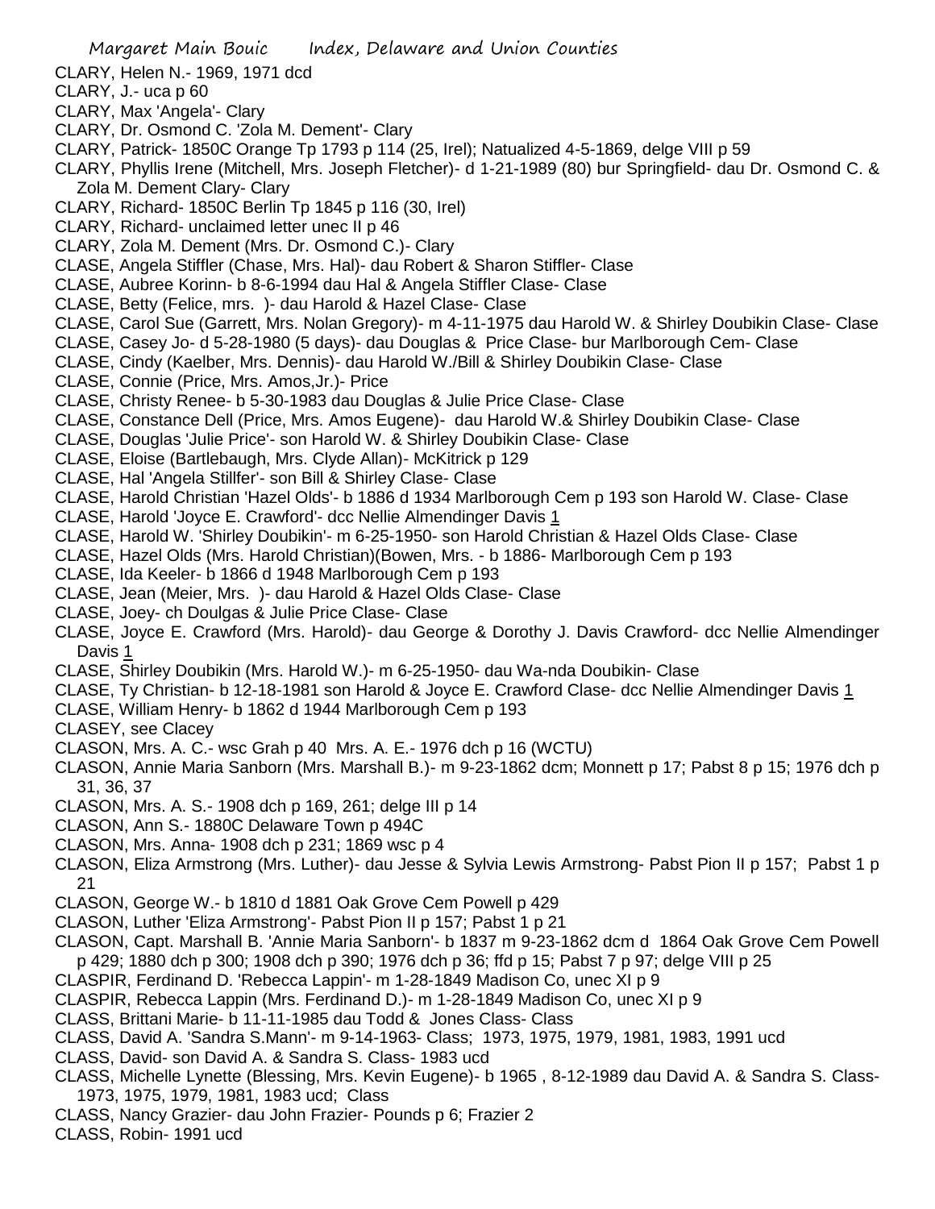CLARY, Helen N.- 1969, 1971 dcd
CLARY, J.- uca p 60
CLARY, Max 'Angela'- Clary
CLARY, Dr. Osmond C. 'Zola M. Dement'- Clary
CLARY, Patrick- 1850C Orange Tp 1793 p 114 (25, Irel); Natualized 4-5-1869, delge VIII p 59
CLARY, Phyllis Irene (Mitchell, Mrs. Joseph Fletcher)- d 1-21-1989 (80) bur Springfield- dau Dr. Osmond C. & Zola M. Dement Clary- Clary
CLARY, Richard- 1850C Berlin Tp 1845 p 116 (30, Irel)
CLARY, Richard- unclaimed letter unec II p 46
CLARY, Zola M. Dement (Mrs. Dr. Osmond C.)- Clary
CLASE, Angela Stiffler (Chase, Mrs. Hal)- dau Robert & Sharon Stiffler- Clase
CLASE, Aubree Korinn- b 8-6-1994 dau Hal & Angela Stiffler Clase- Clase
CLASE, Betty (Felice, mrs. )- dau Harold & Hazel Clase- Clase
CLASE, Carol Sue (Garrett, Mrs. Nolan Gregory)- m 4-11-1975 dau Harold W. & Shirley Doubikin Clase- Clase
CLASE, Casey Jo- d 5-28-1980 (5 days)- dau Douglas & Price Clase- bur Marlborough Cem- Clase
CLASE, Cindy (Kaelber, Mrs. Dennis)- dau Harold W./Bill & Shirley Doubikin Clase- Clase
CLASE, Connie (Price, Mrs. Amos,Jr.)- Price
CLASE, Christy Renee- b 5-30-1983 dau Douglas & Julie Price Clase- Clase
CLASE, Constance Dell (Price, Mrs. Amos Eugene)- dau Harold W.& Shirley Doubikin Clase- Clase
CLASE, Douglas 'Julie Price'- son Harold W. & Shirley Doubikin Clase- Clase
CLASE, Eloise (Bartlebaugh, Mrs. Clyde Allan)- McKitrick p 129
CLASE, Hal 'Angela Stillfer'- son Bill & Shirley Clase- Clase
CLASE, Harold Christian 'Hazel Olds'- b 1886 d 1934 Marlborough Cem p 193 son Harold W. Clase- Clase
CLASE, Harold 'Joyce E. Crawford'- dcc Nellie Almendinger Davis 1
CLASE, Harold W. 'Shirley Doubikin'- m 6-25-1950- son Harold Christian & Hazel Olds Clase- Clase
CLASE, Hazel Olds (Mrs. Harold Christian)(Bowen, Mrs. - b 1886- Marlborough Cem p 193
CLASE, Ida Keeler- b 1866 d 1948 Marlborough Cem p 193
CLASE, Jean (Meier, Mrs. )- dau Harold & Hazel Olds Clase- Clase
CLASE, Joey- ch Doulgas & Julie Price Clase- Clase
CLASE, Joyce E. Crawford (Mrs. Harold)- dau George & Dorothy J. Davis Crawford- dcc Nellie Almendinger Davis 1
CLASE, Shirley Doubikin (Mrs. Harold W.)- m 6-25-1950- dau Wa-nda Doubikin- Clase
CLASE, Ty Christian- b 12-18-1981 son Harold & Joyce E. Crawford Clase- dcc Nellie Almendinger Davis 1
CLASE, William Henry- b 1862 d 1944 Marlborough Cem p 193
CLASEY, see Clacey
CLASON, Mrs. A. C.- wsc Grah p 40 Mrs. A. E.- 1976 dch p 16 (WCTU)
CLASON, Annie Maria Sanborn (Mrs. Marshall B.)- m 9-23-1862 dcm; Monnett p 17; Pabst 8 p 15; 1976 dch p 31, 36, 37
CLASON, Mrs. A. S.- 1908 dch p 169, 261; delge III p 14
CLASON, Ann S.- 1880C Delaware Town p 494C
CLASON, Mrs. Anna- 1908 dch p 231; 1869 wsc p 4
CLASON, Eliza Armstrong (Mrs. Luther)- dau Jesse & Sylvia Lewis Armstrong- Pabst Pion II p 157; Pabst 1 p 21
CLASON, George W.- b 1810 d 1881 Oak Grove Cem Powell p 429
CLASON, Luther 'Eliza Armstrong'- Pabst Pion II p 157; Pabst 1 p 21
CLASON, Capt. Marshall B. 'Annie Maria Sanborn'- b 1837 m 9-23-1862 dcm d 1864 Oak Grove Cem Powell p 429; 1880 dch p 300; 1908 dch p 390; 1976 dch p 36; ffd p 15; Pabst 7 p 97; delge VIII p 25
CLASPIR, Ferdinand D. 'Rebecca Lappin'- m 1-28-1849 Madison Co, unec XI p 9
CLASPIR, Rebecca Lappin (Mrs. Ferdinand D.)- m 1-28-1849 Madison Co, unec XI p 9
CLASS, Brittani Marie- b 11-11-1985 dau Todd & Jones Class- Class
CLASS, David A. 'Sandra S.Mann'- m 9-14-1963- Class; 1973, 1975, 1979, 1981, 1983, 1991 ucd
CLASS, David- son David A. & Sandra S. Class- 1983 ucd
CLASS, Michelle Lynette (Blessing, Mrs. Kevin Eugene)- b 1965 , 8-12-1989 dau David A. & Sandra S. Class- 1973, 1975, 1979, 1981, 1983 ucd; Class
CLASS, Nancy Grazier- dau John Frazier- Pounds p 6; Frazier 2
CLASS, Robin- 1991 ucd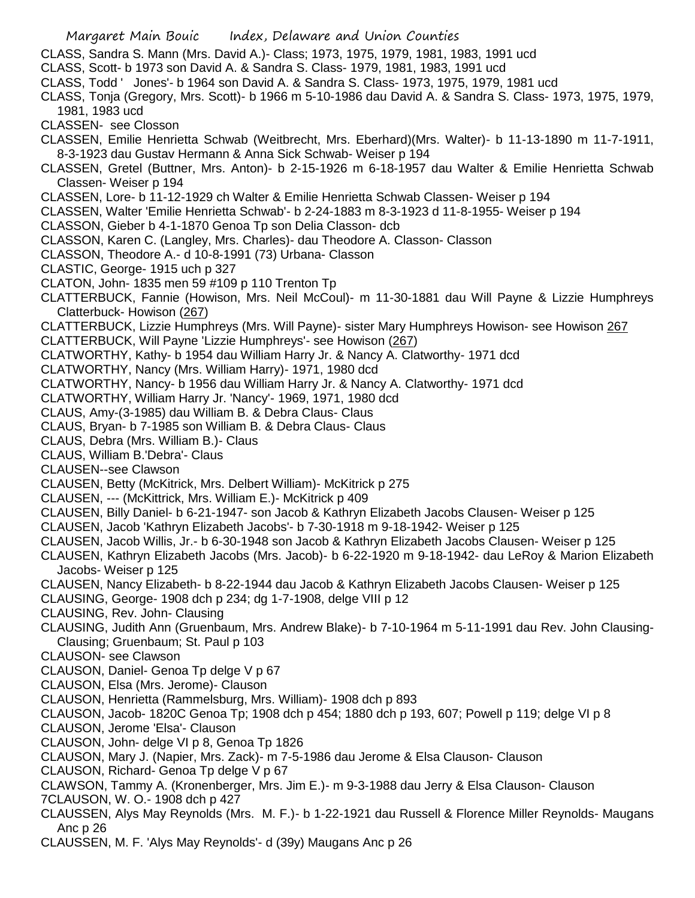CLASS, Sandra S. Mann (Mrs. David A.)- Class; 1973, 1975, 1979, 1981, 1983, 1991 ucd

CLASS, Scott- b 1973 son David A. & Sandra S. Class- 1979, 1981, 1983, 1991 ucd

CLASS, Todd ' Jones'- b 1964 son David A. & Sandra S. Class- 1973, 1975, 1979, 1981 ucd

CLASS, Tonja (Gregory, Mrs. Scott)- b 1966 m 5-10-1986 dau David A. & Sandra S. Class- 1973, 1975, 1979, 1981, 1983 ucd

CLASSEN- see Closson

CLASSEN, Emilie Henrietta Schwab (Weitbrecht, Mrs. Eberhard)(Mrs. Walter)- b 11-13-1890 m 11-7-1911, 8-3-1923 dau Gustav Hermann & Anna Sick Schwab- Weiser p 194

CLASSEN, Gretel (Buttner, Mrs. Anton)- b 2-15-1926 m 6-18-1957 dau Walter & Emilie Henrietta Schwab Classen- Weiser p 194

CLASSEN, Lore- b 11-12-1929 ch Walter & Emilie Henrietta Schwab Classen- Weiser p 194

CLASSEN, Walter 'Emilie Henrietta Schwab'- b 2-24-1883 m 8-3-1923 d 11-8-1955- Weiser p 194

CLASSON, Gieber b 4-1-1870 Genoa Tp son Delia Classon- dcb

CLASSON, Karen C. (Langley, Mrs. Charles)- dau Theodore A. Classon- Classon

CLASSON, Theodore A.- d 10-8-1991 (73) Urbana- Classon

CLASTIC, George- 1915 uch p 327

CLATON, John- 1835 men 59 #109 p 110 Trenton Tp

CLATTERBUCK, Fannie (Howison, Mrs. Neil McCoul)- m 11-30-1881 dau Will Payne & Lizzie Humphreys Clatterbuck- Howison (267)

CLATTERBUCK, Lizzie Humphreys (Mrs. Will Payne)- sister Mary Humphreys Howison- see Howison 267

CLATTERBUCK, Will Payne 'Lizzie Humphreys'- see Howison (267)

CLATWORTHY, Kathy- b 1954 dau William Harry Jr. & Nancy A. Clatworthy- 1971 dcd

CLATWORTHY, Nancy (Mrs. William Harry)- 1971, 1980 dcd

CLATWORTHY, Nancy- b 1956 dau William Harry Jr. & Nancy A. Clatworthy- 1971 dcd

CLATWORTHY, William Harry Jr. 'Nancy'- 1969, 1971, 1980 dcd

CLAUS, Amy-(3-1985) dau William B. & Debra Claus- Claus

CLAUS, Bryan- b 7-1985 son William B. & Debra Claus- Claus

CLAUS, Debra (Mrs. William B.)- Claus

CLAUS, William B.'Debra'- Claus

CLAUSEN--see Clawson

CLAUSEN, Betty (McKitrick, Mrs. Delbert William)- McKitrick p 275

CLAUSEN, --- (McKittrick, Mrs. William E.)- McKitrick p 409

CLAUSEN, Billy Daniel- b 6-21-1947- son Jacob & Kathryn Elizabeth Jacobs Clausen- Weiser p 125

CLAUSEN, Jacob 'Kathryn Elizabeth Jacobs'- b 7-30-1918 m 9-18-1942- Weiser p 125

CLAUSEN, Jacob Willis, Jr.- b 6-30-1948 son Jacob & Kathryn Elizabeth Jacobs Clausen- Weiser p 125

CLAUSEN, Kathryn Elizabeth Jacobs (Mrs. Jacob)- b 6-22-1920 m 9-18-1942- dau LeRoy & Marion Elizabeth Jacobs- Weiser p 125

CLAUSEN, Nancy Elizabeth- b 8-22-1944 dau Jacob & Kathryn Elizabeth Jacobs Clausen- Weiser p 125

CLAUSING, George- 1908 dch p 234; dg 1-7-1908, delge VIII p 12

CLAUSING, Rev. John- Clausing

CLAUSING, Judith Ann (Gruenbaum, Mrs. Andrew Blake)- b 7-10-1964 m 5-11-1991 dau Rev. John Clausing- Clausing; Gruenbaum; St. Paul p 103

CLAUSON- see Clawson

CLAUSON, Daniel- Genoa Tp delge V p 67

CLAUSON, Elsa (Mrs. Jerome)- Clauson

CLAUSON, Henrietta (Rammelsburg, Mrs. William)- 1908 dch p 893

CLAUSON, Jacob- 1820C Genoa Tp; 1908 dch p 454; 1880 dch p 193, 607; Powell p 119; delge VI p 8

CLAUSON, Jerome 'Elsa'- Clauson

CLAUSON, John- delge VI p 8, Genoa Tp 1826

CLAUSON, Mary J. (Napier, Mrs. Zack)- m 7-5-1986 dau Jerome & Elsa Clauson- Clauson

CLAUSON, Richard- Genoa Tp delge V p 67

CLAWSON, Tammy A. (Kronenberger, Mrs. Jim E.)- m 9-3-1988 dau Jerry & Elsa Clauson- Clauson

7CLAUSON, W. O.- 1908 dch p 427

CLAUSSEN, Alys May Reynolds (Mrs. M. F.)- b 1-22-1921 dau Russell & Florence Miller Reynolds- Maugans Anc p 26

CLAUSSEN, M. F. 'Alys May Reynolds'- d (39y) Maugans Anc p 26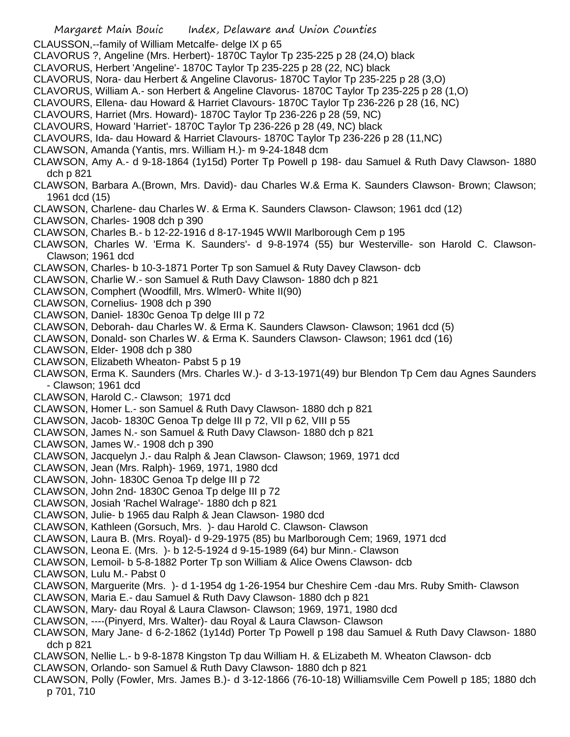CLAUSSON,--family of William Metcalfe- delge IX p 65

CLAVORUS ?, Angeline (Mrs. Herbert)- 1870C Taylor Tp 235-225 p 28 (24,O) black

CLAVORUS, Herbert 'Angeline'- 1870C Taylor Tp 235-225 p 28 (22, NC) black

CLAVORUS, Nora- dau Herbert & Angeline Clavorus- 1870C Taylor Tp 235-225 p 28 (3,O)

CLAVORUS, William A.- son Herbert & Angeline Clavorus- 1870C Taylor Tp 235-225 p 28 (1,O)

CLAVOURS, Ellena- dau Howard & Harriet Clavours- 1870C Taylor Tp 236-226 p 28 (16, NC)

CLAVOURS, Harriet (Mrs. Howard)- 1870C Taylor Tp 236-226 p 28 (59, NC)

CLAVOURS, Howard 'Harriet'- 1870C Taylor Tp 236-226 p 28 (49, NC) black

CLAVOURS, Ida- dau Howard & Harriet Clavours- 1870C Taylor Tp 236-226 p 28 (11,NC)

CLAWSON, Amanda (Yantis, mrs. William H.)- m 9-24-1848 dcm

CLAWSON, Amy A.- d 9-18-1864 (1y15d) Porter Tp Powell p 198- dau Samuel & Ruth Davy Clawson- 1880 dch p 821

CLAWSON, Barbara A.(Brown, Mrs. David)- dau Charles W.& Erma K. Saunders Clawson- Brown; Clawson; 1961 dcd (15)

CLAWSON, Charlene- dau Charles W. & Erma K. Saunders Clawson- Clawson; 1961 dcd (12)

CLAWSON, Charles- 1908 dch p 390

CLAWSON, Charles B.- b 12-22-1916 d 8-17-1945 WWII Marlborough Cem p 195

CLAWSON, Charles W. 'Erma K. Saunders'- d 9-8-1974 (55) bur Westerville- son Harold C. Clawson- Clawson; 1961 dcd

CLAWSON, Charles- b 10-3-1871 Porter Tp son Samuel & Ruty Davey Clawson- dcb

CLAWSON, Charlie W.- son Samuel & Ruth Davy Clawson- 1880 dch p 821

CLAWSON, Comphert (Woodfill, Mrs. Wlmer0- White II(90)

CLAWSON, Cornelius- 1908 dch p 390

CLAWSON, Daniel- 1830c Genoa Tp delge III p 72

CLAWSON, Deborah- dau Charles W. & Erma K. Saunders Clawson- Clawson; 1961 dcd (5)

CLAWSON, Donald- son Charles W. & Erma K. Saunders Clawson- Clawson; 1961 dcd (16)

CLAWSON, Elder- 1908 dch p 380

CLAWSON, Elizabeth Wheaton- Pabst 5 p 19

CLAWSON, Erma K. Saunders (Mrs. Charles W.)- d 3-13-1971(49) bur Blendon Tp Cem dau Agnes Saunders - Clawson; 1961 dcd

CLAWSON, Harold C.- Clawson; 1971 dcd

CLAWSON, Homer L.- son Samuel & Ruth Davy Clawson- 1880 dch p 821

CLAWSON, Jacob- 1830C Genoa Tp delge III p 72, VII p 62, VIII p 55

CLAWSON, James N.- son Samuel & Ruth Davy Clawson- 1880 dch p 821

CLAWSON, James W.- 1908 dch p 390

CLAWSON, Jacquelyn J.- dau Ralph & Jean Clawson- Clawson; 1969, 1971 dcd

CLAWSON, Jean (Mrs. Ralph)- 1969, 1971, 1980 dcd

CLAWSON, John- 1830C Genoa Tp delge III p 72

CLAWSON, John 2nd- 1830C Genoa Tp delge III p 72

CLAWSON, Josiah 'Rachel Walrage'- 1880 dch p 821

CLAWSON, Julie- b 1965 dau Ralph & Jean Clawson- 1980 dcd

CLAWSON, Kathleen (Gorsuch, Mrs. )- dau Harold C. Clawson- Clawson

CLAWSON, Laura B. (Mrs. Royal)- d 9-29-1975 (85) bu Marlborough Cem; 1969, 1971 dcd

CLAWSON, Leona E. (Mrs. )- b 12-5-1924 d 9-15-1989 (64) bur Minn.- Clawson

CLAWSON, Lemoil- b 5-8-1882 Porter Tp son William & Alice Owens Clawson- dcb

CLAWSON, Lulu M.- Pabst 0

CLAWSON, Marguerite (Mrs. )- d 1-1954 dg 1-26-1954 bur Cheshire Cem -dau Mrs. Ruby Smith- Clawson

CLAWSON, Maria E.- dau Samuel & Ruth Davy Clawson- 1880 dch p 821

CLAWSON, Mary- dau Royal & Laura Clawson- Clawson; 1969, 1971, 1980 dcd

CLAWSON, ----(Pinyerd, Mrs. Walter)- dau Royal & Laura Clawson- Clawson

CLAWSON, Mary Jane- d 6-2-1862 (1y14d) Porter Tp Powell p 198 dau Samuel & Ruth Davy Clawson- 1880 dch p 821

CLAWSON, Nellie L.- b 9-8-1878 Kingston Tp dau William H. & ELizabeth M. Wheaton Clawson- dcb

CLAWSON, Orlando- son Samuel & Ruth Davy Clawson- 1880 dch p 821

CLAWSON, Polly (Fowler, Mrs. James B.)- d 3-12-1866 (76-10-18) Williamsville Cem Powell p 185; 1880 dch p 701, 710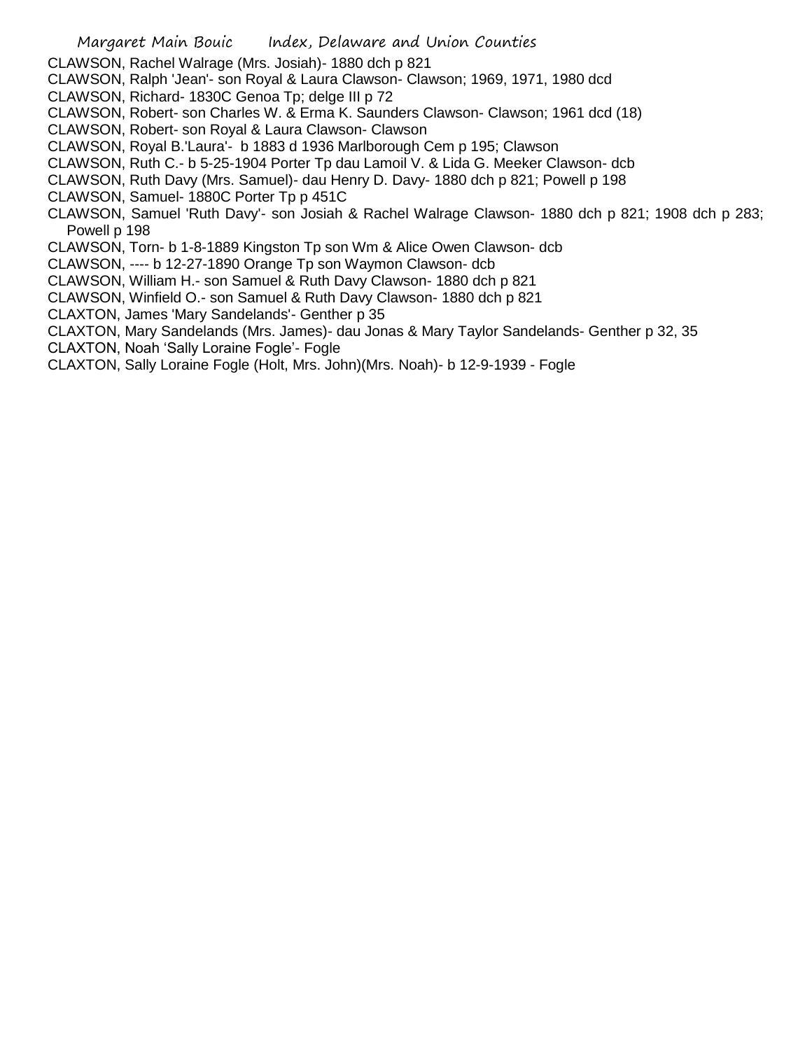CLAWSON, Rachel Walrage (Mrs. Josiah)- 1880 dch p 821
CLAWSON, Ralph 'Jean'- son Royal & Laura Clawson- Clawson; 1969, 1971, 1980 dcd
CLAWSON, Richard- 1830C Genoa Tp; delge III p 72
CLAWSON, Robert- son Charles W. & Erma K. Saunders Clawson- Clawson; 1961 dcd (18)
CLAWSON, Robert- son Royal & Laura Clawson- Clawson
CLAWSON, Royal B.'Laura'- b 1883 d 1936 Marlborough Cem p 195; Clawson
CLAWSON, Ruth C.- b 5-25-1904 Porter Tp dau Lamoil V. & Lida G. Meeker Clawson- dcb
CLAWSON, Ruth Davy (Mrs. Samuel)- dau Henry D. Davy- 1880 dch p 821; Powell p 198
CLAWSON, Samuel- 1880C Porter Tp p 451C
CLAWSON, Samuel 'Ruth Davy'- son Josiah & Rachel Walrage Clawson- 1880 dch p 821; 1908 dch p 283; Powell p 198
CLAWSON, Torn- b 1-8-1889 Kingston Tp son Wm & Alice Owen Clawson- dcb
CLAWSON, ---- b 12-27-1890 Orange Tp son Waymon Clawson- dcb
CLAWSON, William H.- son Samuel & Ruth Davy Clawson- 1880 dch p 821
CLAWSON, Winfield O.- son Samuel & Ruth Davy Clawson- 1880 dch p 821
CLAXTON, James 'Mary Sandelands'- Genther p 35
CLAXTON, Mary Sandelands (Mrs. James)- dau Jonas & Mary Taylor Sandelands- Genther p 32, 35
CLAXTON, Noah 'Sally Loraine Fogle'- Fogle
CLAXTON, Sally Loraine Fogle (Holt, Mrs. John)(Mrs. Noah)- b 12-9-1939 - Fogle